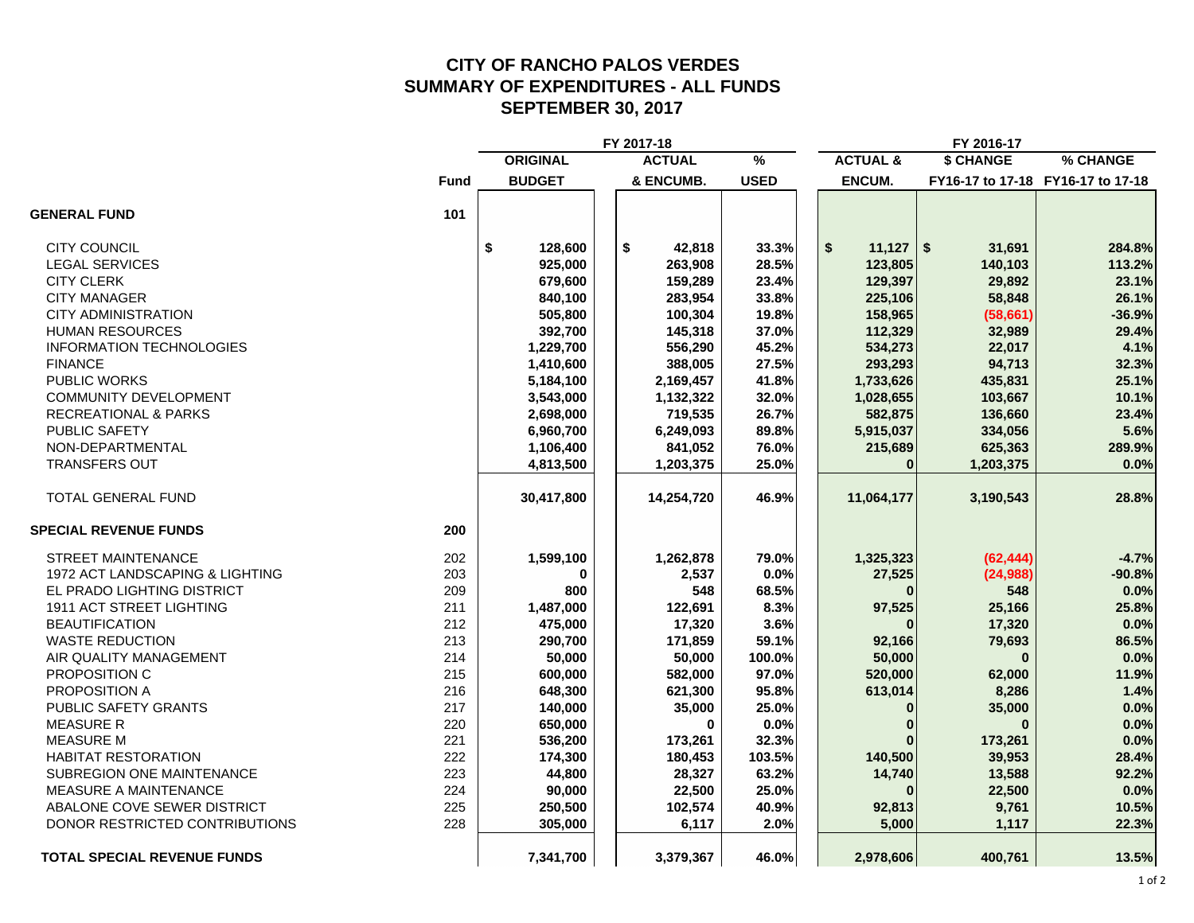# CITY OF RANCHO PALOS VERDES
## SUMMARY OF EXPENDITURES - ALL FUNDS
## SEPTEMBER 30, 2017

| | | FY 2017-18 | | | FY 2016-17 | | |
|---|---|---|---|---|---|---|---|
| | Fund | ORIGINAL BUDGET | ACTUAL & ENCUMB. | % USED | ACTUAL & ENCUM. | $ CHANGE FY16-17 to 17-18 | % CHANGE FY16-17 to 17-18 |
| **GENERAL FUND** | **101** | | | | | | |
| CITY COUNCIL | | $ 128,600 | $ 42,818 | 33.3% | $ 11,127 | $ 31,691 | 284.8% |
| LEGAL SERVICES | | 925,000 | 263,908 | 28.5% | 123,805 | 140,103 | 113.2% |
| CITY CLERK | | 679,600 | 159,289 | 23.4% | 129,397 | 29,892 | 23.1% |
| CITY MANAGER | | 840,100 | 283,954 | 33.8% | 225,106 | 58,848 | 26.1% |
| CITY ADMINISTRATION | | 505,800 | 100,304 | 19.8% | 158,965 | (58,661) | -36.9% |
| HUMAN RESOURCES | | 392,700 | 145,318 | 37.0% | 112,329 | 32,989 | 29.4% |
| INFORMATION TECHNOLOGIES | | 1,229,700 | 556,290 | 45.2% | 534,273 | 22,017 | 4.1% |
| FINANCE | | 1,410,600 | 388,005 | 27.5% | 293,293 | 94,713 | 32.3% |
| PUBLIC WORKS | | 5,184,100 | 2,169,457 | 41.8% | 1,733,626 | 435,831 | 25.1% |
| COMMUNITY DEVELOPMENT | | 3,543,000 | 1,132,322 | 32.0% | 1,028,655 | 103,667 | 10.1% |
| RECREATIONAL & PARKS | | 2,698,000 | 719,535 | 26.7% | 582,875 | 136,660 | 23.4% |
| PUBLIC SAFETY | | 6,960,700 | 6,249,093 | 89.8% | 5,915,037 | 334,056 | 5.6% |
| NON-DEPARTMENTAL | | 1,106,400 | 841,052 | 76.0% | 215,689 | 625,363 | 289.9% |
| TRANSFERS OUT | | 4,813,500 | 1,203,375 | 25.0% | 0 | 1,203,375 | 0.0% |
| TOTAL GENERAL FUND | | 30,417,800 | 14,254,720 | 46.9% | 11,064,177 | 3,190,543 | 28.8% |
| **SPECIAL REVENUE FUNDS** | **200** | | | | | | |
| STREET MAINTENANCE | 202 | 1,599,100 | 1,262,878 | 79.0% | 1,325,323 | (62,444) | -4.7% |
| 1972 ACT LANDSCAPING & LIGHTING | 203 | 0 | 2,537 | 0.0% | 27,525 | (24,988) | -90.8% |
| EL PRADO LIGHTING DISTRICT | 209 | 800 | 548 | 68.5% | 0 | 548 | 0.0% |
| 1911 ACT STREET LIGHTING | 211 | 1,487,000 | 122,691 | 8.3% | 97,525 | 25,166 | 25.8% |
| BEAUTIFICATION | 212 | 475,000 | 17,320 | 3.6% | 0 | 17,320 | 0.0% |
| WASTE REDUCTION | 213 | 290,700 | 171,859 | 59.1% | 92,166 | 79,693 | 86.5% |
| AIR QUALITY MANAGEMENT | 214 | 50,000 | 50,000 | 100.0% | 50,000 | 0 | 0.0% |
| PROPOSITION C | 215 | 600,000 | 582,000 | 97.0% | 520,000 | 62,000 | 11.9% |
| PROPOSITION A | 216 | 648,300 | 621,300 | 95.8% | 613,014 | 8,286 | 1.4% |
| PUBLIC SAFETY GRANTS | 217 | 140,000 | 35,000 | 25.0% | 0 | 35,000 | 0.0% |
| MEASURE R | 220 | 650,000 | 0 | 0.0% | 0 | 0 | 0.0% |
| MEASURE M | 221 | 536,200 | 173,261 | 32.3% | 0 | 173,261 | 0.0% |
| HABITAT RESTORATION | 222 | 174,300 | 180,453 | 103.5% | 140,500 | 39,953 | 28.4% |
| SUBREGION ONE MAINTENANCE | 223 | 44,800 | 28,327 | 63.2% | 14,740 | 13,588 | 92.2% |
| MEASURE A MAINTENANCE | 224 | 90,000 | 22,500 | 25.0% | 0 | 22,500 | 0.0% |
| ABALONE COVE SEWER DISTRICT | 225 | 250,500 | 102,574 | 40.9% | 92,813 | 9,761 | 10.5% |
| DONOR RESTRICTED CONTRIBUTIONS | 228 | 305,000 | 6,117 | 2.0% | 5,000 | 1,117 | 22.3% |
| **TOTAL SPECIAL REVENUE FUNDS** | | 7,341,700 | 3,379,367 | 46.0% | 2,978,606 | 400,761 | 13.5% |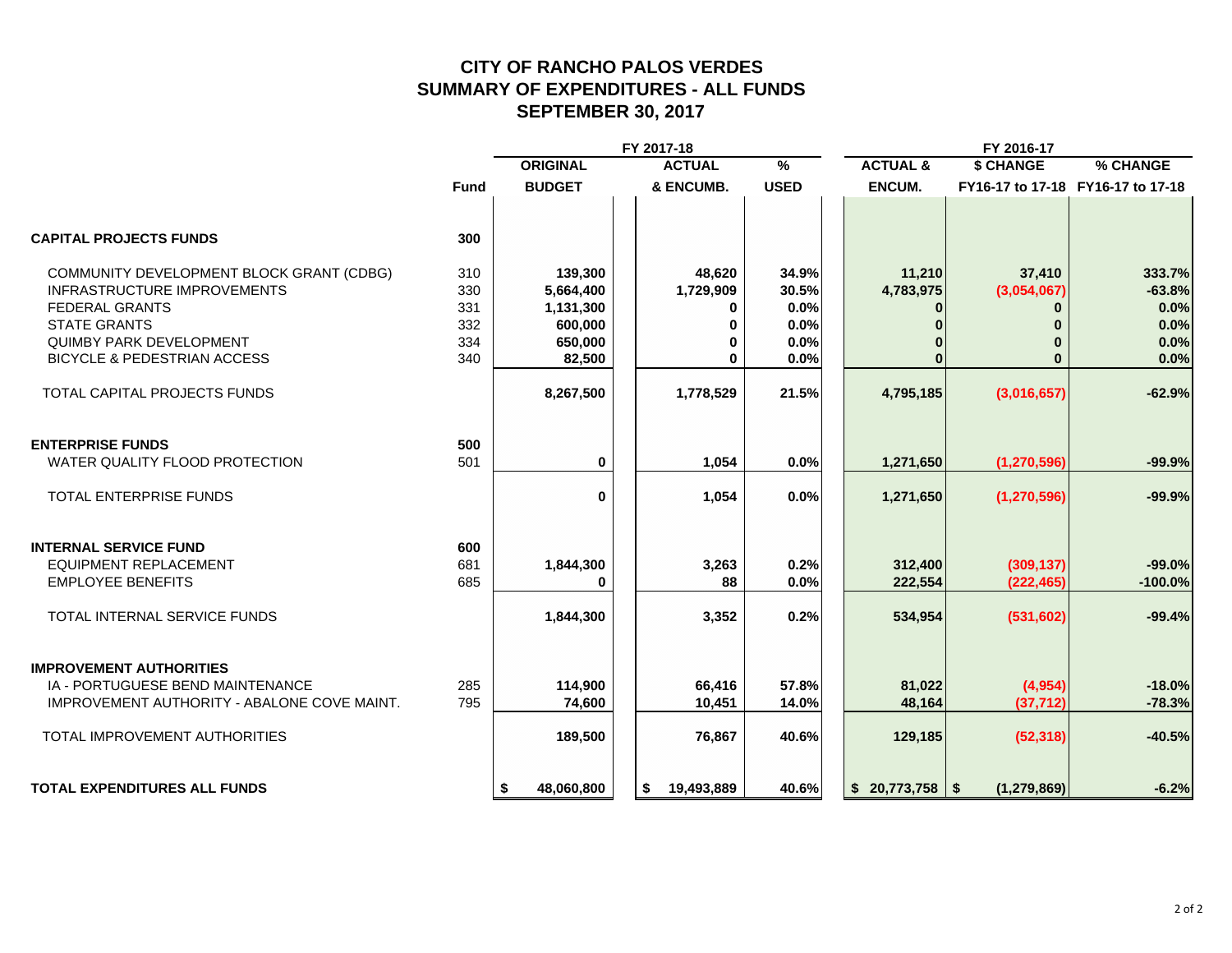# CITY OF RANCHO PALOS VERDES
## SUMMARY OF EXPENDITURES - ALL FUNDS
## SEPTEMBER 30, 2017

| | | FY 2017-18 | | | FY 2016-17 | | |
|---|---|---|---|---|---|---|---|
| | | ORIGINAL | ACTUAL | % | ACTUAL & | $ CHANGE | % CHANGE |
| | Fund | BUDGET | & ENCUMB. | USED | ENCUM. | FY16-17 to 17-18 | FY16-17 to 17-18 |
| **CAPITAL PROJECTS FUNDS** | **300** | | | | | | |
| COMMUNITY DEVELOPMENT BLOCK GRANT (CDBG) | 310 | 139,300 | 48,620 | 34.9% | 11,210 | 37,410 | 333.7% |
| INFRASTRUCTURE IMPROVEMENTS | 330 | 5,664,400 | 1,729,909 | 30.5% | 4,783,975 | (3,054,067) | -63.8% |
| FEDERAL GRANTS | 331 | 1,131,300 | 0 | 0.0% | 0 | 0 | 0.0% |
| STATE GRANTS | 332 | 600,000 | 0 | 0.0% | 0 | 0 | 0.0% |
| QUIMBY PARK DEVELOPMENT | 334 | 650,000 | 0 | 0.0% | 0 | 0 | 0.0% |
| BICYCLE & PEDESTRIAN ACCESS | 340 | 82,500 | 0 | 0.0% | 0 | 0 | 0.0% |
| TOTAL CAPITAL PROJECTS FUNDS | | 8,267,500 | 1,778,529 | 21.5% | 4,795,185 | (3,016,657) | -62.9% |
| **ENTERPRISE FUNDS** | **500** | | | | | | |
| WATER QUALITY FLOOD PROTECTION | 501 | 0 | 1,054 | 0.0% | 1,271,650 | (1,270,596) | -99.9% |
| TOTAL ENTERPRISE FUNDS | | 0 | 1,054 | 0.0% | 1,271,650 | (1,270,596) | -99.9% |
| **INTERNAL SERVICE FUND** | **600** | | | | | | |
| EQUIPMENT REPLACEMENT | 681 | 1,844,300 | 3,263 | 0.2% | 312,400 | (309,137) | -99.0% |
| EMPLOYEE BENEFITS | 685 | 0 | 88 | 0.0% | 222,554 | (222,465) | -100.0% |
| TOTAL INTERNAL SERVICE FUNDS | | 1,844,300 | 3,352 | 0.2% | 534,954 | (531,602) | -99.4% |
| **IMPROVEMENT AUTHORITIES** | | | | | | | |
| IA - PORTUGUESE BEND MAINTENANCE | 285 | 114,900 | 66,416 | 57.8% | 81,022 | (4,954) | -18.0% |
| IMPROVEMENT AUTHORITY - ABALONE COVE MAINT. | 795 | 74,600 | 10,451 | 14.0% | 48,164 | (37,712) | -78.3% |
| TOTAL IMPROVEMENT AUTHORITIES | | 189,500 | 76,867 | 40.6% | 129,185 | (52,318) | -40.5% |
| **TOTAL EXPENDITURES ALL FUNDS** | | $ 48,060,800 | $ 19,493,889 | 40.6% | $ 20,773,758 | $ (1,279,869) | -6.2% |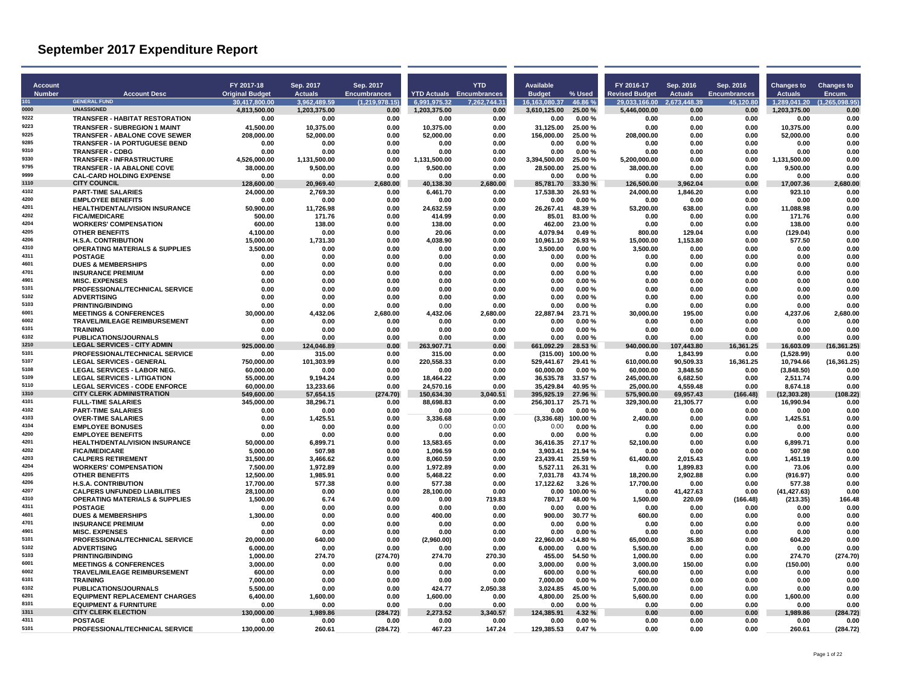# September 2017 Expenditure Report

| Account Number | Account Desc | FY 2017-18 Original Budget | Sep. 2017 Actuals | Sep. 2017 Encumbrances | YTD Actuals | YTD Encumbrances | Available Budget | % Used | FY 2016-17 Revised Budget | Sep. 2016 Actuals | Sep. 2016 Encumbrances | Changes to Actuals | Changes to Encum. |
|---|---|---|---|---|---|---|---|---|---|---|---|---|---|
| 101 | GENERAL FUND | 30,417,800.00 | 3,962,489.59 | (1,219,978.15) | 6,991,975.32 | 7,262,744.31 | 16,163,080.37 | 46.86 % | 29,033,166.00 | 2,673,448.39 | 45,120.80 | 1,289,041.20 | (1,265,098.95) |
| 0000 | UNASSIGNED | 4,813,500.00 | 1,203,375.00 | 0.00 | 1,203,375.00 | 0.00 | 3,610,125.00 | 25.00 % | 5,446,000.00 | 0.00 | 0.00 | 1,203,375.00 | 0.00 |
| 9222 | TRANSFER - HABITAT RESTORATION | 0.00 | 0.00 | 0.00 | 0.00 | 0.00 | 0.00 | 0.00 % | 0.00 | 0.00 | 0.00 | 0.00 | 0.00 |
| 9223 | TRANSFER - SUBREGION 1 MAINT | 41,500.00 | 10,375.00 | 0.00 | 10,375.00 | 0.00 | 31,125.00 | 25.00 % | 0.00 | 0.00 | 0.00 | 10,375.00 | 0.00 |
| 9225 | TRANSFER - ABALONE COVE SEWER | 208,000.00 | 52,000.00 | 0.00 | 52,000.00 | 0.00 | 156,000.00 | 25.00 % | 208,000.00 | 0.00 | 0.00 | 52,000.00 | 0.00 |
| 9285 | TRANSFER - IA PORTUGUESE BEND | 0.00 | 0.00 | 0.00 | 0.00 | 0.00 | 0.00 | 0.00 % | 0.00 | 0.00 | 0.00 | 0.00 | 0.00 |
| 9310 | TRANSFER - CDBG | 0.00 | 0.00 | 0.00 | 0.00 | 0.00 | 0.00 | 0.00 % | 0.00 | 0.00 | 0.00 | 0.00 | 0.00 |
| 9330 | TRANSFER - INFRASTRUCTURE | 4,526,000.00 | 1,131,500.00 | 0.00 | 1,131,500.00 | 0.00 | 3,394,500.00 | 25.00 % | 5,200,000.00 | 0.00 | 0.00 | 1,131,500.00 | 0.00 |
| 9795 | TRANSFER - IA ABALONE COVE | 38,000.00 | 9,500.00 | 0.00 | 9,500.00 | 0.00 | 28,500.00 | 25.00 % | 38,000.00 | 0.00 | 0.00 | 9,500.00 | 0.00 |
| 9999 | CAL-CARD HOLDING EXPENSE | 0.00 | 0.00 | 0.00 | 0.00 | 0.00 | 0.00 | 0.00 % | 0.00 | 0.00 | 0.00 | 0.00 | 0.00 |
| 1110 | CITY COUNCIL | 128,600.00 | 20,969.40 | 2,680.00 | 40,138.30 | 2,680.00 | 85,781.70 | 33.30 % | 126,500.00 | 3,962.04 | 0.00 | 17,007.36 | 2,680.00 |
| 4102 | PART-TIME SALARIES | 24,000.00 | 2,769.30 | 0.00 | 6,461.70 | 0.00 | 17,538.30 | 26.93 % | 24,000.00 | 1,846.20 | 0.00 | 923.10 | 0.00 |
| 4200 | EMPLOYEE BENEFITS | 0.00 | 0.00 | 0.00 | 0.00 | 0.00 | 0.00 | 0.00 % | 0.00 | 0.00 | 0.00 | 0.00 | 0.00 |
| 4201 | HEALTH/DENTAL/VISION INSURANCE | 50,900.00 | 11,726.98 | 0.00 | 24,632.59 | 0.00 | 26,267.41 | 48.39 % | 53,200.00 | 638.00 | 0.00 | 11,088.98 | 0.00 |
| 4202 | FICA/MEDICARE | 500.00 | 171.76 | 0.00 | 414.99 | 0.00 | 85.01 | 83.00 % | 0.00 | 0.00 | 0.00 | 171.76 | 0.00 |
| 4204 | WORKERS' COMPENSATION | 600.00 | 138.00 | 0.00 | 138.00 | 0.00 | 462.00 | 23.00 % | 0.00 | 0.00 | 0.00 | 138.00 | 0.00 |
| 4205 | OTHER BENEFITS | 4,100.00 | 0.00 | 0.00 | 20.06 | 0.00 | 4,079.94 | 0.49 % | 800.00 | 129.04 | 0.00 | (129.04) | 0.00 |
| 4206 | H.S.A. CONTRIBUTION | 15,000.00 | 1,731.30 | 0.00 | 4,038.90 | 0.00 | 10,961.10 | 26.93 % | 15,000.00 | 1,153.80 | 0.00 | 577.50 | 0.00 |
| 4310 | OPERATING MATERIALS & SUPPLIES | 3,500.00 | 0.00 | 0.00 | 0.00 | 0.00 | 3,500.00 | 0.00 % | 3,500.00 | 0.00 | 0.00 | 0.00 | 0.00 |
| 4311 | POSTAGE | 0.00 | 0.00 | 0.00 | 0.00 | 0.00 | 0.00 | 0.00 % | 0.00 | 0.00 | 0.00 | 0.00 | 0.00 |
| 4601 | DUES & MEMBERSHIPS | 0.00 | 0.00 | 0.00 | 0.00 | 0.00 | 0.00 | 0.00 % | 0.00 | 0.00 | 0.00 | 0.00 | 0.00 |
| 4701 | INSURANCE PREMIUM | 0.00 | 0.00 | 0.00 | 0.00 | 0.00 | 0.00 | 0.00 % | 0.00 | 0.00 | 0.00 | 0.00 | 0.00 |
| 4901 | MISC. EXPENSES | 0.00 | 0.00 | 0.00 | 0.00 | 0.00 | 0.00 | 0.00 % | 0.00 | 0.00 | 0.00 | 0.00 | 0.00 |
| 5101 | PROFESSIONAL/TECHNICAL SERVICE | 0.00 | 0.00 | 0.00 | 0.00 | 0.00 | 0.00 | 0.00 % | 0.00 | 0.00 | 0.00 | 0.00 | 0.00 |
| 5102 | ADVERTISING | 0.00 | 0.00 | 0.00 | 0.00 | 0.00 | 0.00 | 0.00 % | 0.00 | 0.00 | 0.00 | 0.00 | 0.00 |
| 5103 | PRINTING/BINDING | 0.00 | 0.00 | 0.00 | 0.00 | 0.00 | 0.00 | 0.00 % | 0.00 | 0.00 | 0.00 | 0.00 | 0.00 |
| 6001 | MEETINGS & CONFERENCES | 30,000.00 | 4,432.06 | 2,680.00 | 4,432.06 | 2,680.00 | 22,887.94 | 23.71 % | 30,000.00 | 195.00 | 0.00 | 4,237.06 | 2,680.00 |
| 6002 | TRAVEL/MILEAGE REIMBURSEMENT | 0.00 | 0.00 | 0.00 | 0.00 | 0.00 | 0.00 | 0.00 % | 0.00 | 0.00 | 0.00 | 0.00 | 0.00 |
| 6101 | TRAINING | 0.00 | 0.00 | 0.00 | 0.00 | 0.00 | 0.00 | 0.00 % | 0.00 | 0.00 | 0.00 | 0.00 | 0.00 |
| 6102 | PUBLICATIONS/JOURNALS | 0.00 | 0.00 | 0.00 | 0.00 | 0.00 | 0.00 | 0.00 % | 0.00 | 0.00 | 0.00 | 0.00 | 0.00 |
| 1210 | LEGAL SERVICES - CITY ADMIN | 925,000.00 | 124,046.89 | 0.00 | 263,907.71 | 0.00 | 661,092.29 | 28.53 % | 940,000.00 | 107,443.80 | 16,361.25 | 16,603.09 | (16,361.25) |
| 5101 | PROFESSIONAL/TECHNICAL SERVICE | 0.00 | 315.00 | 0.00 | 315.00 | 0.00 | (315.00) | 100.00 % | 0.00 | 1,843.99 | 0.00 | (1,528.99) | 0.00 |
| 5107 | LEGAL SERVICES - GENERAL | 750,000.00 | 101,303.99 | 0.00 | 220,558.33 | 0.00 | 529,441.67 | 29.41 % | 610,000.00 | 90,509.33 | 16,361.25 | 10,794.66 | (16,361.25) |
| 5108 | LEGAL SERVICES - LABOR NEG. | 60,000.00 | 0.00 | 0.00 | 0.00 | 0.00 | 60,000.00 | 0.00 % | 60,000.00 | 3,848.50 | 0.00 | (3,848.50) | 0.00 |
| 5109 | LEGAL SERVICES - LITIGATION | 55,000.00 | 9,194.24 | 0.00 | 18,464.22 | 0.00 | 36,535.78 | 33.57 % | 245,000.00 | 6,682.50 | 0.00 | 2,511.74 | 0.00 |
| 5110 | LEGAL SERVICES - CODE ENFORCE | 60,000.00 | 13,233.66 | 0.00 | 24,570.16 | 0.00 | 35,429.84 | 40.95 % | 25,000.00 | 4,559.48 | 0.00 | 8,674.18 | 0.00 |
| 1310 | CITY CLERK ADMINISTRATION | 549,600.00 | 57,654.15 | (274.70) | 150,634.30 | 3,040.51 | 395,925.19 | 27.96 % | 575,900.00 | 69,957.43 | (166.48) | (12,303.28) | (108.22) |
| 4101 | FULL-TIME SALARIES | 345,000.00 | 38,296.71 | 0.00 | 88,698.83 | 0.00 | 256,301.17 | 25.71 % | 329,300.00 | 21,305.77 | 0.00 | 16,990.94 | 0.00 |
| 4102 | PART-TIME SALARIES | 0.00 | 0.00 | 0.00 | 0.00 | 0.00 | 0.00 | 0.00 % | 0.00 | 0.00 | 0.00 | 0.00 | 0.00 |
| 4103 | OVER-TIME SALARIES | 0.00 | 1,425.51 | 0.00 | 3,336.68 | 0.00 | (3,336.68) | 100.00 % | 2,400.00 | 0.00 | 0.00 | 1,425.51 | 0.00 |
| 4104 | EMPLOYEE BONUSES | 0.00 | 0.00 | 0.00 | 0.00 | 0.00 | 0.00 | 0.00 % | 0.00 | 0.00 | 0.00 | 0.00 | 0.00 |
| 4200 | EMPLOYEE BENEFITS | 0.00 | 0.00 | 0.00 | 0.00 | 0.00 | 0.00 | 0.00 % | 0.00 | 0.00 | 0.00 | 0.00 | 0.00 |
| 4201 | HEALTH/DENTAL/VISION INSURANCE | 50,000.00 | 6,899.71 | 0.00 | 13,583.65 | 0.00 | 36,416.35 | 27.17 % | 52,100.00 | 0.00 | 0.00 | 6,899.71 | 0.00 |
| 4202 | FICA/MEDICARE | 5,000.00 | 507.98 | 0.00 | 1,096.59 | 0.00 | 3,903.41 | 21.94 % | 0.00 | 0.00 | 0.00 | 507.98 | 0.00 |
| 4203 | CALPERS RETIREMENT | 31,500.00 | 3,466.62 | 0.00 | 8,060.59 | 0.00 | 23,439.41 | 25.59 % | 61,400.00 | 2,015.43 | 0.00 | 1,451.19 | 0.00 |
| 4204 | WORKERS' COMPENSATION | 7,500.00 | 1,972.89 | 0.00 | 1,972.89 | 0.00 | 5,527.11 | 26.31 % | 0.00 | 1,899.83 | 0.00 | 73.06 | 0.00 |
| 4205 | OTHER BENEFITS | 12,500.00 | 1,985.91 | 0.00 | 5,468.22 | 0.00 | 7,031.78 | 43.74 % | 18,200.00 | 2,902.88 | 0.00 | (916.97) | 0.00 |
| 4206 | H.S.A. CONTRIBUTION | 17,700.00 | 577.38 | 0.00 | 577.38 | 0.00 | 17,122.62 | 3.26 % | 17,700.00 | 0.00 | 0.00 | 577.38 | 0.00 |
| 4207 | CALPERS UNFUNDED LIABILITIES | 28,100.00 | 0.00 | 0.00 | 28,100.00 | 0.00 | 0.00 | 100.00 % | 0.00 | 41,427.63 | 0.00 | (41,427.63) | 0.00 |
| 4310 | OPERATING MATERIALS & SUPPLIES | 1,500.00 | 6.74 | 0.00 | 0.00 | 719.83 | 780.17 | 48.00 % | 1,500.00 | 220.09 | (166.48) | (213.35) | 166.48 |
| 4311 | POSTAGE | 0.00 | 0.00 | 0.00 | 0.00 | 0.00 | 0.00 | 0.00 % | 0.00 | 0.00 | 0.00 | 0.00 | 0.00 |
| 4601 | DUES & MEMBERSHIPS | 1,300.00 | 0.00 | 0.00 | 400.00 | 0.00 | 900.00 | 30.77 % | 600.00 | 0.00 | 0.00 | 0.00 | 0.00 |
| 4701 | INSURANCE PREMIUM | 0.00 | 0.00 | 0.00 | 0.00 | 0.00 | 0.00 | 0.00 % | 0.00 | 0.00 | 0.00 | 0.00 | 0.00 |
| 4901 | MISC. EXPENSES | 0.00 | 0.00 | 0.00 | 0.00 | 0.00 | 0.00 | 0.00 % | 0.00 | 0.00 | 0.00 | 0.00 | 0.00 |
| 5101 | PROFESSIONAL/TECHNICAL SERVICE | 20,000.00 | 640.00 | 0.00 | (2,960.00) | 0.00 | 22,960.00 | -14.80 % | 65,000.00 | 35.80 | 0.00 | 604.20 | 0.00 |
| 5102 | ADVERTISING | 6,000.00 | 0.00 | 0.00 | 0.00 | 0.00 | 6,000.00 | 0.00 % | 5,500.00 | 0.00 | 0.00 | 0.00 | 0.00 |
| 5103 | PRINTING/BINDING | 1,000.00 | 274.70 | (274.70) | 274.70 | 270.30 | 455.00 | 54.50 % | 1,000.00 | 0.00 | 0.00 | 274.70 | (274.70) |
| 6001 | MEETINGS & CONFERENCES | 3,000.00 | 0.00 | 0.00 | 0.00 | 0.00 | 3,000.00 | 0.00 % | 3,000.00 | 150.00 | 0.00 | (150.00) | 0.00 |
| 6002 | TRAVEL/MILEAGE REIMBURSEMENT | 600.00 | 0.00 | 0.00 | 0.00 | 0.00 | 600.00 | 0.00 % | 600.00 | 0.00 | 0.00 | 0.00 | 0.00 |
| 6101 | TRAINING | 7,000.00 | 0.00 | 0.00 | 0.00 | 0.00 | 7,000.00 | 0.00 % | 7,000.00 | 0.00 | 0.00 | 0.00 | 0.00 |
| 6102 | PUBLICATIONS/JOURNALS | 5,500.00 | 0.00 | 0.00 | 424.77 | 2,050.38 | 3,024.85 | 45.00 % | 5,000.00 | 0.00 | 0.00 | 0.00 | 0.00 |
| 6201 | EQUIPMENT REPLACEMENT CHARGES | 6,400.00 | 1,600.00 | 0.00 | 1,600.00 | 0.00 | 4,800.00 | 25.00 % | 5,600.00 | 0.00 | 0.00 | 1,600.00 | 0.00 |
| 8101 | EQUIPMENT & FURNITURE | 0.00 | 0.00 | 0.00 | 0.00 | 0.00 | 0.00 | 0.00 % | 0.00 | 0.00 | 0.00 | 0.00 | 0.00 |
| 1311 | CITY CLERK ELECTION | 130,000.00 | 1,989.86 | (284.72) | 2,273.52 | 3,340.57 | 124,385.91 | 4.32 % | 0.00 | 0.00 | 0.00 | 1,989.86 | (284.72) |
| 4311 | POSTAGE | 0.00 | 0.00 | 0.00 | 0.00 | 0.00 | 0.00 | 0.00 % | 0.00 | 0.00 | 0.00 | 0.00 | 0.00 |
| 5101 | PROFESSIONAL/TECHNICAL SERVICE | 130,000.00 | 260.61 | (284.72) | 467.23 | 147.24 | 129,385.53 | 0.47 % | 0.00 | 0.00 | 0.00 | 260.61 | (284.72) |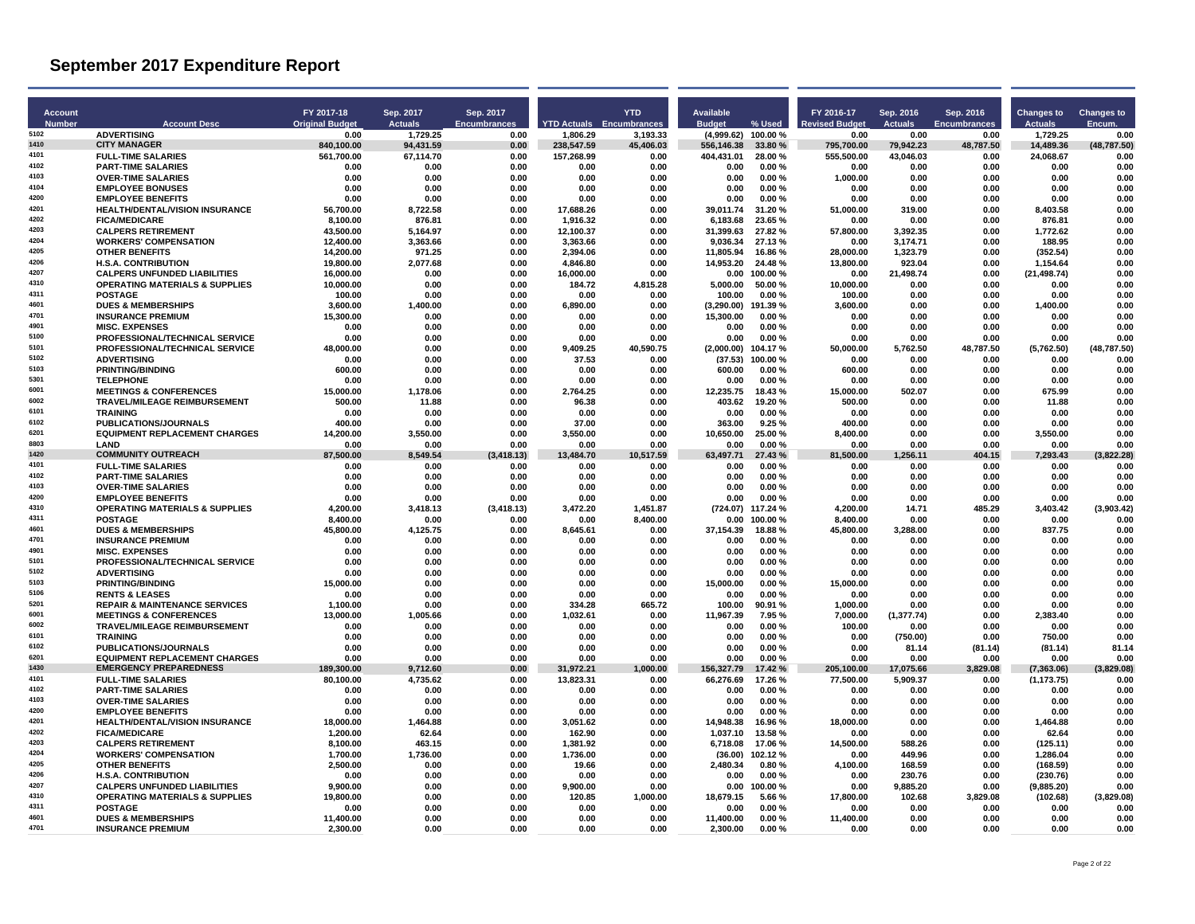# September 2017 Expenditure Report

| Account Number | Account Desc | FY 2017-18 Original Budget | Sep. 2017 Actuals | Sep. 2017 Encumbrances | YTD Actuals | YTD Encumbrances | Available Budget | % Used | FY 2016-17 Revised Budget | Sep. 2016 Actuals | Sep. 2016 Encumbrances | Changes to Actuals | Changes to Encum. |
|---|---|---|---|---|---|---|---|---|---|---|---|---|---|
| 5102 | ADVERTISING | 0.00 | 1,729.25 | 0.00 | 1,806.29 | 3,193.33 | (4,999.62) | 100.00 % | 0.00 | 0.00 | 0.00 | 1,729.25 | 0.00 |
| 1410 | CITY MANAGER | 840,100.00 | 94,431.59 | 0.00 | 238,547.59 | 45,406.03 | 556,146.38 | 33.80 % | 795,700.00 | 79,942.23 | 48,787.50 | 14,489.36 | (48,787.50) |
| 4101 | FULL-TIME SALARIES | 561,700.00 | 67,114.70 | 0.00 | 157,268.99 | 0.00 | 404,431.01 | 28.00 % | 555,500.00 | 43,046.03 | 0.00 | 24,068.67 | 0.00 |
| 4102 | PART-TIME SALARIES | 0.00 | 0.00 | 0.00 | 0.00 | 0.00 | 0.00 | 0.00 % | 0.00 | 0.00 | 0.00 | 0.00 | 0.00 |
| 4103 | OVER-TIME SALARIES | 0.00 | 0.00 | 0.00 | 0.00 | 0.00 | 0.00 | 0.00 % | 1,000.00 | 0.00 | 0.00 | 0.00 | 0.00 |
| 4104 | EMPLOYEE BONUSES | 0.00 | 0.00 | 0.00 | 0.00 | 0.00 | 0.00 | 0.00 % | 0.00 | 0.00 | 0.00 | 0.00 | 0.00 |
| 4200 | EMPLOYEE BENEFITS | 0.00 | 0.00 | 0.00 | 0.00 | 0.00 | 0.00 | 0.00 % | 0.00 | 0.00 | 0.00 | 0.00 | 0.00 |
| 4201 | HEALTH/DENTAL/VISION INSURANCE | 56,700.00 | 8,722.58 | 0.00 | 17,688.26 | 0.00 | 39,011.74 | 31.20 % | 51,000.00 | 319.00 | 0.00 | 8,403.58 | 0.00 |
| 4202 | FICA/MEDICARE | 8,100.00 | 876.81 | 0.00 | 1,916.32 | 0.00 | 6,183.68 | 23.65 % | 0.00 | 0.00 | 0.00 | 876.81 | 0.00 |
| 4203 | CALPERS RETIREMENT | 43,500.00 | 5,164.97 | 0.00 | 12,100.37 | 0.00 | 31,399.63 | 27.82 % | 57,800.00 | 3,392.35 | 0.00 | 1,772.62 | 0.00 |
| 4204 | WORKERS' COMPENSATION | 12,400.00 | 3,363.66 | 0.00 | 3,363.66 | 0.00 | 9,036.34 | 27.13 % | 0.00 | 3,174.71 | 0.00 | 188.95 | 0.00 |
| 4205 | OTHER BENEFITS | 14,200.00 | 971.25 | 0.00 | 2,394.06 | 0.00 | 11,805.94 | 16.86 % | 28,000.00 | 1,323.79 | 0.00 | (352.54) | 0.00 |
| 4206 | H.S.A. CONTRIBUTION | 19,800.00 | 2,077.68 | 0.00 | 4,846.80 | 0.00 | 14,953.20 | 24.48 % | 13,800.00 | 923.04 | 0.00 | 1,154.64 | 0.00 |
| 4207 | CALPERS UNFUNDED LIABILITIES | 16,000.00 | 0.00 | 0.00 | 16,000.00 | 0.00 | 0.00 | 100.00 % | 0.00 | 21,498.74 | 0.00 | (21,498.74) | 0.00 |
| 4310 | OPERATING MATERIALS & SUPPLIES | 10,000.00 | 0.00 | 0.00 | 184.72 | 4,815.28 | 5,000.00 | 50.00 % | 10,000.00 | 0.00 | 0.00 | 0.00 | 0.00 |
| 4311 | POSTAGE | 100.00 | 0.00 | 0.00 | 0.00 | 0.00 | 100.00 | 0.00 % | 100.00 | 0.00 | 0.00 | 0.00 | 0.00 |
| 4601 | DUES & MEMBERSHIPS | 3,600.00 | 1,400.00 | 0.00 | 6,890.00 | 0.00 | (3,290.00) | 191.39 % | 3,600.00 | 0.00 | 0.00 | 1,400.00 | 0.00 |
| 4701 | INSURANCE PREMIUM | 15,300.00 | 0.00 | 0.00 | 0.00 | 0.00 | 15,300.00 | 0.00 % | 0.00 | 0.00 | 0.00 | 0.00 | 0.00 |
| 4901 | MISC. EXPENSES | 0.00 | 0.00 | 0.00 | 0.00 | 0.00 | 0.00 | 0.00 % | 0.00 | 0.00 | 0.00 | 0.00 | 0.00 |
| 5100 | PROFESSIONAL/TECHNICAL SERVICE | 0.00 | 0.00 | 0.00 | 0.00 | 0.00 | 0.00 | 0.00 % | 0.00 | 0.00 | 0.00 | 0.00 | 0.00 |
| 5101 | PROFESSIONAL/TECHNICAL SERVICE | 48,000.00 | 0.00 | 0.00 | 9,409.25 | 40,590.75 | (2,000.00) | 104.17 % | 50,000.00 | 5,762.50 | 48,787.50 | (5,762.50) | (48,787.50) |
| 5102 | ADVERTISING | 0.00 | 0.00 | 0.00 | 37.53 | 0.00 | (37.53) | 100.00 % | 0.00 | 0.00 | 0.00 | 0.00 | 0.00 |
| 5103 | PRINTING/BINDING | 600.00 | 0.00 | 0.00 | 0.00 | 0.00 | 600.00 | 0.00 % | 600.00 | 0.00 | 0.00 | 0.00 | 0.00 |
| 5301 | TELEPHONE | 0.00 | 0.00 | 0.00 | 0.00 | 0.00 | 0.00 | 0.00 % | 0.00 | 0.00 | 0.00 | 0.00 | 0.00 |
| 6001 | MEETINGS & CONFERENCES | 15,000.00 | 1,178.06 | 0.00 | 2,764.25 | 0.00 | 12,235.75 | 18.43 % | 15,000.00 | 502.07 | 0.00 | 675.99 | 0.00 |
| 6002 | TRAVEL/MILEAGE REIMBURSEMENT | 500.00 | 11.88 | 0.00 | 96.38 | 0.00 | 403.62 | 19.20 % | 500.00 | 0.00 | 0.00 | 11.88 | 0.00 |
| 6101 | TRAINING | 0.00 | 0.00 | 0.00 | 0.00 | 0.00 | 0.00 | 0.00 % | 0.00 | 0.00 | 0.00 | 0.00 | 0.00 |
| 6102 | PUBLICATIONS/JOURNALS | 400.00 | 0.00 | 0.00 | 37.00 | 0.00 | 363.00 | 9.25 % | 400.00 | 0.00 | 0.00 | 0.00 | 0.00 |
| 6201 | EQUIPMENT REPLACEMENT CHARGES | 14,200.00 | 3,550.00 | 0.00 | 3,550.00 | 0.00 | 10,650.00 | 25.00 % | 8,400.00 | 0.00 | 0.00 | 3,550.00 | 0.00 |
| 8803 | LAND | 0.00 | 0.00 | 0.00 | 0.00 | 0.00 | 0.00 | 0.00 % | 0.00 | 0.00 | 0.00 | 0.00 | 0.00 |
| 1420 | COMMUNITY OUTREACH | 87,500.00 | 8,549.54 | (3,418.13) | 13,484.70 | 10,517.59 | 63,497.71 | 27.43 % | 81,500.00 | 1,256.11 | 404.15 | 7,293.43 | (3,822.28) |
| 4101 | FULL-TIME SALARIES | 0.00 | 0.00 | 0.00 | 0.00 | 0.00 | 0.00 | 0.00 % | 0.00 | 0.00 | 0.00 | 0.00 | 0.00 |
| 4102 | PART-TIME SALARIES | 0.00 | 0.00 | 0.00 | 0.00 | 0.00 | 0.00 | 0.00 % | 0.00 | 0.00 | 0.00 | 0.00 | 0.00 |
| 4103 | OVER-TIME SALARIES | 0.00 | 0.00 | 0.00 | 0.00 | 0.00 | 0.00 | 0.00 % | 0.00 | 0.00 | 0.00 | 0.00 | 0.00 |
| 4200 | EMPLOYEE BENEFITS | 0.00 | 0.00 | 0.00 | 0.00 | 0.00 | 0.00 | 0.00 % | 0.00 | 0.00 | 0.00 | 0.00 | 0.00 |
| 4310 | OPERATING MATERIALS & SUPPLIES | 4,200.00 | 3,418.13 | (3,418.13) | 3,472.20 | 1,451.87 | (724.07) | 117.24 % | 4,200.00 | 14.71 | 485.29 | 3,403.42 | (3,903.42) |
| 4311 | POSTAGE | 8,400.00 | 0.00 | 0.00 | 0.00 | 8,400.00 | 0.00 | 100.00 % | 8,400.00 | 0.00 | 0.00 | 0.00 | 0.00 |
| 4601 | DUES & MEMBERSHIPS | 45,800.00 | 4,125.75 | 0.00 | 8,645.61 | 0.00 | 37,154.39 | 18.88 % | 45,800.00 | 3,288.00 | 0.00 | 837.75 | 0.00 |
| 4701 | INSURANCE PREMIUM | 0.00 | 0.00 | 0.00 | 0.00 | 0.00 | 0.00 | 0.00 % | 0.00 | 0.00 | 0.00 | 0.00 | 0.00 |
| 4901 | MISC. EXPENSES | 0.00 | 0.00 | 0.00 | 0.00 | 0.00 | 0.00 | 0.00 % | 0.00 | 0.00 | 0.00 | 0.00 | 0.00 |
| 5101 | PROFESSIONAL/TECHNICAL SERVICE | 0.00 | 0.00 | 0.00 | 0.00 | 0.00 | 0.00 | 0.00 % | 0.00 | 0.00 | 0.00 | 0.00 | 0.00 |
| 5102 | ADVERTISING | 0.00 | 0.00 | 0.00 | 0.00 | 0.00 | 0.00 | 0.00 % | 0.00 | 0.00 | 0.00 | 0.00 | 0.00 |
| 5103 | PRINTING/BINDING | 15,000.00 | 0.00 | 0.00 | 0.00 | 0.00 | 15,000.00 | 0.00 % | 15,000.00 | 0.00 | 0.00 | 0.00 | 0.00 |
| 5106 | RENTS & LEASES | 0.00 | 0.00 | 0.00 | 0.00 | 0.00 | 0.00 | 0.00 % | 0.00 | 0.00 | 0.00 | 0.00 | 0.00 |
| 5201 | REPAIR & MAINTENANCE SERVICES | 1,100.00 | 0.00 | 0.00 | 334.28 | 665.72 | 100.00 | 90.91 % | 1,000.00 | 0.00 | 0.00 | 0.00 | 0.00 |
| 6001 | MEETINGS & CONFERENCES | 13,000.00 | 1,005.66 | 0.00 | 1,032.61 | 0.00 | 11,967.39 | 7.95 % | 7,000.00 | (1,377.74) | 0.00 | 2,383.40 | 0.00 |
| 6002 | TRAVEL/MILEAGE REIMBURSEMENT | 0.00 | 0.00 | 0.00 | 0.00 | 0.00 | 0.00 | 0.00 % | 100.00 | 0.00 | 0.00 | 0.00 | 0.00 |
| 6101 | TRAINING | 0.00 | 0.00 | 0.00 | 0.00 | 0.00 | 0.00 | 0.00 % | 0.00 | (750.00) | 0.00 | 750.00 | 0.00 |
| 6102 | PUBLICATIONS/JOURNALS | 0.00 | 0.00 | 0.00 | 0.00 | 0.00 | 0.00 | 0.00 % | 0.00 | 81.14 | (81.14) | (81.14) | 81.14 |
| 6201 | EQUIPMENT REPLACEMENT CHARGES | 0.00 | 0.00 | 0.00 | 0.00 | 0.00 | 0.00 | 0.00 % | 0.00 | 0.00 | 0.00 | 0.00 | 0.00 |
| 1430 | EMERGENCY PREPAREDNESS | 189,300.00 | 9,712.60 | 0.00 | 31,972.21 | 1,000.00 | 156,327.79 | 17.42 % | 205,100.00 | 17,075.66 | 3,829.08 | (7,363.06) | (3,829.08) |
| 4101 | FULL-TIME SALARIES | 80,100.00 | 4,735.62 | 0.00 | 13,823.31 | 0.00 | 66,276.69 | 17.26 % | 77,500.00 | 5,909.37 | 0.00 | (1,173.75) | 0.00 |
| 4102 | PART-TIME SALARIES | 0.00 | 0.00 | 0.00 | 0.00 | 0.00 | 0.00 | 0.00 % | 0.00 | 0.00 | 0.00 | 0.00 | 0.00 |
| 4103 | OVER-TIME SALARIES | 0.00 | 0.00 | 0.00 | 0.00 | 0.00 | 0.00 | 0.00 % | 0.00 | 0.00 | 0.00 | 0.00 | 0.00 |
| 4200 | EMPLOYEE BENEFITS | 0.00 | 0.00 | 0.00 | 0.00 | 0.00 | 0.00 | 0.00 % | 0.00 | 0.00 | 0.00 | 0.00 | 0.00 |
| 4201 | HEALTH/DENTAL/VISION INSURANCE | 18,000.00 | 1,464.88 | 0.00 | 3,051.62 | 0.00 | 14,948.38 | 16.96 % | 18,000.00 | 0.00 | 0.00 | 1,464.88 | 0.00 |
| 4202 | FICA/MEDICARE | 1,200.00 | 62.64 | 0.00 | 162.90 | 0.00 | 1,037.10 | 13.58 % | 0.00 | 0.00 | 0.00 | 62.64 | 0.00 |
| 4203 | CALPERS RETIREMENT | 8,100.00 | 463.15 | 0.00 | 1,381.92 | 0.00 | 6,718.08 | 17.06 % | 14,500.00 | 588.26 | 0.00 | (125.11) | 0.00 |
| 4204 | WORKERS' COMPENSATION | 1,700.00 | 1,736.00 | 0.00 | 1,736.00 | 0.00 | (36.00) | 102.12 % | 0.00 | 449.96 | 0.00 | 1,286.04 | 0.00 |
| 4205 | OTHER BENEFITS | 2,500.00 | 0.00 | 0.00 | 19.66 | 0.00 | 2,480.34 | 0.80 % | 4,100.00 | 168.59 | 0.00 | (168.59) | 0.00 |
| 4206 | H.S.A. CONTRIBUTION | 0.00 | 0.00 | 0.00 | 0.00 | 0.00 | 0.00 | 0.00 % | 0.00 | 230.76 | 0.00 | (230.76) | 0.00 |
| 4207 | CALPERS UNFUNDED LIABILITIES | 9,900.00 | 0.00 | 0.00 | 9,900.00 | 0.00 | 0.00 | 100.00 % | 0.00 | 9,885.20 | 0.00 | (9,885.20) | 0.00 |
| 4310 | OPERATING MATERIALS & SUPPLIES | 19,800.00 | 0.00 | 0.00 | 120.85 | 1,000.00 | 18,679.15 | 5.66 % | 17,800.00 | 102.68 | 3,829.08 | (102.68) | (3,829.08) |
| 4311 | POSTAGE | 0.00 | 0.00 | 0.00 | 0.00 | 0.00 | 0.00 | 0.00 % | 0.00 | 0.00 | 0.00 | 0.00 | 0.00 |
| 4601 | DUES & MEMBERSHIPS | 11,400.00 | 0.00 | 0.00 | 0.00 | 0.00 | 11,400.00 | 0.00 % | 11,400.00 | 0.00 | 0.00 | 0.00 | 0.00 |
| 4701 | INSURANCE PREMIUM | 2,300.00 | 0.00 | 0.00 | 0.00 | 0.00 | 2,300.00 | 0.00 % | 0.00 | 0.00 | 0.00 | 0.00 | 0.00 |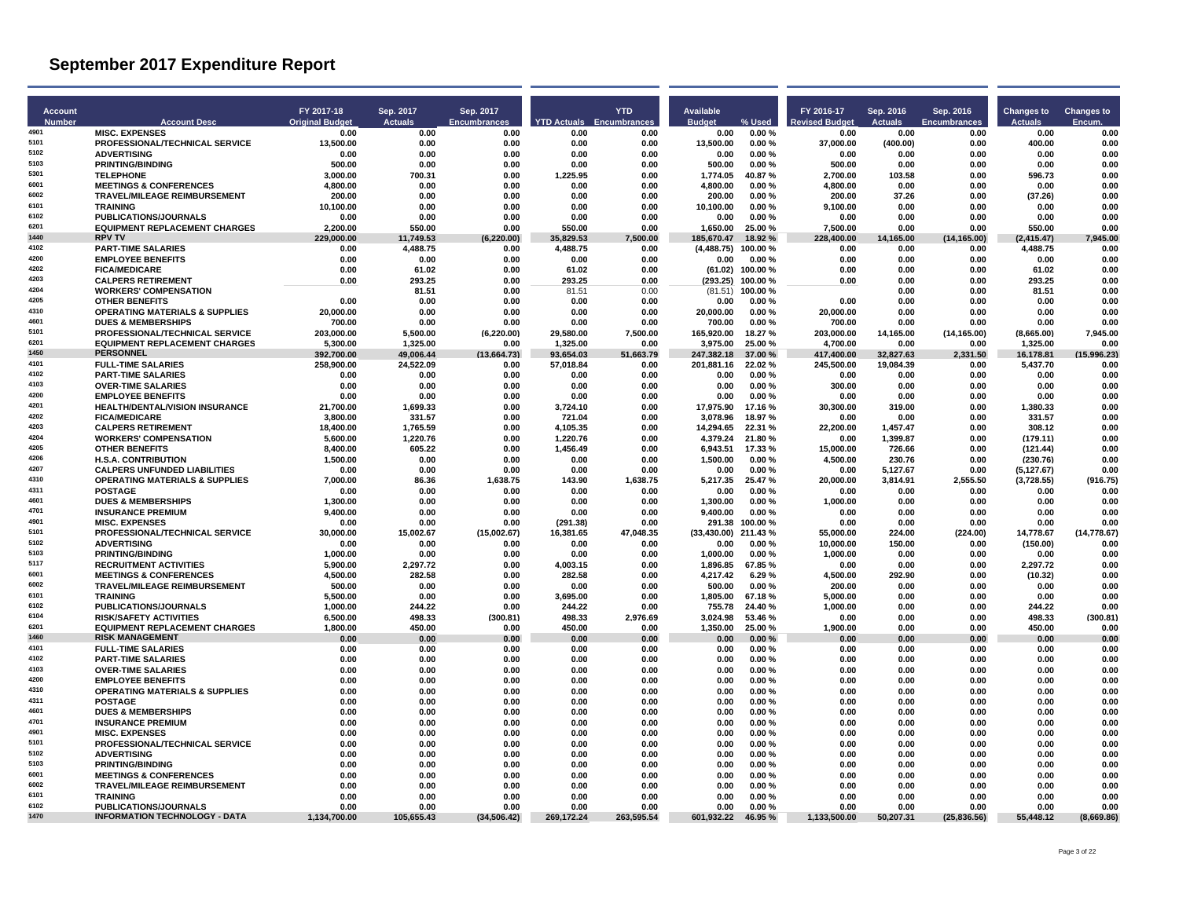# September 2017 Expenditure Report

| Account Number | Account Desc | FY 2017-18 Original Budget | Sep. 2017 Actuals | Sep. 2017 Encumbrances | YTD Actuals | YTD Encumbrances | Available Budget | % Used | FY 2016-17 Revised Budget | Sep. 2016 Actuals | Sep. 2016 Encumbrances | Changes to Actuals | Changes to Encum. |
|---|---|---|---|---|---|---|---|---|---|---|---|---|---|
| 4901 | MISC. EXPENSES | 0.00 | 0.00 | 0.00 | 0.00 | 0.00 | 0.00 | 0.00 % | 0.00 | 0.00 | 0.00 | 0.00 | 0.00 |
| 5101 | PROFESSIONAL/TECHNICAL SERVICE | 13,500.00 | 0.00 | 0.00 | 0.00 | 0.00 | 13,500.00 | 0.00 % | 37,000.00 | (400.00) | 0.00 | 400.00 | 0.00 |
| 5102 | ADVERTISING | 0.00 | 0.00 | 0.00 | 0.00 | 0.00 | 0.00 | 0.00 % | 0.00 | 0.00 | 0.00 | 0.00 | 0.00 |
| 5103 | PRINTING/BINDING | 500.00 | 0.00 | 0.00 | 0.00 | 0.00 | 500.00 | 0.00 % | 500.00 | 0.00 | 0.00 | 0.00 | 0.00 |
| 5301 | TELEPHONE | 3,000.00 | 700.31 | 0.00 | 1,225.95 | 0.00 | 1,774.05 | 40.87 % | 2,700.00 | 103.58 | 0.00 | 596.73 | 0.00 |
| 6001 | MEETINGS & CONFERENCES | 4,800.00 | 0.00 | 0.00 | 0.00 | 0.00 | 4,800.00 | 0.00 % | 4,800.00 | 0.00 | 0.00 | 0.00 | 0.00 |
| 6002 | TRAVEL/MILEAGE REIMBURSEMENT | 200.00 | 0.00 | 0.00 | 0.00 | 0.00 | 200.00 | 0.00 % | 200.00 | 37.26 | 0.00 | (37.26) | 0.00 |
| 6101 | TRAINING | 10,100.00 | 0.00 | 0.00 | 0.00 | 0.00 | 10,100.00 | 0.00 % | 9,100.00 | 0.00 | 0.00 | 0.00 | 0.00 |
| 6102 | PUBLICATIONS/JOURNALS | 0.00 | 0.00 | 0.00 | 0.00 | 0.00 | 0.00 | 0.00 % | 0.00 | 0.00 | 0.00 | 0.00 | 0.00 |
| 6201 | EQUIPMENT REPLACEMENT CHARGES | 2,200.00 | 550.00 | 0.00 | 550.00 | 0.00 | 1,650.00 | 25.00 % | 7,500.00 | 0.00 | 0.00 | 550.00 | 0.00 |
| 1440 | RPV TV | 229,000.00 | 11,749.53 | (6,220.00) | 35,829.53 | 7,500.00 | 185,670.47 | 18.92 % | 228,400.00 | 14,165.00 | (14,165.00) | (2,415.47) | 7,945.00 |
| 4102 | PART-TIME SALARIES | 0.00 | 4,488.75 | 0.00 | 4,488.75 | 0.00 | (4,488.75) | 100.00 % | 0.00 | 0.00 | 0.00 | 4,488.75 | 0.00 |
| 4200 | EMPLOYEE BENEFITS | 0.00 | 0.00 | 0.00 | 0.00 | 0.00 | 0.00 | 0.00 % | 0.00 | 0.00 | 0.00 | 0.00 | 0.00 |
| 4202 | FICA/MEDICARE | 0.00 | 61.02 | 0.00 | 61.02 | 0.00 | (61.02) | 100.00 % | 0.00 | 0.00 | 0.00 | 61.02 | 0.00 |
| 4203 | CALPERS RETIREMENT | 0.00 | 293.25 | 0.00 | 293.25 | 0.00 | (293.25) | 100.00 % | 0.00 | 0.00 | 0.00 | 293.25 | 0.00 |
| 4204 | WORKERS' COMPENSATION | | 81.51 | 0.00 | 81.51 | 0.00 | (81.51) | 100.00 % | | 0.00 | 0.00 | 81.51 | 0.00 |
| 4205 | OTHER BENEFITS | 0.00 | 0.00 | 0.00 | 0.00 | 0.00 | 0.00 | 0.00 % | 0.00 | 0.00 | 0.00 | 0.00 | 0.00 |
| 4310 | OPERATING MATERIALS & SUPPLIES | 20,000.00 | 0.00 | 0.00 | 0.00 | 0.00 | 20,000.00 | 0.00 % | 20,000.00 | 0.00 | 0.00 | 0.00 | 0.00 |
| 4601 | DUES & MEMBERSHIPS | 700.00 | 0.00 | 0.00 | 0.00 | 0.00 | 700.00 | 0.00 % | 700.00 | 0.00 | 0.00 | 0.00 | 0.00 |
| 5101 | PROFESSIONAL/TECHNICAL SERVICE | 203,000.00 | 5,500.00 | (6,220.00) | 29,580.00 | 7,500.00 | 165,920.00 | 18.27 % | 203,000.00 | 14,165.00 | (14,165.00) | (8,665.00) | 7,945.00 |
| 6201 | EQUIPMENT REPLACEMENT CHARGES | 5,300.00 | 1,325.00 | 0.00 | 1,325.00 | 0.00 | 3,975.00 | 25.00 % | 4,700.00 | 0.00 | 0.00 | 1,325.00 | 0.00 |
| 1450 | PERSONNEL | 392,700.00 | 49,006.44 | (13,664.73) | 93,654.03 | 51,663.79 | 247,382.18 | 37.00 % | 417,400.00 | 32,827.63 | 2,331.50 | 16,178.81 | (15,996.23) |
| 4101 | FULL-TIME SALARIES | 258,900.00 | 24,522.09 | 0.00 | 57,018.84 | 0.00 | 201,881.16 | 22.02 % | 245,500.00 | 19,084.39 | 0.00 | 5,437.70 | 0.00 |
| 4102 | PART-TIME SALARIES | 0.00 | 0.00 | 0.00 | 0.00 | 0.00 | 0.00 | 0.00 % | 0.00 | 0.00 | 0.00 | 0.00 | 0.00 |
| 4103 | OVER-TIME SALARIES | 0.00 | 0.00 | 0.00 | 0.00 | 0.00 | 0.00 | 0.00 % | 300.00 | 0.00 | 0.00 | 0.00 | 0.00 |
| 4200 | EMPLOYEE BENEFITS | 0.00 | 0.00 | 0.00 | 0.00 | 0.00 | 0.00 | 0.00 % | 0.00 | 0.00 | 0.00 | 0.00 | 0.00 |
| 4201 | HEALTH/DENTAL/VISION INSURANCE | 21,700.00 | 1,699.33 | 0.00 | 3,724.10 | 0.00 | 17,975.90 | 17.16 % | 30,300.00 | 319.00 | 0.00 | 1,380.33 | 0.00 |
| 4202 | FICA/MEDICARE | 3,800.00 | 331.57 | 0.00 | 721.04 | 0.00 | 3,078.96 | 18.97 % | 0.00 | 0.00 | 0.00 | 331.57 | 0.00 |
| 4203 | CALPERS RETIREMENT | 18,400.00 | 1,765.59 | 0.00 | 4,105.35 | 0.00 | 14,294.65 | 22.31 % | 22,200.00 | 1,457.47 | 0.00 | 308.12 | 0.00 |
| 4204 | WORKERS' COMPENSATION | 5,600.00 | 1,220.76 | 0.00 | 1,220.76 | 0.00 | 4,379.24 | 21.80 % | 0.00 | 1,399.87 | 0.00 | (179.11) | 0.00 |
| 4205 | OTHER BENEFITS | 8,400.00 | 605.22 | 0.00 | 1,456.49 | 0.00 | 6,943.51 | 17.33 % | 15,000.00 | 726.66 | 0.00 | (121.44) | 0.00 |
| 4206 | H.S.A. CONTRIBUTION | 1,500.00 | 0.00 | 0.00 | 0.00 | 0.00 | 1,500.00 | 0.00 % | 4,500.00 | 230.76 | 0.00 | (230.76) | 0.00 |
| 4207 | CALPERS UNFUNDED LIABILITIES | 0.00 | 0.00 | 0.00 | 0.00 | 0.00 | 0.00 | 0.00 % | 0.00 | 5,127.67 | 0.00 | (5,127.67) | 0.00 |
| 4310 | OPERATING MATERIALS & SUPPLIES | 7,000.00 | 86.36 | 1,638.75 | 143.90 | 1,638.75 | 5,217.35 | 25.47 % | 20,000.00 | 3,814.91 | 2,555.50 | (3,728.55) | (916.75) |
| 4311 | POSTAGE | 0.00 | 0.00 | 0.00 | 0.00 | 0.00 | 0.00 | 0.00 % | 0.00 | 0.00 | 0.00 | 0.00 | 0.00 |
| 4601 | DUES & MEMBERSHIPS | 1,300.00 | 0.00 | 0.00 | 0.00 | 0.00 | 1,300.00 | 0.00 % | 1,000.00 | 0.00 | 0.00 | 0.00 | 0.00 |
| 4701 | INSURANCE PREMIUM | 9,400.00 | 0.00 | 0.00 | 0.00 | 0.00 | 9,400.00 | 0.00 % | 0.00 | 0.00 | 0.00 | 0.00 | 0.00 |
| 4901 | MISC. EXPENSES | 0.00 | 0.00 | 0.00 | (291.38) | 0.00 | 291.38 | 100.00 % | 0.00 | 0.00 | 0.00 | 0.00 | 0.00 |
| 5101 | PROFESSIONAL/TECHNICAL SERVICE | 30,000.00 | 15,002.67 | (15,002.67) | 16,381.65 | 47,048.35 | (33,430.00) | 211.43 % | 55,000.00 | 224.00 | (224.00) | 14,778.67 | (14,778.67) |
| 5102 | ADVERTISING | 0.00 | 0.00 | 0.00 | 0.00 | 0.00 | 0.00 | 0.00 % | 10,000.00 | 150.00 | 0.00 | (150.00) | 0.00 |
| 5103 | PRINTING/BINDING | 1,000.00 | 0.00 | 0.00 | 0.00 | 0.00 | 1,000.00 | 0.00 % | 1,000.00 | 0.00 | 0.00 | 0.00 | 0.00 |
| 5117 | RECRUITMENT ACTIVITIES | 5,900.00 | 2,297.72 | 0.00 | 4,003.15 | 0.00 | 1,896.85 | 67.85 % | 0.00 | 0.00 | 0.00 | 2,297.72 | 0.00 |
| 6001 | MEETINGS & CONFERENCES | 4,500.00 | 282.58 | 0.00 | 282.58 | 0.00 | 4,217.42 | 6.29 % | 4,500.00 | 292.90 | 0.00 | (10.32) | 0.00 |
| 6002 | TRAVEL/MILEAGE REIMBURSEMENT | 500.00 | 0.00 | 0.00 | 0.00 | 0.00 | 500.00 | 0.00 % | 200.00 | 0.00 | 0.00 | 0.00 | 0.00 |
| 6101 | TRAINING | 5,500.00 | 0.00 | 0.00 | 3,695.00 | 0.00 | 1,805.00 | 67.18 % | 5,000.00 | 0.00 | 0.00 | 0.00 | 0.00 |
| 6102 | PUBLICATIONS/JOURNALS | 1,000.00 | 244.22 | 0.00 | 244.22 | 0.00 | 755.78 | 24.40 % | 1,000.00 | 0.00 | 0.00 | 244.22 | 0.00 |
| 6104 | RISK/SAFETY ACTIVITIES | 6,500.00 | 498.33 | (300.81) | 498.33 | 2,976.69 | 3,024.98 | 53.46 % | 0.00 | 0.00 | 0.00 | 498.33 | (300.81) |
| 6201 | EQUIPMENT REPLACEMENT CHARGES | 1,800.00 | 450.00 | 0.00 | 450.00 | 0.00 | 1,350.00 | 25.00 % | 1,900.00 | 0.00 | 0.00 | 450.00 | 0.00 |
| 1460 | RISK MANAGEMENT | 0.00 | 0.00 | 0.00 | 0.00 | 0.00 | 0.00 | 0.00 % | 0.00 | 0.00 | 0.00 | 0.00 | 0.00 |
| 4101 | FULL-TIME SALARIES | 0.00 | 0.00 | 0.00 | 0.00 | 0.00 | 0.00 | 0.00 % | 0.00 | 0.00 | 0.00 | 0.00 | 0.00 |
| 4102 | PART-TIME SALARIES | 0.00 | 0.00 | 0.00 | 0.00 | 0.00 | 0.00 | 0.00 % | 0.00 | 0.00 | 0.00 | 0.00 | 0.00 |
| 4103 | OVER-TIME SALARIES | 0.00 | 0.00 | 0.00 | 0.00 | 0.00 | 0.00 | 0.00 % | 0.00 | 0.00 | 0.00 | 0.00 | 0.00 |
| 4200 | EMPLOYEE BENEFITS | 0.00 | 0.00 | 0.00 | 0.00 | 0.00 | 0.00 | 0.00 % | 0.00 | 0.00 | 0.00 | 0.00 | 0.00 |
| 4310 | OPERATING MATERIALS & SUPPLIES | 0.00 | 0.00 | 0.00 | 0.00 | 0.00 | 0.00 | 0.00 % | 0.00 | 0.00 | 0.00 | 0.00 | 0.00 |
| 4311 | POSTAGE | 0.00 | 0.00 | 0.00 | 0.00 | 0.00 | 0.00 | 0.00 % | 0.00 | 0.00 | 0.00 | 0.00 | 0.00 |
| 4601 | DUES & MEMBERSHIPS | 0.00 | 0.00 | 0.00 | 0.00 | 0.00 | 0.00 | 0.00 % | 0.00 | 0.00 | 0.00 | 0.00 | 0.00 |
| 4701 | INSURANCE PREMIUM | 0.00 | 0.00 | 0.00 | 0.00 | 0.00 | 0.00 | 0.00 % | 0.00 | 0.00 | 0.00 | 0.00 | 0.00 |
| 4901 | MISC. EXPENSES | 0.00 | 0.00 | 0.00 | 0.00 | 0.00 | 0.00 | 0.00 % | 0.00 | 0.00 | 0.00 | 0.00 | 0.00 |
| 5101 | PROFESSIONAL/TECHNICAL SERVICE | 0.00 | 0.00 | 0.00 | 0.00 | 0.00 | 0.00 | 0.00 % | 0.00 | 0.00 | 0.00 | 0.00 | 0.00 |
| 5102 | ADVERTISING | 0.00 | 0.00 | 0.00 | 0.00 | 0.00 | 0.00 | 0.00 % | 0.00 | 0.00 | 0.00 | 0.00 | 0.00 |
| 5103 | PRINTING/BINDING | 0.00 | 0.00 | 0.00 | 0.00 | 0.00 | 0.00 | 0.00 % | 0.00 | 0.00 | 0.00 | 0.00 | 0.00 |
| 6001 | MEETINGS & CONFERENCES | 0.00 | 0.00 | 0.00 | 0.00 | 0.00 | 0.00 | 0.00 % | 0.00 | 0.00 | 0.00 | 0.00 | 0.00 |
| 6002 | TRAVEL/MILEAGE REIMBURSEMENT | 0.00 | 0.00 | 0.00 | 0.00 | 0.00 | 0.00 | 0.00 % | 0.00 | 0.00 | 0.00 | 0.00 | 0.00 |
| 6101 | TRAINING | 0.00 | 0.00 | 0.00 | 0.00 | 0.00 | 0.00 | 0.00 % | 0.00 | 0.00 | 0.00 | 0.00 | 0.00 |
| 6102 | PUBLICATIONS/JOURNALS | 0.00 | 0.00 | 0.00 | 0.00 | 0.00 | 0.00 | 0.00 % | 0.00 | 0.00 | 0.00 | 0.00 | 0.00 |
| 1470 | INFORMATION TECHNOLOGY - DATA | 1,134,700.00 | 105,655.43 | (34,506.42) | 269,172.24 | 263,595.54 | 601,932.22 | 46.95 % | 1,133,500.00 | 50,207.31 | (25,836.56) | 55,448.12 | (8,669.86) |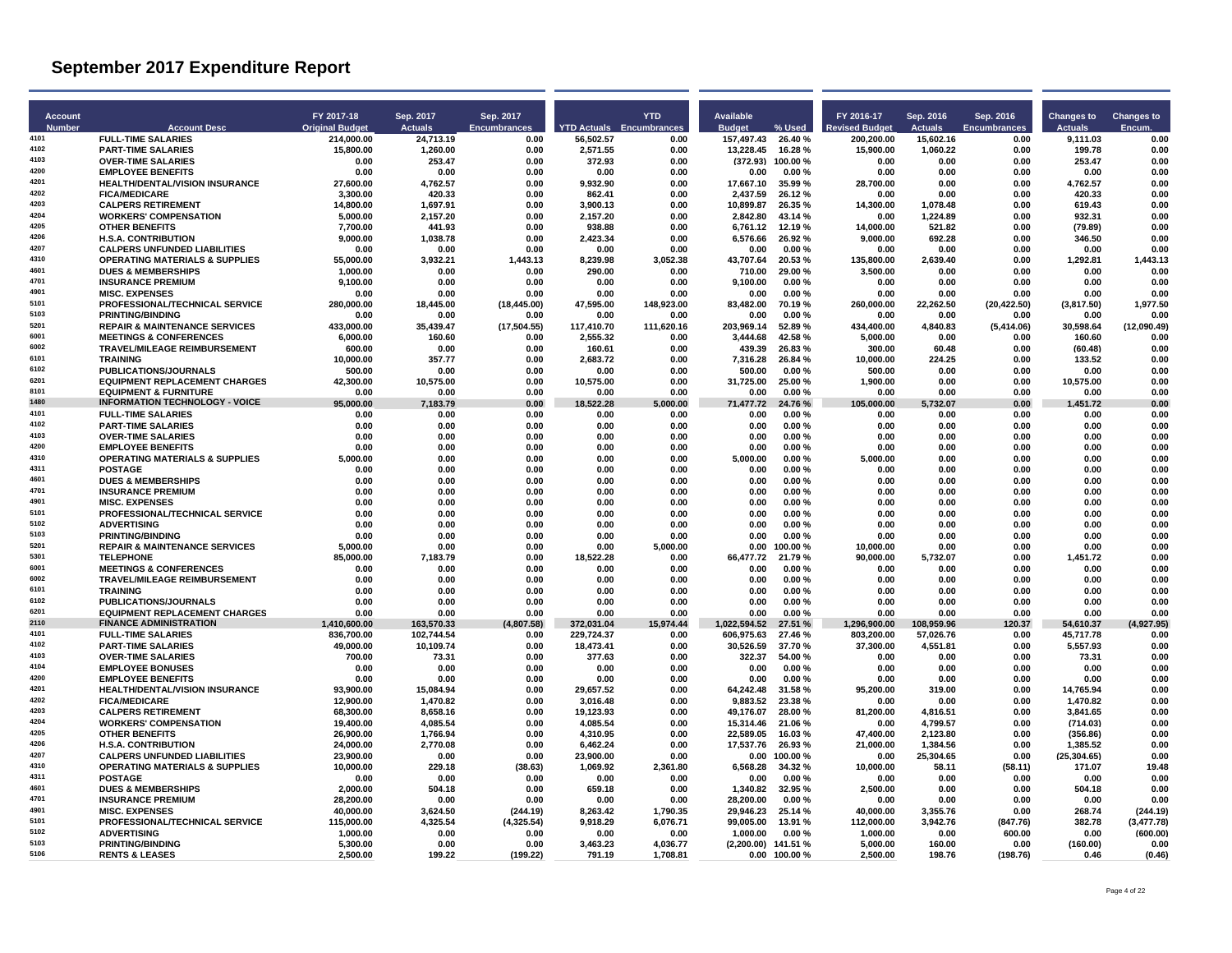# September 2017 Expenditure Report

| Account Number | Account Desc | FY 2017-18 Original Budget | Sep. 2017 Actuals | Sep. 2017 Encumbrances | YTD Actuals | YTD Encumbrances | Available Budget | % Used | FY 2016-17 Revised Budget | Sep. 2016 Actuals | Sep. 2016 Encumbrances | Changes to Actuals | Changes to Encum. |
|---|---|---|---|---|---|---|---|---|---|---|---|---|---|
| 4101 | FULL-TIME SALARIES | 214,000.00 | 24,713.19 | 0.00 | 56,502.57 | 0.00 | 157,497.43 | 26.40 % | 200,200.00 | 15,602.16 | 0.00 | 9,111.03 | 0.00 |
| 4102 | PART-TIME SALARIES | 15,800.00 | 1,260.00 | 0.00 | 2,571.55 | 0.00 | 13,228.45 | 16.28 % | 15,900.00 | 1,060.22 | 0.00 | 199.78 | 0.00 |
| 4103 | OVER-TIME SALARIES | 0.00 | 253.47 | 0.00 | 372.93 | 0.00 | (372.93) | 100.00 % | 0.00 | 0.00 | 0.00 | 253.47 | 0.00 |
| 4200 | EMPLOYEE BENEFITS | 0.00 | 0.00 | 0.00 | 0.00 | 0.00 | 0.00 | 0.00 % | 0.00 | 0.00 | 0.00 | 0.00 | 0.00 |
| 4201 | HEALTH/DENTAL/VISION INSURANCE | 27,600.00 | 4,762.57 | 0.00 | 9,932.90 | 0.00 | 17,667.10 | 35.99 % | 28,700.00 | 0.00 | 0.00 | 4,762.57 | 0.00 |
| 4202 | FICA/MEDICARE | 3,300.00 | 420.33 | 0.00 | 862.41 | 0.00 | 2,437.59 | 26.12 % | 0.00 | 0.00 | 0.00 | 420.33 | 0.00 |
| 4203 | CALPERS RETIREMENT | 14,800.00 | 1,697.91 | 0.00 | 3,900.13 | 0.00 | 10,899.87 | 26.35 % | 14,300.00 | 1,078.48 | 0.00 | 619.43 | 0.00 |
| 4204 | WORKERS' COMPENSATION | 5,000.00 | 2,157.20 | 0.00 | 2,157.20 | 0.00 | 2,842.80 | 43.14 % | 0.00 | 1,224.89 | 0.00 | 932.31 | 0.00 |
| 4205 | OTHER BENEFITS | 7,700.00 | 441.93 | 0.00 | 938.88 | 0.00 | 6,761.12 | 12.19 % | 14,000.00 | 521.82 | 0.00 | (79.89) | 0.00 |
| 4206 | H.S.A. CONTRIBUTION | 9,000.00 | 1,038.78 | 0.00 | 2,423.34 | 0.00 | 6,576.66 | 26.92 % | 9,000.00 | 692.28 | 0.00 | 346.50 | 0.00 |
| 4207 | CALPERS UNFUNDED LIABILITIES | 0.00 | 0.00 | 0.00 | 0.00 | 0.00 | 0.00 | 0.00 % | 0.00 | 0.00 | 0.00 | 0.00 | 0.00 |
| 4310 | OPERATING MATERIALS & SUPPLIES | 55,000.00 | 3,932.21 | 1,443.13 | 8,239.98 | 3,052.38 | 43,707.64 | 20.53 % | 135,800.00 | 2,639.40 | 0.00 | 1,292.81 | 1,443.13 |
| 4601 | DUES & MEMBERSHIPS | 1,000.00 | 0.00 | 0.00 | 290.00 | 0.00 | 710.00 | 29.00 % | 3,500.00 | 0.00 | 0.00 | 0.00 | 0.00 |
| 4701 | INSURANCE PREMIUM | 9,100.00 | 0.00 | 0.00 | 0.00 | 0.00 | 9,100.00 | 0.00 % | 0.00 | 0.00 | 0.00 | 0.00 | 0.00 |
| 4901 | MISC. EXPENSES | 0.00 | 0.00 | 0.00 | 0.00 | 0.00 | 0.00 | 0.00 % | 0.00 | 0.00 | 0.00 | 0.00 | 0.00 |
| 5101 | PROFESSIONAL/TECHNICAL SERVICE | 280,000.00 | 18,445.00 | (18,445.00) | 47,595.00 | 148,923.00 | 83,482.00 | 70.19 % | 260,000.00 | 22,262.50 | (20,422.50) | (3,817.50) | 1,977.50 |
| 5103 | PRINTING/BINDING | 0.00 | 0.00 | 0.00 | 0.00 | 0.00 | 0.00 | 0.00 % | 0.00 | 0.00 | 0.00 | 0.00 | 0.00 |
| 5201 | REPAIR & MAINTENANCE SERVICES | 433,000.00 | 35,439.47 | (17,504.55) | 117,410.70 | 111,620.16 | 203,969.14 | 52.89 % | 434,400.00 | 4,840.83 | (5,414.06) | 30,598.64 | (12,090.49) |
| 6001 | MEETINGS & CONFERENCES | 6,000.00 | 160.60 | 0.00 | 2,555.32 | 0.00 | 3,444.68 | 42.58 % | 5,000.00 | 0.00 | 0.00 | 160.60 | 0.00 |
| 6002 | TRAVEL/MILEAGE REIMBURSEMENT | 600.00 | 0.00 | 0.00 | 160.61 | 0.00 | 439.39 | 26.83 % | 300.00 | 60.48 | 0.00 | (60.48) | 0.00 |
| 6101 | TRAINING | 10,000.00 | 357.77 | 0.00 | 2,683.72 | 0.00 | 7,316.28 | 26.84 % | 10,000.00 | 224.25 | 0.00 | 133.52 | 0.00 |
| 6102 | PUBLICATIONS/JOURNALS | 500.00 | 0.00 | 0.00 | 0.00 | 0.00 | 500.00 | 0.00 % | 500.00 | 0.00 | 0.00 | 0.00 | 0.00 |
| 6201 | EQUIPMENT REPLACEMENT CHARGES | 42,300.00 | 10,575.00 | 0.00 | 10,575.00 | 0.00 | 31,725.00 | 25.00 % | 1,900.00 | 0.00 | 0.00 | 10,575.00 | 0.00 |
| 8101 | EQUIPMENT & FURNITURE | 0.00 | 0.00 | 0.00 | 0.00 | 0.00 | 0.00 | 0.00 % | 0.00 | 0.00 | 0.00 | 0.00 | 0.00 |
| **1480** | **INFORMATION TECHNOLOGY - VOICE** | **95,000.00** | **7,183.79** | **0.00** | **18,522.28** | **5,000.00** | **71,477.72** | **24.76 %** | **105,000.00** | **5,732.07** | **0.00** | **1,451.72** | **0.00** |
| 4101 | FULL-TIME SALARIES | 0.00 | 0.00 | 0.00 | 0.00 | 0.00 | 0.00 | 0.00 % | 0.00 | 0.00 | 0.00 | 0.00 | 0.00 |
| 4102 | PART-TIME SALARIES | 0.00 | 0.00 | 0.00 | 0.00 | 0.00 | 0.00 | 0.00 % | 0.00 | 0.00 | 0.00 | 0.00 | 0.00 |
| 4103 | OVER-TIME SALARIES | 0.00 | 0.00 | 0.00 | 0.00 | 0.00 | 0.00 | 0.00 % | 0.00 | 0.00 | 0.00 | 0.00 | 0.00 |
| 4200 | EMPLOYEE BENEFITS | 0.00 | 0.00 | 0.00 | 0.00 | 0.00 | 0.00 | 0.00 % | 0.00 | 0.00 | 0.00 | 0.00 | 0.00 |
| 4310 | OPERATING MATERIALS & SUPPLIES | 5,000.00 | 0.00 | 0.00 | 0.00 | 0.00 | 5,000.00 | 0.00 % | 5,000.00 | 0.00 | 0.00 | 0.00 | 0.00 |
| 4311 | POSTAGE | 0.00 | 0.00 | 0.00 | 0.00 | 0.00 | 0.00 | 0.00 % | 0.00 | 0.00 | 0.00 | 0.00 | 0.00 |
| 4601 | DUES & MEMBERSHIPS | 0.00 | 0.00 | 0.00 | 0.00 | 0.00 | 0.00 | 0.00 % | 0.00 | 0.00 | 0.00 | 0.00 | 0.00 |
| 4701 | INSURANCE PREMIUM | 0.00 | 0.00 | 0.00 | 0.00 | 0.00 | 0.00 | 0.00 % | 0.00 | 0.00 | 0.00 | 0.00 | 0.00 |
| 4901 | MISC. EXPENSES | 0.00 | 0.00 | 0.00 | 0.00 | 0.00 | 0.00 | 0.00 % | 0.00 | 0.00 | 0.00 | 0.00 | 0.00 |
| 5101 | PROFESSIONAL/TECHNICAL SERVICE | 0.00 | 0.00 | 0.00 | 0.00 | 0.00 | 0.00 | 0.00 % | 0.00 | 0.00 | 0.00 | 0.00 | 0.00 |
| 5102 | ADVERTISING | 0.00 | 0.00 | 0.00 | 0.00 | 0.00 | 0.00 | 0.00 % | 0.00 | 0.00 | 0.00 | 0.00 | 0.00 |
| 5103 | PRINTING/BINDING | 0.00 | 0.00 | 0.00 | 0.00 | 0.00 | 0.00 | 0.00 % | 0.00 | 0.00 | 0.00 | 0.00 | 0.00 |
| 5201 | REPAIR & MAINTENANCE SERVICES | 5,000.00 | 0.00 | 0.00 | 0.00 | 5,000.00 | 0.00 | 100.00 % | 10,000.00 | 0.00 | 0.00 | 0.00 | 0.00 |
| 5301 | TELEPHONE | 85,000.00 | 7,183.79 | 0.00 | 18,522.28 | 0.00 | 66,477.72 | 21.79 % | 90,000.00 | 5,732.07 | 0.00 | 1,451.72 | 0.00 |
| 6001 | MEETINGS & CONFERENCES | 0.00 | 0.00 | 0.00 | 0.00 | 0.00 | 0.00 | 0.00 % | 0.00 | 0.00 | 0.00 | 0.00 | 0.00 |
| 6002 | TRAVEL/MILEAGE REIMBURSEMENT | 0.00 | 0.00 | 0.00 | 0.00 | 0.00 | 0.00 | 0.00 % | 0.00 | 0.00 | 0.00 | 0.00 | 0.00 |
| 6101 | TRAINING | 0.00 | 0.00 | 0.00 | 0.00 | 0.00 | 0.00 | 0.00 % | 0.00 | 0.00 | 0.00 | 0.00 | 0.00 |
| 6102 | PUBLICATIONS/JOURNALS | 0.00 | 0.00 | 0.00 | 0.00 | 0.00 | 0.00 | 0.00 % | 0.00 | 0.00 | 0.00 | 0.00 | 0.00 |
| 6201 | EQUIPMENT REPLACEMENT CHARGES | 0.00 | 0.00 | 0.00 | 0.00 | 0.00 | 0.00 | 0.00 % | 0.00 | 0.00 | 0.00 | 0.00 | 0.00 |
| **2110** | **FINANCE ADMINISTRATION** | **1,410,600.00** | **163,570.33** | **(4,807.58)** | **372,031.04** | **15,974.44** | **1,022,594.52** | **27.51 %** | **1,296,900.00** | **108,959.96** | **120.37** | **54,610.37** | **(4,927.95)** |
| 4101 | FULL-TIME SALARIES | 836,700.00 | 102,744.54 | 0.00 | 229,724.37 | 0.00 | 606,975.63 | 27.46 % | 803,200.00 | 57,026.76 | 0.00 | 45,717.78 | 0.00 |
| 4102 | PART-TIME SALARIES | 49,000.00 | 10,109.74 | 0.00 | 18,473.41 | 0.00 | 30,526.59 | 37.70 % | 37,300.00 | 4,551.81 | 0.00 | 5,557.93 | 0.00 |
| 4103 | OVER-TIME SALARIES | 700.00 | 73.31 | 0.00 | 377.63 | 0.00 | 322.37 | 54.00 % | 0.00 | 0.00 | 0.00 | 73.31 | 0.00 |
| 4104 | EMPLOYEE BONUSES | 0.00 | 0.00 | 0.00 | 0.00 | 0.00 | 0.00 | 0.00 % | 0.00 | 0.00 | 0.00 | 0.00 | 0.00 |
| 4200 | EMPLOYEE BENEFITS | 0.00 | 0.00 | 0.00 | 0.00 | 0.00 | 0.00 | 0.00 % | 0.00 | 0.00 | 0.00 | 0.00 | 0.00 |
| 4201 | HEALTH/DENTAL/VISION INSURANCE | 93,900.00 | 15,084.94 | 0.00 | 29,657.52 | 0.00 | 64,242.48 | 31.58 % | 95,200.00 | 319.00 | 0.00 | 14,765.94 | 0.00 |
| 4202 | FICA/MEDICARE | 12,900.00 | 1,470.82 | 0.00 | 3,016.48 | 0.00 | 9,883.52 | 23.38 % | 0.00 | 0.00 | 0.00 | 1,470.82 | 0.00 |
| 4203 | CALPERS RETIREMENT | 68,300.00 | 8,658.16 | 0.00 | 19,123.93 | 0.00 | 49,176.07 | 28.00 % | 81,200.00 | 4,816.51 | 0.00 | 3,841.65 | 0.00 |
| 4204 | WORKERS' COMPENSATION | 19,400.00 | 4,085.54 | 0.00 | 4,085.54 | 0.00 | 15,314.46 | 21.06 % | 0.00 | 4,799.57 | 0.00 | (714.03) | 0.00 |
| 4205 | OTHER BENEFITS | 26,900.00 | 1,766.94 | 0.00 | 4,310.95 | 0.00 | 22,589.05 | 16.03 % | 47,400.00 | 2,123.80 | 0.00 | (356.86) | 0.00 |
| 4206 | H.S.A. CONTRIBUTION | 24,000.00 | 2,770.08 | 0.00 | 6,462.24 | 0.00 | 17,537.76 | 26.93 % | 21,000.00 | 1,384.56 | 0.00 | 1,385.52 | 0.00 |
| 4207 | CALPERS UNFUNDED LIABILITIES | 23,900.00 | 0.00 | 0.00 | 23,900.00 | 0.00 | 0.00 | 100.00 % | 0.00 | 25,304.65 | 0.00 | (25,304.65) | 0.00 |
| 4310 | OPERATING MATERIALS & SUPPLIES | 10,000.00 | 229.18 | (38.63) | 1,069.92 | 2,361.80 | 6,568.28 | 34.32 % | 10,000.00 | 58.11 | (58.11) | 171.07 | 19.48 |
| 4311 | POSTAGE | 0.00 | 0.00 | 0.00 | 0.00 | 0.00 | 0.00 | 0.00 % | 0.00 | 0.00 | 0.00 | 0.00 | 0.00 |
| 4601 | DUES & MEMBERSHIPS | 2,000.00 | 504.18 | 0.00 | 659.18 | 0.00 | 1,340.82 | 32.95 % | 2,500.00 | 0.00 | 0.00 | 504.18 | 0.00 |
| 4701 | INSURANCE PREMIUM | 28,200.00 | 0.00 | 0.00 | 0.00 | 0.00 | 28,200.00 | 0.00 % | 0.00 | 0.00 | 0.00 | 0.00 | 0.00 |
| 4901 | MISC. EXPENSES | 40,000.00 | 3,624.50 | (244.19) | 8,263.42 | 1,790.35 | 29,946.23 | 25.14 % | 40,000.00 | 3,355.76 | 0.00 | 268.74 | (244.19) |
| 5101 | PROFESSIONAL/TECHNICAL SERVICE | 115,000.00 | 4,325.54 | (4,325.54) | 9,918.29 | 6,076.71 | 99,005.00 | 13.91 % | 112,000.00 | 3,942.76 | (847.76) | 382.78 | (3,477.78) |
| 5102 | ADVERTISING | 1,000.00 | 0.00 | 0.00 | 0.00 | 0.00 | 1,000.00 | 0.00 % | 1,000.00 | 0.00 | 600.00 | 0.00 | (600.00) |
| 5103 | PRINTING/BINDING | 5,300.00 | 0.00 | 0.00 | 3,463.23 | 4,036.77 | (2,200.00) | 141.51 % | 5,000.00 | 160.00 | 0.00 | (160.00) | 0.00 |
| 5106 | RENTS & LEASES | 2,500.00 | 199.22 | (199.22) | 791.19 | 1,708.81 | 0.00 | 100.00 % | 2,500.00 | 198.76 | (198.76) | 0.46 | (0.46) |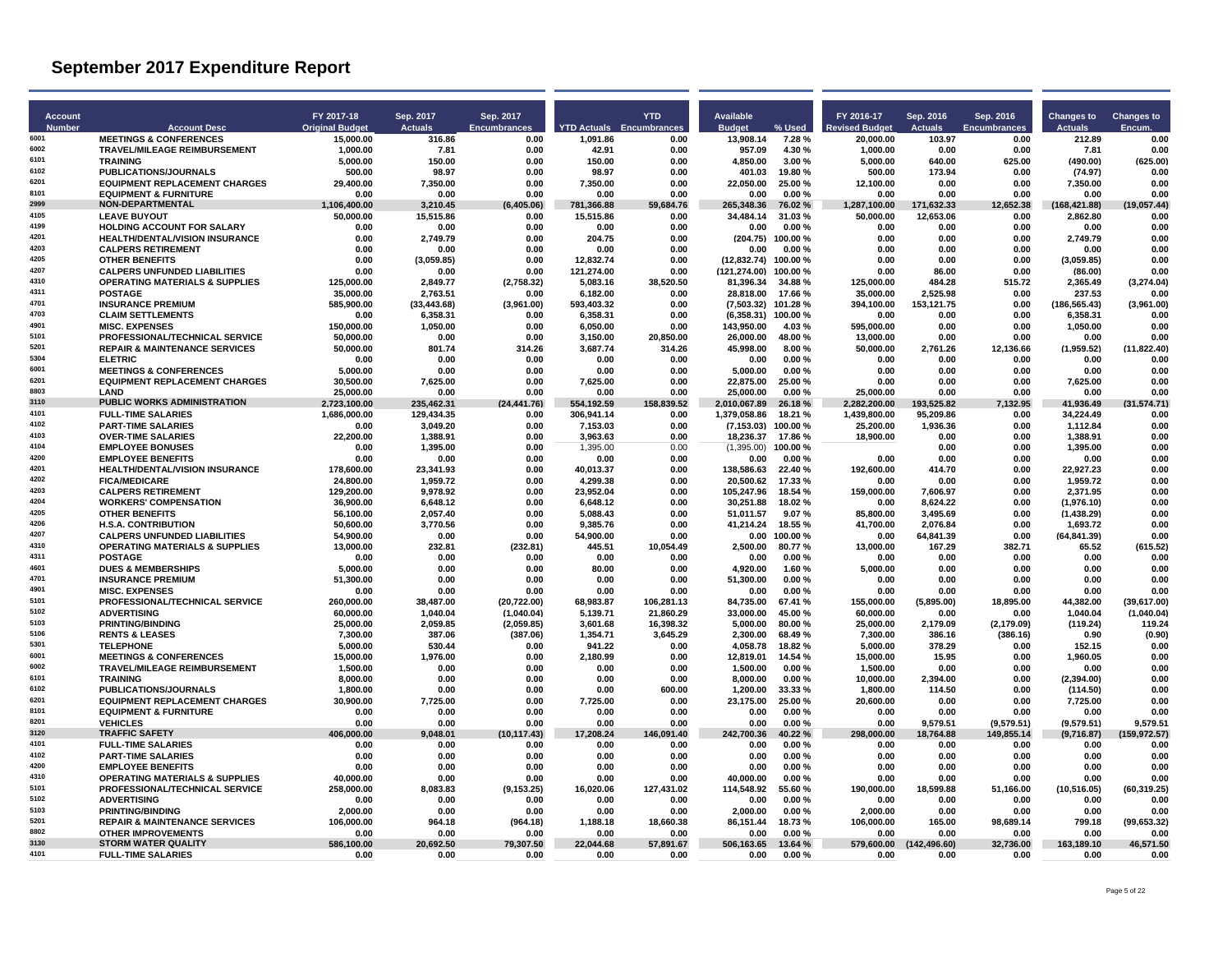# September 2017 Expenditure Report

| Account Number | Account Desc | FY 2017-18 Original Budget | Sep. 2017 Actuals | Sep. 2017 Encumbrances | YTD Actuals | YTD Encumbrances | Available Budget | % Used | FY 2016-17 Revised Budget | Sep. 2016 Actuals | Sep. 2016 Encumbrances | Changes to Actuals | Changes to Encum. |
|---|---|---|---|---|---|---|---|---|---|---|---|---|---|
| 6001 | MEETINGS & CONFERENCES | 15,000.00 | 316.86 | 0.00 | 1,091.86 | 0.00 | 13,908.14 | 7.28 % | 20,000.00 | 103.97 | 0.00 | 212.89 | 0.00 |
| 6002 | TRAVEL/MILEAGE REIMBURSEMENT | 1,000.00 | 7.81 | 0.00 | 42.91 | 0.00 | 957.09 | 4.30 % | 1,000.00 | 0.00 | 0.00 | 7.81 | 0.00 |
| 6101 | TRAINING | 5,000.00 | 150.00 | 0.00 | 150.00 | 0.00 | 4,850.00 | 3.00 % | 5,000.00 | 640.00 | 625.00 | (490.00) | (625.00) |
| 6102 | PUBLICATIONS/JOURNALS | 500.00 | 98.97 | 0.00 | 98.97 | 0.00 | 401.03 | 19.80 % | 500.00 | 173.94 | 0.00 | (74.97) | 0.00 |
| 6201 | EQUIPMENT REPLACEMENT CHARGES | 29,400.00 | 7,350.00 | 0.00 | 7,350.00 | 0.00 | 22,050.00 | 25.00 % | 12,100.00 | 0.00 | 0.00 | 7,350.00 | 0.00 |
| 8101 | EQUIPMENT & FURNITURE | 0.00 | 0.00 | 0.00 | 0.00 | 0.00 | 0.00 | 0.00 % | 0.00 | 0.00 | 0.00 | 0.00 | 0.00 |
| 2999 | **NON-DEPARTMENTAL** | 1,106,400.00 | 3,210.45 | (6,405.06) | 781,366.88 | 59,684.76 | 265,348.36 | 76.02 % | 1,287,100.00 | 171,632.33 | 12,652.38 | (168,421.88) | (19,057.44) |
| 4105 | LEAVE BUYOUT | 50,000.00 | 15,515.86 | 0.00 | 15,515.86 | 0.00 | 34,484.14 | 31.03 % | 50,000.00 | 12,653.06 | 0.00 | 2,862.80 | 0.00 |
| 4199 | HOLDING ACCOUNT FOR SALARY | 0.00 | 0.00 | 0.00 | 0.00 | 0.00 | 0.00 | 0.00 % | 0.00 | 0.00 | 0.00 | 0.00 | 0.00 |
| 4201 | HEALTH/DENTAL/VISION INSURANCE | 0.00 | 2,749.79 | 0.00 | 204.75 | 0.00 | (204.75) | 100.00 % | 0.00 | 0.00 | 0.00 | 2,749.79 | 0.00 |
| 4203 | CALPERS RETIREMENT | 0.00 | 0.00 | 0.00 | 0.00 | 0.00 | 0.00 | 0.00 % | 0.00 | 0.00 | 0.00 | 0.00 | 0.00 |
| 4205 | OTHER BENEFITS | 0.00 | (3,059.85) | 0.00 | 12,832.74 | 0.00 | (12,832.74) | 100.00 % | 0.00 | 0.00 | 0.00 | (3,059.85) | 0.00 |
| 4207 | CALPERS UNFUNDED LIABILITIES | 0.00 | 0.00 | 0.00 | 121,274.00 | 0.00 | (121,274.00) | 100.00 % | 0.00 | 86.00 | 0.00 | (86.00) | 0.00 |
| 4310 | OPERATING MATERIALS & SUPPLIES | 125,000.00 | 2,849.77 | (2,758.32) | 5,083.16 | 38,520.50 | 81,396.34 | 34.88 % | 125,000.00 | 484.28 | 515.72 | 2,365.49 | (3,274.04) |
| 4311 | POSTAGE | 35,000.00 | 2,763.51 | 0.00 | 6,182.00 | 0.00 | 28,818.00 | 17.66 % | 35,000.00 | 2,525.98 | 0.00 | 237.53 | 0.00 |
| 4701 | INSURANCE PREMIUM | 585,900.00 | (33,443.68) | (3,961.00) | 593,403.32 | 0.00 | (7,503.32) | 101.28 % | 394,100.00 | 153,121.75 | 0.00 | (186,565.43) | (3,961.00) |
| 4703 | CLAIM SETTLEMENTS | 0.00 | 6,358.31 | 0.00 | 6,358.31 | 0.00 | (6,358.31) | 100.00 % | 0.00 | 0.00 | 0.00 | 6,358.31 | 0.00 |
| 4901 | MISC. EXPENSES | 150,000.00 | 1,050.00 | 0.00 | 6,050.00 | 0.00 | 143,950.00 | 4.03 % | 595,000.00 | 0.00 | 0.00 | 1,050.00 | 0.00 |
| 5101 | PROFESSIONAL/TECHNICAL SERVICE | 50,000.00 | 0.00 | 0.00 | 3,150.00 | 20,850.00 | 26,000.00 | 48.00 % | 13,000.00 | 0.00 | 0.00 | 0.00 | 0.00 |
| 5201 | REPAIR & MAINTENANCE SERVICES | 50,000.00 | 801.74 | 314.26 | 3,687.74 | 314.26 | 45,998.00 | 8.00 % | 50,000.00 | 2,761.26 | 12,136.66 | (1,959.52) | (11,822.40) |
| 5304 | ELETRIC | 0.00 | 0.00 | 0.00 | 0.00 | 0.00 | 0.00 | 0.00 % | 0.00 | 0.00 | 0.00 | 0.00 | 0.00 |
| 6001 | MEETINGS & CONFERENCES | 5,000.00 | 0.00 | 0.00 | 0.00 | 0.00 | 5,000.00 | 0.00 % | 0.00 | 0.00 | 0.00 | 0.00 | 0.00 |
| 6201 | EQUIPMENT REPLACEMENT CHARGES | 30,500.00 | 7,625.00 | 0.00 | 7,625.00 | 0.00 | 22,875.00 | 25.00 % | 0.00 | 0.00 | 0.00 | 7,625.00 | 0.00 |
| 8803 | LAND | 25,000.00 | 0.00 | 0.00 | 0.00 | 0.00 | 25,000.00 | 0.00 % | 25,000.00 | 0.00 | 0.00 | 0.00 | 0.00 |
| 3110 | **PUBLIC WORKS ADMINISTRATION** | 2,723,100.00 | 235,462.31 | (24,441.76) | 554,192.59 | 158,839.52 | 2,010,067.89 | 26.18 % | 2,282,200.00 | 193,525.82 | 7,132.95 | 41,936.49 | (31,574.71) |
| 4101 | FULL-TIME SALARIES | 1,686,000.00 | 129,434.35 | 0.00 | 306,941.14 | 0.00 | 1,379,058.86 | 18.21 % | 1,439,800.00 | 95,209.86 | 0.00 | 34,224.49 | 0.00 |
| 4102 | PART-TIME SALARIES | 0.00 | 3,049.20 | 0.00 | 7,153.03 | 0.00 | (7,153.03) | 100.00 % | 25,200.00 | 1,936.36 | 0.00 | 1,112.84 | 0.00 |
| 4103 | OVER-TIME SALARIES | 22,200.00 | 1,388.91 | 0.00 | 3,963.63 | 0.00 | 18,236.37 | 17.86 % | 18,900.00 | 0.00 | 0.00 | 1,388.91 | 0.00 |
| 4104 | EMPLOYEE BONUSES | 0.00 | 1,395.00 | 0.00 | 1,395.00 | 0.00 | (1,395.00) | 100.00 % | | 0.00 | 0.00 | 1,395.00 | 0.00 |
| 4200 | EMPLOYEE BENEFITS | 0.00 | 0.00 | 0.00 | 0.00 | 0.00 | 0.00 | 0.00 % | 0.00 | 0.00 | 0.00 | 0.00 | 0.00 |
| 4201 | HEALTH/DENTAL/VISION INSURANCE | 178,600.00 | 23,341.93 | 0.00 | 40,013.37 | 0.00 | 138,586.63 | 22.40 % | 192,600.00 | 414.70 | 0.00 | 22,927.23 | 0.00 |
| 4202 | FICA/MEDICARE | 24,800.00 | 1,959.72 | 0.00 | 4,299.38 | 0.00 | 20,500.62 | 17.33 % | 0.00 | 0.00 | 0.00 | 1,959.72 | 0.00 |
| 4203 | CALPERS RETIREMENT | 129,200.00 | 9,978.92 | 0.00 | 23,952.04 | 0.00 | 105,247.96 | 18.54 % | 159,000.00 | 7,606.97 | 0.00 | 2,371.95 | 0.00 |
| 4204 | WORKERS' COMPENSATION | 36,900.00 | 6,648.12 | 0.00 | 6,648.12 | 0.00 | 30,251.88 | 18.02 % | 0.00 | 8,624.22 | 0.00 | (1,976.10) | 0.00 |
| 4205 | OTHER BENEFITS | 56,100.00 | 2,057.40 | 0.00 | 5,088.43 | 0.00 | 51,011.57 | 9.07 % | 85,800.00 | 3,495.69 | 0.00 | (1,438.29) | 0.00 |
| 4206 | H.S.A. CONTRIBUTION | 50,600.00 | 3,770.56 | 0.00 | 9,385.76 | 0.00 | 41,214.24 | 18.55 % | 41,700.00 | 2,076.84 | 0.00 | 1,693.72 | 0.00 |
| 4207 | CALPERS UNFUNDED LIABILITIES | 54,900.00 | 0.00 | 0.00 | 54,900.00 | 0.00 | 0.00 | 100.00 % | 0.00 | 64,841.39 | 0.00 | (64,841.39) | 0.00 |
| 4310 | OPERATING MATERIALS & SUPPLIES | 13,000.00 | 232.81 | (232.81) | 445.51 | 10,054.49 | 2,500.00 | 80.77 % | 13,000.00 | 167.29 | 382.71 | 65.52 | (615.52) |
| 4311 | POSTAGE | 0.00 | 0.00 | 0.00 | 0.00 | 0.00 | 0.00 | 0.00 % | 0.00 | 0.00 | 0.00 | 0.00 | 0.00 |
| 4601 | DUES & MEMBERSHIPS | 5,000.00 | 0.00 | 0.00 | 80.00 | 0.00 | 4,920.00 | 1.60 % | 5,000.00 | 0.00 | 0.00 | 0.00 | 0.00 |
| 4701 | INSURANCE PREMIUM | 51,300.00 | 0.00 | 0.00 | 0.00 | 0.00 | 51,300.00 | 0.00 % | 0.00 | 0.00 | 0.00 | 0.00 | 0.00 |
| 4901 | MISC. EXPENSES | 0.00 | 0.00 | 0.00 | 0.00 | 0.00 | 0.00 | 0.00 % | 0.00 | 0.00 | 0.00 | 0.00 | 0.00 |
| 5101 | PROFESSIONAL/TECHNICAL SERVICE | 260,000.00 | 38,487.00 | (20,722.00) | 68,983.87 | 106,281.13 | 84,735.00 | 67.41 % | 155,000.00 | (5,895.00) | 18,895.00 | 44,382.00 | (39,617.00) |
| 5102 | ADVERTISING | 60,000.00 | 1,040.04 | (1,040.04) | 5,139.71 | 21,860.29 | 33,000.00 | 45.00 % | 60,000.00 | 0.00 | 0.00 | 1,040.04 | (1,040.04) |
| 5103 | PRINTING/BINDING | 25,000.00 | 2,059.85 | (2,059.85) | 3,601.68 | 16,398.32 | 5,000.00 | 80.00 % | 25,000.00 | 2,179.09 | (2,179.09) | (119.24) | 119.24 |
| 5106 | RENTS & LEASES | 7,300.00 | 387.06 | (387.06) | 1,354.71 | 3,645.29 | 2,300.00 | 68.49 % | 7,300.00 | 386.16 | (386.16) | 0.90 | (0.90) |
| 5301 | TELEPHONE | 5,000.00 | 530.44 | 0.00 | 941.22 | 0.00 | 4,058.78 | 18.82 % | 5,000.00 | 378.29 | 0.00 | 152.15 | 0.00 |
| 6001 | MEETINGS & CONFERENCES | 15,000.00 | 1,976.00 | 0.00 | 2,180.99 | 0.00 | 12,819.01 | 14.54 % | 15,000.00 | 15.95 | 0.00 | 1,960.05 | 0.00 |
| 6002 | TRAVEL/MILEAGE REIMBURSEMENT | 1,500.00 | 0.00 | 0.00 | 0.00 | 0.00 | 1,500.00 | 0.00 % | 1,500.00 | 0.00 | 0.00 | 0.00 | 0.00 |
| 6101 | TRAINING | 8,000.00 | 0.00 | 0.00 | 0.00 | 0.00 | 8,000.00 | 0.00 % | 10,000.00 | 2,394.00 | 0.00 | (2,394.00) | 0.00 |
| 6102 | PUBLICATIONS/JOURNALS | 1,800.00 | 0.00 | 0.00 | 0.00 | 600.00 | 1,200.00 | 33.33 % | 1,800.00 | 114.50 | 0.00 | (114.50) | 0.00 |
| 6201 | EQUIPMENT REPLACEMENT CHARGES | 30,900.00 | 7,725.00 | 0.00 | 7,725.00 | 0.00 | 23,175.00 | 25.00 % | 20,600.00 | 0.00 | 0.00 | 7,725.00 | 0.00 |
| 8101 | EQUIPMENT & FURNITURE | 0.00 | 0.00 | 0.00 | 0.00 | 0.00 | 0.00 | 0.00 % | 0.00 | 0.00 | 0.00 | 0.00 | 0.00 |
| 8201 | VEHICLES | 0.00 | 0.00 | 0.00 | 0.00 | 0.00 | 0.00 | 0.00 % | 0.00 | 9,579.51 | (9,579.51) | (9,579.51) | 9,579.51 |
| 3120 | **TRAFFIC SAFETY** | 406,000.00 | 9,048.01 | (10,117.43) | 17,208.24 | 146,091.40 | 242,700.36 | 40.22 % | 298,000.00 | 18,764.88 | 149,855.14 | (9,716.87) | (159,972.57) |
| 4101 | FULL-TIME SALARIES | 0.00 | 0.00 | 0.00 | 0.00 | 0.00 | 0.00 | 0.00 % | 0.00 | 0.00 | 0.00 | 0.00 | 0.00 |
| 4102 | PART-TIME SALARIES | 0.00 | 0.00 | 0.00 | 0.00 | 0.00 | 0.00 | 0.00 % | 0.00 | 0.00 | 0.00 | 0.00 | 0.00 |
| 4200 | EMPLOYEE BENEFITS | 0.00 | 0.00 | 0.00 | 0.00 | 0.00 | 0.00 | 0.00 % | 0.00 | 0.00 | 0.00 | 0.00 | 0.00 |
| 4310 | OPERATING MATERIALS & SUPPLIES | 40,000.00 | 0.00 | 0.00 | 0.00 | 0.00 | 40,000.00 | 0.00 % | 0.00 | 0.00 | 0.00 | 0.00 | 0.00 |
| 5101 | PROFESSIONAL/TECHNICAL SERVICE | 258,000.00 | 8,083.83 | (9,153.25) | 16,020.06 | 127,431.02 | 114,548.92 | 55.60 % | 190,000.00 | 18,599.88 | 51,166.00 | (10,516.05) | (60,319.25) |
| 5102 | ADVERTISING | 0.00 | 0.00 | 0.00 | 0.00 | 0.00 | 0.00 | 0.00 % | 0.00 | 0.00 | 0.00 | 0.00 | 0.00 |
| 5103 | PRINTING/BINDING | 2,000.00 | 0.00 | 0.00 | 0.00 | 0.00 | 2,000.00 | 0.00 % | 2,000.00 | 0.00 | 0.00 | 0.00 | 0.00 |
| 5201 | REPAIR & MAINTENANCE SERVICES | 106,000.00 | 964.18 | (964.18) | 1,188.18 | 18,660.38 | 86,151.44 | 18.73 % | 106,000.00 | 165.00 | 98,689.14 | 799.18 | (99,653.32) |
| 8802 | OTHER IMPROVEMENTS | 0.00 | 0.00 | 0.00 | 0.00 | 0.00 | 0.00 | 0.00 % | 0.00 | 0.00 | 0.00 | 0.00 | 0.00 |
| 3130 | **STORM WATER QUALITY** | 586,100.00 | 20,692.50 | 79,307.50 | 22,044.68 | 57,891.67 | 506,163.65 | 13.64 % | 579,600.00 | (142,496.60) | 32,736.00 | 163,189.10 | 46,571.50 |
| 4101 | FULL-TIME SALARIES | 0.00 | 0.00 | 0.00 | 0.00 | 0.00 | 0.00 | 0.00 % | 0.00 | 0.00 | 0.00 | 0.00 | 0.00 |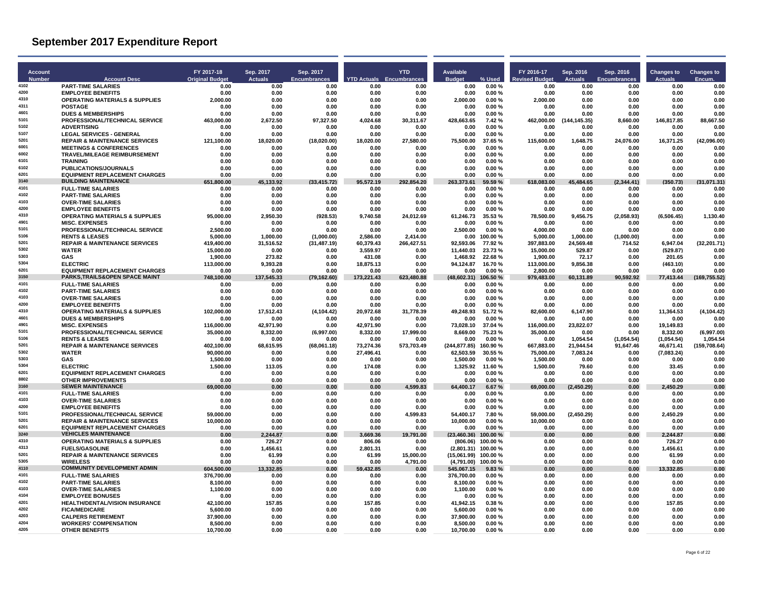# September 2017 Expenditure Report

| Account Number | Account Desc | FY 2017-18 Original Budget | Sep. 2017 Actuals | Sep. 2017 Encumbrances | YTD Actuals | YTD Encumbrances | Available Budget | % Used | FY 2016-17 Revised Budget | Sep. 2016 Actuals | Sep. 2016 Encumbrances | Changes to Actuals | Changes to Encum. |
|---|---|---|---|---|---|---|---|---|---|---|---|---|---|
| 4102 | PART-TIME SALARIES | 0.00 | 0.00 | 0.00 | 0.00 | 0.00 | 0.00 | 0.00 % | 0.00 | 0.00 | 0.00 | 0.00 | 0.00 |
| 4200 | EMPLOYEE BENEFITS | 0.00 | 0.00 | 0.00 | 0.00 | 0.00 | 0.00 | 0.00 % | 0.00 | 0.00 | 0.00 | 0.00 | 0.00 |
| 4310 | OPERATING MATERIALS & SUPPLIES | 2,000.00 | 0.00 | 0.00 | 0.00 | 0.00 | 2,000.00 | 0.00 % | 2,000.00 | 0.00 | 0.00 | 0.00 | 0.00 |
| 4311 | POSTAGE | 0.00 | 0.00 | 0.00 | 0.00 | 0.00 | 0.00 | 0.00 % | 0.00 | 0.00 | 0.00 | 0.00 | 0.00 |
| 4601 | DUES & MEMBERSHIPS | 0.00 | 0.00 | 0.00 | 0.00 | 0.00 | 0.00 | 0.00 % | 0.00 | 0.00 | 0.00 | 0.00 | 0.00 |
| 5101 | PROFESSIONAL/TECHNICAL SERVICE | 463,000.00 | 2,672.50 | 97,327.50 | 4,024.68 | 30,311.67 | 428,663.65 | 7.42 % | 462,000.00 | (144,145.35) | 8,660.00 | 146,817.85 | 88,667.50 |
| 5102 | ADVERTISING | 0.00 | 0.00 | 0.00 | 0.00 | 0.00 | 0.00 | 0.00 % | 0.00 | 0.00 | 0.00 | 0.00 | 0.00 |
| 5107 | LEGAL SERVICES - GENERAL | 0.00 | 0.00 | 0.00 | 0.00 | 0.00 | 0.00 | 0.00 % | 0.00 | 0.00 | 0.00 | 0.00 | 0.00 |
| 5201 | REPAIR & MAINTENANCE SERVICES | 121,100.00 | 18,020.00 | (18,020.00) | 18,020.00 | 27,580.00 | 75,500.00 | 37.65 % | 115,600.00 | 1,648.75 | 24,076.00 | 16,371.25 | (42,096.00) |
| 6001 | MEETINGS & CONFERENCES | 0.00 | 0.00 | 0.00 | 0.00 | 0.00 | 0.00 | 0.00 % | 0.00 | 0.00 | 0.00 | 0.00 | 0.00 |
| 6002 | TRAVEL/MILEAGE REIMBURSEMENT | 0.00 | 0.00 | 0.00 | 0.00 | 0.00 | 0.00 | 0.00 % | 0.00 | 0.00 | 0.00 | 0.00 | 0.00 |
| 6101 | TRAINING | 0.00 | 0.00 | 0.00 | 0.00 | 0.00 | 0.00 | 0.00 % | 0.00 | 0.00 | 0.00 | 0.00 | 0.00 |
| 6102 | PUBLICATIONS/JOURNALS | 0.00 | 0.00 | 0.00 | 0.00 | 0.00 | 0.00 | 0.00 % | 0.00 | 0.00 | 0.00 | 0.00 | 0.00 |
| 6201 | EQUIPMENT REPLACEMENT CHARGES | 0.00 | 0.00 | 0.00 | 0.00 | 0.00 | 0.00 | 0.00 % | 0.00 | 0.00 | 0.00 | 0.00 | 0.00 |
| 3140 | **BUILDING MAINTENANCE** | **651,800.00** | **45,133.92** | **(33,415.72)** | **95,572.19** | **292,854.20** | **263,373.61** | **59.59 %** | **618,083.00** | **45,484.65** | **(2,344.41)** | **(350.73)** | **(31,071.31)** |
| 4101 | FULL-TIME SALARIES | 0.00 | 0.00 | 0.00 | 0.00 | 0.00 | 0.00 | 0.00 % | 0.00 | 0.00 | 0.00 | 0.00 | 0.00 |
| 4102 | PART-TIME SALARIES | 0.00 | 0.00 | 0.00 | 0.00 | 0.00 | 0.00 | 0.00 % | 0.00 | 0.00 | 0.00 | 0.00 | 0.00 |
| 4103 | OVER-TIME SALARIES | 0.00 | 0.00 | 0.00 | 0.00 | 0.00 | 0.00 | 0.00 % | 0.00 | 0.00 | 0.00 | 0.00 | 0.00 |
| 4200 | EMPLOYEE BENEFITS | 0.00 | 0.00 | 0.00 | 0.00 | 0.00 | 0.00 | 0.00 % | 0.00 | 0.00 | 0.00 | 0.00 | 0.00 |
| 4310 | OPERATING MATERIALS & SUPPLIES | 95,000.00 | 2,950.30 | (928.53) | 9,740.58 | 24,012.69 | 61,246.73 | 35.53 % | 78,500.00 | 9,456.75 | (2,058.93) | (6,506.45) | 1,130.40 |
| 4901 | MISC. EXPENSES | 0.00 | 0.00 | 0.00 | 0.00 | 0.00 | 0.00 | 0.00 % | 0.00 | 0.00 | 0.00 | 0.00 | 0.00 |
| 5101 | PROFESSIONAL/TECHNICAL SERVICE | 2,500.00 | 0.00 | 0.00 | 0.00 | 0.00 | 2,500.00 | 0.00 % | 4,000.00 | 0.00 | 0.00 | 0.00 | 0.00 |
| 5106 | RENTS & LEASES | 5,000.00 | 1,000.00 | (1,000.00) | 2,586.00 | 2,414.00 | 0.00 | 100.00 % | 5,000.00 | 1,000.00 | (1,000.00) | 0.00 | 0.00 |
| 5201 | REPAIR & MAINTENANCE SERVICES | 419,400.00 | 31,516.52 | (31,487.19) | 60,379.43 | 266,427.51 | 92,593.06 | 77.92 % | 397,883.00 | 24,569.48 | 714.52 | 6,947.04 | (32,201.71) |
| 5302 | WATER | 15,000.00 | 0.00 | 0.00 | 3,559.97 | 0.00 | 11,440.03 | 23.73 % | 15,000.00 | 529.87 | 0.00 | (529.87) | 0.00 |
| 5303 | GAS | 1,900.00 | 273.82 | 0.00 | 431.08 | 0.00 | 1,468.92 | 22.68 % | 1,900.00 | 72.17 | 0.00 | 201.65 | 0.00 |
| 5304 | ELECTRIC | 113,000.00 | 9,393.28 | 0.00 | 18,875.13 | 0.00 | 94,124.87 | 16.70 % | 113,000.00 | 9,856.38 | 0.00 | (463.10) | 0.00 |
| 6201 | EQUIPMENT REPLACEMENT CHARGES | 0.00 | 0.00 | 0.00 | 0.00 | 0.00 | 0.00 | 0.00 % | 2,800.00 | 0.00 | 0.00 | 0.00 | 0.00 |
| 3150 | **PARKS,TRAILS&OPEN SPACE MAINT** | **748,100.00** | **137,545.33** | **(79,162.60)** | **173,221.43** | **623,480.88** | **(48,602.31)** | **106.50 %** | **979,483.00** | **60,131.89** | **90,592.92** | **77,413.44** | **(169,755.52)** |
| 4101 | FULL-TIME SALARIES | 0.00 | 0.00 | 0.00 | 0.00 | 0.00 | 0.00 | 0.00 % | 0.00 | 0.00 | 0.00 | 0.00 | 0.00 |
| 4102 | PART-TIME SALARIES | 0.00 | 0.00 | 0.00 | 0.00 | 0.00 | 0.00 | 0.00 % | 0.00 | 0.00 | 0.00 | 0.00 | 0.00 |
| 4103 | OVER-TIME SALARIES | 0.00 | 0.00 | 0.00 | 0.00 | 0.00 | 0.00 | 0.00 % | 0.00 | 0.00 | 0.00 | 0.00 | 0.00 |
| 4200 | EMPLOYEE BENEFITS | 0.00 | 0.00 | 0.00 | 0.00 | 0.00 | 0.00 | 0.00 % | 0.00 | 0.00 | 0.00 | 0.00 | 0.00 |
| 4310 | OPERATING MATERIALS & SUPPLIES | 102,000.00 | 17,512.43 | (4,104.42) | 20,972.68 | 31,778.39 | 49,248.93 | 51.72 % | 82,600.00 | 6,147.90 | 0.00 | 11,364.53 | (4,104.42) |
| 4601 | DUES & MEMBERSHIPS | 0.00 | 0.00 | 0.00 | 0.00 | 0.00 | 0.00 | 0.00 % | 0.00 | 0.00 | 0.00 | 0.00 | 0.00 |
| 4901 | MISC. EXPENSES | 116,000.00 | 42,971.90 | 0.00 | 42,971.90 | 0.00 | 73,028.10 | 37.04 % | 116,000.00 | 23,822.07 | 0.00 | 19,149.83 | 0.00 |
| 5101 | PROFESSIONAL/TECHNICAL SERVICE | 35,000.00 | 8,332.00 | (6,997.00) | 8,332.00 | 17,999.00 | 8,669.00 | 75.23 % | 35,000.00 | 0.00 | 0.00 | 8,332.00 | (6,997.00) |
| 5106 | RENTS & LEASES | 0.00 | 0.00 | 0.00 | 0.00 | 0.00 | 0.00 | 0.00 % | 0.00 | 1,054.54 | (1,054.54) | (1,054.54) | 1,054.54 |
| 5201 | REPAIR & MAINTENANCE SERVICES | 402,100.00 | 68,615.95 | (68,061.18) | 73,274.36 | 573,703.49 | (244,877.85) | 160.90 % | 667,883.00 | 21,944.54 | 91,647.46 | 46,671.41 | (159,708.64) |
| 5302 | WATER | 90,000.00 | 0.00 | 0.00 | 27,496.41 | 0.00 | 62,503.59 | 30.55 % | 75,000.00 | 7,083.24 | 0.00 | (7,083.24) | 0.00 |
| 5303 | GAS | 1,500.00 | 0.00 | 0.00 | 0.00 | 0.00 | 1,500.00 | 0.00 % | 1,500.00 | 0.00 | 0.00 | 0.00 | 0.00 |
| 5304 | ELECTRIC | 1,500.00 | 113.05 | 0.00 | 174.08 | 0.00 | 1,325.92 | 11.60 % | 1,500.00 | 79.60 | 0.00 | 33.45 | 0.00 |
| 6201 | EQUIPMENT REPLACEMENT CHARGES | 0.00 | 0.00 | 0.00 | 0.00 | 0.00 | 0.00 | 0.00 % | 0.00 | 0.00 | 0.00 | 0.00 | 0.00 |
| 8802 | OTHER IMPROVEMENTS | 0.00 | 0.00 | 0.00 | 0.00 | 0.00 | 0.00 | 0.00 % | 0.00 | 0.00 | 0.00 | 0.00 | 0.00 |
| 3160 | **SEWER MAINTENANCE** | **69,000.00** | **0.00** | **0.00** | **0.00** | **4,599.83** | **64,400.17** | **6.67 %** | **69,000.00** | **(2,450.29)** | **0.00** | **2,450.29** | **0.00** |
| 4101 | FULL-TIME SALARIES | 0.00 | 0.00 | 0.00 | 0.00 | 0.00 | 0.00 | 0.00 % | 0.00 | 0.00 | 0.00 | 0.00 | 0.00 |
| 4103 | OVER-TIME SALARIES | 0.00 | 0.00 | 0.00 | 0.00 | 0.00 | 0.00 | 0.00 % | 0.00 | 0.00 | 0.00 | 0.00 | 0.00 |
| 4200 | EMPLOYEE BENEFITS | 0.00 | 0.00 | 0.00 | 0.00 | 0.00 | 0.00 | 0.00 % | 0.00 | 0.00 | 0.00 | 0.00 | 0.00 |
| 5101 | PROFESSIONAL/TECHNICAL SERVICE | 59,000.00 | 0.00 | 0.00 | 0.00 | 4,599.83 | 54,400.17 | 7.80 % | 59,000.00 | (2,450.29) | 0.00 | 2,450.29 | 0.00 |
| 5201 | REPAIR & MAINTENANCE SERVICES | 10,000.00 | 0.00 | 0.00 | 0.00 | 0.00 | 10,000.00 | 0.00 % | 10,000.00 | 0.00 | 0.00 | 0.00 | 0.00 |
| 6201 | EQUIPMENT REPLACEMENT CHARGES | 0.00 | 0.00 | 0.00 | 0.00 | 0.00 | 0.00 | 0.00 % | 0.00 | 0.00 | 0.00 | 0.00 | 0.00 |
| 3240 | **VEHICLES MAINTENANCE** | **0.00** | **2,244.87** | **0.00** | **3,669.36** | **19,791.00** | **(23,460.36)** | **100.00 %** | **0.00** | **0.00** | **0.00** | **2,244.87** | **0.00** |
| 4310 | OPERATING MATERIALS & SUPPLIES | 0.00 | 726.27 | 0.00 | 806.06 | 0.00 | (806.06) | 100.00 % | 0.00 | 0.00 | 0.00 | 726.27 | 0.00 |
| 4313 | FUELS/GASOLINE | 0.00 | 1,456.61 | 0.00 | 2,801.31 | 0.00 | (2,801.31) | 100.00 % | 0.00 | 0.00 | 0.00 | 1,456.61 | 0.00 |
| 5201 | REPAIR & MAINTENANCE SERVICES | 0.00 | 61.99 | 0.00 | 61.99 | 15,000.00 | (15,061.99) | 100.00 % | 0.00 | 0.00 | 0.00 | 61.99 | 0.00 |
| 5305 | WIRELESS | 0.00 | 0.00 | 0.00 | 0.00 | 4,791.00 | (4,791.00) | 100.00 % | 0.00 | 0.00 | 0.00 | 0.00 | 0.00 |
| 4110 | **COMMUNITY DEVELOPMENT ADMIN** | **604,500.00** | **13,332.85** | **0.00** | **59,432.85** | **0.00** | **545,067.15** | **9.83 %** | **0.00** | **0.00** | **0.00** | **13,332.85** | **0.00** |
| 4101 | FULL-TIME SALARIES | 376,700.00 | 0.00 | 0.00 | 0.00 | 0.00 | 376,700.00 | 0.00 % | 0.00 | 0.00 | 0.00 | 0.00 | 0.00 |
| 4102 | PART-TIME SALARIES | 8,100.00 | 0.00 | 0.00 | 0.00 | 0.00 | 8,100.00 | 0.00 % | 0.00 | 0.00 | 0.00 | 0.00 | 0.00 |
| 4103 | OVER-TIME SALARIES | 1,100.00 | 0.00 | 0.00 | 0.00 | 0.00 | 1,100.00 | 0.00 % | 0.00 | 0.00 | 0.00 | 0.00 | 0.00 |
| 4104 | EMPLOYEE BONUSES | 0.00 | 0.00 | 0.00 | 0.00 | 0.00 | 0.00 | 0.00 % | 0.00 | 0.00 | 0.00 | 0.00 | 0.00 |
| 4201 | HEALTH/DENTAL/VISION INSURANCE | 42,100.00 | 157.85 | 0.00 | 157.85 | 0.00 | 41,942.15 | 0.38 % | 0.00 | 0.00 | 0.00 | 157.85 | 0.00 |
| 4202 | FICA/MEDICARE | 5,600.00 | 0.00 | 0.00 | 0.00 | 0.00 | 5,600.00 | 0.00 % | 0.00 | 0.00 | 0.00 | 0.00 | 0.00 |
| 4203 | CALPERS RETIREMENT | 37,900.00 | 0.00 | 0.00 | 0.00 | 0.00 | 37,900.00 | 0.00 % | 0.00 | 0.00 | 0.00 | 0.00 | 0.00 |
| 4204 | WORKERS' COMPENSATION | 8,500.00 | 0.00 | 0.00 | 0.00 | 0.00 | 8,500.00 | 0.00 % | 0.00 | 0.00 | 0.00 | 0.00 | 0.00 |
| 4205 | OTHER BENEFITS | 10,700.00 | 0.00 | 0.00 | 0.00 | 0.00 | 10,700.00 | 0.00 % | 0.00 | 0.00 | 0.00 | 0.00 | 0.00 |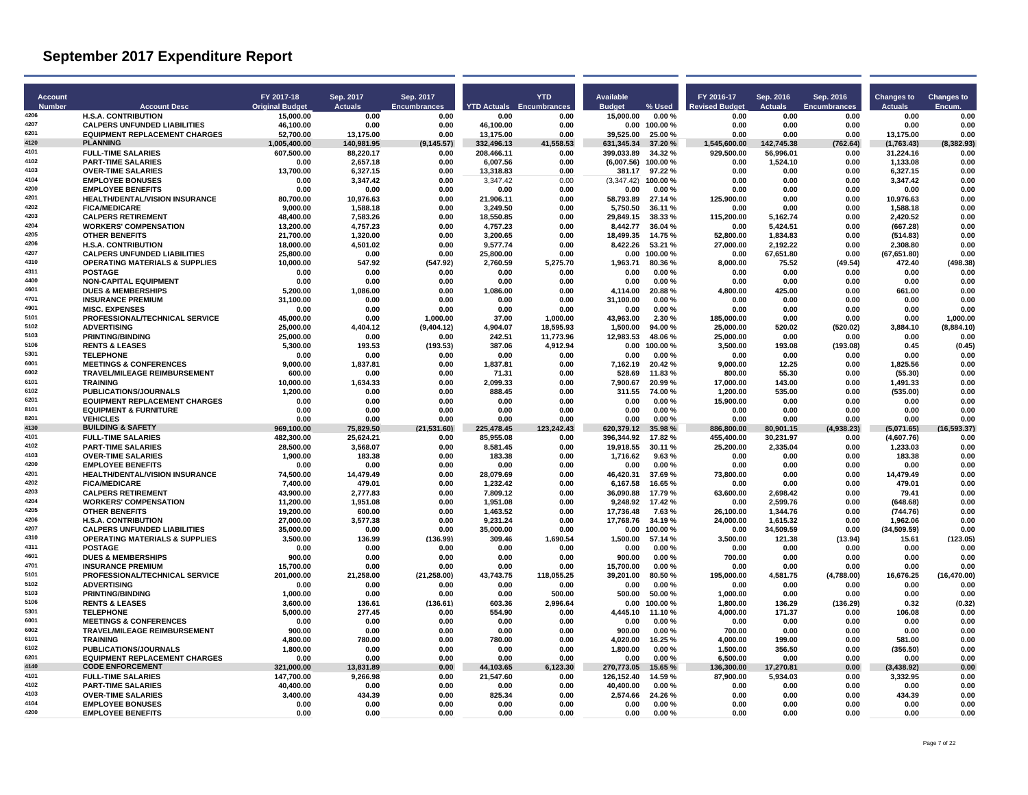# September 2017 Expenditure Report

| Account Number | Account Desc | FY 2017-18 Original Budget | Sep. 2017 Actuals | Sep. 2017 Encumbrances | YTD Actuals | YTD Encumbrances | Available Budget | % Used | FY 2016-17 Revised Budget | Sep. 2016 Actuals | Sep. 2016 Encumbrances | Changes to Actuals | Changes to Encum. |
|---|---|---|---|---|---|---|---|---|---|---|---|---|---|
| 4206 | H.S.A. CONTRIBUTION | 15,000.00 | 0.00 | 0.00 | 0.00 | 0.00 | 15,000.00 | 0.00 % | 0.00 | 0.00 | 0.00 | 0.00 | 0.00 |
| 4207 | CALPERS UNFUNDED LIABILITIES | 46,100.00 | 0.00 | 0.00 | 46,100.00 | 0.00 | 0.00 | 100.00 % | 0.00 | 0.00 | 0.00 | 0.00 | 0.00 |
| 6201 | EQUIPMENT REPLACEMENT CHARGES | 52,700.00 | 13,175.00 | 0.00 | 13,175.00 | 0.00 | 39,525.00 | 25.00 % | 0.00 | 0.00 | 0.00 | 13,175.00 | 0.00 |
| 4120 | PLANNING | 1,005,400.00 | 140,981.95 | (9,145.57) | 332,496.13 | 41,558.53 | 631,345.34 | 37.20 % | 1,545,600.00 | 142,745.38 | (762.64) | (1,763.43) | (8,382.93) |
| 4101 | FULL-TIME SALARIES | 607,500.00 | 88,220.17 | 0.00 | 208,466.11 | 0.00 | 399,033.89 | 34.32 % | 929,500.00 | 56,996.01 | 0.00 | 31,224.16 | 0.00 |
| 4102 | PART-TIME SALARIES | 0.00 | 2,657.18 | 0.00 | 6,007.56 | 0.00 | (6,007.56) | 100.00 % | 0.00 | 1,524.10 | 0.00 | 1,133.08 | 0.00 |
| 4103 | OVER-TIME SALARIES | 13,700.00 | 6,327.15 | 0.00 | 13,318.83 | 0.00 | 381.17 | 97.22 % | 0.00 | 0.00 | 0.00 | 6,327.15 | 0.00 |
| 4104 | EMPLOYEE BONUSES | 0.00 | 3,347.42 | 0.00 | 3,347.42 | 0.00 | (3,347.42) | 100.00 % | 0.00 | 0.00 | 0.00 | 3,347.42 | 0.00 |
| 4200 | EMPLOYEE BENEFITS | 0.00 | 0.00 | 0.00 | 0.00 | 0.00 | 0.00 | 0.00 % | 0.00 | 0.00 | 0.00 | 0.00 | 0.00 |
| 4201 | HEALTH/DENTAL/VISION INSURANCE | 80,700.00 | 10,976.63 | 0.00 | 21,906.11 | 0.00 | 58,793.89 | 27.14 % | 125,900.00 | 0.00 | 0.00 | 10,976.63 | 0.00 |
| 4202 | FICA/MEDICARE | 9,000.00 | 1,588.18 | 0.00 | 3,249.50 | 0.00 | 5,750.50 | 36.11 % | 0.00 | 0.00 | 0.00 | 1,588.18 | 0.00 |
| 4203 | CALPERS RETIREMENT | 48,400.00 | 7,583.26 | 0.00 | 18,550.85 | 0.00 | 29,849.15 | 38.33 % | 115,200.00 | 5,162.74 | 0.00 | 2,420.52 | 0.00 |
| 4204 | WORKERS' COMPENSATION | 13,200.00 | 4,757.23 | 0.00 | 4,757.23 | 0.00 | 8,442.77 | 36.04 % | 0.00 | 5,424.51 | 0.00 | (667.28) | 0.00 |
| 4205 | OTHER BENEFITS | 21,700.00 | 1,320.00 | 0.00 | 3,200.65 | 0.00 | 18,499.35 | 14.75 % | 52,800.00 | 1,834.83 | 0.00 | (514.83) | 0.00 |
| 4206 | H.S.A. CONTRIBUTION | 18,000.00 | 4,501.02 | 0.00 | 9,577.74 | 0.00 | 8,422.26 | 53.21 % | 27,000.00 | 2,192.22 | 0.00 | 2,308.80 | 0.00 |
| 4207 | CALPERS UNFUNDED LIABILITIES | 25,800.00 | 0.00 | 0.00 | 25,800.00 | 0.00 | 0.00 | 100.00 % | 0.00 | 67,651.80 | 0.00 | (67,651.80) | 0.00 |
| 4310 | OPERATING MATERIALS & SUPPLIES | 10,000.00 | 547.92 | (547.92) | 2,760.59 | 5,275.70 | 1,963.71 | 80.36 % | 8,000.00 | 75.52 | (49.54) | 472.40 | (498.38) |
| 4311 | POSTAGE | 0.00 | 0.00 | 0.00 | 0.00 | 0.00 | 0.00 | 0.00 % | 0.00 | 0.00 | 0.00 | 0.00 | 0.00 |
| 4400 | NON-CAPITAL EQUIPMENT | 0.00 | 0.00 | 0.00 | 0.00 | 0.00 | 0.00 | 0.00 % | 0.00 | 0.00 | 0.00 | 0.00 | 0.00 |
| 4601 | DUES & MEMBERSHIPS | 5,200.00 | 1,086.00 | 0.00 | 1,086.00 | 0.00 | 4,114.00 | 20.88 % | 4,800.00 | 425.00 | 0.00 | 661.00 | 0.00 |
| 4701 | INSURANCE PREMIUM | 31,100.00 | 0.00 | 0.00 | 0.00 | 0.00 | 31,100.00 | 0.00 % | 0.00 | 0.00 | 0.00 | 0.00 | 0.00 |
| 4901 | MISC. EXPENSES | 0.00 | 0.00 | 0.00 | 0.00 | 0.00 | 0.00 | 0.00 % | 0.00 | 0.00 | 0.00 | 0.00 | 0.00 |
| 5101 | PROFESSIONAL/TECHNICAL SERVICE | 45,000.00 | 0.00 | 1,000.00 | 37.00 | 1,000.00 | 43,963.00 | 2.30 % | 185,000.00 | 0.00 | 0.00 | 0.00 | 1,000.00 |
| 5102 | ADVERTISING | 25,000.00 | 4,404.12 | (9,404.12) | 4,904.07 | 18,595.93 | 1,500.00 | 94.00 % | 25,000.00 | 520.02 | (520.02) | 3,884.10 | (8,884.10) |
| 5103 | PRINTING/BINDING | 25,000.00 | 0.00 | 0.00 | 242.51 | 11,773.96 | 12,983.53 | 48.06 % | 25,000.00 | 0.00 | 0.00 | 0.00 | 0.00 |
| 5106 | RENTS & LEASES | 5,300.00 | 193.53 | (193.53) | 387.06 | 4,912.94 | 0.00 | 100.00 % | 3,500.00 | 193.08 | (193.08) | 0.45 | (0.45) |
| 5301 | TELEPHONE | 0.00 | 0.00 | 0.00 | 0.00 | 0.00 | 0.00 | 0.00 % | 0.00 | 0.00 | 0.00 | 0.00 | 0.00 |
| 6001 | MEETINGS & CONFERENCES | 9,000.00 | 1,837.81 | 0.00 | 1,837.81 | 0.00 | 7,162.19 | 20.42 % | 9,000.00 | 12.25 | 0.00 | 1,825.56 | 0.00 |
| 6002 | TRAVEL/MILEAGE REIMBURSEMENT | 600.00 | 0.00 | 0.00 | 71.31 | 0.00 | 528.69 | 11.83 % | 800.00 | 55.30 | 0.00 | (55.30) | 0.00 |
| 6101 | TRAINING | 10,000.00 | 1,634.33 | 0.00 | 2,099.33 | 0.00 | 7,900.67 | 20.99 % | 17,000.00 | 143.00 | 0.00 | 1,491.33 | 0.00 |
| 6102 | PUBLICATIONS/JOURNALS | 1,200.00 | 0.00 | 0.00 | 888.45 | 0.00 | 311.55 | 74.00 % | 1,200.00 | 535.00 | 0.00 | (535.00) | 0.00 |
| 6201 | EQUIPMENT REPLACEMENT CHARGES | 0.00 | 0.00 | 0.00 | 0.00 | 0.00 | 0.00 | 0.00 % | 15,900.00 | 0.00 | 0.00 | 0.00 | 0.00 |
| 8101 | EQUIPMENT & FURNITURE | 0.00 | 0.00 | 0.00 | 0.00 | 0.00 | 0.00 | 0.00 % | 0.00 | 0.00 | 0.00 | 0.00 | 0.00 |
| 8201 | VEHICLES | 0.00 | 0.00 | 0.00 | 0.00 | 0.00 | 0.00 | 0.00 % | 0.00 | 0.00 | 0.00 | 0.00 | 0.00 |
| 4130 | BUILDING & SAFETY | 969,100.00 | 75,829.50 | (21,531.60) | 225,478.45 | 123,242.43 | 620,379.12 | 35.98 % | 886,800.00 | 80,901.15 | (4,938.23) | (5,071.65) | (16,593.37) |
| 4101 | FULL-TIME SALARIES | 482,300.00 | 25,624.21 | 0.00 | 85,955.08 | 0.00 | 396,344.92 | 17.82 % | 455,400.00 | 30,231.97 | 0.00 | (4,607.76) | 0.00 |
| 4102 | PART-TIME SALARIES | 28,500.00 | 3,568.07 | 0.00 | 8,581.45 | 0.00 | 19,918.55 | 30.11 % | 25,200.00 | 2,335.04 | 0.00 | 1,233.03 | 0.00 |
| 4103 | OVER-TIME SALARIES | 1,900.00 | 183.38 | 0.00 | 183.38 | 0.00 | 1,716.62 | 9.63 % | 0.00 | 0.00 | 0.00 | 183.38 | 0.00 |
| 4200 | EMPLOYEE BENEFITS | 0.00 | 0.00 | 0.00 | 0.00 | 0.00 | 0.00 | 0.00 % | 0.00 | 0.00 | 0.00 | 0.00 | 0.00 |
| 4201 | HEALTH/DENTAL/VISION INSURANCE | 74,500.00 | 14,479.49 | 0.00 | 28,079.69 | 0.00 | 46,420.31 | 37.69 % | 73,800.00 | 0.00 | 0.00 | 14,479.49 | 0.00 |
| 4202 | FICA/MEDICARE | 7,400.00 | 479.01 | 0.00 | 1,232.42 | 0.00 | 6,167.58 | 16.65 % | 0.00 | 0.00 | 0.00 | 479.01 | 0.00 |
| 4203 | CALPERS RETIREMENT | 43,900.00 | 2,777.83 | 0.00 | 7,809.12 | 0.00 | 36,090.88 | 17.79 % | 63,600.00 | 2,698.42 | 0.00 | 79.41 | 0.00 |
| 4204 | WORKERS' COMPENSATION | 11,200.00 | 1,951.08 | 0.00 | 1,951.08 | 0.00 | 9,248.92 | 17.42 % | 0.00 | 2,599.76 | 0.00 | (648.68) | 0.00 |
| 4205 | OTHER BENEFITS | 19,200.00 | 600.00 | 0.00 | 1,463.52 | 0.00 | 17,736.48 | 7.63 % | 26,100.00 | 1,344.76 | 0.00 | (744.76) | 0.00 |
| 4206 | H.S.A. CONTRIBUTION | 27,000.00 | 3,577.38 | 0.00 | 9,231.24 | 0.00 | 17,768.76 | 34.19 % | 24,000.00 | 1,615.32 | 0.00 | 1,962.06 | 0.00 |
| 4207 | CALPERS UNFUNDED LIABILITIES | 35,000.00 | 0.00 | 0.00 | 35,000.00 | 0.00 | 0.00 | 100.00 % | 0.00 | 34,509.59 | 0.00 | (34,509.59) | 0.00 |
| 4310 | OPERATING MATERIALS & SUPPLIES | 3,500.00 | 136.99 | (136.99) | 309.46 | 1,690.54 | 1,500.00 | 57.14 % | 3,500.00 | 121.38 | (13.94) | 15.61 | (123.05) |
| 4311 | POSTAGE | 0.00 | 0.00 | 0.00 | 0.00 | 0.00 | 0.00 | 0.00 % | 0.00 | 0.00 | 0.00 | 0.00 | 0.00 |
| 4601 | DUES & MEMBERSHIPS | 900.00 | 0.00 | 0.00 | 0.00 | 0.00 | 900.00 | 0.00 % | 700.00 | 0.00 | 0.00 | 0.00 | 0.00 |
| 4701 | INSURANCE PREMIUM | 15,700.00 | 0.00 | 0.00 | 0.00 | 0.00 | 15,700.00 | 0.00 % | 0.00 | 0.00 | 0.00 | 0.00 | 0.00 |
| 5101 | PROFESSIONAL/TECHNICAL SERVICE | 201,000.00 | 21,258.00 | (21,258.00) | 43,743.75 | 118,055.25 | 39,201.00 | 80.50 % | 195,000.00 | 4,581.75 | (4,788.00) | 16,676.25 | (16,470.00) |
| 5102 | ADVERTISING | 0.00 | 0.00 | 0.00 | 0.00 | 0.00 | 0.00 | 0.00 % | 0.00 | 0.00 | 0.00 | 0.00 | 0.00 |
| 5103 | PRINTING/BINDING | 1,000.00 | 0.00 | 0.00 | 0.00 | 500.00 | 500.00 | 50.00 % | 1,000.00 | 0.00 | 0.00 | 0.00 | 0.00 |
| 5106 | RENTS & LEASES | 3,600.00 | 136.61 | (136.61) | 603.36 | 2,996.64 | 0.00 | 100.00 % | 1,800.00 | 136.29 | (136.29) | 0.32 | (0.32) |
| 5301 | TELEPHONE | 5,000.00 | 277.45 | 0.00 | 554.90 | 0.00 | 4,445.10 | 11.10 % | 4,000.00 | 171.37 | 0.00 | 106.08 | 0.00 |
| 6001 | MEETINGS & CONFERENCES | 0.00 | 0.00 | 0.00 | 0.00 | 0.00 | 0.00 | 0.00 % | 0.00 | 0.00 | 0.00 | 0.00 | 0.00 |
| 6002 | TRAVEL/MILEAGE REIMBURSEMENT | 900.00 | 0.00 | 0.00 | 0.00 | 0.00 | 900.00 | 0.00 % | 700.00 | 0.00 | 0.00 | 0.00 | 0.00 |
| 6101 | TRAINING | 4,800.00 | 780.00 | 0.00 | 780.00 | 0.00 | 4,020.00 | 16.25 % | 4,000.00 | 199.00 | 0.00 | 581.00 | 0.00 |
| 6102 | PUBLICATIONS/JOURNALS | 1,800.00 | 0.00 | 0.00 | 0.00 | 0.00 | 1,800.00 | 0.00 % | 1,500.00 | 356.50 | 0.00 | (356.50) | 0.00 |
| 6201 | EQUIPMENT REPLACEMENT CHARGES | 0.00 | 0.00 | 0.00 | 0.00 | 0.00 | 0.00 | 0.00 % | 6,500.00 | 0.00 | 0.00 | 0.00 | 0.00 |
| 4140 | CODE ENFORCEMENT | 321,000.00 | 13,831.89 | 0.00 | 44,103.65 | 6,123.30 | 270,773.05 | 15.65 % | 136,300.00 | 17,270.81 | 0.00 | (3,438.92) | 0.00 |
| 4101 | FULL-TIME SALARIES | 147,700.00 | 9,266.98 | 0.00 | 21,547.60 | 0.00 | 126,152.40 | 14.59 % | 87,900.00 | 5,934.03 | 0.00 | 3,332.95 | 0.00 |
| 4102 | PART-TIME SALARIES | 40,400.00 | 0.00 | 0.00 | 0.00 | 0.00 | 40,400.00 | 0.00 % | 0.00 | 0.00 | 0.00 | 0.00 | 0.00 |
| 4103 | OVER-TIME SALARIES | 3,400.00 | 434.39 | 0.00 | 825.34 | 0.00 | 2,574.66 | 24.26 % | 0.00 | 0.00 | 0.00 | 434.39 | 0.00 |
| 4104 | EMPLOYEE BONUSES | 0.00 | 0.00 | 0.00 | 0.00 | 0.00 | 0.00 | 0.00 % | 0.00 | 0.00 | 0.00 | 0.00 | 0.00 |
| 4200 | EMPLOYEE BENEFITS | 0.00 | 0.00 | 0.00 | 0.00 | 0.00 | 0.00 | 0.00 % | 0.00 | 0.00 | 0.00 | 0.00 | 0.00 |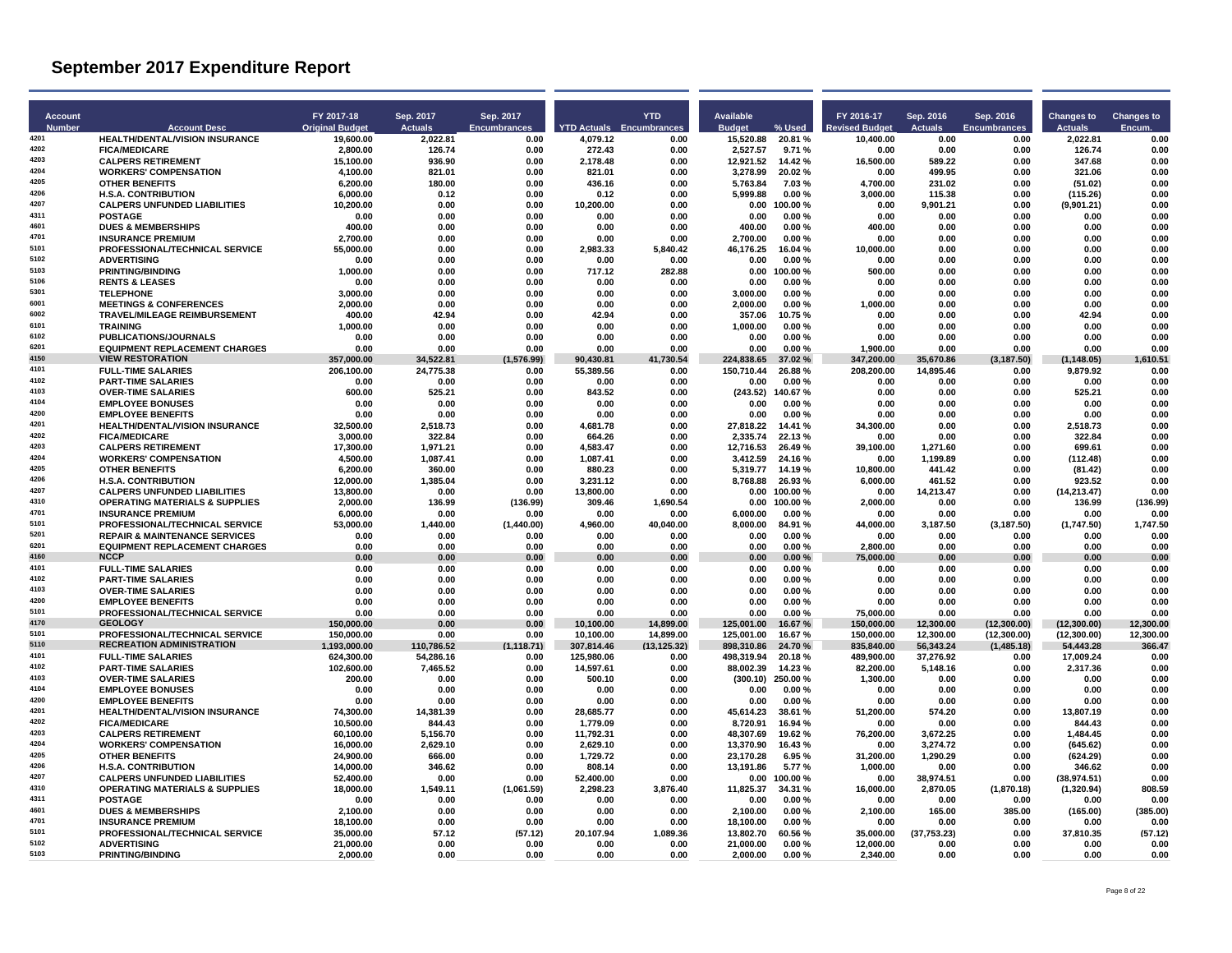# September 2017 Expenditure Report

| Account Number | Account Desc | FY 2017-18 Original Budget | Sep. 2017 Actuals | Sep. 2017 Encumbrances | YTD Actuals | YTD Encumbrances | Available Budget | % Used | FY 2016-17 Revised Budget | Sep. 2016 Actuals | Sep. 2016 Encumbrances | Changes to Actuals | Changes to Encum. |
|---|---|---|---|---|---|---|---|---|---|---|---|---|---|
| 4201 | HEALTH/DENTAL/VISION INSURANCE | 19,600.00 | 2,022.81 | 0.00 | 4,079.12 | 0.00 | 15,520.88 | 20.81 % | 10,400.00 | 0.00 | 0.00 | 2,022.81 | 0.00 |
| 4202 | FICA/MEDICARE | 2,800.00 | 126.74 | 0.00 | 272.43 | 0.00 | 2,527.57 | 9.71 % | 0.00 | 0.00 | 0.00 | 126.74 | 0.00 |
| 4203 | CALPERS RETIREMENT | 15,100.00 | 936.90 | 0.00 | 2,178.48 | 0.00 | 12,921.52 | 14.42 % | 16,500.00 | 589.22 | 0.00 | 347.68 | 0.00 |
| 4204 | WORKERS' COMPENSATION | 4,100.00 | 821.01 | 0.00 | 821.01 | 0.00 | 3,278.99 | 20.02 % | 0.00 | 499.95 | 0.00 | 321.06 | 0.00 |
| 4205 | OTHER BENEFITS | 6,200.00 | 180.00 | 0.00 | 436.16 | 0.00 | 5,763.84 | 7.03 % | 4,700.00 | 231.02 | 0.00 | (51.02) | 0.00 |
| 4206 | H.S.A. CONTRIBUTION | 6,000.00 | 0.12 | 0.00 | 0.12 | 0.00 | 5,999.88 | 0.00 % | 3,000.00 | 115.38 | 0.00 | (115.26) | 0.00 |
| 4207 | CALPERS UNFUNDED LIABILITIES | 10,200.00 | 0.00 | 0.00 | 10,200.00 | 0.00 | 0.00 | 100.00 % | 0.00 | 9,901.21 | 0.00 | (9,901.21) | 0.00 |
| 4311 | POSTAGE | 0.00 | 0.00 | 0.00 | 0.00 | 0.00 | 0.00 | 0.00 % | 0.00 | 0.00 | 0.00 | 0.00 | 0.00 |
| 4601 | DUES & MEMBERSHIPS | 400.00 | 0.00 | 0.00 | 0.00 | 0.00 | 400.00 | 0.00 % | 400.00 | 0.00 | 0.00 | 0.00 | 0.00 |
| 4701 | INSURANCE PREMIUM | 2,700.00 | 0.00 | 0.00 | 0.00 | 0.00 | 2,700.00 | 0.00 % | 0.00 | 0.00 | 0.00 | 0.00 | 0.00 |
| 5101 | PROFESSIONAL/TECHNICAL SERVICE | 55,000.00 | 0.00 | 0.00 | 2,983.33 | 5,840.42 | 46,176.25 | 16.04 % | 10,000.00 | 0.00 | 0.00 | 0.00 | 0.00 |
| 5102 | ADVERTISING | 0.00 | 0.00 | 0.00 | 0.00 | 0.00 | 0.00 | 0.00 % | 0.00 | 0.00 | 0.00 | 0.00 | 0.00 |
| 5103 | PRINTING/BINDING | 1,000.00 | 0.00 | 0.00 | 717.12 | 282.88 | 0.00 | 100.00 % | 500.00 | 0.00 | 0.00 | 0.00 | 0.00 |
| 5106 | RENTS & LEASES | 0.00 | 0.00 | 0.00 | 0.00 | 0.00 | 0.00 | 0.00 % | 0.00 | 0.00 | 0.00 | 0.00 | 0.00 |
| 5301 | TELEPHONE | 3,000.00 | 0.00 | 0.00 | 0.00 | 0.00 | 3,000.00 | 0.00 % | 0.00 | 0.00 | 0.00 | 0.00 | 0.00 |
| 6001 | MEETINGS & CONFERENCES | 2,000.00 | 0.00 | 0.00 | 0.00 | 0.00 | 2,000.00 | 0.00 % | 1,000.00 | 0.00 | 0.00 | 0.00 | 0.00 |
| 6002 | TRAVEL/MILEAGE REIMBURSEMENT | 400.00 | 42.94 | 0.00 | 42.94 | 0.00 | 357.06 | 10.75 % | 0.00 | 0.00 | 0.00 | 42.94 | 0.00 |
| 6101 | TRAINING | 1,000.00 | 0.00 | 0.00 | 0.00 | 0.00 | 1,000.00 | 0.00 % | 0.00 | 0.00 | 0.00 | 0.00 | 0.00 |
| 6102 | PUBLICATIONS/JOURNALS | 0.00 | 0.00 | 0.00 | 0.00 | 0.00 | 0.00 | 0.00 % | 0.00 | 0.00 | 0.00 | 0.00 | 0.00 |
| 6201 | EQUIPMENT REPLACEMENT CHARGES | 0.00 | 0.00 | 0.00 | 0.00 | 0.00 | 0.00 | 0.00 % | 1,900.00 | 0.00 | 0.00 | 0.00 | 0.00 |
| 4150 | **VIEW RESTORATION** | **357,000.00** | **34,522.81** | **(1,576.99)** | **90,430.81** | **41,730.54** | **224,838.65** | **37.02 %** | **347,200.00** | **35,670.86** | **(3,187.50)** | **(1,148.05)** | **1,610.51** |
| 4101 | FULL-TIME SALARIES | 206,100.00 | 24,775.38 | 0.00 | 55,389.56 | 0.00 | 150,710.44 | 26.88 % | 208,200.00 | 14,895.46 | 0.00 | 9,879.92 | 0.00 |
| 4102 | PART-TIME SALARIES | 0.00 | 0.00 | 0.00 | 0.00 | 0.00 | 0.00 | 0.00 % | 0.00 | 0.00 | 0.00 | 0.00 | 0.00 |
| 4103 | OVER-TIME SALARIES | 600.00 | 525.21 | 0.00 | 843.52 | 0.00 | (243.52) | 140.67 % | 0.00 | 0.00 | 0.00 | 525.21 | 0.00 |
| 4104 | EMPLOYEE BONUSES | 0.00 | 0.00 | 0.00 | 0.00 | 0.00 | 0.00 | 0.00 % | 0.00 | 0.00 | 0.00 | 0.00 | 0.00 |
| 4200 | EMPLOYEE BENEFITS | 0.00 | 0.00 | 0.00 | 0.00 | 0.00 | 0.00 | 0.00 % | 0.00 | 0.00 | 0.00 | 0.00 | 0.00 |
| 4201 | HEALTH/DENTAL/VISION INSURANCE | 32,500.00 | 2,518.73 | 0.00 | 4,681.78 | 0.00 | 27,818.22 | 14.41 % | 34,300.00 | 0.00 | 0.00 | 2,518.73 | 0.00 |
| 4202 | FICA/MEDICARE | 3,000.00 | 322.84 | 0.00 | 664.26 | 0.00 | 2,335.74 | 22.13 % | 0.00 | 0.00 | 0.00 | 322.84 | 0.00 |
| 4203 | CALPERS RETIREMENT | 17,300.00 | 1,971.21 | 0.00 | 4,583.47 | 0.00 | 12,716.53 | 26.49 % | 39,100.00 | 1,271.60 | 0.00 | 699.61 | 0.00 |
| 4204 | WORKERS' COMPENSATION | 4,500.00 | 1,087.41 | 0.00 | 1,087.41 | 0.00 | 3,412.59 | 24.16 % | 0.00 | 1,199.89 | 0.00 | (112.48) | 0.00 |
| 4205 | OTHER BENEFITS | 6,200.00 | 360.00 | 0.00 | 880.23 | 0.00 | 5,319.77 | 14.19 % | 10,800.00 | 441.42 | 0.00 | (81.42) | 0.00 |
| 4206 | H.S.A. CONTRIBUTION | 12,000.00 | 1,385.04 | 0.00 | 3,231.12 | 0.00 | 8,768.88 | 26.93 % | 6,000.00 | 461.52 | 0.00 | 923.52 | 0.00 |
| 4207 | CALPERS UNFUNDED LIABILITIES | 13,800.00 | 0.00 | 0.00 | 13,800.00 | 0.00 | 0.00 | 100.00 % | 0.00 | 14,213.47 | 0.00 | (14,213.47) | 0.00 |
| 4310 | OPERATING MATERIALS & SUPPLIES | 2,000.00 | 136.99 | (136.99) | 309.46 | 1,690.54 | 0.00 | 100.00 % | 2,000.00 | 0.00 | 0.00 | 136.99 | (136.99) |
| 4701 | INSURANCE PREMIUM | 6,000.00 | 0.00 | 0.00 | 0.00 | 0.00 | 6,000.00 | 0.00 % | 0.00 | 0.00 | 0.00 | 0.00 | 0.00 |
| 5101 | PROFESSIONAL/TECHNICAL SERVICE | 53,000.00 | 1,440.00 | (1,440.00) | 4,960.00 | 40,040.00 | 8,000.00 | 84.91 % | 44,000.00 | 3,187.50 | (3,187.50) | (1,747.50) | 1,747.50 |
| 5201 | REPAIR & MAINTENANCE SERVICES | 0.00 | 0.00 | 0.00 | 0.00 | 0.00 | 0.00 | 0.00 % | 0.00 | 0.00 | 0.00 | 0.00 | 0.00 |
| 6201 | EQUIPMENT REPLACEMENT CHARGES | 0.00 | 0.00 | 0.00 | 0.00 | 0.00 | 0.00 | 0.00 % | 2,800.00 | 0.00 | 0.00 | 0.00 | 0.00 |
| 4160 | **NCCP** | **0.00** | **0.00** | **0.00** | **0.00** | **0.00** | **0.00** | **0.00 %** | **75,000.00** | **0.00** | **0.00** | **0.00** | **0.00** |
| 4101 | FULL-TIME SALARIES | 0.00 | 0.00 | 0.00 | 0.00 | 0.00 | 0.00 | 0.00 % | 0.00 | 0.00 | 0.00 | 0.00 | 0.00 |
| 4102 | PART-TIME SALARIES | 0.00 | 0.00 | 0.00 | 0.00 | 0.00 | 0.00 | 0.00 % | 0.00 | 0.00 | 0.00 | 0.00 | 0.00 |
| 4103 | OVER-TIME SALARIES | 0.00 | 0.00 | 0.00 | 0.00 | 0.00 | 0.00 | 0.00 % | 0.00 | 0.00 | 0.00 | 0.00 | 0.00 |
| 4200 | EMPLOYEE BENEFITS | 0.00 | 0.00 | 0.00 | 0.00 | 0.00 | 0.00 | 0.00 % | 0.00 | 0.00 | 0.00 | 0.00 | 0.00 |
| 5101 | PROFESSIONAL/TECHNICAL SERVICE | 0.00 | 0.00 | 0.00 | 0.00 | 0.00 | 0.00 | 0.00 % | 75,000.00 | 0.00 | 0.00 | 0.00 | 0.00 |
| 4170 | **GEOLOGY** | **150,000.00** | **0.00** | **0.00** | **10,100.00** | **14,899.00** | **125,001.00** | **16.67 %** | **150,000.00** | **12,300.00** | **(12,300.00)** | **(12,300.00)** | **12,300.00** |
| 5101 | PROFESSIONAL/TECHNICAL SERVICE | 150,000.00 | 0.00 | 0.00 | 10,100.00 | 14,899.00 | 125,001.00 | 16.67 % | 150,000.00 | 12,300.00 | (12,300.00) | (12,300.00) | 12,300.00 |
| 5110 | **RECREATION ADMINISTRATION** | **1,193,000.00** | **110,786.52** | **(1,118.71)** | **307,814.46** | **(13,125.32)** | **898,310.86** | **24.70 %** | **835,840.00** | **56,343.24** | **(1,485.18)** | **54,443.28** | **366.47** |
| 4101 | FULL-TIME SALARIES | 624,300.00 | 54,286.16 | 0.00 | 125,980.06 | 0.00 | 498,319.94 | 20.18 % | 489,900.00 | 37,276.92 | 0.00 | 17,009.24 | 0.00 |
| 4102 | PART-TIME SALARIES | 102,600.00 | 7,465.52 | 0.00 | 14,597.61 | 0.00 | 88,002.39 | 14.23 % | 82,200.00 | 5,148.16 | 0.00 | 2,317.36 | 0.00 |
| 4103 | OVER-TIME SALARIES | 200.00 | 0.00 | 0.00 | 500.10 | 0.00 | (300.10) | 250.00 % | 1,300.00 | 0.00 | 0.00 | 0.00 | 0.00 |
| 4104 | EMPLOYEE BONUSES | 0.00 | 0.00 | 0.00 | 0.00 | 0.00 | 0.00 | 0.00 % | 0.00 | 0.00 | 0.00 | 0.00 | 0.00 |
| 4200 | EMPLOYEE BENEFITS | 0.00 | 0.00 | 0.00 | 0.00 | 0.00 | 0.00 | 0.00 % | 0.00 | 0.00 | 0.00 | 0.00 | 0.00 |
| 4201 | HEALTH/DENTAL/VISION INSURANCE | 74,300.00 | 14,381.39 | 0.00 | 28,685.77 | 0.00 | 45,614.23 | 38.61 % | 51,200.00 | 574.20 | 0.00 | 13,807.19 | 0.00 |
| 4202 | FICA/MEDICARE | 10,500.00 | 844.43 | 0.00 | 1,779.09 | 0.00 | 8,720.91 | 16.94 % | 0.00 | 0.00 | 0.00 | 844.43 | 0.00 |
| 4203 | CALPERS RETIREMENT | 60,100.00 | 5,156.70 | 0.00 | 11,792.31 | 0.00 | 48,307.69 | 19.62 % | 76,200.00 | 3,672.25 | 0.00 | 1,484.45 | 0.00 |
| 4204 | WORKERS' COMPENSATION | 16,000.00 | 2,629.10 | 0.00 | 2,629.10 | 0.00 | 13,370.90 | 16.43 % | 0.00 | 3,274.72 | 0.00 | (645.62) | 0.00 |
| 4205 | OTHER BENEFITS | 24,900.00 | 666.00 | 0.00 | 1,729.72 | 0.00 | 23,170.28 | 6.95 % | 31,200.00 | 1,290.29 | 0.00 | (624.29) | 0.00 |
| 4206 | H.S.A. CONTRIBUTION | 14,000.00 | 346.62 | 0.00 | 808.14 | 0.00 | 13,191.86 | 5.77 % | 1,000.00 | 0.00 | 0.00 | 346.62 | 0.00 |
| 4207 | CALPERS UNFUNDED LIABILITIES | 52,400.00 | 0.00 | 0.00 | 52,400.00 | 0.00 | 0.00 | 100.00 % | 0.00 | 38,974.51 | 0.00 | (38,974.51) | 0.00 |
| 4310 | OPERATING MATERIALS & SUPPLIES | 18,000.00 | 1,549.11 | (1,061.59) | 2,298.23 | 3,876.40 | 11,825.37 | 34.31 % | 16,000.00 | 2,870.05 | (1,870.18) | (1,320.94) | 808.59 |
| 4311 | POSTAGE | 0.00 | 0.00 | 0.00 | 0.00 | 0.00 | 0.00 | 0.00 % | 0.00 | 0.00 | 0.00 | 0.00 | 0.00 |
| 4601 | DUES & MEMBERSHIPS | 2,100.00 | 0.00 | 0.00 | 0.00 | 0.00 | 2,100.00 | 0.00 % | 2,100.00 | 165.00 | 385.00 | (165.00) | (385.00) |
| 4701 | INSURANCE PREMIUM | 18,100.00 | 0.00 | 0.00 | 0.00 | 0.00 | 18,100.00 | 0.00 % | 0.00 | 0.00 | 0.00 | 0.00 | 0.00 |
| 5101 | PROFESSIONAL/TECHNICAL SERVICE | 35,000.00 | 57.12 | (57.12) | 20,107.94 | 1,089.36 | 13,802.70 | 60.56 % | 35,000.00 | (37,753.23) | 0.00 | 37,810.35 | (57.12) |
| 5102 | ADVERTISING | 21,000.00 | 0.00 | 0.00 | 0.00 | 0.00 | 21,000.00 | 0.00 % | 12,000.00 | 0.00 | 0.00 | 0.00 | 0.00 |
| 5103 | PRINTING/BINDING | 2,000.00 | 0.00 | 0.00 | 0.00 | 0.00 | 2,000.00 | 0.00 % | 2,340.00 | 0.00 | 0.00 | 0.00 | 0.00 |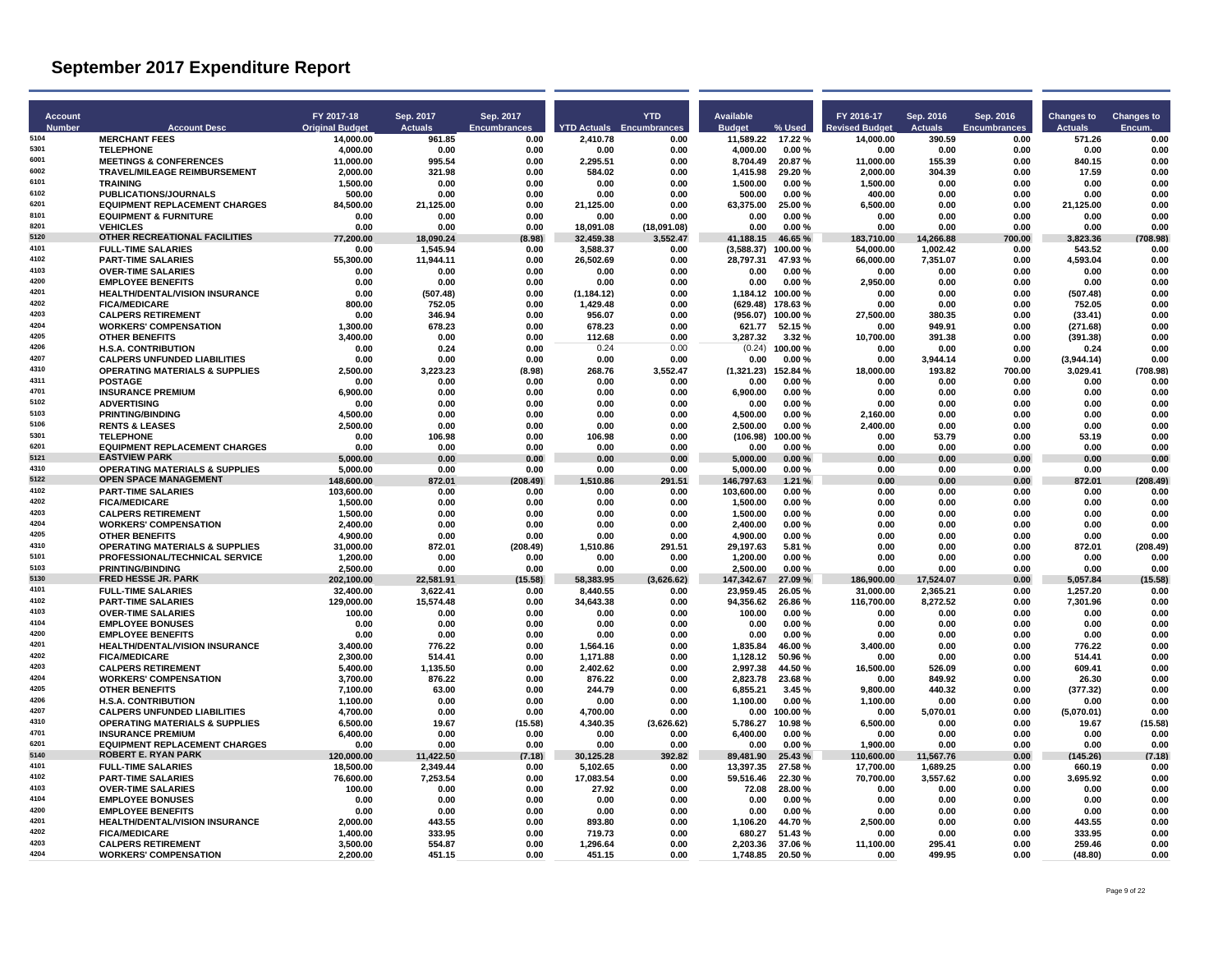# September 2017 Expenditure Report

| Account Number | Account Desc | FY 2017-18 Original Budget | Sep. 2017 Actuals | Sep. 2017 Encumbrances | YTD Actuals | YTD Encumbrances | Available Budget | % Used | FY 2016-17 Revised Budget | Sep. 2016 Actuals | Sep. 2016 Encumbrances | Changes to Actuals | Changes to Encum. |
|---|---|---|---|---|---|---|---|---|---|---|---|---|---|
| 5104 | MERCHANT FEES | 14,000.00 | 961.85 | 0.00 | 2,410.78 | 0.00 | 11,589.22 | 17.22 % | 14,000.00 | 390.59 | 0.00 | 571.26 | 0.00 |
| 5301 | TELEPHONE | 4,000.00 | 0.00 | 0.00 | 0.00 | 0.00 | 4,000.00 | 0.00 % | 0.00 | 0.00 | 0.00 | 0.00 | 0.00 |
| 6001 | MEETINGS & CONFERENCES | 11,000.00 | 995.54 | 0.00 | 2,295.51 | 0.00 | 8,704.49 | 20.87 % | 11,000.00 | 155.39 | 0.00 | 840.15 | 0.00 |
| 6002 | TRAVEL/MILEAGE REIMBURSEMENT | 2,000.00 | 321.98 | 0.00 | 584.02 | 0.00 | 1,415.98 | 29.20 % | 2,000.00 | 304.39 | 0.00 | 17.59 | 0.00 |
| 6101 | TRAINING | 1,500.00 | 0.00 | 0.00 | 0.00 | 0.00 | 1,500.00 | 0.00 % | 1,500.00 | 0.00 | 0.00 | 0.00 | 0.00 |
| 6102 | PUBLICATIONS/JOURNALS | 500.00 | 0.00 | 0.00 | 0.00 | 0.00 | 500.00 | 0.00 % | 400.00 | 0.00 | 0.00 | 0.00 | 0.00 |
| 6201 | EQUIPMENT REPLACEMENT CHARGES | 84,500.00 | 21,125.00 | 0.00 | 21,125.00 | 0.00 | 63,375.00 | 25.00 % | 6,500.00 | 0.00 | 0.00 | 21,125.00 | 0.00 |
| 8101 | EQUIPMENT & FURNITURE | 0.00 | 0.00 | 0.00 | 0.00 | 0.00 | 0.00 | 0.00 % | 0.00 | 0.00 | 0.00 | 0.00 | 0.00 |
| 8201 | VEHICLES | 0.00 | 0.00 | 0.00 | 18,091.08 | (18,091.08) | 0.00 | 0.00 % | 0.00 | 0.00 | 0.00 | 0.00 | 0.00 |
| 5120 | **OTHER RECREATIONAL FACILITIES** | 77,200.00 | 18,090.24 | (8.98) | 32,459.38 | 3,552.47 | 41,188.15 | 46.65 % | 183,710.00 | 14,266.88 | 700.00 | 3,823.36 | (708.98) |
| 4101 | FULL-TIME SALARIES | 0.00 | 1,545.94 | 0.00 | 3,588.37 | 0.00 | (3,588.37) | 100.00 % | 54,000.00 | 1,002.42 | 0.00 | 543.52 | 0.00 |
| 4102 | PART-TIME SALARIES | 55,300.00 | 11,944.11 | 0.00 | 26,502.69 | 0.00 | 28,797.31 | 47.93 % | 66,000.00 | 7,351.07 | 0.00 | 4,593.04 | 0.00 |
| 4103 | OVER-TIME SALARIES | 0.00 | 0.00 | 0.00 | 0.00 | 0.00 | 0.00 | 0.00 % | 0.00 | 0.00 | 0.00 | 0.00 | 0.00 |
| 4200 | EMPLOYEE BENEFITS | 0.00 | 0.00 | 0.00 | 0.00 | 0.00 | 0.00 | 0.00 % | 2,950.00 | 0.00 | 0.00 | 0.00 | 0.00 |
| 4201 | HEALTH/DENTAL/VISION INSURANCE | 0.00 | (507.48) | 0.00 | (1,184.12) | 0.00 | 1,184.12 | 100.00 % | 0.00 | 0.00 | 0.00 | (507.48) | 0.00 |
| 4202 | FICA/MEDICARE | 800.00 | 752.05 | 0.00 | 1,429.48 | 0.00 | (629.48) | 178.63 % | 0.00 | 0.00 | 0.00 | 752.05 | 0.00 |
| 4203 | CALPERS RETIREMENT | 0.00 | 346.94 | 0.00 | 956.07 | 0.00 | (956.07) | 100.00 % | 27,500.00 | 380.35 | 0.00 | (33.41) | 0.00 |
| 4204 | WORKERS' COMPENSATION | 1,300.00 | 678.23 | 0.00 | 678.23 | 0.00 | 621.77 | 52.15 % | 0.00 | 949.91 | 0.00 | (271.68) | 0.00 |
| 4205 | OTHER BENEFITS | 3,400.00 | 0.00 | 0.00 | 112.68 | 0.00 | 3,287.32 | 3.32 % | 10,700.00 | 391.38 | 0.00 | (391.38) | 0.00 |
| 4206 | H.S.A. CONTRIBUTION | 0.00 | 0.24 | 0.00 | 0.24 | 0.00 | (0.24) | 100.00 % | 0.00 | 0.00 | 0.00 | 0.24 | 0.00 |
| 4207 | CALPERS UNFUNDED LIABILITIES | 0.00 | 0.00 | 0.00 | 0.00 | 0.00 | 0.00 | 0.00 % | 0.00 | 3,944.14 | 0.00 | (3,944.14) | 0.00 |
| 4310 | OPERATING MATERIALS & SUPPLIES | 2,500.00 | 3,223.23 | (8.98) | 268.76 | 3,552.47 | (1,321.23) | 152.84 % | 18,000.00 | 193.82 | 700.00 | 3,029.41 | (708.98) |
| 4311 | POSTAGE | 0.00 | 0.00 | 0.00 | 0.00 | 0.00 | 0.00 | 0.00 % | 0.00 | 0.00 | 0.00 | 0.00 | 0.00 |
| 4701 | INSURANCE PREMIUM | 6,900.00 | 0.00 | 0.00 | 0.00 | 0.00 | 6,900.00 | 0.00 % | 0.00 | 0.00 | 0.00 | 0.00 | 0.00 |
| 5102 | ADVERTISING | 0.00 | 0.00 | 0.00 | 0.00 | 0.00 | 0.00 | 0.00 % | 0.00 | 0.00 | 0.00 | 0.00 | 0.00 |
| 5103 | PRINTING/BINDING | 4,500.00 | 0.00 | 0.00 | 0.00 | 0.00 | 4,500.00 | 0.00 % | 2,160.00 | 0.00 | 0.00 | 0.00 | 0.00 |
| 5106 | RENTS & LEASES | 2,500.00 | 0.00 | 0.00 | 0.00 | 0.00 | 2,500.00 | 0.00 % | 2,400.00 | 0.00 | 0.00 | 0.00 | 0.00 |
| 5301 | TELEPHONE | 0.00 | 106.98 | 0.00 | 106.98 | 0.00 | (106.98) | 100.00 % | 0.00 | 53.79 | 0.00 | 53.19 | 0.00 |
| 6201 | EQUIPMENT REPLACEMENT CHARGES | 0.00 | 0.00 | 0.00 | 0.00 | 0.00 | 0.00 | 0.00 % | 0.00 | 0.00 | 0.00 | 0.00 | 0.00 |
| 5121 | **EASTVIEW PARK** | 5,000.00 | 0.00 | 0.00 | 0.00 | 0.00 | 5,000.00 | 0.00 % | 0.00 | 0.00 | 0.00 | 0.00 | 0.00 |
| 4310 | OPERATING MATERIALS & SUPPLIES | 5,000.00 | 0.00 | 0.00 | 0.00 | 0.00 | 5,000.00 | 0.00 % | 0.00 | 0.00 | 0.00 | 0.00 | 0.00 |
| 5122 | **OPEN SPACE MANAGEMENT** | 148,600.00 | 872.01 | (208.49) | 1,510.86 | 291.51 | 146,797.63 | 1.21 % | 0.00 | 0.00 | 0.00 | 872.01 | (208.49) |
| 4102 | PART-TIME SALARIES | 103,600.00 | 0.00 | 0.00 | 0.00 | 0.00 | 103,600.00 | 0.00 % | 0.00 | 0.00 | 0.00 | 0.00 | 0.00 |
| 4202 | FICA/MEDICARE | 1,500.00 | 0.00 | 0.00 | 0.00 | 0.00 | 1,500.00 | 0.00 % | 0.00 | 0.00 | 0.00 | 0.00 | 0.00 |
| 4203 | CALPERS RETIREMENT | 1,500.00 | 0.00 | 0.00 | 0.00 | 0.00 | 1,500.00 | 0.00 % | 0.00 | 0.00 | 0.00 | 0.00 | 0.00 |
| 4204 | WORKERS' COMPENSATION | 2,400.00 | 0.00 | 0.00 | 0.00 | 0.00 | 2,400.00 | 0.00 % | 0.00 | 0.00 | 0.00 | 0.00 | 0.00 |
| 4205 | OTHER BENEFITS | 4,900.00 | 0.00 | 0.00 | 0.00 | 0.00 | 4,900.00 | 0.00 % | 0.00 | 0.00 | 0.00 | 0.00 | 0.00 |
| 4310 | OPERATING MATERIALS & SUPPLIES | 31,000.00 | 872.01 | (208.49) | 1,510.86 | 291.51 | 29,197.63 | 5.81 % | 0.00 | 0.00 | 0.00 | 872.01 | (208.49) |
| 5101 | PROFESSIONAL/TECHNICAL SERVICE | 1,200.00 | 0.00 | 0.00 | 0.00 | 0.00 | 1,200.00 | 0.00 % | 0.00 | 0.00 | 0.00 | 0.00 | 0.00 |
| 5103 | PRINTING/BINDING | 2,500.00 | 0.00 | 0.00 | 0.00 | 0.00 | 2,500.00 | 0.00 % | 0.00 | 0.00 | 0.00 | 0.00 | 0.00 |
| 5130 | **FRED HESSE JR. PARK** | 202,100.00 | 22,581.91 | (15.58) | 58,383.95 | (3,626.62) | 147,342.67 | 27.09 % | 186,900.00 | 17,524.07 | 0.00 | 5,057.84 | (15.58) |
| 4101 | FULL-TIME SALARIES | 32,400.00 | 3,622.41 | 0.00 | 8,440.55 | 0.00 | 23,959.45 | 26.05 % | 31,000.00 | 2,365.21 | 0.00 | 1,257.20 | 0.00 |
| 4102 | PART-TIME SALARIES | 129,000.00 | 15,574.48 | 0.00 | 34,643.38 | 0.00 | 94,356.62 | 26.86 % | 116,700.00 | 8,272.52 | 0.00 | 7,301.96 | 0.00 |
| 4103 | OVER-TIME SALARIES | 100.00 | 0.00 | 0.00 | 0.00 | 0.00 | 100.00 | 0.00 % | 0.00 | 0.00 | 0.00 | 0.00 | 0.00 |
| 4104 | EMPLOYEE BONUSES | 0.00 | 0.00 | 0.00 | 0.00 | 0.00 | 0.00 | 0.00 % | 0.00 | 0.00 | 0.00 | 0.00 | 0.00 |
| 4200 | EMPLOYEE BENEFITS | 0.00 | 0.00 | 0.00 | 0.00 | 0.00 | 0.00 | 0.00 % | 0.00 | 0.00 | 0.00 | 0.00 | 0.00 |
| 4201 | HEALTH/DENTAL/VISION INSURANCE | 3,400.00 | 776.22 | 0.00 | 1,564.16 | 0.00 | 1,835.84 | 46.00 % | 3,400.00 | 0.00 | 0.00 | 776.22 | 0.00 |
| 4202 | FICA/MEDICARE | 2,300.00 | 514.41 | 0.00 | 1,171.88 | 0.00 | 1,128.12 | 50.96 % | 0.00 | 0.00 | 0.00 | 514.41 | 0.00 |
| 4203 | CALPERS RETIREMENT | 5,400.00 | 1,135.50 | 0.00 | 2,402.62 | 0.00 | 2,997.38 | 44.50 % | 16,500.00 | 526.09 | 0.00 | 609.41 | 0.00 |
| 4204 | WORKERS' COMPENSATION | 3,700.00 | 876.22 | 0.00 | 876.22 | 0.00 | 2,823.78 | 23.68 % | 0.00 | 849.92 | 0.00 | 26.30 | 0.00 |
| 4205 | OTHER BENEFITS | 7,100.00 | 63.00 | 0.00 | 244.79 | 0.00 | 6,855.21 | 3.45 % | 9,800.00 | 440.32 | 0.00 | (377.32) | 0.00 |
| 4206 | H.S.A. CONTRIBUTION | 1,100.00 | 0.00 | 0.00 | 0.00 | 0.00 | 1,100.00 | 0.00 % | 1,100.00 | 0.00 | 0.00 | 0.00 | 0.00 |
| 4207 | CALPERS UNFUNDED LIABILITIES | 4,700.00 | 0.00 | 0.00 | 4,700.00 | 0.00 | 0.00 | 100.00 % | 0.00 | 5,070.01 | 0.00 | (5,070.01) | 0.00 |
| 4310 | OPERATING MATERIALS & SUPPLIES | 6,500.00 | 19.67 | (15.58) | 4,340.35 | (3,626.62) | 5,786.27 | 10.98 % | 6,500.00 | 0.00 | 0.00 | 19.67 | (15.58) |
| 4701 | INSURANCE PREMIUM | 6,400.00 | 0.00 | 0.00 | 0.00 | 0.00 | 6,400.00 | 0.00 % | 0.00 | 0.00 | 0.00 | 0.00 | 0.00 |
| 6201 | EQUIPMENT REPLACEMENT CHARGES | 0.00 | 0.00 | 0.00 | 0.00 | 0.00 | 0.00 | 0.00 % | 1,900.00 | 0.00 | 0.00 | 0.00 | 0.00 |
| 5140 | **ROBERT E. RYAN PARK** | 120,000.00 | 11,422.50 | (7.18) | 30,125.28 | 392.82 | 89,481.90 | 25.43 % | 110,600.00 | 11,567.76 | 0.00 | (145.26) | (7.18) |
| 4101 | FULL-TIME SALARIES | 18,500.00 | 2,349.44 | 0.00 | 5,102.65 | 0.00 | 13,397.35 | 27.58 % | 17,700.00 | 1,689.25 | 0.00 | 660.19 | 0.00 |
| 4102 | PART-TIME SALARIES | 76,600.00 | 7,253.54 | 0.00 | 17,083.54 | 0.00 | 59,516.46 | 22.30 % | 70,700.00 | 3,557.62 | 0.00 | 3,695.92 | 0.00 |
| 4103 | OVER-TIME SALARIES | 100.00 | 0.00 | 0.00 | 27.92 | 0.00 | 72.08 | 28.00 % | 0.00 | 0.00 | 0.00 | 0.00 | 0.00 |
| 4104 | EMPLOYEE BONUSES | 0.00 | 0.00 | 0.00 | 0.00 | 0.00 | 0.00 | 0.00 % | 0.00 | 0.00 | 0.00 | 0.00 | 0.00 |
| 4200 | EMPLOYEE BENEFITS | 0.00 | 0.00 | 0.00 | 0.00 | 0.00 | 0.00 | 0.00 % | 0.00 | 0.00 | 0.00 | 0.00 | 0.00 |
| 4201 | HEALTH/DENTAL/VISION INSURANCE | 2,000.00 | 443.55 | 0.00 | 893.80 | 0.00 | 1,106.20 | 44.70 % | 2,500.00 | 0.00 | 0.00 | 443.55 | 0.00 |
| 4202 | FICA/MEDICARE | 1,400.00 | 333.95 | 0.00 | 719.73 | 0.00 | 680.27 | 51.43 % | 0.00 | 0.00 | 0.00 | 333.95 | 0.00 |
| 4203 | CALPERS RETIREMENT | 3,500.00 | 554.87 | 0.00 | 1,296.64 | 0.00 | 2,203.36 | 37.06 % | 11,100.00 | 295.41 | 0.00 | 259.46 | 0.00 |
| 4204 | WORKERS' COMPENSATION | 2,200.00 | 451.15 | 0.00 | 451.15 | 0.00 | 1,748.85 | 20.50 % | 0.00 | 499.95 | 0.00 | (48.80) | 0.00 |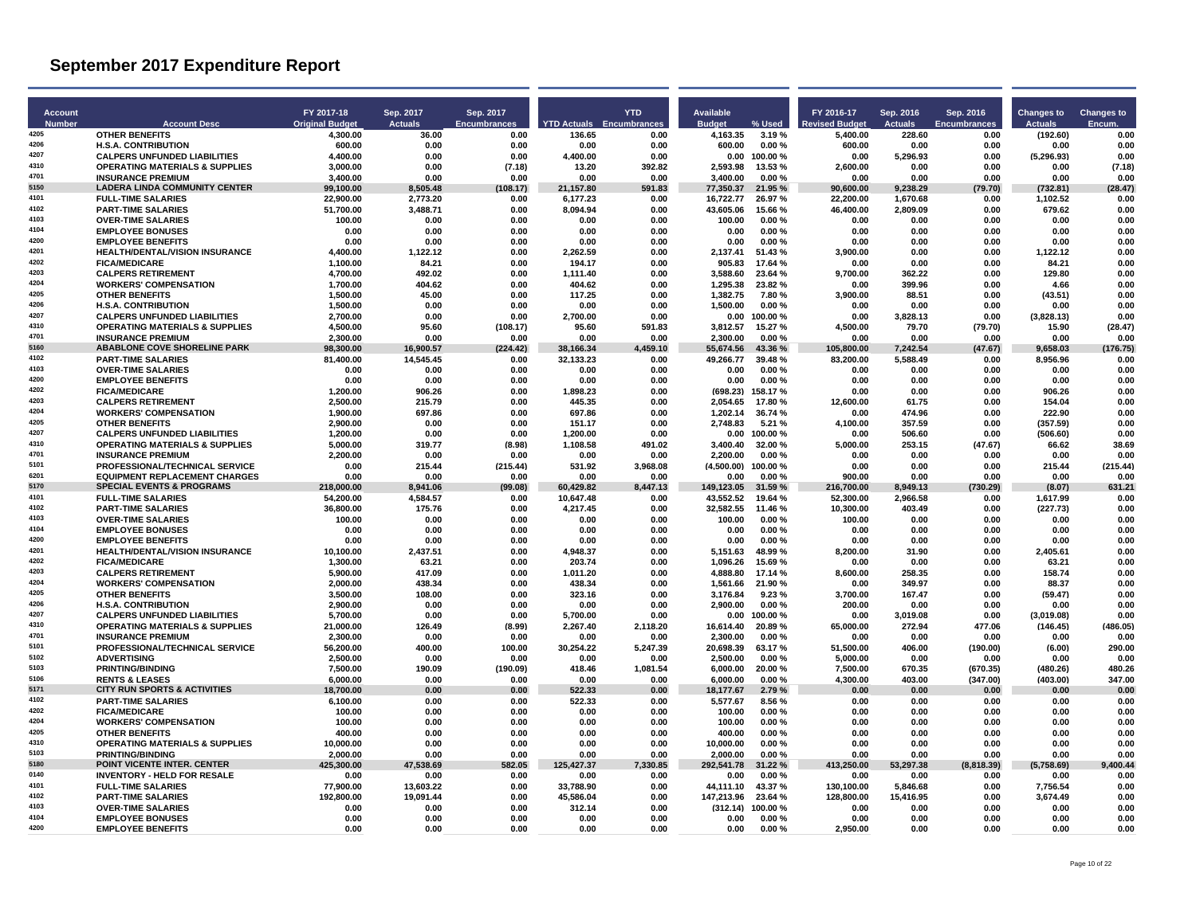# September 2017 Expenditure Report

| Account Number | Account Desc | FY 2017-18 Original Budget | Sep. 2017 Actuals | Sep. 2017 Encumbrances | YTD Actuals | YTD Encumbrances | Available Budget | % Used | FY 2016-17 Revised Budget | Sep. 2016 Actuals | Sep. 2016 Encumbrances | Changes to Actuals | Changes to Encum. |
|---|---|---|---|---|---|---|---|---|---|---|---|---|---|
| 4205 | OTHER BENEFITS | 4,300.00 | 36.00 | 0.00 | 136.65 | 0.00 | 4,163.35 | 3.19 % | 5,400.00 | 228.60 | 0.00 | (192.60) | 0.00 |
| 4206 | H.S.A. CONTRIBUTION | 600.00 | 0.00 | 0.00 | 0.00 | 0.00 | 600.00 | 0.00 % | 600.00 | 0.00 | 0.00 | 0.00 | 0.00 |
| 4207 | CALPERS UNFUNDED LIABILITIES | 4,400.00 | 0.00 | 0.00 | 4,400.00 | 0.00 | 0.00 | 100.00 % | 0.00 | 5,296.93 | 0.00 | (5,296.93) | 0.00 |
| 4310 | OPERATING MATERIALS & SUPPLIES | 3,000.00 | 0.00 | (7.18) | 13.20 | 392.82 | 2,593.98 | 13.53 % | 2,600.00 | 0.00 | 0.00 | 0.00 | (7.18) |
| 4701 | INSURANCE PREMIUM | 3,400.00 | 0.00 | 0.00 | 0.00 | 0.00 | 3,400.00 | 0.00 % | 0.00 | 0.00 | 0.00 | 0.00 | 0.00 |
| 5150 | **LADERA LINDA COMMUNITY CENTER** | **99,100.00** | **8,505.48** | **(108.17)** | **21,157.80** | **591.83** | **77,350.37** | **21.95 %** | **90,600.00** | **9,238.29** | **(79.70)** | **(732.81)** | **(28.47)** |
| 4101 | FULL-TIME SALARIES | 22,900.00 | 2,773.20 | 0.00 | 6,177.23 | 0.00 | 16,722.77 | 26.97 % | 22,200.00 | 1,670.68 | 0.00 | 1,102.52 | 0.00 |
| 4102 | PART-TIME SALARIES | 51,700.00 | 3,488.71 | 0.00 | 8,094.94 | 0.00 | 43,605.06 | 15.66 % | 46,400.00 | 2,809.09 | 0.00 | 679.62 | 0.00 |
| 4103 | OVER-TIME SALARIES | 100.00 | 0.00 | 0.00 | 0.00 | 0.00 | 100.00 | 0.00 % | 0.00 | 0.00 | 0.00 | 0.00 | 0.00 |
| 4104 | EMPLOYEE BONUSES | 0.00 | 0.00 | 0.00 | 0.00 | 0.00 | 0.00 | 0.00 % | 0.00 | 0.00 | 0.00 | 0.00 | 0.00 |
| 4200 | EMPLOYEE BENEFITS | 0.00 | 0.00 | 0.00 | 0.00 | 0.00 | 0.00 | 0.00 % | 0.00 | 0.00 | 0.00 | 0.00 | 0.00 |
| 4201 | HEALTH/DENTAL/VISION INSURANCE | 4,400.00 | 1,122.12 | 0.00 | 2,262.59 | 0.00 | 2,137.41 | 51.43 % | 3,900.00 | 0.00 | 0.00 | 1,122.12 | 0.00 |
| 4202 | FICA/MEDICARE | 1,100.00 | 84.21 | 0.00 | 194.17 | 0.00 | 905.83 | 17.64 % | 0.00 | 0.00 | 0.00 | 84.21 | 0.00 |
| 4203 | CALPERS RETIREMENT | 4,700.00 | 492.02 | 0.00 | 1,111.40 | 0.00 | 3,588.60 | 23.64 % | 9,700.00 | 362.22 | 0.00 | 129.80 | 0.00 |
| 4204 | WORKERS' COMPENSATION | 1,700.00 | 404.62 | 0.00 | 404.62 | 0.00 | 1,295.38 | 23.82 % | 0.00 | 399.96 | 0.00 | 4.66 | 0.00 |
| 4205 | OTHER BENEFITS | 1,500.00 | 45.00 | 0.00 | 117.25 | 0.00 | 1,382.75 | 7.80 % | 3,900.00 | 88.51 | 0.00 | (43.51) | 0.00 |
| 4206 | H.S.A. CONTRIBUTION | 1,500.00 | 0.00 | 0.00 | 0.00 | 0.00 | 1,500.00 | 0.00 % | 0.00 | 0.00 | 0.00 | 0.00 | 0.00 |
| 4207 | CALPERS UNFUNDED LIABILITIES | 2,700.00 | 0.00 | 0.00 | 2,700.00 | 0.00 | 0.00 | 100.00 % | 0.00 | 3,828.13 | 0.00 | (3,828.13) | 0.00 |
| 4310 | OPERATING MATERIALS & SUPPLIES | 4,500.00 | 95.60 | (108.17) | 95.60 | 591.83 | 3,812.57 | 15.27 % | 4,500.00 | 79.70 | (79.70) | 15.90 | (28.47) |
| 4701 | INSURANCE PREMIUM | 2,300.00 | 0.00 | 0.00 | 0.00 | 0.00 | 2,300.00 | 0.00 % | 0.00 | 0.00 | 0.00 | 0.00 | 0.00 |
| 5160 | **ABABLONE COVE SHORELINE PARK** | **98,300.00** | **16,900.57** | **(224.42)** | **38,166.34** | **4,459.10** | **55,674.56** | **43.36 %** | **105,800.00** | **7,242.54** | **(47.67)** | **9,658.03** | **(176.75)** |
| 4102 | PART-TIME SALARIES | 81,400.00 | 14,545.45 | 0.00 | 32,133.23 | 0.00 | 49,266.77 | 39.48 % | 83,200.00 | 5,588.49 | 0.00 | 8,956.96 | 0.00 |
| 4103 | OVER-TIME SALARIES | 0.00 | 0.00 | 0.00 | 0.00 | 0.00 | 0.00 | 0.00 % | 0.00 | 0.00 | 0.00 | 0.00 | 0.00 |
| 4200 | EMPLOYEE BENEFITS | 0.00 | 0.00 | 0.00 | 0.00 | 0.00 | 0.00 | 0.00 % | 0.00 | 0.00 | 0.00 | 0.00 | 0.00 |
| 4202 | FICA/MEDICARE | 1,200.00 | 906.26 | 0.00 | 1,898.23 | 0.00 | (698.23) | 158.17 % | 0.00 | 0.00 | 0.00 | 906.26 | 0.00 |
| 4203 | CALPERS RETIREMENT | 2,500.00 | 215.79 | 0.00 | 445.35 | 0.00 | 2,054.65 | 17.80 % | 12,600.00 | 61.75 | 0.00 | 154.04 | 0.00 |
| 4204 | WORKERS' COMPENSATION | 1,900.00 | 697.86 | 0.00 | 697.86 | 0.00 | 1,202.14 | 36.74 % | 0.00 | 474.96 | 0.00 | 222.90 | 0.00 |
| 4205 | OTHER BENEFITS | 2,900.00 | 0.00 | 0.00 | 151.17 | 0.00 | 2,748.83 | 5.21 % | 4,100.00 | 357.59 | 0.00 | (357.59) | 0.00 |
| 4207 | CALPERS UNFUNDED LIABILITIES | 1,200.00 | 0.00 | 0.00 | 1,200.00 | 0.00 | 0.00 | 100.00 % | 0.00 | 506.60 | 0.00 | (506.60) | 0.00 |
| 4310 | OPERATING MATERIALS & SUPPLIES | 5,000.00 | 319.77 | (8.98) | 1,108.58 | 491.02 | 3,400.40 | 32.00 % | 5,000.00 | 253.15 | (47.67) | 66.62 | 38.69 |
| 4701 | INSURANCE PREMIUM | 2,200.00 | 0.00 | 0.00 | 0.00 | 0.00 | 2,200.00 | 0.00 % | 0.00 | 0.00 | 0.00 | 0.00 | 0.00 |
| 5101 | PROFESSIONAL/TECHNICAL SERVICE | 0.00 | 215.44 | (215.44) | 531.92 | 3,968.08 | (4,500.00) | 100.00 % | 0.00 | 0.00 | 0.00 | 215.44 | (215.44) |
| 6201 | EQUIPMENT REPLACEMENT CHARGES | 0.00 | 0.00 | 0.00 | 0.00 | 0.00 | 0.00 | 0.00 % | 900.00 | 0.00 | 0.00 | 0.00 | 0.00 |
| 5170 | **SPECIAL EVENTS & PROGRAMS** | **218,000.00** | **8,941.06** | **(99.08)** | **60,429.82** | **8,447.13** | **149,123.05** | **31.59 %** | **216,700.00** | **8,949.13** | **(730.29)** | **(8.07)** | **631.21** |
| 4101 | FULL-TIME SALARIES | 54,200.00 | 4,584.57 | 0.00 | 10,647.48 | 0.00 | 43,552.52 | 19.64 % | 52,300.00 | 2,966.58 | 0.00 | 1,617.99 | 0.00 |
| 4102 | PART-TIME SALARIES | 36,800.00 | 175.76 | 0.00 | 4,217.45 | 0.00 | 32,582.55 | 11.46 % | 10,300.00 | 403.49 | 0.00 | (227.73) | 0.00 |
| 4103 | OVER-TIME SALARIES | 100.00 | 0.00 | 0.00 | 0.00 | 0.00 | 100.00 | 0.00 % | 100.00 | 0.00 | 0.00 | 0.00 | 0.00 |
| 4104 | EMPLOYEE BONUSES | 0.00 | 0.00 | 0.00 | 0.00 | 0.00 | 0.00 | 0.00 % | 0.00 | 0.00 | 0.00 | 0.00 | 0.00 |
| 4200 | EMPLOYEE BENEFITS | 0.00 | 0.00 | 0.00 | 0.00 | 0.00 | 0.00 | 0.00 % | 0.00 | 0.00 | 0.00 | 0.00 | 0.00 |
| 4201 | HEALTH/DENTAL/VISION INSURANCE | 10,100.00 | 2,437.51 | 0.00 | 4,948.37 | 0.00 | 5,151.63 | 48.99 % | 8,200.00 | 31.90 | 0.00 | 2,405.61 | 0.00 |
| 4202 | FICA/MEDICARE | 1,300.00 | 63.21 | 0.00 | 203.74 | 0.00 | 1,096.26 | 15.69 % | 0.00 | 0.00 | 0.00 | 63.21 | 0.00 |
| 4203 | CALPERS RETIREMENT | 5,900.00 | 417.09 | 0.00 | 1,011.20 | 0.00 | 4,888.80 | 17.14 % | 8,600.00 | 258.35 | 0.00 | 158.74 | 0.00 |
| 4204 | WORKERS' COMPENSATION | 2,000.00 | 438.34 | 0.00 | 438.34 | 0.00 | 1,561.66 | 21.90 % | 0.00 | 349.97 | 0.00 | 88.37 | 0.00 |
| 4205 | OTHER BENEFITS | 3,500.00 | 108.00 | 0.00 | 323.16 | 0.00 | 3,176.84 | 9.23 % | 3,700.00 | 167.47 | 0.00 | (59.47) | 0.00 |
| 4206 | H.S.A. CONTRIBUTION | 2,900.00 | 0.00 | 0.00 | 0.00 | 0.00 | 2,900.00 | 0.00 % | 200.00 | 0.00 | 0.00 | 0.00 | 0.00 |
| 4207 | CALPERS UNFUNDED LIABILITIES | 5,700.00 | 0.00 | 0.00 | 5,700.00 | 0.00 | 0.00 | 100.00 % | 0.00 | 3,019.08 | 0.00 | (3,019.08) | 0.00 |
| 4310 | OPERATING MATERIALS & SUPPLIES | 21,000.00 | 126.49 | (8.99) | 2,267.40 | 2,118.20 | 16,614.40 | 20.89 % | 65,000.00 | 272.94 | 477.06 | (146.45) | (486.05) |
| 4701 | INSURANCE PREMIUM | 2,300.00 | 0.00 | 0.00 | 0.00 | 0.00 | 2,300.00 | 0.00 % | 0.00 | 0.00 | 0.00 | 0.00 | 0.00 |
| 5101 | PROFESSIONAL/TECHNICAL SERVICE | 56,200.00 | 400.00 | 100.00 | 30,254.22 | 5,247.39 | 20,698.39 | 63.17 % | 51,500.00 | 406.00 | (190.00) | (6.00) | 290.00 |
| 5102 | ADVERTISING | 2,500.00 | 0.00 | 0.00 | 0.00 | 0.00 | 2,500.00 | 0.00 % | 5,000.00 | 0.00 | 0.00 | 0.00 | 0.00 |
| 5103 | PRINTING/BINDING | 7,500.00 | 190.09 | (190.09) | 418.46 | 1,081.54 | 6,000.00 | 20.00 % | 7,500.00 | 670.35 | (670.35) | (480.26) | 480.26 |
| 5106 | RENTS & LEASES | 6,000.00 | 0.00 | 0.00 | 0.00 | 0.00 | 6,000.00 | 0.00 % | 4,300.00 | 403.00 | (347.00) | (403.00) | 347.00 |
| 5171 | **CITY RUN SPORTS & ACTIVITIES** | **18,700.00** | **0.00** | **0.00** | **522.33** | **0.00** | **18,177.67** | **2.79 %** | **0.00** | **0.00** | **0.00** | **0.00** | **0.00** |
| 4102 | PART-TIME SALARIES | 6,100.00 | 0.00 | 0.00 | 522.33 | 0.00 | 5,577.67 | 8.56 % | 0.00 | 0.00 | 0.00 | 0.00 | 0.00 |
| 4202 | FICA/MEDICARE | 100.00 | 0.00 | 0.00 | 0.00 | 0.00 | 100.00 | 0.00 % | 0.00 | 0.00 | 0.00 | 0.00 | 0.00 |
| 4204 | WORKERS' COMPENSATION | 100.00 | 0.00 | 0.00 | 0.00 | 0.00 | 100.00 | 0.00 % | 0.00 | 0.00 | 0.00 | 0.00 | 0.00 |
| 4205 | OTHER BENEFITS | 400.00 | 0.00 | 0.00 | 0.00 | 0.00 | 400.00 | 0.00 % | 0.00 | 0.00 | 0.00 | 0.00 | 0.00 |
| 4310 | OPERATING MATERIALS & SUPPLIES | 10,000.00 | 0.00 | 0.00 | 0.00 | 0.00 | 10,000.00 | 0.00 % | 0.00 | 0.00 | 0.00 | 0.00 | 0.00 |
| 5103 | PRINTING/BINDING | 2,000.00 | 0.00 | 0.00 | 0.00 | 0.00 | 2,000.00 | 0.00 % | 0.00 | 0.00 | 0.00 | 0.00 | 0.00 |
| 5180 | **POINT VICENTE INTER. CENTER** | **425,300.00** | **47,538.69** | **582.05** | **125,427.37** | **7,330.85** | **292,541.78** | **31.22 %** | **413,250.00** | **53,297.38** | **(8,818.39)** | **(5,758.69)** | **9,400.44** |
| 0140 | INVENTORY - HELD FOR RESALE | 0.00 | 0.00 | 0.00 | 0.00 | 0.00 | 0.00 | 0.00 % | 0.00 | 0.00 | 0.00 | 0.00 | 0.00 |
| 4101 | FULL-TIME SALARIES | 77,900.00 | 13,603.22 | 0.00 | 33,788.90 | 0.00 | 44,111.10 | 43.37 % | 130,100.00 | 5,846.68 | 0.00 | 7,756.54 | 0.00 |
| 4102 | PART-TIME SALARIES | 192,800.00 | 19,091.44 | 0.00 | 45,586.04 | 0.00 | 147,213.96 | 23.64 % | 128,800.00 | 15,416.95 | 0.00 | 3,674.49 | 0.00 |
| 4103 | OVER-TIME SALARIES | 0.00 | 0.00 | 0.00 | 312.14 | 0.00 | (312.14) | 100.00 % | 0.00 | 0.00 | 0.00 | 0.00 | 0.00 |
| 4104 | EMPLOYEE BONUSES | 0.00 | 0.00 | 0.00 | 0.00 | 0.00 | 0.00 | 0.00 % | 0.00 | 0.00 | 0.00 | 0.00 | 0.00 |
| 4200 | EMPLOYEE BENEFITS | 0.00 | 0.00 | 0.00 | 0.00 | 0.00 | 0.00 | 0.00 % | 2,950.00 | 0.00 | 0.00 | 0.00 | 0.00 |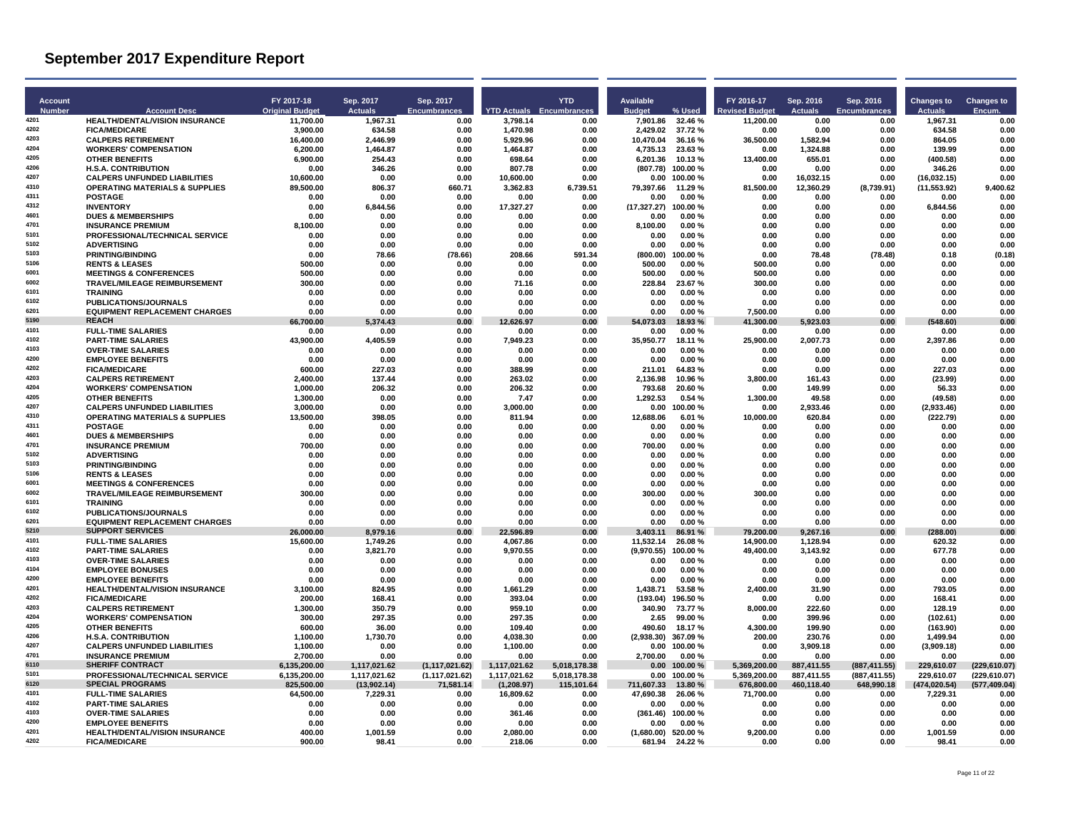# September 2017 Expenditure Report

| Account Number | Account Desc | FY 2017-18 Original Budget | Sep. 2017 Actuals | Sep. 2017 Encumbrances | YTD Actuals | YTD Encumbrances | Available Budget | % Used | FY 2016-17 Revised Budget | Sep. 2016 Actuals | Sep. 2016 Encumbrances | Changes to Actuals | Changes to Encum. |
|---|---|---|---|---|---|---|---|---|---|---|---|---|---|
| 4201 | HEALTH/DENTAL/VISION INSURANCE | 11,700.00 | 1,967.31 | 0.00 | 3,798.14 | 0.00 | 7,901.86 | 32.46 % | 11,200.00 | 0.00 | 0.00 | 1,967.31 | 0.00 |
| 4202 | FICA/MEDICARE | 3,900.00 | 634.58 | 0.00 | 1,470.98 | 0.00 | 2,429.02 | 37.72 % | 0.00 | 0.00 | 0.00 | 634.58 | 0.00 |
| 4203 | CALPERS RETIREMENT | 16,400.00 | 2,446.99 | 0.00 | 5,929.96 | 0.00 | 10,470.04 | 36.16 % | 36,500.00 | 1,582.94 | 0.00 | 864.05 | 0.00 |
| 4204 | WORKERS' COMPENSATION | 6,200.00 | 1,464.87 | 0.00 | 1,464.87 | 0.00 | 4,735.13 | 23.63 % | 0.00 | 1,324.88 | 0.00 | 139.99 | 0.00 |
| 4205 | OTHER BENEFITS | 6,900.00 | 254.43 | 0.00 | 698.64 | 0.00 | 6,201.36 | 10.13 % | 13,400.00 | 655.01 | 0.00 | (400.58) | 0.00 |
| 4206 | H.S.A. CONTRIBUTION | 0.00 | 346.26 | 0.00 | 807.78 | 0.00 | (807.78) | 100.00 % | 0.00 | 0.00 | 0.00 | 346.26 | 0.00 |
| 4207 | CALPERS UNFUNDED LIABILITIES | 10,600.00 | 0.00 | 0.00 | 10,600.00 | 0.00 | 0.00 | 100.00 % | 0.00 | 16,032.15 | 0.00 | (16,032.15) | 0.00 |
| 4310 | OPERATING MATERIALS & SUPPLIES | 89,500.00 | 806.37 | 660.71 | 3,362.83 | 6,739.51 | 79,397.66 | 11.29 % | 81,500.00 | 12,360.29 | (8,739.91) | (11,553.92) | 9,400.62 |
| 4311 | POSTAGE | 0.00 | 0.00 | 0.00 | 0.00 | 0.00 | 0.00 | 0.00 % | 0.00 | 0.00 | 0.00 | 0.00 | 0.00 |
| 4312 | INVENTORY | 0.00 | 6,844.56 | 0.00 | 17,327.27 | 0.00 | (17,327.27) | 100.00 % | 0.00 | 0.00 | 0.00 | 6,844.56 | 0.00 |
| 4601 | DUES & MEMBERSHIPS | 0.00 | 0.00 | 0.00 | 0.00 | 0.00 | 0.00 | 0.00 % | 0.00 | 0.00 | 0.00 | 0.00 | 0.00 |
| 4701 | INSURANCE PREMIUM | 8,100.00 | 0.00 | 0.00 | 0.00 | 0.00 | 8,100.00 | 0.00 % | 0.00 | 0.00 | 0.00 | 0.00 | 0.00 |
| 5101 | PROFESSIONAL/TECHNICAL SERVICE | 0.00 | 0.00 | 0.00 | 0.00 | 0.00 | 0.00 | 0.00 % | 0.00 | 0.00 | 0.00 | 0.00 | 0.00 |
| 5102 | ADVERTISING | 0.00 | 0.00 | 0.00 | 0.00 | 0.00 | 0.00 | 0.00 % | 0.00 | 0.00 | 0.00 | 0.00 | 0.00 |
| 5103 | PRINTING/BINDING | 0.00 | 78.66 | (78.66) | 208.66 | 591.34 | (800.00) | 100.00 % | 0.00 | 78.48 | (78.48) | 0.18 | (0.18) |
| 5106 | RENTS & LEASES | 500.00 | 0.00 | 0.00 | 0.00 | 0.00 | 500.00 | 0.00 % | 500.00 | 0.00 | 0.00 | 0.00 | 0.00 |
| 6001 | MEETINGS & CONFERENCES | 500.00 | 0.00 | 0.00 | 0.00 | 0.00 | 500.00 | 0.00 % | 500.00 | 0.00 | 0.00 | 0.00 | 0.00 |
| 6002 | TRAVEL/MILEAGE REIMBURSEMENT | 300.00 | 0.00 | 0.00 | 71.16 | 0.00 | 228.84 | 23.67 % | 300.00 | 0.00 | 0.00 | 0.00 | 0.00 |
| 6101 | TRAINING | 0.00 | 0.00 | 0.00 | 0.00 | 0.00 | 0.00 | 0.00 % | 0.00 | 0.00 | 0.00 | 0.00 | 0.00 |
| 6102 | PUBLICATIONS/JOURNALS | 0.00 | 0.00 | 0.00 | 0.00 | 0.00 | 0.00 | 0.00 % | 0.00 | 0.00 | 0.00 | 0.00 | 0.00 |
| 6201 | EQUIPMENT REPLACEMENT CHARGES | 0.00 | 0.00 | 0.00 | 0.00 | 0.00 | 0.00 | 0.00 % | 7,500.00 | 0.00 | 0.00 | 0.00 | 0.00 |
| **5190** | **REACH** | **66,700.00** | **5,374.43** | **0.00** | **12,626.97** | **0.00** | **54,073.03** | **18.93 %** | **41,300.00** | **5,923.03** | **0.00** | **(548.60)** | **0.00** |
| 4101 | FULL-TIME SALARIES | 0.00 | 0.00 | 0.00 | 0.00 | 0.00 | 0.00 | 0.00 % | 0.00 | 0.00 | 0.00 | 0.00 | 0.00 |
| 4102 | PART-TIME SALARIES | 43,900.00 | 4,405.59 | 0.00 | 7,949.23 | 0.00 | 35,950.77 | 18.11 % | 25,900.00 | 2,007.73 | 0.00 | 2,397.86 | 0.00 |
| 4103 | OVER-TIME SALARIES | 0.00 | 0.00 | 0.00 | 0.00 | 0.00 | 0.00 | 0.00 % | 0.00 | 0.00 | 0.00 | 0.00 | 0.00 |
| 4200 | EMPLOYEE BENEFITS | 0.00 | 0.00 | 0.00 | 0.00 | 0.00 | 0.00 | 0.00 % | 0.00 | 0.00 | 0.00 | 0.00 | 0.00 |
| 4202 | FICA/MEDICARE | 600.00 | 227.03 | 0.00 | 388.99 | 0.00 | 211.01 | 64.83 % | 0.00 | 0.00 | 0.00 | 227.03 | 0.00 |
| 4203 | CALPERS RETIREMENT | 2,400.00 | 137.44 | 0.00 | 263.02 | 0.00 | 2,136.98 | 10.96 % | 3,800.00 | 161.43 | 0.00 | (23.99) | 0.00 |
| 4204 | WORKERS' COMPENSATION | 1,000.00 | 206.32 | 0.00 | 206.32 | 0.00 | 793.68 | 20.60 % | 0.00 | 149.99 | 0.00 | 56.33 | 0.00 |
| 4205 | OTHER BENEFITS | 1,300.00 | 0.00 | 0.00 | 7.47 | 0.00 | 1,292.53 | 0.54 % | 1,300.00 | 49.58 | 0.00 | (49.58) | 0.00 |
| 4207 | CALPERS UNFUNDED LIABILITIES | 3,000.00 | 0.00 | 0.00 | 3,000.00 | 0.00 | 0.00 | 100.00 % | 0.00 | 2,933.46 | 0.00 | (2,933.46) | 0.00 |
| 4310 | OPERATING MATERIALS & SUPPLIES | 13,500.00 | 398.05 | 0.00 | 811.94 | 0.00 | 12,688.06 | 6.01 % | 10,000.00 | 620.84 | 0.00 | (222.79) | 0.00 |
| 4311 | POSTAGE | 0.00 | 0.00 | 0.00 | 0.00 | 0.00 | 0.00 | 0.00 % | 0.00 | 0.00 | 0.00 | 0.00 | 0.00 |
| 4601 | DUES & MEMBERSHIPS | 0.00 | 0.00 | 0.00 | 0.00 | 0.00 | 0.00 | 0.00 % | 0.00 | 0.00 | 0.00 | 0.00 | 0.00 |
| 4701 | INSURANCE PREMIUM | 700.00 | 0.00 | 0.00 | 0.00 | 0.00 | 700.00 | 0.00 % | 0.00 | 0.00 | 0.00 | 0.00 | 0.00 |
| 5102 | ADVERTISING | 0.00 | 0.00 | 0.00 | 0.00 | 0.00 | 0.00 | 0.00 % | 0.00 | 0.00 | 0.00 | 0.00 | 0.00 |
| 5103 | PRINTING/BINDING | 0.00 | 0.00 | 0.00 | 0.00 | 0.00 | 0.00 | 0.00 % | 0.00 | 0.00 | 0.00 | 0.00 | 0.00 |
| 5106 | RENTS & LEASES | 0.00 | 0.00 | 0.00 | 0.00 | 0.00 | 0.00 | 0.00 % | 0.00 | 0.00 | 0.00 | 0.00 | 0.00 |
| 6001 | MEETINGS & CONFERENCES | 0.00 | 0.00 | 0.00 | 0.00 | 0.00 | 0.00 | 0.00 % | 0.00 | 0.00 | 0.00 | 0.00 | 0.00 |
| 6002 | TRAVEL/MILEAGE REIMBURSEMENT | 300.00 | 0.00 | 0.00 | 0.00 | 0.00 | 300.00 | 0.00 % | 300.00 | 0.00 | 0.00 | 0.00 | 0.00 |
| 6101 | TRAINING | 0.00 | 0.00 | 0.00 | 0.00 | 0.00 | 0.00 | 0.00 % | 0.00 | 0.00 | 0.00 | 0.00 | 0.00 |
| 6102 | PUBLICATIONS/JOURNALS | 0.00 | 0.00 | 0.00 | 0.00 | 0.00 | 0.00 | 0.00 % | 0.00 | 0.00 | 0.00 | 0.00 | 0.00 |
| 6201 | EQUIPMENT REPLACEMENT CHARGES | 0.00 | 0.00 | 0.00 | 0.00 | 0.00 | 0.00 | 0.00 % | 0.00 | 0.00 | 0.00 | 0.00 | 0.00 |
| **5210** | **SUPPORT SERVICES** | **26,000.00** | **8,979.16** | **0.00** | **22,596.89** | **0.00** | **3,403.11** | **86.91 %** | **79,200.00** | **9,267.16** | **0.00** | **(288.00)** | **0.00** |
| 4101 | FULL-TIME SALARIES | 15,600.00 | 1,749.26 | 0.00 | 4,067.86 | 0.00 | 11,532.14 | 26.08 % | 14,900.00 | 1,128.94 | 0.00 | 620.32 | 0.00 |
| 4102 | PART-TIME SALARIES | 0.00 | 3,821.70 | 0.00 | 9,970.55 | 0.00 | (9,970.55) | 100.00 % | 49,400.00 | 3,143.92 | 0.00 | 677.78 | 0.00 |
| 4103 | OVER-TIME SALARIES | 0.00 | 0.00 | 0.00 | 0.00 | 0.00 | 0.00 | 0.00 % | 0.00 | 0.00 | 0.00 | 0.00 | 0.00 |
| 4104 | EMPLOYEE BONUSES | 0.00 | 0.00 | 0.00 | 0.00 | 0.00 | 0.00 | 0.00 % | 0.00 | 0.00 | 0.00 | 0.00 | 0.00 |
| 4200 | EMPLOYEE BENEFITS | 0.00 | 0.00 | 0.00 | 0.00 | 0.00 | 0.00 | 0.00 % | 0.00 | 0.00 | 0.00 | 0.00 | 0.00 |
| 4201 | HEALTH/DENTAL/VISION INSURANCE | 3,100.00 | 824.95 | 0.00 | 1,661.29 | 0.00 | 1,438.71 | 53.58 % | 2,400.00 | 31.90 | 0.00 | 793.05 | 0.00 |
| 4202 | FICA/MEDICARE | 200.00 | 168.41 | 0.00 | 393.04 | 0.00 | (193.04) | 196.50 % | 0.00 | 0.00 | 0.00 | 168.41 | 0.00 |
| 4203 | CALPERS RETIREMENT | 1,300.00 | 350.79 | 0.00 | 959.10 | 0.00 | 340.90 | 73.77 % | 8,000.00 | 222.60 | 0.00 | 128.19 | 0.00 |
| 4204 | WORKERS' COMPENSATION | 300.00 | 297.35 | 0.00 | 297.35 | 0.00 | 2.65 | 99.00 % | 0.00 | 399.96 | 0.00 | (102.61) | 0.00 |
| 4205 | OTHER BENEFITS | 600.00 | 36.00 | 0.00 | 109.40 | 0.00 | 490.60 | 18.17 % | 4,300.00 | 199.90 | 0.00 | (163.90) | 0.00 |
| 4206 | H.S.A. CONTRIBUTION | 1,100.00 | 1,730.70 | 0.00 | 4,038.30 | 0.00 | (2,938.30) | 367.09 % | 200.00 | 230.76 | 0.00 | 1,499.94 | 0.00 |
| 4207 | CALPERS UNFUNDED LIABILITIES | 1,100.00 | 0.00 | 0.00 | 1,100.00 | 0.00 | 0.00 | 100.00 % | 0.00 | 3,909.18 | 0.00 | (3,909.18) | 0.00 |
| 4701 | INSURANCE PREMIUM | 2,700.00 | 0.00 | 0.00 | 0.00 | 0.00 | 2,700.00 | 0.00 % | 0.00 | 0.00 | 0.00 | 0.00 | 0.00 |
| **6110** | **SHERIFF CONTRACT** | **6,135,200.00** | **1,117,021.62** | **(1,117,021.62)** | **1,117,021.62** | **5,018,178.38** | **0.00** | **100.00 %** | **5,369,200.00** | **887,411.55** | **(887,411.55)** | **229,610.07** | **(229,610.07)** |
| 5101 | PROFESSIONAL/TECHNICAL SERVICE | 6,135,200.00 | 1,117,021.62 | (1,117,021.62) | 1,117,021.62 | 5,018,178.38 | 0.00 | 100.00 % | 5,369,200.00 | 887,411.55 | (887,411.55) | 229,610.07 | (229,610.07) |
| **6120** | **SPECIAL PROGRAMS** | **825,500.00** | **(13,902.14)** | **71,581.14** | **(1,208.97)** | **115,101.64** | **711,607.33** | **13.80 %** | **676,800.00** | **460,118.40** | **648,990.18** | **(474,020.54)** | **(577,409.04)** |
| 4101 | FULL-TIME SALARIES | 64,500.00 | 7,229.31 | 0.00 | 16,809.62 | 0.00 | 47,690.38 | 26.06 % | 71,700.00 | 0.00 | 0.00 | 7,229.31 | 0.00 |
| 4102 | PART-TIME SALARIES | 0.00 | 0.00 | 0.00 | 0.00 | 0.00 | 0.00 | 0.00 % | 0.00 | 0.00 | 0.00 | 0.00 | 0.00 |
| 4103 | OVER-TIME SALARIES | 0.00 | 0.00 | 0.00 | 361.46 | 0.00 | (361.46) | 100.00 % | 0.00 | 0.00 | 0.00 | 0.00 | 0.00 |
| 4200 | EMPLOYEE BENEFITS | 0.00 | 0.00 | 0.00 | 0.00 | 0.00 | 0.00 | 0.00 % | 0.00 | 0.00 | 0.00 | 0.00 | 0.00 |
| 4201 | HEALTH/DENTAL/VISION INSURANCE | 400.00 | 1,001.59 | 0.00 | 2,080.00 | 0.00 | (1,680.00) | 520.00 % | 9,200.00 | 0.00 | 0.00 | 1,001.59 | 0.00 |
| 4202 | FICA/MEDICARE | 900.00 | 98.41 | 0.00 | 218.06 | 0.00 | 681.94 | 24.22 % | 0.00 | 0.00 | 0.00 | 98.41 | 0.00 |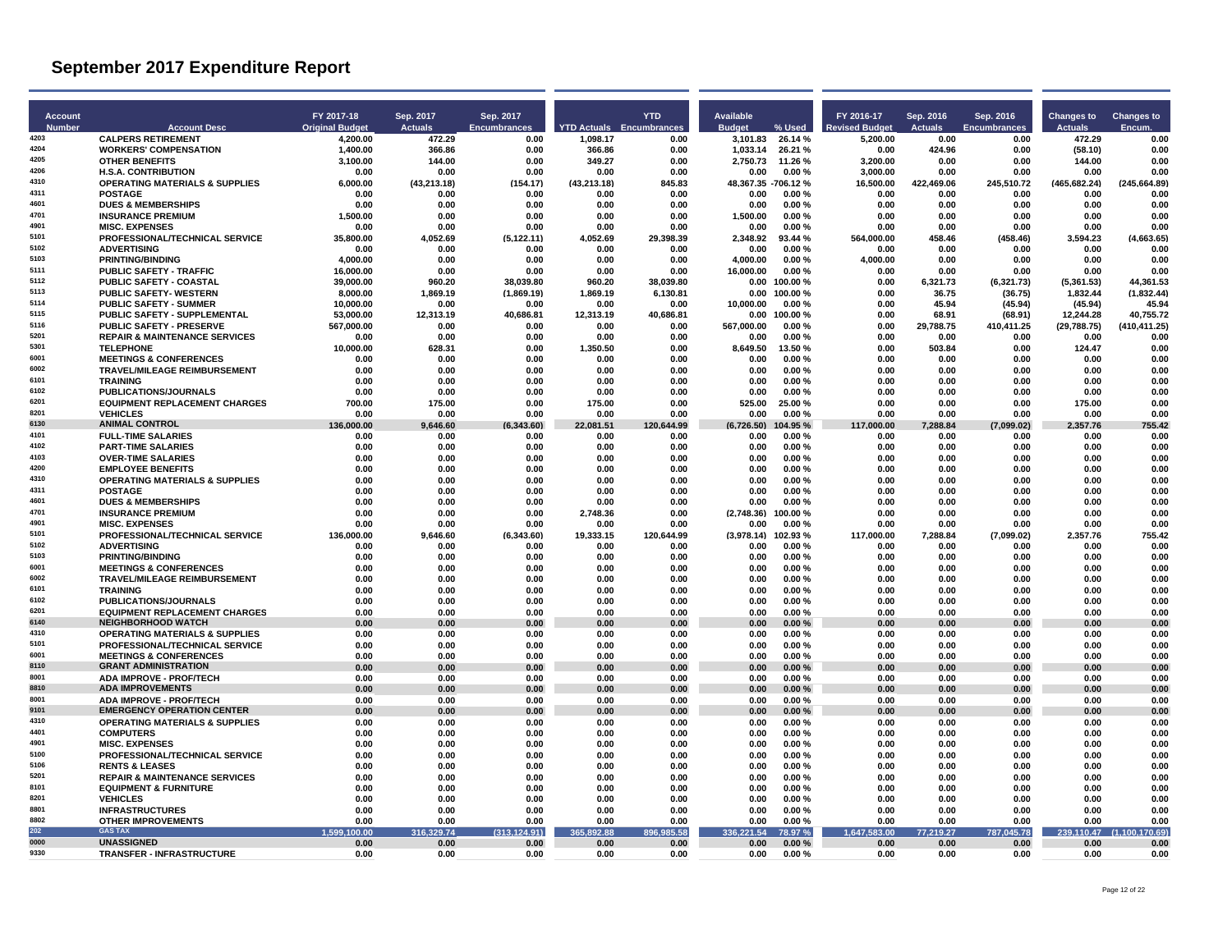# September 2017 Expenditure Report

| Account Number | Account Desc | FY 2017-18 Original Budget | Sep. 2017 Actuals | Sep. 2017 Encumbrances | YTD Actuals | YTD Encumbrances | Available Budget | % Used | FY 2016-17 Revised Budget | Sep. 2016 Actuals | Sep. 2016 Encumbrances | Changes to Actuals | Changes to Encum. |
|---|---|---|---|---|---|---|---|---|---|---|---|---|---|
| 4203 | CALPERS RETIREMENT | 4,200.00 | 472.29 | 0.00 | 1,098.17 | 0.00 | 3,101.83 | 26.14 % | 5,200.00 | 0.00 | 0.00 | 472.29 | 0.00 |
| 4204 | WORKERS' COMPENSATION | 1,400.00 | 366.86 | 0.00 | 366.86 | 0.00 | 1,033.14 | 26.21 % | 0.00 | 424.96 | 0.00 | (58.10) | 0.00 |
| 4205 | OTHER BENEFITS | 3,100.00 | 144.00 | 0.00 | 349.27 | 0.00 | 2,750.73 | 11.26 % | 3,200.00 | 0.00 | 0.00 | 144.00 | 0.00 |
| 4206 | H.S.A. CONTRIBUTION | 0.00 | 0.00 | 0.00 | 0.00 | 0.00 | 0.00 | 0.00 % | 3,000.00 | 0.00 | 0.00 | 0.00 | 0.00 |
| 4310 | OPERATING MATERIALS & SUPPLIES | 6,000.00 | (43,213.18) | (154.17) | (43,213.18) | 845.83 | 48,367.35 | -706.12 % | 16,500.00 | 422,469.06 | 245,510.72 | (465,682.24) | (245,664.89) |
| 4311 | POSTAGE | 0.00 | 0.00 | 0.00 | 0.00 | 0.00 | 0.00 | 0.00 % | 0.00 | 0.00 | 0.00 | 0.00 | 0.00 |
| 4601 | DUES & MEMBERSHIPS | 0.00 | 0.00 | 0.00 | 0.00 | 0.00 | 0.00 | 0.00 % | 0.00 | 0.00 | 0.00 | 0.00 | 0.00 |
| 4701 | INSURANCE PREMIUM | 1,500.00 | 0.00 | 0.00 | 0.00 | 0.00 | 1,500.00 | 0.00 % | 0.00 | 0.00 | 0.00 | 0.00 | 0.00 |
| 4901 | MISC. EXPENSES | 0.00 | 0.00 | 0.00 | 0.00 | 0.00 | 0.00 | 0.00 % | 0.00 | 0.00 | 0.00 | 0.00 | 0.00 |
| 5101 | PROFESSIONAL/TECHNICAL SERVICE | 35,800.00 | 4,052.69 | (5,122.11) | 4,052.69 | 29,398.39 | 2,348.92 | 93.44 % | 564,000.00 | 458.46 | (458.46) | 3,594.23 | (4,663.65) |
| 5102 | ADVERTISING | 0.00 | 0.00 | 0.00 | 0.00 | 0.00 | 0.00 | 0.00 % | 0.00 | 0.00 | 0.00 | 0.00 | 0.00 |
| 5103 | PRINTING/BINDING | 4,000.00 | 0.00 | 0.00 | 0.00 | 0.00 | 4,000.00 | 0.00 % | 4,000.00 | 0.00 | 0.00 | 0.00 | 0.00 |
| 5111 | PUBLIC SAFETY - TRAFFIC | 16,000.00 | 0.00 | 0.00 | 0.00 | 0.00 | 16,000.00 | 0.00 % | 0.00 | 0.00 | 0.00 | 0.00 | 0.00 |
| 5112 | PUBLIC SAFETY - COASTAL | 39,000.00 | 960.20 | 38,039.80 | 960.20 | 38,039.80 | 0.00 | 100.00 % | 0.00 | 6,321.73 | (6,321.73) | (5,361.53) | 44,361.53 |
| 5113 | PUBLIC SAFETY- WESTERN | 8,000.00 | 1,869.19 | (1,869.19) | 1,869.19 | 6,130.81 | 0.00 | 100.00 % | 0.00 | 36.75 | (36.75) | 1,832.44 | (1,832.44) |
| 5114 | PUBLIC SAFETY - SUMMER | 10,000.00 | 0.00 | 0.00 | 0.00 | 0.00 | 10,000.00 | 0.00 % | 0.00 | 45.94 | (45.94) | (45.94) | 45.94 |
| 5115 | PUBLIC SAFETY - SUPPLEMENTAL | 53,000.00 | 12,313.19 | 40,686.81 | 12,313.19 | 40,686.81 | 0.00 | 100.00 % | 0.00 | 68.91 | (68.91) | 12,244.28 | 40,755.72 |
| 5116 | PUBLIC SAFETY - PRESERVE | 567,000.00 | 0.00 | 0.00 | 0.00 | 0.00 | 567,000.00 | 0.00 % | 0.00 | 29,788.75 | 410,411.25 | (29,788.75) | (410,411.25) |
| 5201 | REPAIR & MAINTENANCE SERVICES | 0.00 | 0.00 | 0.00 | 0.00 | 0.00 | 0.00 | 0.00 % | 0.00 | 0.00 | 0.00 | 0.00 | 0.00 |
| 5301 | TELEPHONE | 10,000.00 | 628.31 | 0.00 | 1,350.50 | 0.00 | 8,649.50 | 13.50 % | 0.00 | 503.84 | 0.00 | 124.47 | 0.00 |
| 6001 | MEETINGS & CONFERENCES | 0.00 | 0.00 | 0.00 | 0.00 | 0.00 | 0.00 | 0.00 % | 0.00 | 0.00 | 0.00 | 0.00 | 0.00 |
| 6002 | TRAVEL/MILEAGE REIMBURSEMENT | 0.00 | 0.00 | 0.00 | 0.00 | 0.00 | 0.00 | 0.00 % | 0.00 | 0.00 | 0.00 | 0.00 | 0.00 |
| 6101 | TRAINING | 0.00 | 0.00 | 0.00 | 0.00 | 0.00 | 0.00 | 0.00 % | 0.00 | 0.00 | 0.00 | 0.00 | 0.00 |
| 6102 | PUBLICATIONS/JOURNALS | 0.00 | 0.00 | 0.00 | 0.00 | 0.00 | 0.00 | 0.00 % | 0.00 | 0.00 | 0.00 | 0.00 | 0.00 |
| 6201 | EQUIPMENT REPLACEMENT CHARGES | 700.00 | 175.00 | 0.00 | 175.00 | 0.00 | 525.00 | 25.00 % | 0.00 | 0.00 | 0.00 | 175.00 | 0.00 |
| 8201 | VEHICLES | 0.00 | 0.00 | 0.00 | 0.00 | 0.00 | 0.00 | 0.00 % | 0.00 | 0.00 | 0.00 | 0.00 | 0.00 |
| 6130 | **ANIMAL CONTROL** | **136,000.00** | **9,646.60** | **(6,343.60)** | **22,081.51** | **120,644.99** | **(6,726.50)** | **104.95 %** | **117,000.00** | **7,288.84** | **(7,099.02)** | **2,357.76** | **755.42** |
| 4101 | FULL-TIME SALARIES | 0.00 | 0.00 | 0.00 | 0.00 | 0.00 | 0.00 | 0.00 % | 0.00 | 0.00 | 0.00 | 0.00 | 0.00 |
| 4102 | PART-TIME SALARIES | 0.00 | 0.00 | 0.00 | 0.00 | 0.00 | 0.00 | 0.00 % | 0.00 | 0.00 | 0.00 | 0.00 | 0.00 |
| 4103 | OVER-TIME SALARIES | 0.00 | 0.00 | 0.00 | 0.00 | 0.00 | 0.00 | 0.00 % | 0.00 | 0.00 | 0.00 | 0.00 | 0.00 |
| 4200 | EMPLOYEE BENEFITS | 0.00 | 0.00 | 0.00 | 0.00 | 0.00 | 0.00 | 0.00 % | 0.00 | 0.00 | 0.00 | 0.00 | 0.00 |
| 4310 | OPERATING MATERIALS & SUPPLIES | 0.00 | 0.00 | 0.00 | 0.00 | 0.00 | 0.00 | 0.00 % | 0.00 | 0.00 | 0.00 | 0.00 | 0.00 |
| 4311 | POSTAGE | 0.00 | 0.00 | 0.00 | 0.00 | 0.00 | 0.00 | 0.00 % | 0.00 | 0.00 | 0.00 | 0.00 | 0.00 |
| 4601 | DUES & MEMBERSHIPS | 0.00 | 0.00 | 0.00 | 0.00 | 0.00 | 0.00 | 0.00 % | 0.00 | 0.00 | 0.00 | 0.00 | 0.00 |
| 4701 | INSURANCE PREMIUM | 0.00 | 0.00 | 0.00 | 2,748.36 | 0.00 | (2,748.36) | 100.00 % | 0.00 | 0.00 | 0.00 | 0.00 | 0.00 |
| 4901 | MISC. EXPENSES | 0.00 | 0.00 | 0.00 | 0.00 | 0.00 | 0.00 | 0.00 % | 0.00 | 0.00 | 0.00 | 0.00 | 0.00 |
| 5101 | PROFESSIONAL/TECHNICAL SERVICE | 136,000.00 | 9,646.60 | (6,343.60) | 19,333.15 | 120,644.99 | (3,978.14) | 102.93 % | 117,000.00 | 7,288.84 | (7,099.02) | 2,357.76 | 755.42 |
| 5102 | ADVERTISING | 0.00 | 0.00 | 0.00 | 0.00 | 0.00 | 0.00 | 0.00 % | 0.00 | 0.00 | 0.00 | 0.00 | 0.00 |
| 5103 | PRINTING/BINDING | 0.00 | 0.00 | 0.00 | 0.00 | 0.00 | 0.00 | 0.00 % | 0.00 | 0.00 | 0.00 | 0.00 | 0.00 |
| 6001 | MEETINGS & CONFERENCES | 0.00 | 0.00 | 0.00 | 0.00 | 0.00 | 0.00 | 0.00 % | 0.00 | 0.00 | 0.00 | 0.00 | 0.00 |
| 6002 | TRAVEL/MILEAGE REIMBURSEMENT | 0.00 | 0.00 | 0.00 | 0.00 | 0.00 | 0.00 | 0.00 % | 0.00 | 0.00 | 0.00 | 0.00 | 0.00 |
| 6101 | TRAINING | 0.00 | 0.00 | 0.00 | 0.00 | 0.00 | 0.00 | 0.00 % | 0.00 | 0.00 | 0.00 | 0.00 | 0.00 |
| 6102 | PUBLICATIONS/JOURNALS | 0.00 | 0.00 | 0.00 | 0.00 | 0.00 | 0.00 | 0.00 % | 0.00 | 0.00 | 0.00 | 0.00 | 0.00 |
| 6201 | EQUIPMENT REPLACEMENT CHARGES | 0.00 | 0.00 | 0.00 | 0.00 | 0.00 | 0.00 | 0.00 % | 0.00 | 0.00 | 0.00 | 0.00 | 0.00 |
| 6140 | **NEIGHBORHOOD WATCH** | **0.00** | **0.00** | **0.00** | **0.00** | **0.00** | **0.00** | **0.00 %** | **0.00** | **0.00** | **0.00** | **0.00** | **0.00** |
| 4310 | OPERATING MATERIALS & SUPPLIES | 0.00 | 0.00 | 0.00 | 0.00 | 0.00 | 0.00 | 0.00 % | 0.00 | 0.00 | 0.00 | 0.00 | 0.00 |
| 5101 | PROFESSIONAL/TECHNICAL SERVICE | 0.00 | 0.00 | 0.00 | 0.00 | 0.00 | 0.00 | 0.00 % | 0.00 | 0.00 | 0.00 | 0.00 | 0.00 |
| 6001 | MEETINGS & CONFERENCES | 0.00 | 0.00 | 0.00 | 0.00 | 0.00 | 0.00 | 0.00 % | 0.00 | 0.00 | 0.00 | 0.00 | 0.00 |
| 8110 | **GRANT ADMINISTRATION** | **0.00** | **0.00** | **0.00** | **0.00** | **0.00** | **0.00** | **0.00 %** | **0.00** | **0.00** | **0.00** | **0.00** | **0.00** |
| 8001 | ADA IMPROVE - PROF/TECH | 0.00 | 0.00 | 0.00 | 0.00 | 0.00 | 0.00 | 0.00 % | 0.00 | 0.00 | 0.00 | 0.00 | 0.00 |
| 8810 | **ADA IMPROVEMENTS** | **0.00** | **0.00** | **0.00** | **0.00** | **0.00** | **0.00** | **0.00 %** | **0.00** | **0.00** | **0.00** | **0.00** | **0.00** |
| 8001 | ADA IMPROVE - PROF/TECH | 0.00 | 0.00 | 0.00 | 0.00 | 0.00 | 0.00 | 0.00 % | 0.00 | 0.00 | 0.00 | 0.00 | 0.00 |
| 9101 | **EMERGENCY OPERATION CENTER** | **0.00** | **0.00** | **0.00** | **0.00** | **0.00** | **0.00** | **0.00 %** | **0.00** | **0.00** | **0.00** | **0.00** | **0.00** |
| 4310 | OPERATING MATERIALS & SUPPLIES | 0.00 | 0.00 | 0.00 | 0.00 | 0.00 | 0.00 | 0.00 % | 0.00 | 0.00 | 0.00 | 0.00 | 0.00 |
| 4401 | COMPUTERS | 0.00 | 0.00 | 0.00 | 0.00 | 0.00 | 0.00 | 0.00 % | 0.00 | 0.00 | 0.00 | 0.00 | 0.00 |
| 4901 | MISC. EXPENSES | 0.00 | 0.00 | 0.00 | 0.00 | 0.00 | 0.00 | 0.00 % | 0.00 | 0.00 | 0.00 | 0.00 | 0.00 |
| 5100 | PROFESSIONAL/TECHNICAL SERVICE | 0.00 | 0.00 | 0.00 | 0.00 | 0.00 | 0.00 | 0.00 % | 0.00 | 0.00 | 0.00 | 0.00 | 0.00 |
| 5106 | RENTS & LEASES | 0.00 | 0.00 | 0.00 | 0.00 | 0.00 | 0.00 | 0.00 % | 0.00 | 0.00 | 0.00 | 0.00 | 0.00 |
| 5201 | REPAIR & MAINTENANCE SERVICES | 0.00 | 0.00 | 0.00 | 0.00 | 0.00 | 0.00 | 0.00 % | 0.00 | 0.00 | 0.00 | 0.00 | 0.00 |
| 8101 | EQUIPMENT & FURNITURE | 0.00 | 0.00 | 0.00 | 0.00 | 0.00 | 0.00 | 0.00 % | 0.00 | 0.00 | 0.00 | 0.00 | 0.00 |
| 8201 | VEHICLES | 0.00 | 0.00 | 0.00 | 0.00 | 0.00 | 0.00 | 0.00 % | 0.00 | 0.00 | 0.00 | 0.00 | 0.00 |
| 8801 | INFRASTRUCTURES | 0.00 | 0.00 | 0.00 | 0.00 | 0.00 | 0.00 | 0.00 % | 0.00 | 0.00 | 0.00 | 0.00 | 0.00 |
| 8802 | OTHER IMPROVEMENTS | 0.00 | 0.00 | 0.00 | 0.00 | 0.00 | 0.00 | 0.00 % | 0.00 | 0.00 | 0.00 | 0.00 | 0.00 |
| 202 | **GAS TAX** | **1,599,100.00** | **316,329.74** | **(313,124.91)** | **365,892.88** | **896,985.58** | **336,221.54** | **78.97 %** | **1,647,583.00** | **77,219.27** | **787,045.78** | **239,110.47** | **(1,100,170.69)** |
| 0000 | **UNASSIGNED** | **0.00** | **0.00** | **0.00** | **0.00** | **0.00** | **0.00** | **0.00 %** | **0.00** | **0.00** | **0.00** | **0.00** | **0.00** |
| 9330 | TRANSFER - INFRASTRUCTURE | 0.00 | 0.00 | 0.00 | 0.00 | 0.00 | 0.00 | 0.00 % | 0.00 | 0.00 | 0.00 | 0.00 | 0.00 |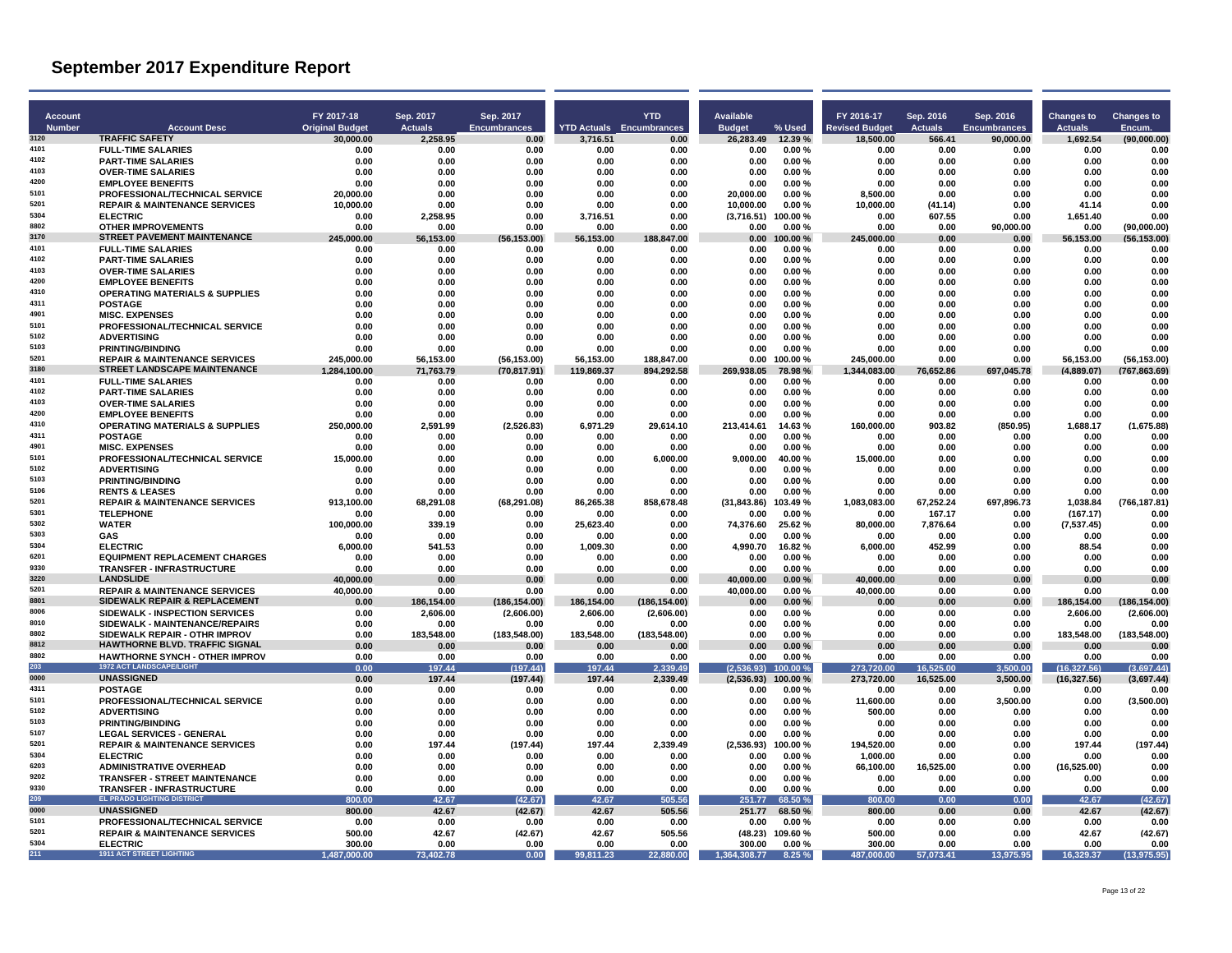# September 2017 Expenditure Report

| Account Number | Account Desc | FY 2017-18 Original Budget | Sep. 2017 Actuals | Sep. 2017 Encumbrances | YTD Actuals | YTD Encumbrances | Available Budget | % Used | FY 2016-17 Revised Budget | Sep. 2016 Actuals | Sep. 2016 Encumbrances | Changes to Actuals | Changes to Encum. |
|---|---|---|---|---|---|---|---|---|---|---|---|---|---|
| 3120 | **TRAFFIC SAFETY** | 30,000.00 | 2,258.95 | 0.00 | 3,716.51 | 0.00 | 26,283.49 | 12.39 % | 18,500.00 | 566.41 | 90,000.00 | 1,692.54 | (90,000.00) |
| 4101 | FULL-TIME SALARIES | 0.00 | 0.00 | 0.00 | 0.00 | 0.00 | 0.00 | 0.00 % | 0.00 | 0.00 | 0.00 | 0.00 | 0.00 |
| 4102 | PART-TIME SALARIES | 0.00 | 0.00 | 0.00 | 0.00 | 0.00 | 0.00 | 0.00 % | 0.00 | 0.00 | 0.00 | 0.00 | 0.00 |
| 4103 | OVER-TIME SALARIES | 0.00 | 0.00 | 0.00 | 0.00 | 0.00 | 0.00 | 0.00 % | 0.00 | 0.00 | 0.00 | 0.00 | 0.00 |
| 4200 | EMPLOYEE BENEFITS | 0.00 | 0.00 | 0.00 | 0.00 | 0.00 | 0.00 | 0.00 % | 0.00 | 0.00 | 0.00 | 0.00 | 0.00 |
| 5101 | PROFESSIONAL/TECHNICAL SERVICE | 20,000.00 | 0.00 | 0.00 | 0.00 | 0.00 | 20,000.00 | 0.00 % | 8,500.00 | 0.00 | 0.00 | 0.00 | 0.00 |
| 5201 | REPAIR & MAINTENANCE SERVICES | 10,000.00 | 0.00 | 0.00 | 0.00 | 0.00 | 10,000.00 | 0.00 % | 10,000.00 | (41.14) | 0.00 | 41.14 | 0.00 |
| 5304 | ELECTRIC | 0.00 | 2,258.95 | 0.00 | 3,716.51 | 0.00 | (3,716.51) | 100.00 % | 0.00 | 607.55 | 0.00 | 1,651.40 | 0.00 |
| 8802 | OTHER IMPROVEMENTS | 0.00 | 0.00 | 0.00 | 0.00 | 0.00 | 0.00 | 0.00 % | 0.00 | 0.00 | 90,000.00 | 0.00 | (90,000.00) |
| 3170 | **STREET PAVEMENT MAINTENANCE** | 245,000.00 | 56,153.00 | (56,153.00) | 56,153.00 | 188,847.00 | 0.00 | 100.00 % | 245,000.00 | 0.00 | 0.00 | 56,153.00 | (56,153.00) |
| 4101 | FULL-TIME SALARIES | 0.00 | 0.00 | 0.00 | 0.00 | 0.00 | 0.00 | 0.00 % | 0.00 | 0.00 | 0.00 | 0.00 | 0.00 |
| 4102 | PART-TIME SALARIES | 0.00 | 0.00 | 0.00 | 0.00 | 0.00 | 0.00 | 0.00 % | 0.00 | 0.00 | 0.00 | 0.00 | 0.00 |
| 4103 | OVER-TIME SALARIES | 0.00 | 0.00 | 0.00 | 0.00 | 0.00 | 0.00 | 0.00 % | 0.00 | 0.00 | 0.00 | 0.00 | 0.00 |
| 4200 | EMPLOYEE BENEFITS | 0.00 | 0.00 | 0.00 | 0.00 | 0.00 | 0.00 | 0.00 % | 0.00 | 0.00 | 0.00 | 0.00 | 0.00 |
| 4310 | OPERATING MATERIALS & SUPPLIES | 0.00 | 0.00 | 0.00 | 0.00 | 0.00 | 0.00 | 0.00 % | 0.00 | 0.00 | 0.00 | 0.00 | 0.00 |
| 4311 | POSTAGE | 0.00 | 0.00 | 0.00 | 0.00 | 0.00 | 0.00 | 0.00 % | 0.00 | 0.00 | 0.00 | 0.00 | 0.00 |
| 4901 | MISC. EXPENSES | 0.00 | 0.00 | 0.00 | 0.00 | 0.00 | 0.00 | 0.00 % | 0.00 | 0.00 | 0.00 | 0.00 | 0.00 |
| 5101 | PROFESSIONAL/TECHNICAL SERVICE | 0.00 | 0.00 | 0.00 | 0.00 | 0.00 | 0.00 | 0.00 % | 0.00 | 0.00 | 0.00 | 0.00 | 0.00 |
| 5102 | ADVERTISING | 0.00 | 0.00 | 0.00 | 0.00 | 0.00 | 0.00 | 0.00 % | 0.00 | 0.00 | 0.00 | 0.00 | 0.00 |
| 5103 | PRINTING/BINDING | 0.00 | 0.00 | 0.00 | 0.00 | 0.00 | 0.00 | 0.00 % | 0.00 | 0.00 | 0.00 | 0.00 | 0.00 |
| 5201 | REPAIR & MAINTENANCE SERVICES | 245,000.00 | 56,153.00 | (56,153.00) | 56,153.00 | 188,847.00 | 0.00 | 100.00 % | 245,000.00 | 0.00 | 0.00 | 56,153.00 | (56,153.00) |
| 3180 | **STREET LANDSCAPE MAINTENANCE** | 1,284,100.00 | 71,763.79 | (70,817.91) | 119,869.37 | 894,292.58 | 269,938.05 | 78.98 % | 1,344,083.00 | 76,652.86 | 697,045.78 | (4,889.07) | (767,863.69) |
| 4101 | FULL-TIME SALARIES | 0.00 | 0.00 | 0.00 | 0.00 | 0.00 | 0.00 | 0.00 % | 0.00 | 0.00 | 0.00 | 0.00 | 0.00 |
| 4102 | PART-TIME SALARIES | 0.00 | 0.00 | 0.00 | 0.00 | 0.00 | 0.00 | 0.00 % | 0.00 | 0.00 | 0.00 | 0.00 | 0.00 |
| 4103 | OVER-TIME SALARIES | 0.00 | 0.00 | 0.00 | 0.00 | 0.00 | 0.00 | 0.00 % | 0.00 | 0.00 | 0.00 | 0.00 | 0.00 |
| 4200 | EMPLOYEE BENEFITS | 0.00 | 0.00 | 0.00 | 0.00 | 0.00 | 0.00 | 0.00 % | 0.00 | 0.00 | 0.00 | 0.00 | 0.00 |
| 4310 | OPERATING MATERIALS & SUPPLIES | 250,000.00 | 2,591.99 | (2,526.83) | 6,971.29 | 29,614.10 | 213,414.61 | 14.63 % | 160,000.00 | 903.82 | (850.95) | 1,688.17 | (1,675.88) |
| 4311 | POSTAGE | 0.00 | 0.00 | 0.00 | 0.00 | 0.00 | 0.00 | 0.00 % | 0.00 | 0.00 | 0.00 | 0.00 | 0.00 |
| 4901 | MISC. EXPENSES | 0.00 | 0.00 | 0.00 | 0.00 | 0.00 | 0.00 | 0.00 % | 0.00 | 0.00 | 0.00 | 0.00 | 0.00 |
| 5101 | PROFESSIONAL/TECHNICAL SERVICE | 15,000.00 | 0.00 | 0.00 | 0.00 | 6,000.00 | 9,000.00 | 40.00 % | 15,000.00 | 0.00 | 0.00 | 0.00 | 0.00 |
| 5102 | ADVERTISING | 0.00 | 0.00 | 0.00 | 0.00 | 0.00 | 0.00 | 0.00 % | 0.00 | 0.00 | 0.00 | 0.00 | 0.00 |
| 5103 | PRINTING/BINDING | 0.00 | 0.00 | 0.00 | 0.00 | 0.00 | 0.00 | 0.00 % | 0.00 | 0.00 | 0.00 | 0.00 | 0.00 |
| 5106 | RENTS & LEASES | 0.00 | 0.00 | 0.00 | 0.00 | 0.00 | 0.00 | 0.00 % | 0.00 | 0.00 | 0.00 | 0.00 | 0.00 |
| 5201 | REPAIR & MAINTENANCE SERVICES | 913,100.00 | 68,291.08 | (68,291.08) | 86,265.38 | 858,678.48 | (31,843.86) | 103.49 % | 1,083,083.00 | 67,252.24 | 697,896.73 | 1,038.84 | (766,187.81) |
| 5301 | TELEPHONE | 0.00 | 0.00 | 0.00 | 0.00 | 0.00 | 0.00 | 0.00 % | 0.00 | 167.17 | 0.00 | (167.17) | 0.00 |
| 5302 | WATER | 100,000.00 | 339.19 | 0.00 | 25,623.40 | 0.00 | 74,376.60 | 25.62 % | 80,000.00 | 7,876.64 | 0.00 | (7,537.45) | 0.00 |
| 5303 | GAS | 0.00 | 0.00 | 0.00 | 0.00 | 0.00 | 0.00 | 0.00 % | 0.00 | 0.00 | 0.00 | 0.00 | 0.00 |
| 5304 | ELECTRIC | 6,000.00 | 541.53 | 0.00 | 1,009.30 | 0.00 | 4,990.70 | 16.82 % | 6,000.00 | 452.99 | 0.00 | 88.54 | 0.00 |
| 6201 | EQUIPMENT REPLACEMENT CHARGES | 0.00 | 0.00 | 0.00 | 0.00 | 0.00 | 0.00 | 0.00 % | 0.00 | 0.00 | 0.00 | 0.00 | 0.00 |
| 9330 | TRANSFER - INFRASTRUCTURE | 0.00 | 0.00 | 0.00 | 0.00 | 0.00 | 0.00 | 0.00 % | 0.00 | 0.00 | 0.00 | 0.00 | 0.00 |
| 3220 | **LANDSLIDE** | 40,000.00 | 0.00 | 0.00 | 0.00 | 0.00 | 40,000.00 | 0.00 % | 40,000.00 | 0.00 | 0.00 | 0.00 | 0.00 |
| 5201 | REPAIR & MAINTENANCE SERVICES | 40,000.00 | 0.00 | 0.00 | 0.00 | 0.00 | 40,000.00 | 0.00 % | 40,000.00 | 0.00 | 0.00 | 0.00 | 0.00 |
| 8801 | **SIDEWALK REPAIR & REPLACEMENT** | 0.00 | 186,154.00 | (186,154.00) | 186,154.00 | (186,154.00) | 0.00 | 0.00 % | 0.00 | 0.00 | 0.00 | 186,154.00 | (186,154.00) |
| 8006 | SIDEWALK - INSPECTION SERVICES | 0.00 | 2,606.00 | (2,606.00) | 2,606.00 | (2,606.00) | 0.00 | 0.00 % | 0.00 | 0.00 | 0.00 | 2,606.00 | (2,606.00) |
| 8010 | SIDEWALK - MAINTENANCE/REPAIRS | 0.00 | 0.00 | 0.00 | 0.00 | 0.00 | 0.00 | 0.00 % | 0.00 | 0.00 | 0.00 | 0.00 | 0.00 |
| 8802 | SIDEWALK REPAIR - OTHR IMPROV | 0.00 | 183,548.00 | (183,548.00) | 183,548.00 | (183,548.00) | 0.00 | 0.00 % | 0.00 | 0.00 | 0.00 | 183,548.00 | (183,548.00) |
| 8812 | **HAWTHORNE BLVD. TRAFFIC SIGNAL** | 0.00 | 0.00 | 0.00 | 0.00 | 0.00 | 0.00 | 0.00 % | 0.00 | 0.00 | 0.00 | 0.00 | 0.00 |
| 8802 | HAWTHORNE SYNCH - OTHER IMPROV | 0.00 | 0.00 | 0.00 | 0.00 | 0.00 | 0.00 | 0.00 % | 0.00 | 0.00 | 0.00 | 0.00 | 0.00 |
| 203 | **1972 ACT LANDSCAPE/LIGHT** | 0.00 | 197.44 | (197.44) | 197.44 | 2,339.49 | (2,536.93) | 100.00 % | 273,720.00 | 16,525.00 | 3,500.00 | (16,327.56) | (3,697.44) |
| 0000 | **UNASSIGNED** | 0.00 | 197.44 | (197.44) | 197.44 | 2,339.49 | (2,536.93) | 100.00 % | 273,720.00 | 16,525.00 | 3,500.00 | (16,327.56) | (3,697.44) |
| 4311 | POSTAGE | 0.00 | 0.00 | 0.00 | 0.00 | 0.00 | 0.00 | 0.00 % | 0.00 | 0.00 | 0.00 | 0.00 | 0.00 |
| 5101 | PROFESSIONAL/TECHNICAL SERVICE | 0.00 | 0.00 | 0.00 | 0.00 | 0.00 | 0.00 | 0.00 % | 11,600.00 | 0.00 | 3,500.00 | 0.00 | (3,500.00) |
| 5102 | ADVERTISING | 0.00 | 0.00 | 0.00 | 0.00 | 0.00 | 0.00 | 0.00 % | 500.00 | 0.00 | 0.00 | 0.00 | 0.00 |
| 5103 | PRINTING/BINDING | 0.00 | 0.00 | 0.00 | 0.00 | 0.00 | 0.00 | 0.00 % | 0.00 | 0.00 | 0.00 | 0.00 | 0.00 |
| 5107 | LEGAL SERVICES - GENERAL | 0.00 | 0.00 | 0.00 | 0.00 | 0.00 | 0.00 | 0.00 % | 0.00 | 0.00 | 0.00 | 0.00 | 0.00 |
| 5201 | REPAIR & MAINTENANCE SERVICES | 0.00 | 197.44 | (197.44) | 197.44 | 2,339.49 | (2,536.93) | 100.00 % | 194,520.00 | 0.00 | 0.00 | 197.44 | (197.44) |
| 5304 | ELECTRIC | 0.00 | 0.00 | 0.00 | 0.00 | 0.00 | 0.00 | 0.00 % | 1,000.00 | 0.00 | 0.00 | 0.00 | 0.00 |
| 6203 | ADMINISTRATIVE OVERHEAD | 0.00 | 0.00 | 0.00 | 0.00 | 0.00 | 0.00 | 0.00 % | 66,100.00 | 16,525.00 | 0.00 | (16,525.00) | 0.00 |
| 9202 | TRANSFER - STREET MAINTENANCE | 0.00 | 0.00 | 0.00 | 0.00 | 0.00 | 0.00 | 0.00 % | 0.00 | 0.00 | 0.00 | 0.00 | 0.00 |
| 9330 | TRANSFER - INFRASTRUCTURE | 0.00 | 0.00 | 0.00 | 0.00 | 0.00 | 0.00 | 0.00 % | 0.00 | 0.00 | 0.00 | 0.00 | 0.00 |
| 209 | **EL PRADO LIGHTING DISTRICT** | 800.00 | 42.67 | (42.67) | 42.67 | 505.56 | 251.77 | 68.50 % | 800.00 | 0.00 | 0.00 | 42.67 | (42.67) |
| 0000 | **UNASSIGNED** | 800.00 | 42.67 | (42.67) | 42.67 | 505.56 | 251.77 | 68.50 % | 800.00 | 0.00 | 0.00 | 42.67 | (42.67) |
| 5101 | PROFESSIONAL/TECHNICAL SERVICE | 0.00 | 0.00 | 0.00 | 0.00 | 0.00 | 0.00 | 0.00 % | 0.00 | 0.00 | 0.00 | 0.00 | 0.00 |
| 5201 | REPAIR & MAINTENANCE SERVICES | 500.00 | 42.67 | (42.67) | 42.67 | 505.56 | (48.23) | 109.60 % | 500.00 | 0.00 | 0.00 | 42.67 | (42.67) |
| 5304 | ELECTRIC | 300.00 | 0.00 | 0.00 | 0.00 | 0.00 | 300.00 | 0.00 % | 300.00 | 0.00 | 0.00 | 0.00 | 0.00 |
| 211 | **1911 ACT STREET LIGHTING** | 1,487,000.00 | 73,402.78 | 0.00 | 99,811.23 | 22,880.00 | 1,364,308.77 | 8.25 % | 487,000.00 | 57,073.41 | 13,975.95 | 16,329.37 | (13,975.95) |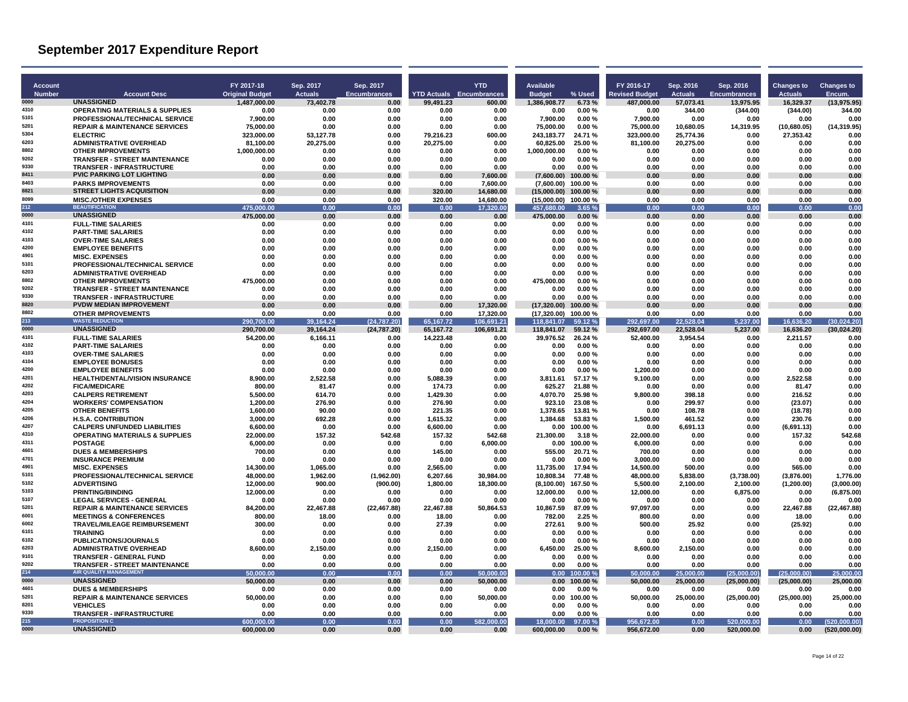# September 2017 Expenditure Report

| Account Number | Account Desc | FY 2017-18 Original Budget | Sep. 2017 Actuals | Sep. 2017 Encumbrances | YTD Actuals | YTD Encumbrances | Available Budget | % Used | FY 2016-17 Revised Budget | Sep. 2016 Actuals | Sep. 2016 Encumbrances | Changes to Actuals | Changes to Encum. |
|---|---|---|---|---|---|---|---|---|---|---|---|---|---|
| 0000 | UNASSIGNED | 1,487,000.00 | 73,402.78 | 0.00 | 99,491.23 | 600.00 | 1,386,908.77 | 6.73 % | 487,000.00 | 57,073.41 | 13,975.95 | 16,329.37 | (13,975.95) |
| 4310 | OPERATING MATERIALS & SUPPLIES | 0.00 | 0.00 | 0.00 | 0.00 | 0.00 | 0.00 | 0.00 % | 0.00 | 344.00 | (344.00) | (344.00) | 344.00 |
| 5101 | PROFESSIONAL/TECHNICAL SERVICE | 7,900.00 | 0.00 | 0.00 | 0.00 | 0.00 | 7,900.00 | 0.00 % | 7,900.00 | 0.00 | 0.00 | 0.00 | 0.00 |
| 5201 | REPAIR & MAINTENANCE SERVICES | 75,000.00 | 0.00 | 0.00 | 0.00 | 0.00 | 75,000.00 | 0.00 % | 75,000.00 | 10,680.05 | 14,319.95 | (10,680.05) | (14,319.95) |
| 5304 | ELECTRIC | 323,000.00 | 53,127.78 | 0.00 | 79,216.23 | 600.00 | 243,183.77 | 24.71 % | 323,000.00 | 25,774.36 | 0.00 | 27,353.42 | 0.00 |
| 6203 | ADMINISTRATIVE OVERHEAD | 81,100.00 | 20,275.00 | 0.00 | 20,275.00 | 0.00 | 60,825.00 | 25.00 % | 81,100.00 | 20,275.00 | 0.00 | 0.00 | 0.00 |
| 8802 | OTHER IMPROVEMENTS | 1,000,000.00 | 0.00 | 0.00 | 0.00 | 0.00 | 1,000,000.00 | 0.00 % | 0.00 | 0.00 | 0.00 | 0.00 | 0.00 |
| 9202 | TRANSFER - STREET MAINTENANCE | 0.00 | 0.00 | 0.00 | 0.00 | 0.00 | 0.00 | 0.00 % | 0.00 | 0.00 | 0.00 | 0.00 | 0.00 |
| 9330 | TRANSFER - INFRASTRUCTURE | 0.00 | 0.00 | 0.00 | 0.00 | 0.00 | 0.00 | 0.00 % | 0.00 | 0.00 | 0.00 | 0.00 | 0.00 |
| 8411 | PVIC PARKING LOT LIGHTING | 0.00 | 0.00 | 0.00 | 0.00 | 7,600.00 | (7,600.00) | 100.00 % | 0.00 | 0.00 | 0.00 | 0.00 | 0.00 |
| 8403 | PARKS IMPROVEMENTS | 0.00 | 0.00 | 0.00 | 0.00 | 7,600.00 | (7,600.00) | 100.00 % | 0.00 | 0.00 | 0.00 | 0.00 | 0.00 |
| 8821 | STREET LIGHTS ACQUISITION | 0.00 | 0.00 | 0.00 | 320.00 | 14,680.00 | (15,000.00) | 100.00 % | 0.00 | 0.00 | 0.00 | 0.00 | 0.00 |
| 8099 | MISC./OTHER EXPENSES | 0.00 | 0.00 | 0.00 | 320.00 | 14,680.00 | (15,000.00) | 100.00 % | 0.00 | 0.00 | 0.00 | 0.00 | 0.00 |
| 212 | BEAUTIFICATION | 475,000.00 | 0.00 | 0.00 | 0.00 | 17,320.00 | 457,680.00 | 3.65 % | 0.00 | 0.00 | 0.00 | 0.00 | 0.00 |
| 0000 | UNASSIGNED | 475,000.00 | 0.00 | 0.00 | 0.00 | 0.00 | 475,000.00 | 0.00 % | 0.00 | 0.00 | 0.00 | 0.00 | 0.00 |
| 4101 | FULL-TIME SALARIES | 0.00 | 0.00 | 0.00 | 0.00 | 0.00 | 0.00 | 0.00 % | 0.00 | 0.00 | 0.00 | 0.00 | 0.00 |
| 4102 | PART-TIME SALARIES | 0.00 | 0.00 | 0.00 | 0.00 | 0.00 | 0.00 | 0.00 % | 0.00 | 0.00 | 0.00 | 0.00 | 0.00 |
| 4103 | OVER-TIME SALARIES | 0.00 | 0.00 | 0.00 | 0.00 | 0.00 | 0.00 | 0.00 % | 0.00 | 0.00 | 0.00 | 0.00 | 0.00 |
| 4200 | EMPLOYEE BENEFITS | 0.00 | 0.00 | 0.00 | 0.00 | 0.00 | 0.00 | 0.00 % | 0.00 | 0.00 | 0.00 | 0.00 | 0.00 |
| 4901 | MISC. EXPENSES | 0.00 | 0.00 | 0.00 | 0.00 | 0.00 | 0.00 | 0.00 % | 0.00 | 0.00 | 0.00 | 0.00 | 0.00 |
| 5101 | PROFESSIONAL/TECHNICAL SERVICE | 0.00 | 0.00 | 0.00 | 0.00 | 0.00 | 0.00 | 0.00 % | 0.00 | 0.00 | 0.00 | 0.00 | 0.00 |
| 6203 | ADMINISTRATIVE OVERHEAD | 0.00 | 0.00 | 0.00 | 0.00 | 0.00 | 0.00 | 0.00 % | 0.00 | 0.00 | 0.00 | 0.00 | 0.00 |
| 8802 | OTHER IMPROVEMENTS | 475,000.00 | 0.00 | 0.00 | 0.00 | 0.00 | 475,000.00 | 0.00 % | 0.00 | 0.00 | 0.00 | 0.00 | 0.00 |
| 9202 | TRANSFER - STREET MAINTENANCE | 0.00 | 0.00 | 0.00 | 0.00 | 0.00 | 0.00 | 0.00 % | 0.00 | 0.00 | 0.00 | 0.00 | 0.00 |
| 9330 | TRANSFER - INFRASTRUCTURE | 0.00 | 0.00 | 0.00 | 0.00 | 0.00 | 0.00 | 0.00 % | 0.00 | 0.00 | 0.00 | 0.00 | 0.00 |
| 8820 | PVDW MEDIAN IMPROVEMENT | 0.00 | 0.00 | 0.00 | 0.00 | 17,320.00 | (17,320.00) | 100.00 % | 0.00 | 0.00 | 0.00 | 0.00 | 0.00 |
| 8802 | OTHER IMPROVEMENTS | 0.00 | 0.00 | 0.00 | 0.00 | 17,320.00 | (17,320.00) | 100.00 % | 0.00 | 0.00 | 0.00 | 0.00 | 0.00 |
| 213 | WASTE REDUCTION | 290,700.00 | 39,164.24 | (24,787.20) | 65,167.72 | 106,691.21 | 118,841.07 | 59.12 % | 292,697.00 | 22,528.04 | 5,237.00 | 16,636.20 | (30,024.20) |
| 0000 | UNASSIGNED | 290,700.00 | 39,164.24 | (24,787.20) | 65,167.72 | 106,691.21 | 118,841.07 | 59.12 % | 292,697.00 | 22,528.04 | 5,237.00 | 16,636.20 | (30,024.20) |
| 4101 | FULL-TIME SALARIES | 54,200.00 | 6,166.11 | 0.00 | 14,223.48 | 0.00 | 39,976.52 | 26.24 % | 52,400.00 | 3,954.54 | 0.00 | 2,211.57 | 0.00 |
| 4102 | PART-TIME SALARIES | 0.00 | 0.00 | 0.00 | 0.00 | 0.00 | 0.00 | 0.00 % | 0.00 | 0.00 | 0.00 | 0.00 | 0.00 |
| 4103 | OVER-TIME SALARIES | 0.00 | 0.00 | 0.00 | 0.00 | 0.00 | 0.00 | 0.00 % | 0.00 | 0.00 | 0.00 | 0.00 | 0.00 |
| 4104 | EMPLOYEE BONUSES | 0.00 | 0.00 | 0.00 | 0.00 | 0.00 | 0.00 | 0.00 % | 0.00 | 0.00 | 0.00 | 0.00 | 0.00 |
| 4200 | EMPLOYEE BENEFITS | 0.00 | 0.00 | 0.00 | 0.00 | 0.00 | 0.00 | 0.00 % | 1,200.00 | 0.00 | 0.00 | 0.00 | 0.00 |
| 4201 | HEALTH/DENTAL/VISION INSURANCE | 8,900.00 | 2,522.58 | 0.00 | 5,088.39 | 0.00 | 3,811.61 | 57.17 % | 9,100.00 | 0.00 | 0.00 | 2,522.58 | 0.00 |
| 4202 | FICA/MEDICARE | 800.00 | 81.47 | 0.00 | 174.73 | 0.00 | 625.27 | 21.88 % | 0.00 | 0.00 | 0.00 | 81.47 | 0.00 |
| 4203 | CALPERS RETIREMENT | 5,500.00 | 614.70 | 0.00 | 1,429.30 | 0.00 | 4,070.70 | 25.98 % | 9,800.00 | 398.18 | 0.00 | 216.52 | 0.00 |
| 4204 | WORKERS' COMPENSATION | 1,200.00 | 276.90 | 0.00 | 276.90 | 0.00 | 923.10 | 23.08 % | 0.00 | 299.97 | 0.00 | (23.07) | 0.00 |
| 4205 | OTHER BENEFITS | 1,600.00 | 90.00 | 0.00 | 221.35 | 0.00 | 1,378.65 | 13.81 % | 0.00 | 108.78 | 0.00 | (18.78) | 0.00 |
| 4206 | H.S.A. CONTRIBUTION | 3,000.00 | 692.28 | 0.00 | 1,615.32 | 0.00 | 1,384.68 | 53.83 % | 1,500.00 | 461.52 | 0.00 | 230.76 | 0.00 |
| 4207 | CALPERS UNFUNDED LIABILITIES | 6,600.00 | 0.00 | 0.00 | 6,600.00 | 0.00 | 0.00 | 100.00 % | 0.00 | 6,691.13 | 0.00 | (6,691.13) | 0.00 |
| 4310 | OPERATING MATERIALS & SUPPLIES | 22,000.00 | 157.32 | 542.68 | 157.32 | 542.68 | 21,300.00 | 3.18 % | 22,000.00 | 0.00 | 0.00 | 157.32 | 542.68 |
| 4311 | POSTAGE | 6,000.00 | 0.00 | 0.00 | 0.00 | 6,000.00 | 0.00 | 100.00 % | 6,000.00 | 0.00 | 0.00 | 0.00 | 0.00 |
| 4601 | DUES & MEMBERSHIPS | 700.00 | 0.00 | 0.00 | 145.00 | 0.00 | 555.00 | 20.71 % | 700.00 | 0.00 | 0.00 | 0.00 | 0.00 |
| 4701 | INSURANCE PREMIUM | 0.00 | 0.00 | 0.00 | 0.00 | 0.00 | 0.00 | 0.00 % | 3,000.00 | 0.00 | 0.00 | 0.00 | 0.00 |
| 4901 | MISC. EXPENSES | 14,300.00 | 1,065.00 | 0.00 | 2,565.00 | 0.00 | 11,735.00 | 17.94 % | 14,500.00 | 500.00 | 0.00 | 565.00 | 0.00 |
| 5101 | PROFESSIONAL/TECHNICAL SERVICE | 48,000.00 | 1,962.00 | (1,962.00) | 6,207.66 | 30,984.00 | 10,808.34 | 77.48 % | 48,000.00 | 5,838.00 | (3,738.00) | (3,876.00) | 1,776.00 |
| 5102 | ADVERTISING | 12,000.00 | 900.00 | (900.00) | 1,800.00 | 18,300.00 | (8,100.00) | 167.50 % | 5,500.00 | 2,100.00 | 2,100.00 | (1,200.00) | (3,000.00) |
| 5103 | PRINTING/BINDING | 12,000.00 | 0.00 | 0.00 | 0.00 | 0.00 | 12,000.00 | 0.00 % | 12,000.00 | 0.00 | 6,875.00 | 0.00 | (6,875.00) |
| 5107 | LEGAL SERVICES - GENERAL | 0.00 | 0.00 | 0.00 | 0.00 | 0.00 | 0.00 | 0.00 % | 0.00 | 0.00 | 0.00 | 0.00 | 0.00 |
| 5201 | REPAIR & MAINTENANCE SERVICES | 84,200.00 | 22,467.88 | (22,467.88) | 22,467.88 | 50,864.53 | 10,867.59 | 87.09 % | 97,097.00 | 0.00 | 0.00 | 22,467.88 | (22,467.88) |
| 6001 | MEETINGS & CONFERENCES | 800.00 | 18.00 | 0.00 | 18.00 | 0.00 | 782.00 | 2.25 % | 800.00 | 0.00 | 0.00 | 18.00 | 0.00 |
| 6002 | TRAVEL/MILEAGE REIMBURSEMENT | 300.00 | 0.00 | 0.00 | 27.39 | 0.00 | 272.61 | 9.00 % | 500.00 | 25.92 | 0.00 | (25.92) | 0.00 |
| 6101 | TRAINING | 0.00 | 0.00 | 0.00 | 0.00 | 0.00 | 0.00 | 0.00 % | 0.00 | 0.00 | 0.00 | 0.00 | 0.00 |
| 6102 | PUBLICATIONS/JOURNALS | 0.00 | 0.00 | 0.00 | 0.00 | 0.00 | 0.00 | 0.00 % | 0.00 | 0.00 | 0.00 | 0.00 | 0.00 |
| 6203 | ADMINISTRATIVE OVERHEAD | 8,600.00 | 2,150.00 | 0.00 | 2,150.00 | 0.00 | 6,450.00 | 25.00 % | 8,600.00 | 2,150.00 | 0.00 | 0.00 | 0.00 |
| 9101 | TRANSFER - GENERAL FUND | 0.00 | 0.00 | 0.00 | 0.00 | 0.00 | 0.00 | 0.00 % | 0.00 | 0.00 | 0.00 | 0.00 | 0.00 |
| 9202 | TRANSFER - STREET MAINTENANCE | 0.00 | 0.00 | 0.00 | 0.00 | 0.00 | 0.00 | 0.00 % | 0.00 | 0.00 | 0.00 | 0.00 | 0.00 |
| 214 | AIR QUALITY MANAGEMENT | 50,000.00 | 0.00 | 0.00 | 0.00 | 50,000.00 | 0.00 | 100.00 % | 50,000.00 | 25,000.00 | (25,000.00) | (25,000.00) | 25,000.00 |
| 0000 | UNASSIGNED | 50,000.00 | 0.00 | 0.00 | 0.00 | 50,000.00 | 0.00 | 100.00 % | 50,000.00 | 25,000.00 | (25,000.00) | (25,000.00) | 25,000.00 |
| 4601 | DUES & MEMBERSHIPS | 0.00 | 0.00 | 0.00 | 0.00 | 0.00 | 0.00 | 0.00 % | 0.00 | 0.00 | 0.00 | 0.00 | 0.00 |
| 5201 | REPAIR & MAINTENANCE SERVICES | 50,000.00 | 0.00 | 0.00 | 0.00 | 50,000.00 | 0.00 | 100.00 % | 50,000.00 | 25,000.00 | (25,000.00) | (25,000.00) | 25,000.00 |
| 8201 | VEHICLES | 0.00 | 0.00 | 0.00 | 0.00 | 0.00 | 0.00 | 0.00 % | 0.00 | 0.00 | 0.00 | 0.00 | 0.00 |
| 9330 | TRANSFER - INFRASTRUCTURE | 0.00 | 0.00 | 0.00 | 0.00 | 0.00 | 0.00 | 0.00 % | 0.00 | 0.00 | 0.00 | 0.00 | 0.00 |
| 215 | PROPOSITION C | 600,000.00 | 0.00 | 0.00 | 0.00 | 582,000.00 | 18,000.00 | 97.00 % | 956,672.00 | 0.00 | 520,000.00 | 0.00 | (520,000.00) |
| 0000 | UNASSIGNED | 600,000.00 | 0.00 | 0.00 | 0.00 | 0.00 | 600,000.00 | 0.00 % | 956,672.00 | 0.00 | 520,000.00 | 0.00 | (520,000.00) |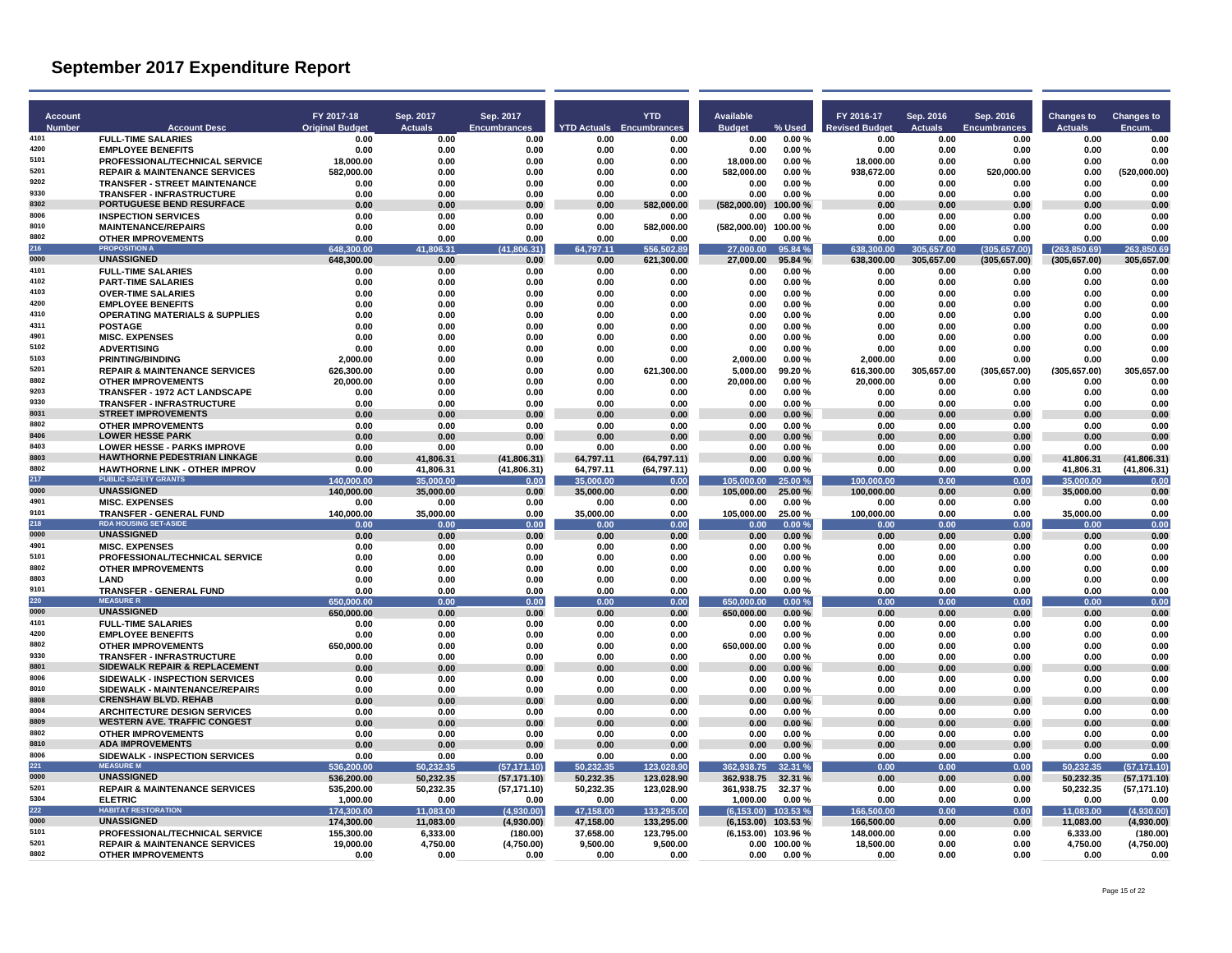# September 2017 Expenditure Report

| Account Number | Account Desc | FY 2017-18 Original Budget | Sep. 2017 Actuals | Sep. 2017 Encumbrances | YTD Actuals | YTD Encumbrances | Available Budget | % Used | FY 2016-17 Revised Budget | Sep. 2016 Actuals | Sep. 2016 Encumbrances | Changes to Actuals | Changes to Encum. |
|---|---|---|---|---|---|---|---|---|---|---|---|---|---|
| 4101 | FULL-TIME SALARIES | 0.00 | 0.00 | 0.00 | 0.00 | 0.00 | 0.00 | 0.00 % | 0.00 | 0.00 | 0.00 | 0.00 | 0.00 |
| 4200 | EMPLOYEE BENEFITS | 0.00 | 0.00 | 0.00 | 0.00 | 0.00 | 0.00 | 0.00 % | 0.00 | 0.00 | 0.00 | 0.00 | 0.00 |
| 5101 | PROFESSIONAL/TECHNICAL SERVICE | 18,000.00 | 0.00 | 0.00 | 0.00 | 0.00 | 18,000.00 | 0.00 % | 18,000.00 | 0.00 | 0.00 | 0.00 | 0.00 |
| 5201 | REPAIR & MAINTENANCE SERVICES | 582,000.00 | 0.00 | 0.00 | 0.00 | 0.00 | 582,000.00 | 0.00 % | 938,672.00 | 0.00 | 520,000.00 | 0.00 | (520,000.00) |
| 9202 | TRANSFER - STREET MAINTENANCE | 0.00 | 0.00 | 0.00 | 0.00 | 0.00 | 0.00 | 0.00 % | 0.00 | 0.00 | 0.00 | 0.00 | 0.00 |
| 9330 | TRANSFER - INFRASTRUCTURE | 0.00 | 0.00 | 0.00 | 0.00 | 0.00 | 0.00 | 0.00 % | 0.00 | 0.00 | 0.00 | 0.00 | 0.00 |
| 8302 | PORTUGUESE BEND RESURFACE | 0.00 | 0.00 | 0.00 | 0.00 | 582,000.00 | (582,000.00) | 100.00 % | 0.00 | 0.00 | 0.00 | 0.00 | 0.00 |
| 8006 | INSPECTION SERVICES | 0.00 | 0.00 | 0.00 | 0.00 | 0.00 | 0.00 | 0.00 % | 0.00 | 0.00 | 0.00 | 0.00 | 0.00 |
| 8010 | MAINTENANCE/REPAIRS | 0.00 | 0.00 | 0.00 | 0.00 | 582,000.00 | (582,000.00) | 100.00 % | 0.00 | 0.00 | 0.00 | 0.00 | 0.00 |
| 8802 | OTHER IMPROVEMENTS | 0.00 | 0.00 | 0.00 | 0.00 | 0.00 | 0.00 | 0.00 % | 0.00 | 0.00 | 0.00 | 0.00 | 0.00 |
| 216 | PROPOSITION A | 648,300.00 | 41,806.31 | (41,806.31) | 64,797.11 | 556,502.89 | 27,000.00 | 95.84 % | 638,300.00 | 305,657.00 | (305,657.00) | (263,850.69) | 263,850.69 |
| 0000 | UNASSIGNED | 648,300.00 | 0.00 | 0.00 | 0.00 | 621,300.00 | 27,000.00 | 95.84 % | 638,300.00 | 305,657.00 | (305,657.00) | (305,657.00) | 305,657.00 |
| 4101 | FULL-TIME SALARIES | 0.00 | 0.00 | 0.00 | 0.00 | 0.00 | 0.00 | 0.00 % | 0.00 | 0.00 | 0.00 | 0.00 | 0.00 |
| 4102 | PART-TIME SALARIES | 0.00 | 0.00 | 0.00 | 0.00 | 0.00 | 0.00 | 0.00 % | 0.00 | 0.00 | 0.00 | 0.00 | 0.00 |
| 4103 | OVER-TIME SALARIES | 0.00 | 0.00 | 0.00 | 0.00 | 0.00 | 0.00 | 0.00 % | 0.00 | 0.00 | 0.00 | 0.00 | 0.00 |
| 4200 | EMPLOYEE BENEFITS | 0.00 | 0.00 | 0.00 | 0.00 | 0.00 | 0.00 | 0.00 % | 0.00 | 0.00 | 0.00 | 0.00 | 0.00 |
| 4310 | OPERATING MATERIALS & SUPPLIES | 0.00 | 0.00 | 0.00 | 0.00 | 0.00 | 0.00 | 0.00 % | 0.00 | 0.00 | 0.00 | 0.00 | 0.00 |
| 4311 | POSTAGE | 0.00 | 0.00 | 0.00 | 0.00 | 0.00 | 0.00 | 0.00 % | 0.00 | 0.00 | 0.00 | 0.00 | 0.00 |
| 4901 | MISC. EXPENSES | 0.00 | 0.00 | 0.00 | 0.00 | 0.00 | 0.00 | 0.00 % | 0.00 | 0.00 | 0.00 | 0.00 | 0.00 |
| 5102 | ADVERTISING | 0.00 | 0.00 | 0.00 | 0.00 | 0.00 | 0.00 | 0.00 % | 0.00 | 0.00 | 0.00 | 0.00 | 0.00 |
| 5103 | PRINTING/BINDING | 2,000.00 | 0.00 | 0.00 | 0.00 | 0.00 | 2,000.00 | 0.00 % | 2,000.00 | 0.00 | 0.00 | 0.00 | 0.00 |
| 5201 | REPAIR & MAINTENANCE SERVICES | 626,300.00 | 0.00 | 0.00 | 0.00 | 621,300.00 | 5,000.00 | 99.20 % | 616,300.00 | 305,657.00 | (305,657.00) | (305,657.00) | 305,657.00 |
| 8802 | OTHER IMPROVEMENTS | 20,000.00 | 0.00 | 0.00 | 0.00 | 0.00 | 20,000.00 | 0.00 % | 20,000.00 | 0.00 | 0.00 | 0.00 | 0.00 |
| 9203 | TRANSFER - 1972 ACT LANDSCAPE | 0.00 | 0.00 | 0.00 | 0.00 | 0.00 | 0.00 | 0.00 % | 0.00 | 0.00 | 0.00 | 0.00 | 0.00 |
| 9330 | TRANSFER - INFRASTRUCTURE | 0.00 | 0.00 | 0.00 | 0.00 | 0.00 | 0.00 | 0.00 % | 0.00 | 0.00 | 0.00 | 0.00 | 0.00 |
| 8031 | STREET IMPROVEMENTS | 0.00 | 0.00 | 0.00 | 0.00 | 0.00 | 0.00 | 0.00 % | 0.00 | 0.00 | 0.00 | 0.00 | 0.00 |
| 8802 | OTHER IMPROVEMENTS | 0.00 | 0.00 | 0.00 | 0.00 | 0.00 | 0.00 | 0.00 % | 0.00 | 0.00 | 0.00 | 0.00 | 0.00 |
| 8406 | LOWER HESSE PARK | 0.00 | 0.00 | 0.00 | 0.00 | 0.00 | 0.00 | 0.00 % | 0.00 | 0.00 | 0.00 | 0.00 | 0.00 |
| 8403 | LOWER HESSE - PARKS IMPROVE | 0.00 | 0.00 | 0.00 | 0.00 | 0.00 | 0.00 | 0.00 % | 0.00 | 0.00 | 0.00 | 0.00 | 0.00 |
| 8803 | HAWTHORNE PEDESTRIAN LINKAGE | 0.00 | 41,806.31 | (41,806.31) | 64,797.11 | (64,797.11) | 0.00 | 0.00 % | 0.00 | 0.00 | 0.00 | 41,806.31 | (41,806.31) |
| 8802 | HAWTHORNE LINK - OTHER IMPROV | 0.00 | 41,806.31 | (41,806.31) | 64,797.11 | (64,797.11) | 0.00 | 0.00 % | 0.00 | 0.00 | 0.00 | 41,806.31 | (41,806.31) |
| 217 | PUBLIC SAFETY GRANTS | 140,000.00 | 35,000.00 | 0.00 | 35,000.00 | 0.00 | 105,000.00 | 25.00 % | 100,000.00 | 0.00 | 0.00 | 35,000.00 | 0.00 |
| 0000 | UNASSIGNED | 140,000.00 | 35,000.00 | 0.00 | 35,000.00 | 0.00 | 105,000.00 | 25.00 % | 100,000.00 | 0.00 | 0.00 | 35,000.00 | 0.00 |
| 4901 | MISC. EXPENSES | 0.00 | 0.00 | 0.00 | 0.00 | 0.00 | 0.00 | 0.00 % | 0.00 | 0.00 | 0.00 | 0.00 | 0.00 |
| 9101 | TRANSFER - GENERAL FUND | 140,000.00 | 35,000.00 | 0.00 | 35,000.00 | 0.00 | 105,000.00 | 25.00 % | 100,000.00 | 0.00 | 0.00 | 35,000.00 | 0.00 |
| 218 | RDA HOUSING SET-ASIDE | 0.00 | 0.00 | 0.00 | 0.00 | 0.00 | 0.00 | 0.00 % | 0.00 | 0.00 | 0.00 | 0.00 | 0.00 |
| 0000 | UNASSIGNED | 0.00 | 0.00 | 0.00 | 0.00 | 0.00 | 0.00 | 0.00 % | 0.00 | 0.00 | 0.00 | 0.00 | 0.00 |
| 4901 | MISC. EXPENSES | 0.00 | 0.00 | 0.00 | 0.00 | 0.00 | 0.00 | 0.00 % | 0.00 | 0.00 | 0.00 | 0.00 | 0.00 |
| 5101 | PROFESSIONAL/TECHNICAL SERVICE | 0.00 | 0.00 | 0.00 | 0.00 | 0.00 | 0.00 | 0.00 % | 0.00 | 0.00 | 0.00 | 0.00 | 0.00 |
| 8802 | OTHER IMPROVEMENTS | 0.00 | 0.00 | 0.00 | 0.00 | 0.00 | 0.00 | 0.00 % | 0.00 | 0.00 | 0.00 | 0.00 | 0.00 |
| 8803 | LAND | 0.00 | 0.00 | 0.00 | 0.00 | 0.00 | 0.00 | 0.00 % | 0.00 | 0.00 | 0.00 | 0.00 | 0.00 |
| 9101 | TRANSFER - GENERAL FUND | 0.00 | 0.00 | 0.00 | 0.00 | 0.00 | 0.00 | 0.00 % | 0.00 | 0.00 | 0.00 | 0.00 | 0.00 |
| 220 | MEASURE R | 650,000.00 | 0.00 | 0.00 | 0.00 | 0.00 | 650,000.00 | 0.00 % | 0.00 | 0.00 | 0.00 | 0.00 | 0.00 |
| 0000 | UNASSIGNED | 650,000.00 | 0.00 | 0.00 | 0.00 | 0.00 | 650,000.00 | 0.00 % | 0.00 | 0.00 | 0.00 | 0.00 | 0.00 |
| 4101 | FULL-TIME SALARIES | 0.00 | 0.00 | 0.00 | 0.00 | 0.00 | 0.00 | 0.00 % | 0.00 | 0.00 | 0.00 | 0.00 | 0.00 |
| 4200 | EMPLOYEE BENEFITS | 0.00 | 0.00 | 0.00 | 0.00 | 0.00 | 0.00 | 0.00 % | 0.00 | 0.00 | 0.00 | 0.00 | 0.00 |
| 8802 | OTHER IMPROVEMENTS | 650,000.00 | 0.00 | 0.00 | 0.00 | 0.00 | 650,000.00 | 0.00 % | 0.00 | 0.00 | 0.00 | 0.00 | 0.00 |
| 9330 | TRANSFER - INFRASTRUCTURE | 0.00 | 0.00 | 0.00 | 0.00 | 0.00 | 0.00 | 0.00 % | 0.00 | 0.00 | 0.00 | 0.00 | 0.00 |
| 8801 | SIDEWALK REPAIR & REPLACEMENT | 0.00 | 0.00 | 0.00 | 0.00 | 0.00 | 0.00 | 0.00 % | 0.00 | 0.00 | 0.00 | 0.00 | 0.00 |
| 8006 | SIDEWALK - INSPECTION SERVICES | 0.00 | 0.00 | 0.00 | 0.00 | 0.00 | 0.00 | 0.00 % | 0.00 | 0.00 | 0.00 | 0.00 | 0.00 |
| 8010 | SIDEWALK - MAINTENANCE/REPAIRS | 0.00 | 0.00 | 0.00 | 0.00 | 0.00 | 0.00 | 0.00 % | 0.00 | 0.00 | 0.00 | 0.00 | 0.00 |
| 8808 | CRENSHAW BLVD. REHAB | 0.00 | 0.00 | 0.00 | 0.00 | 0.00 | 0.00 | 0.00 % | 0.00 | 0.00 | 0.00 | 0.00 | 0.00 |
| 8004 | ARCHITECTURE DESIGN SERVICES | 0.00 | 0.00 | 0.00 | 0.00 | 0.00 | 0.00 | 0.00 % | 0.00 | 0.00 | 0.00 | 0.00 | 0.00 |
| 8809 | WESTERN AVE. TRAFFIC CONGEST | 0.00 | 0.00 | 0.00 | 0.00 | 0.00 | 0.00 | 0.00 % | 0.00 | 0.00 | 0.00 | 0.00 | 0.00 |
| 8802 | OTHER IMPROVEMENTS | 0.00 | 0.00 | 0.00 | 0.00 | 0.00 | 0.00 | 0.00 % | 0.00 | 0.00 | 0.00 | 0.00 | 0.00 |
| 8810 | ADA IMPROVEMENTS | 0.00 | 0.00 | 0.00 | 0.00 | 0.00 | 0.00 | 0.00 % | 0.00 | 0.00 | 0.00 | 0.00 | 0.00 |
| 8006 | SIDEWALK - INSPECTION SERVICES | 0.00 | 0.00 | 0.00 | 0.00 | 0.00 | 0.00 | 0.00 % | 0.00 | 0.00 | 0.00 | 0.00 | 0.00 |
| 221 | MEASURE M | 536,200.00 | 50,232.35 | (57,171.10) | 50,232.35 | 123,028.90 | 362,938.75 | 32.31 % | 0.00 | 0.00 | 0.00 | 50,232.35 | (57,171.10) |
| 0000 | UNASSIGNED | 536,200.00 | 50,232.35 | (57,171.10) | 50,232.35 | 123,028.90 | 362,938.75 | 32.31 % | 0.00 | 0.00 | 0.00 | 50,232.35 | (57,171.10) |
| 5201 | REPAIR & MAINTENANCE SERVICES | 535,200.00 | 50,232.35 | (57,171.10) | 50,232.35 | 123,028.90 | 361,938.75 | 32.37 % | 0.00 | 0.00 | 0.00 | 50,232.35 | (57,171.10) |
| 5304 | ELECTRIC | 1,000.00 | 0.00 | 0.00 | 0.00 | 0.00 | 1,000.00 | 0.00 % | 0.00 | 0.00 | 0.00 | 0.00 | 0.00 |
| 222 | HABITAT RESTORATION | 174,300.00 | 11,083.00 | (4,930.00) | 47,158.00 | 133,295.00 | (6,153.00) | 103.53 % | 166,500.00 | 0.00 | 0.00 | 11,083.00 | (4,930.00) |
| 0000 | UNASSIGNED | 174,300.00 | 11,083.00 | (4,930.00) | 47,158.00 | 133,295.00 | (6,153.00) | 103.53 % | 166,500.00 | 0.00 | 0.00 | 11,083.00 | (4,930.00) |
| 5101 | PROFESSIONAL/TECHNICAL SERVICE | 155,300.00 | 6,333.00 | (180.00) | 37,658.00 | 123,795.00 | (6,153.00) | 103.96 % | 148,000.00 | 0.00 | 0.00 | 6,333.00 | (180.00) |
| 5201 | REPAIR & MAINTENANCE SERVICES | 19,000.00 | 4,750.00 | (4,750.00) | 9,500.00 | 9,500.00 | 0.00 | 100.00 % | 18,500.00 | 0.00 | 0.00 | 4,750.00 | (4,750.00) |
| 8802 | OTHER IMPROVEMENTS | 0.00 | 0.00 | 0.00 | 0.00 | 0.00 | 0.00 | 0.00 % | 0.00 | 0.00 | 0.00 | 0.00 | 0.00 |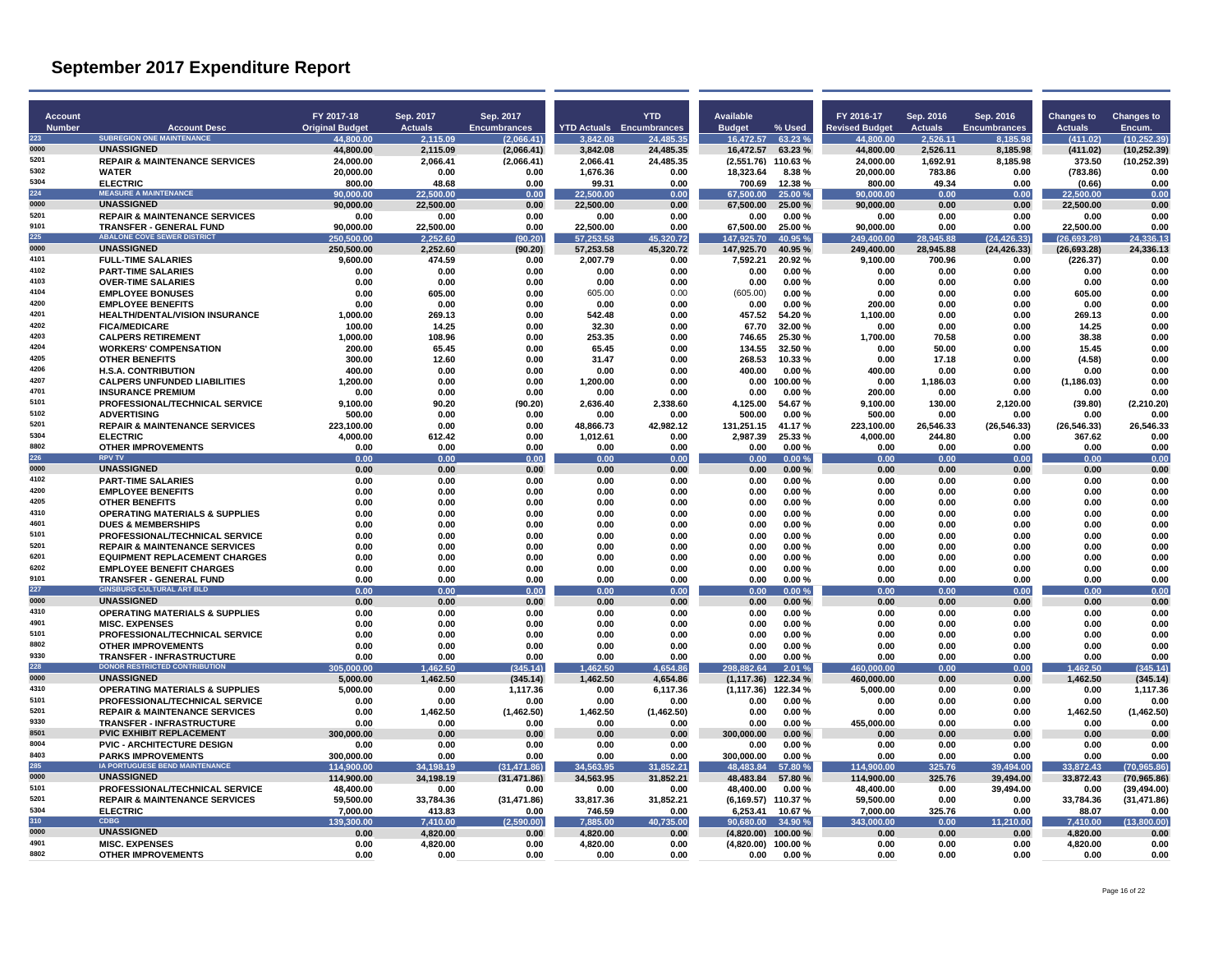# September 2017 Expenditure Report

| Account Number | Account Desc | FY 2017-18 Original Budget | Sep. 2017 Actuals | Sep. 2017 Encumbrances | YTD Actuals | YTD Encumbrances | Available Budget | % Used | FY 2016-17 Revised Budget | Sep. 2016 Actuals | Sep. 2016 Encumbrances | Changes to Actuals | Changes to Encum. |
|---|---|---|---|---|---|---|---|---|---|---|---|---|---|
| 223 | SUBREGION ONE MAINTENANCE | 44,800.00 | 2,115.09 | (2,066.41) | 3,842.08 | 24,485.35 | 16,472.57 | 63.23 % | 44,800.00 | 2,526.11 | 8,185.98 | (411.02) | (10,252.39) |
| 0000 | UNASSIGNED | 44,800.00 | 2,115.09 | (2,066.41) | 3,842.08 | 24,485.35 | 16,472.57 | 63.23 % | 44,800.00 | 2,526.11 | 8,185.98 | (411.02) | (10,252.39) |
| 5201 | REPAIR & MAINTENANCE SERVICES | 24,000.00 | 2,066.41 | (2,066.41) | 2,066.41 | 24,485.35 | (2,551.76) | 110.63 % | 24,000.00 | 1,692.91 | 8,185.98 | 373.50 | (10,252.39) |
| 5302 | WATER | 20,000.00 | 0.00 | 0.00 | 1,676.36 | 0.00 | 18,323.64 | 8.38 % | 20,000.00 | 783.86 | 0.00 | (783.86) | 0.00 |
| 5304 | ELECTRIC | 800.00 | 48.68 | 0.00 | 99.31 | 0.00 | 700.69 | 12.38 % | 800.00 | 49.34 | 0.00 | (0.66) | 0.00 |
| 224 | MEASURE A MAINTENANCE | 90,000.00 | 22,500.00 | 0.00 | 22,500.00 | 0.00 | 67,500.00 | 25.00 % | 90,000.00 | 0.00 | 0.00 | 22,500.00 | 0.00 |
| 0000 | UNASSIGNED | 90,000.00 | 22,500.00 | 0.00 | 22,500.00 | 0.00 | 67,500.00 | 25.00 % | 90,000.00 | 0.00 | 0.00 | 22,500.00 | 0.00 |
| 5201 | REPAIR & MAINTENANCE SERVICES | 0.00 | 0.00 | 0.00 | 0.00 | 0.00 | 0.00 | 0.00 % | 0.00 | 0.00 | 0.00 | 0.00 | 0.00 |
| 9101 | TRANSFER - GENERAL FUND | 90,000.00 | 22,500.00 | 0.00 | 22,500.00 | 0.00 | 67,500.00 | 25.00 % | 90,000.00 | 0.00 | 0.00 | 22,500.00 | 0.00 |
| 225 | ABALONE COVE SEWER DISTRICT | 250,500.00 | 2,252.60 | (90.20) | 57,253.58 | 45,320.72 | 147,925.70 | 40.95 % | 249,400.00 | 28,945.88 | (24,426.33) | (26,693.28) | 24,336.13 |
| 0000 | UNASSIGNED | 250,500.00 | 2,252.60 | (90.20) | 57,253.58 | 45,320.72 | 147,925.70 | 40.95 % | 249,400.00 | 28,945.88 | (24,426.33) | (26,693.28) | 24,336.13 |
| 4101 | FULL-TIME SALARIES | 9,600.00 | 474.59 | 0.00 | 2,007.79 | 0.00 | 7,592.21 | 20.92 % | 9,100.00 | 700.96 | 0.00 | (226.37) | 0.00 |
| 4102 | PART-TIME SALARIES | 0.00 | 0.00 | 0.00 | 0.00 | 0.00 | 0.00 | 0.00 % | 0.00 | 0.00 | 0.00 | 0.00 | 0.00 |
| 4103 | OVER-TIME SALARIES | 0.00 | 0.00 | 0.00 | 0.00 | 0.00 | 0.00 | 0.00 % | 0.00 | 0.00 | 0.00 | 0.00 | 0.00 |
| 4104 | EMPLOYEE BONUSES | 0.00 | 605.00 | 0.00 | 605.00 | 0.00 | (605.00) | 0.00 % | 0.00 | 0.00 | 0.00 | 605.00 | 0.00 |
| 4200 | EMPLOYEE BENEFITS | 0.00 | 0.00 | 0.00 | 0.00 | 0.00 | 0.00 | 0.00 % | 200.00 | 0.00 | 0.00 | 0.00 | 0.00 |
| 4201 | HEALTH/DENTAL/VISION INSURANCE | 1,000.00 | 269.13 | 0.00 | 542.48 | 0.00 | 457.52 | 54.20 % | 1,100.00 | 0.00 | 0.00 | 269.13 | 0.00 |
| 4202 | FICA/MEDICARE | 100.00 | 14.25 | 0.00 | 32.30 | 0.00 | 67.70 | 32.00 % | 0.00 | 0.00 | 0.00 | 14.25 | 0.00 |
| 4203 | CALPERS RETIREMENT | 1,000.00 | 108.96 | 0.00 | 253.35 | 0.00 | 746.65 | 25.30 % | 1,700.00 | 70.58 | 0.00 | 38.38 | 0.00 |
| 4204 | WORKERS' COMPENSATION | 200.00 | 65.45 | 0.00 | 65.45 | 0.00 | 134.55 | 32.50 % | 0.00 | 50.00 | 0.00 | 15.45 | 0.00 |
| 4205 | OTHER BENEFITS | 300.00 | 12.60 | 0.00 | 31.47 | 0.00 | 268.53 | 10.33 % | 0.00 | 17.18 | 0.00 | (4.58) | 0.00 |
| 4206 | H.S.A. CONTRIBUTION | 400.00 | 0.00 | 0.00 | 0.00 | 0.00 | 400.00 | 0.00 % | 400.00 | 0.00 | 0.00 | 0.00 | 0.00 |
| 4207 | CALPERS UNFUNDED LIABILITIES | 1,200.00 | 0.00 | 0.00 | 1,200.00 | 0.00 | 0.00 | 100.00 % | 0.00 | 1,186.03 | 0.00 | (1,186.03) | 0.00 |
| 4701 | INSURANCE PREMIUM | 0.00 | 0.00 | 0.00 | 0.00 | 0.00 | 0.00 | 0.00 % | 200.00 | 0.00 | 0.00 | 0.00 | 0.00 |
| 5101 | PROFESSIONAL/TECHNICAL SERVICE | 9,100.00 | 90.20 | (90.20) | 2,636.40 | 2,338.60 | 4,125.00 | 54.67 % | 9,100.00 | 130.00 | 2,120.00 | (39.80) | (2,210.20) |
| 5102 | ADVERTISING | 500.00 | 0.00 | 0.00 | 0.00 | 0.00 | 500.00 | 0.00 % | 500.00 | 0.00 | 0.00 | 0.00 | 0.00 |
| 5201 | REPAIR & MAINTENANCE SERVICES | 223,100.00 | 0.00 | 0.00 | 48,866.73 | 42,982.12 | 131,251.15 | 41.17 % | 223,100.00 | 26,546.33 | (26,546.33) | (26,546.33) | 26,546.33 |
| 5304 | ELECTRIC | 4,000.00 | 612.42 | 0.00 | 1,012.61 | 0.00 | 2,987.39 | 25.33 % | 4,000.00 | 244.80 | 0.00 | 367.62 | 0.00 |
| 8802 | OTHER IMPROVEMENTS | 0.00 | 0.00 | 0.00 | 0.00 | 0.00 | 0.00 | 0.00 % | 0.00 | 0.00 | 0.00 | 0.00 | 0.00 |
| 226 | RPV TV | 0.00 | 0.00 | 0.00 | 0.00 | 0.00 | 0.00 | 0.00 % | 0.00 | 0.00 | 0.00 | 0.00 | 0.00 |
| 0000 | UNASSIGNED | 0.00 | 0.00 | 0.00 | 0.00 | 0.00 | 0.00 | 0.00 % | 0.00 | 0.00 | 0.00 | 0.00 | 0.00 |
| 4102 | PART-TIME SALARIES | 0.00 | 0.00 | 0.00 | 0.00 | 0.00 | 0.00 | 0.00 % | 0.00 | 0.00 | 0.00 | 0.00 | 0.00 |
| 4200 | EMPLOYEE BENEFITS | 0.00 | 0.00 | 0.00 | 0.00 | 0.00 | 0.00 | 0.00 % | 0.00 | 0.00 | 0.00 | 0.00 | 0.00 |
| 4205 | OTHER BENEFITS | 0.00 | 0.00 | 0.00 | 0.00 | 0.00 | 0.00 | 0.00 % | 0.00 | 0.00 | 0.00 | 0.00 | 0.00 |
| 4310 | OPERATING MATERIALS & SUPPLIES | 0.00 | 0.00 | 0.00 | 0.00 | 0.00 | 0.00 | 0.00 % | 0.00 | 0.00 | 0.00 | 0.00 | 0.00 |
| 4601 | DUES & MEMBERSHIPS | 0.00 | 0.00 | 0.00 | 0.00 | 0.00 | 0.00 | 0.00 % | 0.00 | 0.00 | 0.00 | 0.00 | 0.00 |
| 5101 | PROFESSIONAL/TECHNICAL SERVICE | 0.00 | 0.00 | 0.00 | 0.00 | 0.00 | 0.00 | 0.00 % | 0.00 | 0.00 | 0.00 | 0.00 | 0.00 |
| 5201 | REPAIR & MAINTENANCE SERVICES | 0.00 | 0.00 | 0.00 | 0.00 | 0.00 | 0.00 | 0.00 % | 0.00 | 0.00 | 0.00 | 0.00 | 0.00 |
| 6201 | EQUIPMENT REPLACEMENT CHARGES | 0.00 | 0.00 | 0.00 | 0.00 | 0.00 | 0.00 | 0.00 % | 0.00 | 0.00 | 0.00 | 0.00 | 0.00 |
| 6202 | EMPLOYEE BENEFIT CHARGES | 0.00 | 0.00 | 0.00 | 0.00 | 0.00 | 0.00 | 0.00 % | 0.00 | 0.00 | 0.00 | 0.00 | 0.00 |
| 9101 | TRANSFER - GENERAL FUND | 0.00 | 0.00 | 0.00 | 0.00 | 0.00 | 0.00 | 0.00 % | 0.00 | 0.00 | 0.00 | 0.00 | 0.00 |
| 227 | GINSBURG CULTURAL ART BLD | 0.00 | 0.00 | 0.00 | 0.00 | 0.00 | 0.00 | 0.00 % | 0.00 | 0.00 | 0.00 | 0.00 | 0.00 |
| 0000 | UNASSIGNED | 0.00 | 0.00 | 0.00 | 0.00 | 0.00 | 0.00 | 0.00 % | 0.00 | 0.00 | 0.00 | 0.00 | 0.00 |
| 4310 | OPERATING MATERIALS & SUPPLIES | 0.00 | 0.00 | 0.00 | 0.00 | 0.00 | 0.00 | 0.00 % | 0.00 | 0.00 | 0.00 | 0.00 | 0.00 |
| 4901 | MISC. EXPENSES | 0.00 | 0.00 | 0.00 | 0.00 | 0.00 | 0.00 | 0.00 % | 0.00 | 0.00 | 0.00 | 0.00 | 0.00 |
| 5101 | PROFESSIONAL/TECHNICAL SERVICE | 0.00 | 0.00 | 0.00 | 0.00 | 0.00 | 0.00 | 0.00 % | 0.00 | 0.00 | 0.00 | 0.00 | 0.00 |
| 8802 | OTHER IMPROVEMENTS | 0.00 | 0.00 | 0.00 | 0.00 | 0.00 | 0.00 | 0.00 % | 0.00 | 0.00 | 0.00 | 0.00 | 0.00 |
| 9330 | TRANSFER - INFRASTRUCTURE | 0.00 | 0.00 | 0.00 | 0.00 | 0.00 | 0.00 | 0.00 % | 0.00 | 0.00 | 0.00 | 0.00 | 0.00 |
| 228 | DONOR RESTRICTED CONTRIBUTION | 305,000.00 | 1,462.50 | (345.14) | 1,462.50 | 4,654.86 | 298,882.64 | 2.01 % | 460,000.00 | 0.00 | 0.00 | 1,462.50 | (345.14) |
| 0000 | UNASSIGNED | 5,000.00 | 1,462.50 | (345.14) | 1,462.50 | 4,654.86 | (1,117.36) | 122.34 % | 460,000.00 | 0.00 | 0.00 | 1,462.50 | (345.14) |
| 4310 | OPERATING MATERIALS & SUPPLIES | 5,000.00 | 0.00 | 1,117.36 | 0.00 | 6,117.36 | (1,117.36) | 122.34 % | 5,000.00 | 0.00 | 0.00 | 0.00 | 1,117.36 |
| 5101 | PROFESSIONAL/TECHNICAL SERVICE | 0.00 | 0.00 | 0.00 | 0.00 | 0.00 | 0.00 | 0.00 % | 0.00 | 0.00 | 0.00 | 0.00 | 0.00 |
| 5201 | REPAIR & MAINTENANCE SERVICES | 0.00 | 1,462.50 | (1,462.50) | 1,462.50 | (1,462.50) | 0.00 | 0.00 % | 0.00 | 0.00 | 0.00 | 1,462.50 | (1,462.50) |
| 9330 | TRANSFER - INFRASTRUCTURE | 0.00 | 0.00 | 0.00 | 0.00 | 0.00 | 0.00 | 0.00 % | 455,000.00 | 0.00 | 0.00 | 0.00 | 0.00 |
| 8501 | PVIC EXHIBIT REPLACEMENT | 300,000.00 | 0.00 | 0.00 | 0.00 | 0.00 | 300,000.00 | 0.00 % | 0.00 | 0.00 | 0.00 | 0.00 | 0.00 |
| 8004 | PVIC - ARCHITECTURE DESIGN | 0.00 | 0.00 | 0.00 | 0.00 | 0.00 | 0.00 | 0.00 % | 0.00 | 0.00 | 0.00 | 0.00 | 0.00 |
| 8403 | PARKS IMPROVEMENTS | 300,000.00 | 0.00 | 0.00 | 0.00 | 0.00 | 300,000.00 | 0.00 % | 0.00 | 0.00 | 0.00 | 0.00 | 0.00 |
| 285 | IA PORTUGUESE BEND MAINTENANCE | 114,900.00 | 34,198.19 | (31,471.86) | 34,563.95 | 31,852.21 | 48,483.84 | 57.80 % | 114,900.00 | 325.76 | 39,494.00 | 33,872.43 | (70,965.86) |
| 0000 | UNASSIGNED | 114,900.00 | 34,198.19 | (31,471.86) | 34,563.95 | 31,852.21 | 48,483.84 | 57.80 % | 114,900.00 | 325.76 | 39,494.00 | 33,872.43 | (70,965.86) |
| 5101 | PROFESSIONAL/TECHNICAL SERVICE | 48,400.00 | 0.00 | 0.00 | 0.00 | 0.00 | 48,400.00 | 0.00 % | 48,400.00 | 0.00 | 39,494.00 | 0.00 | (39,494.00) |
| 5201 | REPAIR & MAINTENANCE SERVICES | 59,500.00 | 33,784.36 | (31,471.86) | 33,817.36 | 31,852.21 | (6,169.57) | 110.37 % | 59,500.00 | 0.00 | 0.00 | 33,784.36 | (31,471.86) |
| 5304 | ELECTRIC | 7,000.00 | 413.83 | 0.00 | 746.59 | 0.00 | 6,253.41 | 10.67 % | 7,000.00 | 325.76 | 0.00 | 88.07 | 0.00 |
| 310 | CDBG | 139,300.00 | 7,410.00 | (2,590.00) | 7,885.00 | 40,735.00 | 90,680.00 | 34.90 % | 343,000.00 | 0.00 | 11,210.00 | 7,410.00 | (13,800.00) |
| 0000 | UNASSIGNED | 0.00 | 4,820.00 | 0.00 | 4,820.00 | 0.00 | (4,820.00) | 100.00 % | 0.00 | 0.00 | 0.00 | 4,820.00 | 0.00 |
| 4901 | MISC. EXPENSES | 0.00 | 4,820.00 | 0.00 | 4,820.00 | 0.00 | (4,820.00) | 100.00 % | 0.00 | 0.00 | 0.00 | 4,820.00 | 0.00 |
| 8802 | OTHER IMPROVEMENTS | 0.00 | 0.00 | 0.00 | 0.00 | 0.00 | 0.00 | 0.00 % | 0.00 | 0.00 | 0.00 | 0.00 | 0.00 |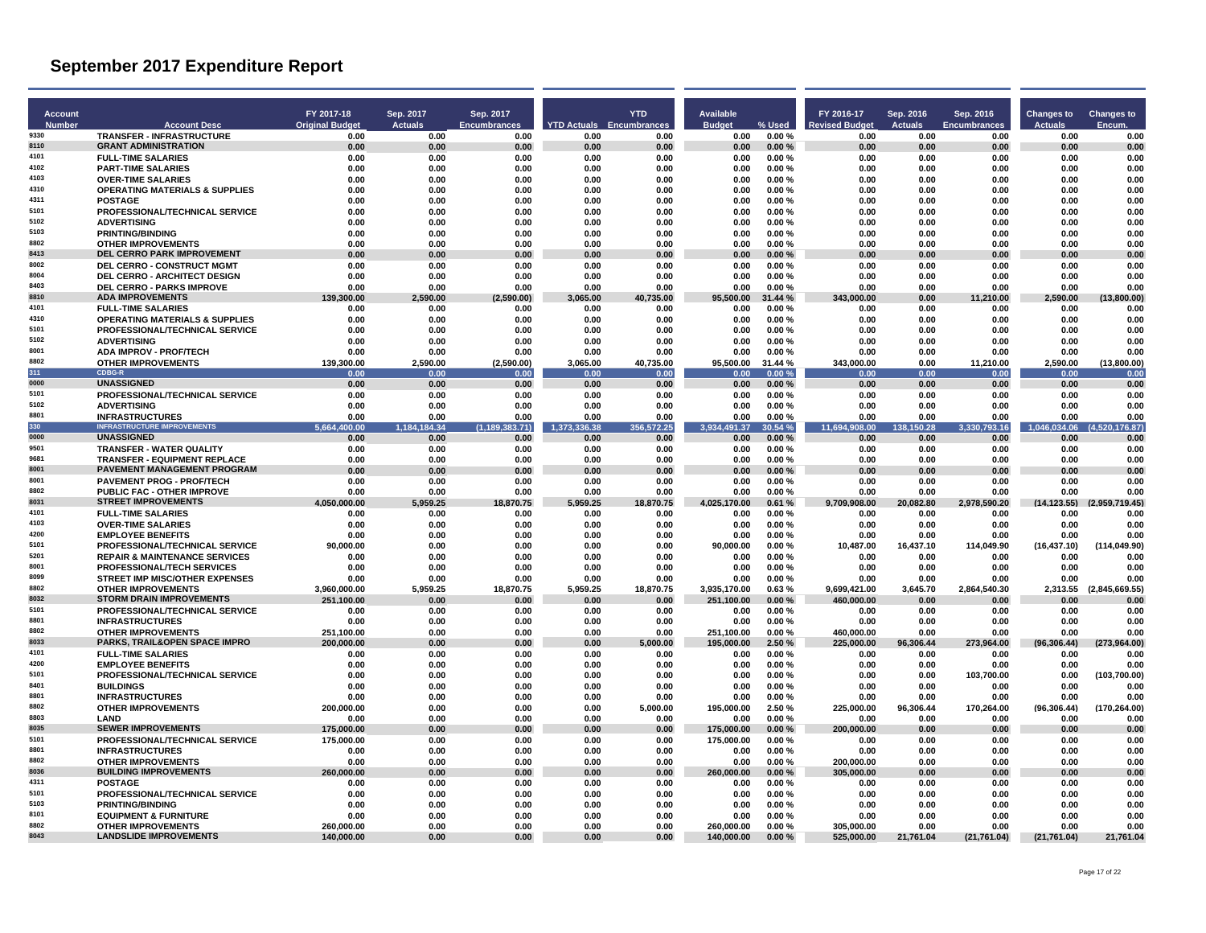# September 2017 Expenditure Report

| Account Number | Account Desc | FY 2017-18 Original Budget | Sep. 2017 Actuals | Sep. 2017 Encumbrances | YTD Actuals | YTD Encumbrances | Available Budget | % Used | FY 2016-17 Revised Budget | Sep. 2016 Actuals | Sep. 2016 Encumbrances | Changes to Actuals | Changes to Encum. |
|---|---|---|---|---|---|---|---|---|---|---|---|---|---|
| 9330 | TRANSFER - INFRASTRUCTURE | 0.00 | 0.00 | 0.00 | 0.00 | 0.00 | 0.00 | 0.00 % | 0.00 | 0.00 | 0.00 | 0.00 | 0.00 |
| 8110 | GRANT ADMINISTRATION | 0.00 | 0.00 | 0.00 | 0.00 | 0.00 | 0.00 | 0.00 % | 0.00 | 0.00 | 0.00 | 0.00 | 0.00 |
| 4101 | FULL-TIME SALARIES | 0.00 | 0.00 | 0.00 | 0.00 | 0.00 | 0.00 | 0.00 % | 0.00 | 0.00 | 0.00 | 0.00 | 0.00 |
| 4102 | PART-TIME SALARIES | 0.00 | 0.00 | 0.00 | 0.00 | 0.00 | 0.00 | 0.00 % | 0.00 | 0.00 | 0.00 | 0.00 | 0.00 |
| 4103 | OVER-TIME SALARIES | 0.00 | 0.00 | 0.00 | 0.00 | 0.00 | 0.00 | 0.00 % | 0.00 | 0.00 | 0.00 | 0.00 | 0.00 |
| 4310 | OPERATING MATERIALS & SUPPLIES | 0.00 | 0.00 | 0.00 | 0.00 | 0.00 | 0.00 | 0.00 % | 0.00 | 0.00 | 0.00 | 0.00 | 0.00 |
| 4311 | POSTAGE | 0.00 | 0.00 | 0.00 | 0.00 | 0.00 | 0.00 | 0.00 % | 0.00 | 0.00 | 0.00 | 0.00 | 0.00 |
| 5101 | PROFESSIONAL/TECHNICAL SERVICE | 0.00 | 0.00 | 0.00 | 0.00 | 0.00 | 0.00 | 0.00 % | 0.00 | 0.00 | 0.00 | 0.00 | 0.00 |
| 5102 | ADVERTISING | 0.00 | 0.00 | 0.00 | 0.00 | 0.00 | 0.00 | 0.00 % | 0.00 | 0.00 | 0.00 | 0.00 | 0.00 |
| 5103 | PRINTING/BINDING | 0.00 | 0.00 | 0.00 | 0.00 | 0.00 | 0.00 | 0.00 % | 0.00 | 0.00 | 0.00 | 0.00 | 0.00 |
| 8802 | OTHER IMPROVEMENTS | 0.00 | 0.00 | 0.00 | 0.00 | 0.00 | 0.00 | 0.00 % | 0.00 | 0.00 | 0.00 | 0.00 | 0.00 |
| 8413 | DEL CERRO PARK IMPROVEMENT | 0.00 | 0.00 | 0.00 | 0.00 | 0.00 | 0.00 | 0.00 % | 0.00 | 0.00 | 0.00 | 0.00 | 0.00 |
| 8002 | DEL CERRO - CONSTRUCT MGMT | 0.00 | 0.00 | 0.00 | 0.00 | 0.00 | 0.00 | 0.00 % | 0.00 | 0.00 | 0.00 | 0.00 | 0.00 |
| 8004 | DEL CERRO - ARCHITECT DESIGN | 0.00 | 0.00 | 0.00 | 0.00 | 0.00 | 0.00 | 0.00 % | 0.00 | 0.00 | 0.00 | 0.00 | 0.00 |
| 8403 | DEL CERRO - PARKS IMPROVE | 0.00 | 0.00 | 0.00 | 0.00 | 0.00 | 0.00 | 0.00 % | 0.00 | 0.00 | 0.00 | 0.00 | 0.00 |
| 8810 | ADA IMPROVEMENTS | 139,300.00 | 2,590.00 | (2,590.00) | 3,065.00 | 40,735.00 | 95,500.00 | 31.44 % | 343,000.00 | 0.00 | 11,210.00 | 2,590.00 | (13,800.00) |
| 4101 | FULL-TIME SALARIES | 0.00 | 0.00 | 0.00 | 0.00 | 0.00 | 0.00 | 0.00 % | 0.00 | 0.00 | 0.00 | 0.00 | 0.00 |
| 4310 | OPERATING MATERIALS & SUPPLIES | 0.00 | 0.00 | 0.00 | 0.00 | 0.00 | 0.00 | 0.00 % | 0.00 | 0.00 | 0.00 | 0.00 | 0.00 |
| 5101 | PROFESSIONAL/TECHNICAL SERVICE | 0.00 | 0.00 | 0.00 | 0.00 | 0.00 | 0.00 | 0.00 % | 0.00 | 0.00 | 0.00 | 0.00 | 0.00 |
| 5102 | ADVERTISING | 0.00 | 0.00 | 0.00 | 0.00 | 0.00 | 0.00 | 0.00 % | 0.00 | 0.00 | 0.00 | 0.00 | 0.00 |
| 8001 | ADA IMPROV - PROF/TECH | 0.00 | 0.00 | 0.00 | 0.00 | 0.00 | 0.00 | 0.00 % | 0.00 | 0.00 | 0.00 | 0.00 | 0.00 |
| 8802 | OTHER IMPROVEMENTS | 139,300.00 | 2,590.00 | (2,590.00) | 3,065.00 | 40,735.00 | 95,500.00 | 31.44 % | 343,000.00 | 0.00 | 11,210.00 | 2,590.00 | (13,800.00) |
| 311 | CDBG-R | 0.00 | 0.00 | 0.00 | 0.00 | 0.00 | 0.00 | 0.00 % | 0.00 | 0.00 | 0.00 | 0.00 | 0.00 |
| 0000 | UNASSIGNED | 0.00 | 0.00 | 0.00 | 0.00 | 0.00 | 0.00 | 0.00 % | 0.00 | 0.00 | 0.00 | 0.00 | 0.00 |
| 5101 | PROFESSIONAL/TECHNICAL SERVICE | 0.00 | 0.00 | 0.00 | 0.00 | 0.00 | 0.00 | 0.00 % | 0.00 | 0.00 | 0.00 | 0.00 | 0.00 |
| 5102 | ADVERTISING | 0.00 | 0.00 | 0.00 | 0.00 | 0.00 | 0.00 | 0.00 % | 0.00 | 0.00 | 0.00 | 0.00 | 0.00 |
| 8801 | INFRASTRUCTURES | 0.00 | 0.00 | 0.00 | 0.00 | 0.00 | 0.00 | 0.00 % | 0.00 | 0.00 | 0.00 | 0.00 | 0.00 |
| 330 | INFRASTRUCTURE IMPROVEMENTS | 5,664,400.00 | 1,184,184.34 | (1,189,383.71) | 1,373,336.38 | 356,572.25 | 3,934,491.37 | 30.54 % | 11,694,908.00 | 138,150.28 | 3,330,793.16 | 1,046,034.06 | (4,520,176.87) |
| 0000 | UNASSIGNED | 0.00 | 0.00 | 0.00 | 0.00 | 0.00 | 0.00 | 0.00 % | 0.00 | 0.00 | 0.00 | 0.00 | 0.00 |
| 9501 | TRANSFER - WATER QUALITY | 0.00 | 0.00 | 0.00 | 0.00 | 0.00 | 0.00 | 0.00 % | 0.00 | 0.00 | 0.00 | 0.00 | 0.00 |
| 9681 | TRANSFER - EQUIPMENT REPLACE | 0.00 | 0.00 | 0.00 | 0.00 | 0.00 | 0.00 | 0.00 % | 0.00 | 0.00 | 0.00 | 0.00 | 0.00 |
| 8001 | PAVEMENT MANAGEMENT PROGRAM | 0.00 | 0.00 | 0.00 | 0.00 | 0.00 | 0.00 | 0.00 % | 0.00 | 0.00 | 0.00 | 0.00 | 0.00 |
| 8001 | PAVEMENT PROG - PROF/TECH | 0.00 | 0.00 | 0.00 | 0.00 | 0.00 | 0.00 | 0.00 % | 0.00 | 0.00 | 0.00 | 0.00 | 0.00 |
| 8802 | PUBLIC FAC - OTHER IMPROVE | 0.00 | 0.00 | 0.00 | 0.00 | 0.00 | 0.00 | 0.00 % | 0.00 | 0.00 | 0.00 | 0.00 | 0.00 |
| 8031 | STREET IMPROVEMENTS | 4,050,000.00 | 5,959.25 | 18,870.75 | 5,959.25 | 18,870.75 | 4,025,170.00 | 0.61 % | 9,709,908.00 | 20,082.80 | 2,978,590.20 | (14,123.55) | (2,959,719.45) |
| 4101 | FULL-TIME SALARIES | 0.00 | 0.00 | 0.00 | 0.00 | 0.00 | 0.00 | 0.00 % | 0.00 | 0.00 | 0.00 | 0.00 | 0.00 |
| 4103 | OVER-TIME SALARIES | 0.00 | 0.00 | 0.00 | 0.00 | 0.00 | 0.00 | 0.00 % | 0.00 | 0.00 | 0.00 | 0.00 | 0.00 |
| 4200 | EMPLOYEE BENEFITS | 0.00 | 0.00 | 0.00 | 0.00 | 0.00 | 0.00 | 0.00 % | 0.00 | 0.00 | 0.00 | 0.00 | 0.00 |
| 5101 | PROFESSIONAL/TECHNICAL SERVICE | 90,000.00 | 0.00 | 0.00 | 0.00 | 0.00 | 90,000.00 | 0.00 % | 10,487.00 | 16,437.10 | 114,049.90 | (16,437.10) | (114,049.90) |
| 5201 | REPAIR & MAINTENANCE SERVICES | 0.00 | 0.00 | 0.00 | 0.00 | 0.00 | 0.00 | 0.00 % | 0.00 | 0.00 | 0.00 | 0.00 | 0.00 |
| 8001 | PROFESSIONAL/TECH SERVICES | 0.00 | 0.00 | 0.00 | 0.00 | 0.00 | 0.00 | 0.00 % | 0.00 | 0.00 | 0.00 | 0.00 | 0.00 |
| 8099 | STREET IMP MISC/OTHER EXPENSES | 0.00 | 0.00 | 0.00 | 0.00 | 0.00 | 0.00 | 0.00 % | 0.00 | 0.00 | 0.00 | 0.00 | 0.00 |
| 8802 | OTHER IMPROVEMENTS | 3,960,000.00 | 5,959.25 | 18,870.75 | 5,959.25 | 18,870.75 | 3,935,170.00 | 0.63 % | 9,699,421.00 | 3,645.70 | 2,864,540.30 | 2,313.55 | (2,845,669.55) |
| 8032 | STORM DRAIN IMPROVEMENTS | 251,100.00 | 0.00 | 0.00 | 0.00 | 0.00 | 251,100.00 | 0.00 % | 460,000.00 | 0.00 | 0.00 | 0.00 | 0.00 |
| 5101 | PROFESSIONAL/TECHNICAL SERVICE | 0.00 | 0.00 | 0.00 | 0.00 | 0.00 | 0.00 | 0.00 % | 0.00 | 0.00 | 0.00 | 0.00 | 0.00 |
| 8801 | INFRASTRUCTURES | 0.00 | 0.00 | 0.00 | 0.00 | 0.00 | 0.00 | 0.00 % | 0.00 | 0.00 | 0.00 | 0.00 | 0.00 |
| 8802 | OTHER IMPROVEMENTS | 251,100.00 | 0.00 | 0.00 | 0.00 | 0.00 | 251,100.00 | 0.00 % | 460,000.00 | 0.00 | 0.00 | 0.00 | 0.00 |
| 8033 | PARKS, TRAIL&OPEN SPACE IMPRO | 200,000.00 | 0.00 | 0.00 | 0.00 | 5,000.00 | 195,000.00 | 2.50 % | 225,000.00 | 96,306.44 | 273,964.00 | (96,306.44) | (273,964.00) |
| 4101 | FULL-TIME SALARIES | 0.00 | 0.00 | 0.00 | 0.00 | 0.00 | 0.00 | 0.00 % | 0.00 | 0.00 | 0.00 | 0.00 | 0.00 |
| 4200 | EMPLOYEE BENEFITS | 0.00 | 0.00 | 0.00 | 0.00 | 0.00 | 0.00 | 0.00 % | 0.00 | 0.00 | 0.00 | 0.00 | 0.00 |
| 5101 | PROFESSIONAL/TECHNICAL SERVICE | 0.00 | 0.00 | 0.00 | 0.00 | 0.00 | 0.00 | 0.00 % | 0.00 | 0.00 | 103,700.00 | 0.00 | (103,700.00) |
| 8401 | BUILDINGS | 0.00 | 0.00 | 0.00 | 0.00 | 0.00 | 0.00 | 0.00 % | 0.00 | 0.00 | 0.00 | 0.00 | 0.00 |
| 8801 | INFRASTRUCTURES | 0.00 | 0.00 | 0.00 | 0.00 | 0.00 | 0.00 | 0.00 % | 0.00 | 0.00 | 0.00 | 0.00 | 0.00 |
| 8802 | OTHER IMPROVEMENTS | 200,000.00 | 0.00 | 0.00 | 0.00 | 5,000.00 | 195,000.00 | 2.50 % | 225,000.00 | 96,306.44 | 170,264.00 | (96,306.44) | (170,264.00) |
| 8803 | LAND | 0.00 | 0.00 | 0.00 | 0.00 | 0.00 | 0.00 | 0.00 % | 0.00 | 0.00 | 0.00 | 0.00 | 0.00 |
| 8035 | SEWER IMPROVEMENTS | 175,000.00 | 0.00 | 0.00 | 0.00 | 0.00 | 175,000.00 | 0.00 % | 200,000.00 | 0.00 | 0.00 | 0.00 | 0.00 |
| 5101 | PROFESSIONAL/TECHNICAL SERVICE | 175,000.00 | 0.00 | 0.00 | 0.00 | 0.00 | 175,000.00 | 0.00 % | 0.00 | 0.00 | 0.00 | 0.00 | 0.00 |
| 8801 | INFRASTRUCTURES | 0.00 | 0.00 | 0.00 | 0.00 | 0.00 | 0.00 | 0.00 % | 0.00 | 0.00 | 0.00 | 0.00 | 0.00 |
| 8802 | OTHER IMPROVEMENTS | 0.00 | 0.00 | 0.00 | 0.00 | 0.00 | 0.00 | 0.00 % | 200,000.00 | 0.00 | 0.00 | 0.00 | 0.00 |
| 8036 | BUILDING IMPROVEMENTS | 260,000.00 | 0.00 | 0.00 | 0.00 | 0.00 | 260,000.00 | 0.00 % | 305,000.00 | 0.00 | 0.00 | 0.00 | 0.00 |
| 4311 | POSTAGE | 0.00 | 0.00 | 0.00 | 0.00 | 0.00 | 0.00 | 0.00 % | 0.00 | 0.00 | 0.00 | 0.00 | 0.00 |
| 5101 | PROFESSIONAL/TECHNICAL SERVICE | 0.00 | 0.00 | 0.00 | 0.00 | 0.00 | 0.00 | 0.00 % | 0.00 | 0.00 | 0.00 | 0.00 | 0.00 |
| 5103 | PRINTING/BINDING | 0.00 | 0.00 | 0.00 | 0.00 | 0.00 | 0.00 | 0.00 % | 0.00 | 0.00 | 0.00 | 0.00 | 0.00 |
| 8101 | EQUIPMENT & FURNITURE | 0.00 | 0.00 | 0.00 | 0.00 | 0.00 | 0.00 | 0.00 % | 0.00 | 0.00 | 0.00 | 0.00 | 0.00 |
| 8802 | OTHER IMPROVEMENTS | 260,000.00 | 0.00 | 0.00 | 0.00 | 0.00 | 260,000.00 | 0.00 % | 305,000.00 | 0.00 | 0.00 | 0.00 | 0.00 |
| 8043 | LANDSLIDE IMPROVEMENTS | 140,000.00 | 0.00 | 0.00 | 0.00 | 0.00 | 140,000.00 | 0.00 % | 525,000.00 | 21,761.04 | (21,761.04) | (21,761.04) | 21,761.04 |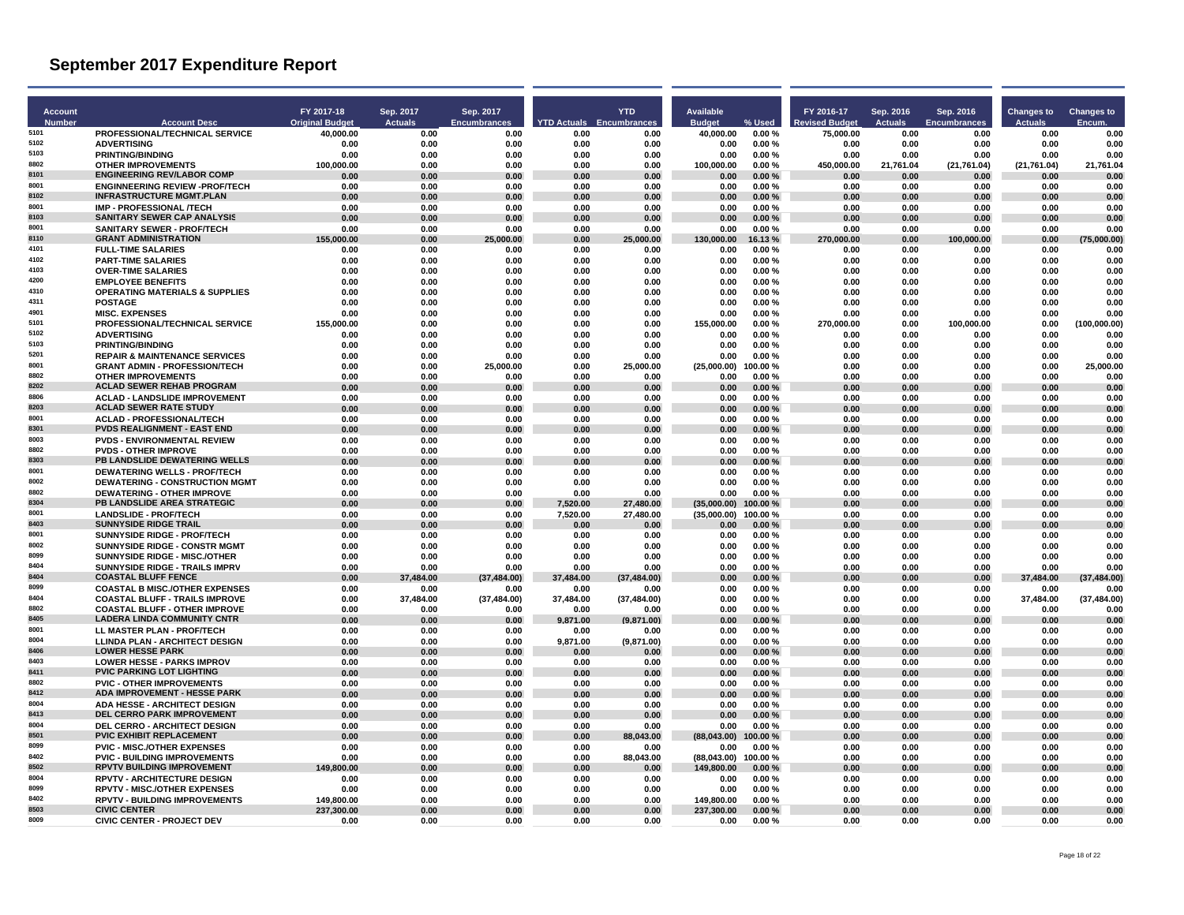# September 2017 Expenditure Report

| Account Number | Account Desc | FY 2017-18 Original Budget | Sep. 2017 Actuals | Sep. 2017 Encumbrances | YTD Actuals | YTD Encumbrances | Available Budget | % Used | FY 2016-17 Revised Budget | Sep. 2016 Actuals | Sep. 2016 Encumbrances | Changes to Actuals | Changes to Encum. |
|---|---|---|---|---|---|---|---|---|---|---|---|---|---|
| 5101 | PROFESSIONAL/TECHNICAL SERVICE | 40,000.00 | 0.00 | 0.00 | 0.00 | 0.00 | 40,000.00 | 0.00 % | 75,000.00 | 0.00 | 0.00 | 0.00 | 0.00 |
| 5102 | ADVERTISING | 0.00 | 0.00 | 0.00 | 0.00 | 0.00 | 0.00 | 0.00 % | 0.00 | 0.00 | 0.00 | 0.00 | 0.00 |
| 5103 | PRINTING/BINDING | 0.00 | 0.00 | 0.00 | 0.00 | 0.00 | 0.00 | 0.00 % | 0.00 | 0.00 | 0.00 | 0.00 | 0.00 |
| 8802 | OTHER IMPROVEMENTS | 100,000.00 | 0.00 | 0.00 | 0.00 | 0.00 | 100,000.00 | 0.00 % | 450,000.00 | 21,761.04 | (21,761.04) | (21,761.04) | 21,761.04 |
| 8101 | ENGINEERING REV/LABOR COMP | 0.00 | 0.00 | 0.00 | 0.00 | 0.00 | 0.00 | 0.00 % | 0.00 | 0.00 | 0.00 | 0.00 | 0.00 |
| 8001 | ENGINNEERING REVIEW -PROF/TECH | 0.00 | 0.00 | 0.00 | 0.00 | 0.00 | 0.00 | 0.00 % | 0.00 | 0.00 | 0.00 | 0.00 | 0.00 |
| 8102 | INFRASTRUCTURE MGMT.PLAN | 0.00 | 0.00 | 0.00 | 0.00 | 0.00 | 0.00 | 0.00 % | 0.00 | 0.00 | 0.00 | 0.00 | 0.00 |
| 8001 | IMP - PROFESSIONAL /TECH | 0.00 | 0.00 | 0.00 | 0.00 | 0.00 | 0.00 | 0.00 % | 0.00 | 0.00 | 0.00 | 0.00 | 0.00 |
| 8103 | SANITARY SEWER CAP ANALYSIS | 0.00 | 0.00 | 0.00 | 0.00 | 0.00 | 0.00 | 0.00 % | 0.00 | 0.00 | 0.00 | 0.00 | 0.00 |
| 8001 | SANITARY SEWER - PROF/TECH | 0.00 | 0.00 | 0.00 | 0.00 | 0.00 | 0.00 | 0.00 % | 0.00 | 0.00 | 0.00 | 0.00 | 0.00 |
| 8110 | GRANT ADMINISTRATION | 155,000.00 | 0.00 | 25,000.00 | 0.00 | 25,000.00 | 130,000.00 | 16.13 % | 270,000.00 | 0.00 | 100,000.00 | 0.00 | (75,000.00) |
| 4101 | FULL-TIME SALARIES | 0.00 | 0.00 | 0.00 | 0.00 | 0.00 | 0.00 | 0.00 % | 0.00 | 0.00 | 0.00 | 0.00 | 0.00 |
| 4102 | PART-TIME SALARIES | 0.00 | 0.00 | 0.00 | 0.00 | 0.00 | 0.00 | 0.00 % | 0.00 | 0.00 | 0.00 | 0.00 | 0.00 |
| 4103 | OVER-TIME SALARIES | 0.00 | 0.00 | 0.00 | 0.00 | 0.00 | 0.00 | 0.00 % | 0.00 | 0.00 | 0.00 | 0.00 | 0.00 |
| 4200 | EMPLOYEE BENEFITS | 0.00 | 0.00 | 0.00 | 0.00 | 0.00 | 0.00 | 0.00 % | 0.00 | 0.00 | 0.00 | 0.00 | 0.00 |
| 4310 | OPERATING MATERIALS & SUPPLIES | 0.00 | 0.00 | 0.00 | 0.00 | 0.00 | 0.00 | 0.00 % | 0.00 | 0.00 | 0.00 | 0.00 | 0.00 |
| 4311 | POSTAGE | 0.00 | 0.00 | 0.00 | 0.00 | 0.00 | 0.00 | 0.00 % | 0.00 | 0.00 | 0.00 | 0.00 | 0.00 |
| 4901 | MISC. EXPENSES | 0.00 | 0.00 | 0.00 | 0.00 | 0.00 | 0.00 | 0.00 % | 0.00 | 0.00 | 0.00 | 0.00 | 0.00 |
| 5101 | PROFESSIONAL/TECHNICAL SERVICE | 155,000.00 | 0.00 | 0.00 | 0.00 | 0.00 | 155,000.00 | 0.00 % | 270,000.00 | 0.00 | 100,000.00 | 0.00 | (100,000.00) |
| 5102 | ADVERTISING | 0.00 | 0.00 | 0.00 | 0.00 | 0.00 | 0.00 | 0.00 % | 0.00 | 0.00 | 0.00 | 0.00 | 0.00 |
| 5103 | PRINTING/BINDING | 0.00 | 0.00 | 0.00 | 0.00 | 0.00 | 0.00 | 0.00 % | 0.00 | 0.00 | 0.00 | 0.00 | 0.00 |
| 5201 | REPAIR & MAINTENANCE SERVICES | 0.00 | 0.00 | 0.00 | 0.00 | 0.00 | 0.00 | 0.00 % | 0.00 | 0.00 | 0.00 | 0.00 | 0.00 |
| 8001 | GRANT ADMIN - PROFESSION/TECH | 0.00 | 0.00 | 25,000.00 | 0.00 | 25,000.00 | (25,000.00) | 100.00 % | 0.00 | 0.00 | 0.00 | 0.00 | 25,000.00 |
| 8802 | OTHER IMPROVEMENTS | 0.00 | 0.00 | 0.00 | 0.00 | 0.00 | 0.00 | 0.00 % | 0.00 | 0.00 | 0.00 | 0.00 | 0.00 |
| 8202 | ACLAD SEWER REHAB PROGRAM | 0.00 | 0.00 | 0.00 | 0.00 | 0.00 | 0.00 | 0.00 % | 0.00 | 0.00 | 0.00 | 0.00 | 0.00 |
| 8806 | ACLAD - LANDSLIDE IMPROVEMENT | 0.00 | 0.00 | 0.00 | 0.00 | 0.00 | 0.00 | 0.00 % | 0.00 | 0.00 | 0.00 | 0.00 | 0.00 |
| 8203 | ACLAD SEWER RATE STUDY | 0.00 | 0.00 | 0.00 | 0.00 | 0.00 | 0.00 | 0.00 % | 0.00 | 0.00 | 0.00 | 0.00 | 0.00 |
| 8001 | ACLAD - PROFESSIONAL/TECH | 0.00 | 0.00 | 0.00 | 0.00 | 0.00 | 0.00 | 0.00 % | 0.00 | 0.00 | 0.00 | 0.00 | 0.00 |
| 8301 | PVDS REALIGNMENT - EAST END | 0.00 | 0.00 | 0.00 | 0.00 | 0.00 | 0.00 | 0.00 % | 0.00 | 0.00 | 0.00 | 0.00 | 0.00 |
| 8003 | PVDS - ENVIRONMENTAL REVIEW | 0.00 | 0.00 | 0.00 | 0.00 | 0.00 | 0.00 | 0.00 % | 0.00 | 0.00 | 0.00 | 0.00 | 0.00 |
| 8802 | PVDS - OTHER IMPROVE | 0.00 | 0.00 | 0.00 | 0.00 | 0.00 | 0.00 | 0.00 % | 0.00 | 0.00 | 0.00 | 0.00 | 0.00 |
| 8303 | PB LANDSLIDE DEWATERING WELLS | 0.00 | 0.00 | 0.00 | 0.00 | 0.00 | 0.00 | 0.00 % | 0.00 | 0.00 | 0.00 | 0.00 | 0.00 |
| 8001 | DEWATERING WELLS - PROF/TECH | 0.00 | 0.00 | 0.00 | 0.00 | 0.00 | 0.00 | 0.00 % | 0.00 | 0.00 | 0.00 | 0.00 | 0.00 |
| 8002 | DEWATERING - CONSTRUCTION MGMT | 0.00 | 0.00 | 0.00 | 0.00 | 0.00 | 0.00 | 0.00 % | 0.00 | 0.00 | 0.00 | 0.00 | 0.00 |
| 8802 | DEWATERING - OTHER IMPROVE | 0.00 | 0.00 | 0.00 | 0.00 | 0.00 | 0.00 | 0.00 % | 0.00 | 0.00 | 0.00 | 0.00 | 0.00 |
| 8304 | PB LANDSLIDE AREA STRATEGIC | 0.00 | 0.00 | 0.00 | 7,520.00 | 27,480.00 | (35,000.00) | 100.00 % | 0.00 | 0.00 | 0.00 | 0.00 | 0.00 |
| 8001 | LANDSLIDE - PROF/TECH | 0.00 | 0.00 | 0.00 | 7,520.00 | 27,480.00 | (35,000.00) | 100.00 % | 0.00 | 0.00 | 0.00 | 0.00 | 0.00 |
| 8403 | SUNNYSIDE RIDGE TRAIL | 0.00 | 0.00 | 0.00 | 0.00 | 0.00 | 0.00 | 0.00 % | 0.00 | 0.00 | 0.00 | 0.00 | 0.00 |
| 8001 | SUNNYSIDE RIDGE - PROF/TECH | 0.00 | 0.00 | 0.00 | 0.00 | 0.00 | 0.00 | 0.00 % | 0.00 | 0.00 | 0.00 | 0.00 | 0.00 |
| 8002 | SUNNYSIDE RIDGE - CONSTR MGMT | 0.00 | 0.00 | 0.00 | 0.00 | 0.00 | 0.00 | 0.00 % | 0.00 | 0.00 | 0.00 | 0.00 | 0.00 |
| 8099 | SUNNYSIDE RIDGE - MISC./OTHER | 0.00 | 0.00 | 0.00 | 0.00 | 0.00 | 0.00 | 0.00 % | 0.00 | 0.00 | 0.00 | 0.00 | 0.00 |
| 8404 | SUNNYSIDE RIDGE - TRAILS IMPRV | 0.00 | 0.00 | 0.00 | 0.00 | 0.00 | 0.00 | 0.00 % | 0.00 | 0.00 | 0.00 | 0.00 | 0.00 |
| 8404 | COASTAL BLUFF FENCE | 0.00 | 37,484.00 | (37,484.00) | 37,484.00 | (37,484.00) | 0.00 | 0.00 % | 0.00 | 0.00 | 0.00 | 37,484.00 | (37,484.00) |
| 8099 | COASTAL B MISC./OTHER EXPENSES | 0.00 | 0.00 | 0.00 | 0.00 | 0.00 | 0.00 | 0.00 % | 0.00 | 0.00 | 0.00 | 0.00 | 0.00 |
| 8404 | COASTAL BLUFF - TRAILS IMPROVE | 0.00 | 37,484.00 | (37,484.00) | 37,484.00 | (37,484.00) | 0.00 | 0.00 % | 0.00 | 0.00 | 0.00 | 37,484.00 | (37,484.00) |
| 8802 | COASTAL BLUFF - OTHER IMPROVE | 0.00 | 0.00 | 0.00 | 0.00 | 0.00 | 0.00 | 0.00 % | 0.00 | 0.00 | 0.00 | 0.00 | 0.00 |
| 8405 | LADERA LINDA COMMUNITY CNTR | 0.00 | 0.00 | 0.00 | 9,871.00 | (9,871.00) | 0.00 | 0.00 % | 0.00 | 0.00 | 0.00 | 0.00 | 0.00 |
| 8001 | LL MASTER PLAN - PROF/TECH | 0.00 | 0.00 | 0.00 | 0.00 | 0.00 | 0.00 | 0.00 % | 0.00 | 0.00 | 0.00 | 0.00 | 0.00 |
| 8004 | LLINDA PLAN - ARCHITECT DESIGN | 0.00 | 0.00 | 0.00 | 9,871.00 | (9,871.00) | 0.00 | 0.00 % | 0.00 | 0.00 | 0.00 | 0.00 | 0.00 |
| 8406 | LOWER HESSE PARK | 0.00 | 0.00 | 0.00 | 0.00 | 0.00 | 0.00 | 0.00 % | 0.00 | 0.00 | 0.00 | 0.00 | 0.00 |
| 8403 | LOWER HESSE - PARKS IMPROV | 0.00 | 0.00 | 0.00 | 0.00 | 0.00 | 0.00 | 0.00 % | 0.00 | 0.00 | 0.00 | 0.00 | 0.00 |
| 8411 | PVIC PARKING LOT LIGHTING | 0.00 | 0.00 | 0.00 | 0.00 | 0.00 | 0.00 | 0.00 % | 0.00 | 0.00 | 0.00 | 0.00 | 0.00 |
| 8802 | PVIC - OTHER IMPROVEMENTS | 0.00 | 0.00 | 0.00 | 0.00 | 0.00 | 0.00 | 0.00 % | 0.00 | 0.00 | 0.00 | 0.00 | 0.00 |
| 8412 | ADA IMPROVEMENT - HESSE PARK | 0.00 | 0.00 | 0.00 | 0.00 | 0.00 | 0.00 | 0.00 % | 0.00 | 0.00 | 0.00 | 0.00 | 0.00 |
| 8004 | ADA HESSE - ARCHITECT DESIGN | 0.00 | 0.00 | 0.00 | 0.00 | 0.00 | 0.00 | 0.00 % | 0.00 | 0.00 | 0.00 | 0.00 | 0.00 |
| 8413 | DEL CERRO PARK IMPROVEMENT | 0.00 | 0.00 | 0.00 | 0.00 | 0.00 | 0.00 | 0.00 % | 0.00 | 0.00 | 0.00 | 0.00 | 0.00 |
| 8004 | DEL CERRO - ARCHITECT DESIGN | 0.00 | 0.00 | 0.00 | 0.00 | 0.00 | 0.00 | 0.00 % | 0.00 | 0.00 | 0.00 | 0.00 | 0.00 |
| 8501 | PVIC EXHIBIT REPLACEMENT | 0.00 | 0.00 | 0.00 | 0.00 | 88,043.00 | (88,043.00) | 100.00 % | 0.00 | 0.00 | 0.00 | 0.00 | 0.00 |
| 8099 | PVIC - MISC./OTHER EXPENSES | 0.00 | 0.00 | 0.00 | 0.00 | 0.00 | 0.00 | 0.00 % | 0.00 | 0.00 | 0.00 | 0.00 | 0.00 |
| 8402 | PVIC - BUILDING IMPROVEMENTS | 0.00 | 0.00 | 0.00 | 0.00 | 88,043.00 | (88,043.00) | 100.00 % | 0.00 | 0.00 | 0.00 | 0.00 | 0.00 |
| 8502 | RPVTV BUILDING IMPROVEMENT | 149,800.00 | 0.00 | 0.00 | 0.00 | 0.00 | 149,800.00 | 0.00 % | 0.00 | 0.00 | 0.00 | 0.00 | 0.00 |
| 8004 | RPVTV - ARCHITECTURE DESIGN | 0.00 | 0.00 | 0.00 | 0.00 | 0.00 | 0.00 | 0.00 % | 0.00 | 0.00 | 0.00 | 0.00 | 0.00 |
| 8099 | RPVTV - MISC./OTHER EXPENSES | 0.00 | 0.00 | 0.00 | 0.00 | 0.00 | 0.00 | 0.00 % | 0.00 | 0.00 | 0.00 | 0.00 | 0.00 |
| 8402 | RPVTV - BUILDING IMPROVEMENTS | 149,800.00 | 0.00 | 0.00 | 0.00 | 0.00 | 149,800.00 | 0.00 % | 0.00 | 0.00 | 0.00 | 0.00 | 0.00 |
| 8503 | CIVIC CENTER | 237,300.00 | 0.00 | 0.00 | 0.00 | 0.00 | 237,300.00 | 0.00 % | 0.00 | 0.00 | 0.00 | 0.00 | 0.00 |
| 8009 | CIVIC CENTER - PROJECT DEV | 0.00 | 0.00 | 0.00 | 0.00 | 0.00 | 0.00 | 0.00 % | 0.00 | 0.00 | 0.00 | 0.00 | 0.00 |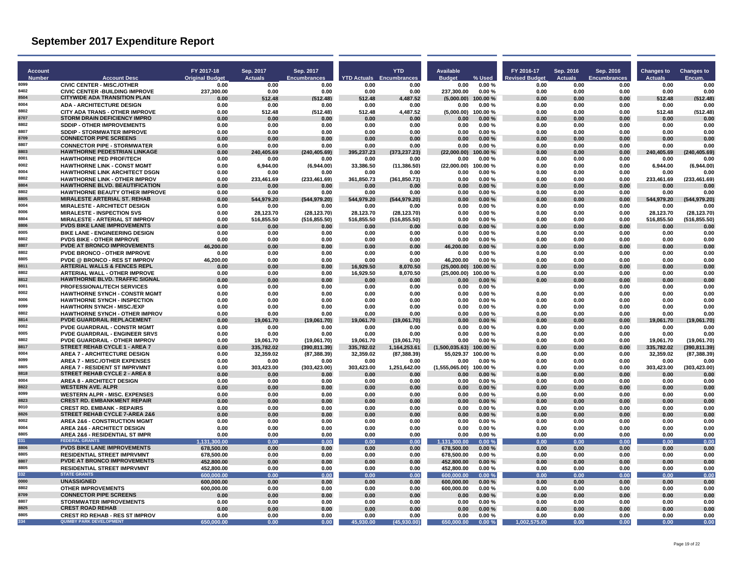# September 2017 Expenditure Report

| Account Number | Account Desc | FY 2017-18 Original Budget | Sep. 2017 Actuals | Sep. 2017 Encumbrances | YTD Actuals | YTD Encumbrances | Available Budget | % Used | FY 2016-17 Revised Budget | Sep. 2016 Actuals | Sep. 2016 Encumbrances | Changes to Actuals | Changes to Encum. |
|---|---|---|---|---|---|---|---|---|---|---|---|---|---|
| 8099 | CIVIC CENTER - MISC./OTHER | 0.00 | 0.00 | 0.00 | 0.00 | 0.00 | 0.00 | 0.00 % | 0.00 | 0.00 | 0.00 | 0.00 | 0.00 |
| 8402 | CIVIC CENTER -BUILDING IMPROVE | 237,300.00 | 0.00 | 0.00 | 0.00 | 0.00 | 237,300.00 | 0.00 % | 0.00 | 0.00 | 0.00 | 0.00 | 0.00 |
| 8504 | CITYWIDE ADA TRANSITION PLAN | 0.00 | 512.48 | (512.48) | 512.48 | 4,487.52 | (5,000.00) | 100.00 % | 0.00 | 0.00 | 0.00 | 512.48 | (512.48) |
| 8004 | ADA - ARCHITECTURE DESIGN | 0.00 | 0.00 | 0.00 | 0.00 | 0.00 | 0.00 | 0.00 % | 0.00 | 0.00 | 0.00 | 0.00 | 0.00 |
| 8802 | CITY ADA TRANS - OTHER IMPROVE | 0.00 | 512.48 | (512.48) | 512.48 | 4,487.52 | (5,000.00) | 100.00 % | 0.00 | 0.00 | 0.00 | 512.48 | (512.48) |
| 8707 | STORM DRAIN DEFICIENCY IMPRO | 0.00 | 0.00 | 0.00 | 0.00 | 0.00 | 0.00 | 0.00 % | 0.00 | 0.00 | 0.00 | 0.00 | 0.00 |
| 8802 | SDDIP - OTHER IMPROVEMENTS | 0.00 | 0.00 | 0.00 | 0.00 | 0.00 | 0.00 | 0.00 % | 0.00 | 0.00 | 0.00 | 0.00 | 0.00 |
| 8807 | SDDIP - STORMWATER IMPROVE | 0.00 | 0.00 | 0.00 | 0.00 | 0.00 | 0.00 | 0.00 % | 0.00 | 0.00 | 0.00 | 0.00 | 0.00 |
| 8709 | CONNECTOR PIPE SCREENS | 0.00 | 0.00 | 0.00 | 0.00 | 0.00 | 0.00 | 0.00 % | 0.00 | 0.00 | 0.00 | 0.00 | 0.00 |
| 8807 | CONNECTOR PIPE - STORMWATER | 0.00 | 0.00 | 0.00 | 0.00 | 0.00 | 0.00 | 0.00 % | 0.00 | 0.00 | 0.00 | 0.00 | 0.00 |
| 8803 | HAWTHORNE PEDESTRIAN LINKAGE | 0.00 | 240,405.69 | (240,405.69) | 395,237.23 | (373,237.23) | (22,000.00) | 100.00 % | 0.00 | 0.00 | 0.00 | 240,405.69 | (240,405.69) |
| 8001 | HAWTHORNE PED PROF/TECH | 0.00 | 0.00 | 0.00 | 0.00 | 0.00 | 0.00 | 0.00 % | 0.00 | 0.00 | 0.00 | 0.00 | 0.00 |
| 8002 | HAWTHORNE LINK - CONST MGMT | 0.00 | 6,944.00 | (6,944.00) | 33,386.50 | (11,386.50) | (22,000.00) | 100.00 % | 0.00 | 0.00 | 0.00 | 6,944.00 | (6,944.00) |
| 8004 | HAWTHORNE LINK ARCHITECT DSGN | 0.00 | 0.00 | 0.00 | 0.00 | 0.00 | 0.00 | 0.00 % | 0.00 | 0.00 | 0.00 | 0.00 | 0.00 |
| 8802 | HAWTHORNE LINK - OTHER IMPROV | 0.00 | 233,461.69 | (233,461.69) | 361,850.73 | (361,850.73) | 0.00 | 0.00 % | 0.00 | 0.00 | 0.00 | 233,461.69 | (233,461.69) |
| 8804 | HAWTHORNE BLVD. BEAUTIFICATION | 0.00 | 0.00 | 0.00 | 0.00 | 0.00 | 0.00 | 0.00 % | 0.00 | 0.00 | 0.00 | 0.00 | 0.00 |
| 8802 | HAWTHORNE BEAUTY OTHER IMPROVE | 0.00 | 0.00 | 0.00 | 0.00 | 0.00 | 0.00 | 0.00 % | 0.00 | 0.00 | 0.00 | 0.00 | 0.00 |
| 8805 | MIRALESTE ARTERIAL ST. REHAB | 0.00 | 544,979.20 | (544,979.20) | 544,979.20 | (544,979.20) | 0.00 | 0.00 % | 0.00 | 0.00 | 0.00 | 544,979.20 | (544,979.20) |
| 8004 | MIRALESTE - ARCHITECT DESIGN | 0.00 | 0.00 | 0.00 | 0.00 | 0.00 | 0.00 | 0.00 % | 0.00 | 0.00 | 0.00 | 0.00 | 0.00 |
| 8006 | MIRALESTE - INSPECTION SVS | 0.00 | 28,123.70 | (28,123.70) | 28,123.70 | (28,123.70) | 0.00 | 0.00 % | 0.00 | 0.00 | 0.00 | 28,123.70 | (28,123.70) |
| 8804 | MIRALESTE - ARTERIAL ST IMPROV | 0.00 | 516,855.50 | (516,855.50) | 516,855.50 | (516,855.50) | 0.00 | 0.00 % | 0.00 | 0.00 | 0.00 | 516,855.50 | (516,855.50) |
| 8806 | PVDS BIKE LANE IMPROVEMENTS | 0.00 | 0.00 | 0.00 | 0.00 | 0.00 | 0.00 | 0.00 % | 0.00 | 0.00 | 0.00 | 0.00 | 0.00 |
| 8005 | BIKE LANE - ENGINEERING DESIGN | 0.00 | 0.00 | 0.00 | 0.00 | 0.00 | 0.00 | 0.00 % | 0.00 | 0.00 | 0.00 | 0.00 | 0.00 |
| 8802 | PVDS BIKE - OTHER IMPROVE | 0.00 | 0.00 | 0.00 | 0.00 | 0.00 | 0.00 | 0.00 % | 0.00 | 0.00 | 0.00 | 0.00 | 0.00 |
| 8807 | PVDE AT BRONCO IMPROVEMENTS | 46,200.00 | 0.00 | 0.00 | 0.00 | 0.00 | 46,200.00 | 0.00 % | 0.00 | 0.00 | 0.00 | 0.00 | 0.00 |
| 8802 | PVDE BRONCO - OTHER IMPROVE | 0.00 | 0.00 | 0.00 | 0.00 | 0.00 | 0.00 | 0.00 % | 0.00 | 0.00 | 0.00 | 0.00 | 0.00 |
| 8805 | PVDE @ BRONCO - RES ST IMPROV | 46,200.00 | 0.00 | 0.00 | 0.00 | 0.00 | 46,200.00 | 0.00 % | 0.00 | 0.00 | 0.00 | 0.00 | 0.00 |
| 8811 | ARTERIAL WALLS & FENCES REPL | 0.00 | 0.00 | 0.00 | 16,929.50 | 8,070.50 | (25,000.00) | 100.00 % | 0.00 | 0.00 | 0.00 | 0.00 | 0.00 |
| 8802 | ARTERIAL WALL - OTHER IMPROVE | 0.00 | 0.00 | 0.00 | 16,929.50 | 8,070.50 | (25,000.00) | 100.00 % | 0.00 | 0.00 | 0.00 | 0.00 | 0.00 |
| 8812 | HAWTHORNE BLVD. TRAFFIC SIGNAL | 0.00 | 0.00 | 0.00 | 0.00 | 0.00 | 0.00 | 0.00 % | 0.00 | 0.00 | 0.00 | 0.00 | 0.00 |
| 8001 | PROFESSIONAL/TECH SERVICES | 0.00 | 0.00 | 0.00 | 0.00 | 0.00 | 0.00 | 0.00 % | | 0.00 | 0.00 | 0.00 | 0.00 |
| 8002 | HAWTHORNE SYNCH - CONSTR MGMT | 0.00 | 0.00 | 0.00 | 0.00 | 0.00 | 0.00 | 0.00 % | 0.00 | 0.00 | 0.00 | 0.00 | 0.00 |
| 8006 | HAWTHORNE SYNCH - INSPECTION | 0.00 | 0.00 | 0.00 | 0.00 | 0.00 | 0.00 | 0.00 % | 0.00 | 0.00 | 0.00 | 0.00 | 0.00 |
| 8099 | HAWTHORN SYNCH - MISC./EXP | 0.00 | 0.00 | 0.00 | 0.00 | 0.00 | 0.00 | 0.00 % | 0.00 | 0.00 | 0.00 | 0.00 | 0.00 |
| 8802 | HAWTHORNE SYNCH - OTHER IMPROV | 0.00 | 0.00 | 0.00 | 0.00 | 0.00 | 0.00 | 0.00 % | 0.00 | 0.00 | 0.00 | 0.00 | 0.00 |
| 8814 | PVDE GUARDRAIL REPLACEMENT | 0.00 | 19,061.70 | (19,061.70) | 19,061.70 | (19,061.70) | 0.00 | 0.00 % | 0.00 | 0.00 | 0.00 | 19,061.70 | (19,061.70) |
| 8002 | PVDE GUARDRAIL - CONSTR MGMT | 0.00 | 0.00 | 0.00 | 0.00 | 0.00 | 0.00 | 0.00 % | 0.00 | 0.00 | 0.00 | 0.00 | 0.00 |
| 8005 | PVDE GUARDRAIL - ENGINEER SRVS | 0.00 | 0.00 | 0.00 | 0.00 | 0.00 | 0.00 | 0.00 % | 0.00 | 0.00 | 0.00 | 0.00 | 0.00 |
| 8802 | PVDE GUARDRAIL - OTHER IMPROV | 0.00 | 19,061.70 | (19,061.70) | 19,061.70 | (19,061.70) | 0.00 | 0.00 % | 0.00 | 0.00 | 0.00 | 19,061.70 | (19,061.70) |
| 8817 | STREET REHAB CYCLE 1 - AREA 7 | 0.00 | 335,782.02 | (390,811.39) | 335,782.02 | 1,164,253.61 | (1,500,035.63) | 100.00 % | 0.00 | 0.00 | 0.00 | 335,782.02 | (390,811.39) |
| 8004 | AREA 7 - ARCHITECTURE DESIGN | 0.00 | 32,359.02 | (87,388.39) | 32,359.02 | (87,388.39) | 55,029.37 | 100.00 % | 0.00 | 0.00 | 0.00 | 32,359.02 | (87,388.39) |
| 8099 | AREA 7 - MISC./OTHER EXPENSES | 0.00 | 0.00 | 0.00 | 0.00 | 0.00 | 0.00 | 0.00 % | 0.00 | 0.00 | 0.00 | 0.00 | 0.00 |
| 8805 | AREA 7 - RESIDENT ST IMPRVMNT | 0.00 | 303,423.00 | (303,423.00) | 303,423.00 | 1,251,642.00 | (1,555,065.00) | 100.00 % | 0.00 | 0.00 | 0.00 | 303,423.00 | (303,423.00) |
| 8818 | STREET REHAB CYCLE 2 - AREA 8 | 0.00 | 0.00 | 0.00 | 0.00 | 0.00 | 0.00 | 0.00 % | 0.00 | 0.00 | 0.00 | 0.00 | 0.00 |
| 8004 | AREA 8 - ARCHITECT DESIGN | 0.00 | 0.00 | 0.00 | 0.00 | 0.00 | 0.00 | 0.00 % | 0.00 | 0.00 | 0.00 | 0.00 | 0.00 |
| 8822 | WESTERN AVE. ALPR | 0.00 | 0.00 | 0.00 | 0.00 | 0.00 | 0.00 | 0.00 % | 0.00 | 0.00 | 0.00 | 0.00 | 0.00 |
| 8099 | WESTERN ALPR - MISC. EXPENSES | 0.00 | 0.00 | 0.00 | 0.00 | 0.00 | 0.00 | 0.00 % | 0.00 | 0.00 | 0.00 | 0.00 | 0.00 |
| 8823 | CREST RD. EMBANKMENT REPAIR | 0.00 | 0.00 | 0.00 | 0.00 | 0.00 | 0.00 | 0.00 % | 0.00 | 0.00 | 0.00 | 0.00 | 0.00 |
| 8010 | CREST RD. EMBANK - REPAIRS | 0.00 | 0.00 | 0.00 | 0.00 | 0.00 | 0.00 | 0.00 % | 0.00 | 0.00 | 0.00 | 0.00 | 0.00 |
| 8826 | STREET REHAB CYCLE 7-AREA 2&6 | 0.00 | 0.00 | 0.00 | 0.00 | 0.00 | 0.00 | 0.00 % | 0.00 | 0.00 | 0.00 | 0.00 | 0.00 |
| 8002 | AREA 2&6 - CONSTRUCTION MGMT | 0.00 | 0.00 | 0.00 | 0.00 | 0.00 | 0.00 | 0.00 % | 0.00 | 0.00 | 0.00 | 0.00 | 0.00 |
| 8004 | AREA 2&6 - ARCHITECT DESIGN | 0.00 | 0.00 | 0.00 | 0.00 | 0.00 | 0.00 | 0.00 % | 0.00 | 0.00 | 0.00 | 0.00 | 0.00 |
| 8805 | AREA 2&6 - RESIDENTIAL ST IMPR | 0.00 | 0.00 | 0.00 | 0.00 | 0.00 | 0.00 | 0.00 % | 0.00 | 0.00 | 0.00 | 0.00 | 0.00 |
| 331 | FEDERAL GRANTS | 1,131,300.00 | 0.00 | 0.00 | 0.00 | 0.00 | 1,131,300.00 | 0.00 % | 0.00 | 0.00 | 0.00 | 0.00 | 0.00 |
| 8806 | PVDS BIKE LANE IMPROVEMENTS | 678,500.00 | 0.00 | 0.00 | 0.00 | 0.00 | 678,500.00 | 0.00 % | 0.00 | 0.00 | 0.00 | 0.00 | 0.00 |
| 8805 | RESIDENTIAL STREET IMPRVMNT | 678,500.00 | 0.00 | 0.00 | 0.00 | 0.00 | 678,500.00 | 0.00 % | 0.00 | 0.00 | 0.00 | 0.00 | 0.00 |
| 8807 | PVDE AT BRONCO IMPROVEMENTS | 452,800.00 | 0.00 | 0.00 | 0.00 | 0.00 | 452,800.00 | 0.00 % | 0.00 | 0.00 | 0.00 | 0.00 | 0.00 |
| 8805 | RESIDENTIAL STREET IMPRVMNT | 452,800.00 | 0.00 | 0.00 | 0.00 | 0.00 | 452,800.00 | 0.00 % | 0.00 | 0.00 | 0.00 | 0.00 | 0.00 |
| 332 | STATE GRANTS | 600,000.00 | 0.00 | 0.00 | 0.00 | 0.00 | 600,000.00 | 0.00 % | 0.00 | 0.00 | 0.00 | 0.00 | 0.00 |
| 0000 | UNASSIGNED | 600,000.00 | 0.00 | 0.00 | 0.00 | 0.00 | 600,000.00 | 0.00 % | 0.00 | 0.00 | 0.00 | 0.00 | 0.00 |
| 8802 | OTHER IMPROVEMENTS | 600,000.00 | 0.00 | 0.00 | 0.00 | 0.00 | 600,000.00 | 0.00 % | 0.00 | 0.00 | 0.00 | 0.00 | 0.00 |
| 8709 | CONNECTOR PIPE SCREENS | 0.00 | 0.00 | 0.00 | 0.00 | 0.00 | 0.00 | 0.00 % | 0.00 | 0.00 | 0.00 | 0.00 | 0.00 |
| 8807 | STORMWATER IMPROVEMENTS | 0.00 | 0.00 | 0.00 | 0.00 | 0.00 | 0.00 | 0.00 % | 0.00 | 0.00 | 0.00 | 0.00 | 0.00 |
| 8825 | CREST ROAD REHAB | 0.00 | 0.00 | 0.00 | 0.00 | 0.00 | 0.00 | 0.00 % | 0.00 | 0.00 | 0.00 | 0.00 | 0.00 |
| 8805 | CREST RD REHAB - RES ST IMPROV | 0.00 | 0.00 | 0.00 | 0.00 | 0.00 | 0.00 | 0.00 % | 0.00 | 0.00 | 0.00 | 0.00 | 0.00 |
| 334 | QUIMBY PARK DEVELOPMENT | 650,000.00 | 0.00 | 0.00 | 45,930.00 | (45,930.00) | 650,000.00 | 0.00 % | 1,002,575.00 | 0.00 | 0.00 | 0.00 | 0.00 |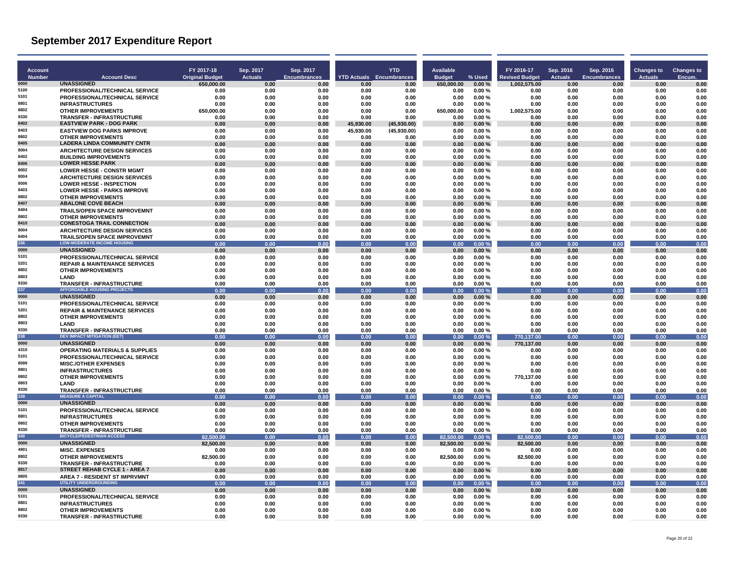# September 2017 Expenditure Report

| Account Number | Account Desc | FY 2017-18 Original Budget | Sep. 2017 Actuals | Sep. 2017 Encumbrances | YTD Actuals | YTD Encumbrances | Available Budget | % Used | FY 2016-17 Revised Budget | Sep. 2016 Actuals | Sep. 2016 Encumbrances | Changes to Actuals | Changes to Encum. |
|---|---|---|---|---|---|---|---|---|---|---|---|---|---|
| 0000 | UNASSIGNED | 650,000.00 | 0.00 | 0.00 | 0.00 | 0.00 | 650,000.00 | 0.00 % | 1,002,575.00 | 0.00 | 0.00 | 0.00 | 0.00 |
| 5100 | PROFESSIONAL/TECHNICAL SERVICE | 0.00 | 0.00 | 0.00 | 0.00 | 0.00 | 0.00 | 0.00 % | 0.00 | 0.00 | 0.00 | 0.00 | 0.00 |
| 5101 | PROFESSIONAL/TECHNICAL SERVICE | 0.00 | 0.00 | 0.00 | 0.00 | 0.00 | 0.00 | 0.00 % | 0.00 | 0.00 | 0.00 | 0.00 | 0.00 |
| 8801 | INFRASTRUCTURES | 0.00 | 0.00 | 0.00 | 0.00 | 0.00 | 0.00 | 0.00 % | 0.00 | 0.00 | 0.00 | 0.00 | 0.00 |
| 8802 | OTHER IMPROVEMENTS | 650,000.00 | 0.00 | 0.00 | 0.00 | 0.00 | 650,000.00 | 0.00 % | 1,002,575.00 | 0.00 | 0.00 | 0.00 | 0.00 |
| 9330 | TRANSFER - INFRASTRUCTURE | 0.00 | 0.00 | 0.00 | 0.00 | 0.00 | 0.00 | 0.00 % | 0.00 | 0.00 | 0.00 | 0.00 | 0.00 |
| 8402 | EASTVIEW PARK - DOG PARK | 0.00 | 0.00 | 0.00 | 45,930.00 | (45,930.00) | 0.00 | 0.00 % | 0.00 | 0.00 | 0.00 | 0.00 | 0.00 |
| 8403 | EASTVIEW DOG PARKS IMPROVE | 0.00 | 0.00 | 0.00 | 45,930.00 | (45,930.00) | 0.00 | 0.00 % | 0.00 | 0.00 | 0.00 | 0.00 | 0.00 |
| 8802 | OTHER IMPROVEMENTS | 0.00 | 0.00 | 0.00 | 0.00 | 0.00 | 0.00 | 0.00 % | 0.00 | 0.00 | 0.00 | 0.00 | 0.00 |
| 8405 | LADERA LINDA COMMUNITY CNTR | 0.00 | 0.00 | 0.00 | 0.00 | 0.00 | 0.00 | 0.00 % | 0.00 | 0.00 | 0.00 | 0.00 | 0.00 |
| 8004 | ARCHITECTURE DESIGN SERVICES | 0.00 | 0.00 | 0.00 | 0.00 | 0.00 | 0.00 | 0.00 % | 0.00 | 0.00 | 0.00 | 0.00 | 0.00 |
| 8402 | BUILDING IMPROVEMENTS | 0.00 | 0.00 | 0.00 | 0.00 | 0.00 | 0.00 | 0.00 % | 0.00 | 0.00 | 0.00 | 0.00 | 0.00 |
| 8406 | LOWER HESSE PARK | 0.00 | 0.00 | 0.00 | 0.00 | 0.00 | 0.00 | 0.00 % | 0.00 | 0.00 | 0.00 | 0.00 | 0.00 |
| 8002 | LOWER HESSE - CONSTR MGMT | 0.00 | 0.00 | 0.00 | 0.00 | 0.00 | 0.00 | 0.00 % | 0.00 | 0.00 | 0.00 | 0.00 | 0.00 |
| 8004 | ARCHITECTURE DESIGN SERVICES | 0.00 | 0.00 | 0.00 | 0.00 | 0.00 | 0.00 | 0.00 % | 0.00 | 0.00 | 0.00 | 0.00 | 0.00 |
| 8006 | LOWER HESSE - INSPECTION | 0.00 | 0.00 | 0.00 | 0.00 | 0.00 | 0.00 | 0.00 % | 0.00 | 0.00 | 0.00 | 0.00 | 0.00 |
| 8403 | LOWER HESSE - PARKS IMPROVE | 0.00 | 0.00 | 0.00 | 0.00 | 0.00 | 0.00 | 0.00 % | 0.00 | 0.00 | 0.00 | 0.00 | 0.00 |
| 8802 | OTHER IMPROVEMENTS | 0.00 | 0.00 | 0.00 | 0.00 | 0.00 | 0.00 | 0.00 % | 0.00 | 0.00 | 0.00 | 0.00 | 0.00 |
| 8407 | ABALONE COVE BEACH | 0.00 | 0.00 | 0.00 | 0.00 | 0.00 | 0.00 | 0.00 % | 0.00 | 0.00 | 0.00 | 0.00 | 0.00 |
| 8404 | TRAILS/OPEN SPACE IMPROVEMNT | 0.00 | 0.00 | 0.00 | 0.00 | 0.00 | 0.00 | 0.00 % | 0.00 | 0.00 | 0.00 | 0.00 | 0.00 |
| 8802 | OTHER IMPROVEMENTS | 0.00 | 0.00 | 0.00 | 0.00 | 0.00 | 0.00 | 0.00 % | 0.00 | 0.00 | 0.00 | 0.00 | 0.00 |
| 8410 | CONESTOGA TRAIL CONNECTION | 0.00 | 0.00 | 0.00 | 0.00 | 0.00 | 0.00 | 0.00 % | 0.00 | 0.00 | 0.00 | 0.00 | 0.00 |
| 8004 | ARCHITECTURE DESIGN SERVICES | 0.00 | 0.00 | 0.00 | 0.00 | 0.00 | 0.00 | 0.00 % | 0.00 | 0.00 | 0.00 | 0.00 | 0.00 |
| 8404 | TRAILS/OPEN SPACE IMPROVEMNT | 0.00 | 0.00 | 0.00 | 0.00 | 0.00 | 0.00 | 0.00 % | 0.00 | 0.00 | 0.00 | 0.00 | 0.00 |
| 336 | LOW-MODERATE INCOME HOUSING | 0.00 | 0.00 | 0.00 | 0.00 | 0.00 | 0.00 | 0.00 % | 0.00 | 0.00 | 0.00 | 0.00 | 0.00 |
| 0000 | UNASSIGNED | 0.00 | 0.00 | 0.00 | 0.00 | 0.00 | 0.00 | 0.00 % | 0.00 | 0.00 | 0.00 | 0.00 | 0.00 |
| 5101 | PROFESSIONAL/TECHNICAL SERVICE | 0.00 | 0.00 | 0.00 | 0.00 | 0.00 | 0.00 | 0.00 % | 0.00 | 0.00 | 0.00 | 0.00 | 0.00 |
| 5201 | REPAIR & MAINTENANCE SERVICES | 0.00 | 0.00 | 0.00 | 0.00 | 0.00 | 0.00 | 0.00 % | 0.00 | 0.00 | 0.00 | 0.00 | 0.00 |
| 8802 | OTHER IMPROVEMENTS | 0.00 | 0.00 | 0.00 | 0.00 | 0.00 | 0.00 | 0.00 % | 0.00 | 0.00 | 0.00 | 0.00 | 0.00 |
| 8803 | LAND | 0.00 | 0.00 | 0.00 | 0.00 | 0.00 | 0.00 | 0.00 % | 0.00 | 0.00 | 0.00 | 0.00 | 0.00 |
| 9330 | TRANSFER - INFRASTRUCTURE | 0.00 | 0.00 | 0.00 | 0.00 | 0.00 | 0.00 | 0.00 % | 0.00 | 0.00 | 0.00 | 0.00 | 0.00 |
| 337 | AFFORDABLE HOUSING PROJECTS | 0.00 | 0.00 | 0.00 | 0.00 | 0.00 | 0.00 | 0.00 % | 0.00 | 0.00 | 0.00 | 0.00 | 0.00 |
| 0000 | UNASSIGNED | 0.00 | 0.00 | 0.00 | 0.00 | 0.00 | 0.00 | 0.00 % | 0.00 | 0.00 | 0.00 | 0.00 | 0.00 |
| 5101 | PROFESSIONAL/TECHNICAL SERVICE | 0.00 | 0.00 | 0.00 | 0.00 | 0.00 | 0.00 | 0.00 % | 0.00 | 0.00 | 0.00 | 0.00 | 0.00 |
| 5201 | REPAIR & MAINTENANCE SERVICES | 0.00 | 0.00 | 0.00 | 0.00 | 0.00 | 0.00 | 0.00 % | 0.00 | 0.00 | 0.00 | 0.00 | 0.00 |
| 8802 | OTHER IMPROVEMENTS | 0.00 | 0.00 | 0.00 | 0.00 | 0.00 | 0.00 | 0.00 % | 0.00 | 0.00 | 0.00 | 0.00 | 0.00 |
| 8803 | LAND | 0.00 | 0.00 | 0.00 | 0.00 | 0.00 | 0.00 | 0.00 % | 0.00 | 0.00 | 0.00 | 0.00 | 0.00 |
| 9330 | TRANSFER - INFRASTRUCTURE | 0.00 | 0.00 | 0.00 | 0.00 | 0.00 | 0.00 | 0.00 % | 0.00 | 0.00 | 0.00 | 0.00 | 0.00 |
| 338 | DEV IMPACT MITIGATION (EET) | 0.00 | 0.00 | 0.00 | 0.00 | 0.00 | 0.00 | 0.00 % | 770,137.00 | 0.00 | 0.00 | 0.00 | 0.00 |
| 0000 | UNASSIGNED | 0.00 | 0.00 | 0.00 | 0.00 | 0.00 | 0.00 | 0.00 % | 770,137.00 | 0.00 | 0.00 | 0.00 | 0.00 |
| 4310 | OPERATING MATERIALS & SUPPLIES | 0.00 | 0.00 | 0.00 | 0.00 | 0.00 | 0.00 | 0.00 % | 0.00 | 0.00 | 0.00 | 0.00 | 0.00 |
| 5101 | PROFESSIONAL/TECHNICAL SERVICE | 0.00 | 0.00 | 0.00 | 0.00 | 0.00 | 0.00 | 0.00 % | 0.00 | 0.00 | 0.00 | 0.00 | 0.00 |
| 8099 | MISC./OTHER EXPENSES | 0.00 | 0.00 | 0.00 | 0.00 | 0.00 | 0.00 | 0.00 % | 0.00 | 0.00 | 0.00 | 0.00 | 0.00 |
| 8801 | INFRASTRUCTURES | 0.00 | 0.00 | 0.00 | 0.00 | 0.00 | 0.00 | 0.00 % | 0.00 | 0.00 | 0.00 | 0.00 | 0.00 |
| 8802 | OTHER IMPROVEMENTS | 0.00 | 0.00 | 0.00 | 0.00 | 0.00 | 0.00 | 0.00 % | 770,137.00 | 0.00 | 0.00 | 0.00 | 0.00 |
| 8803 | LAND | 0.00 | 0.00 | 0.00 | 0.00 | 0.00 | 0.00 | 0.00 % | 0.00 | 0.00 | 0.00 | 0.00 | 0.00 |
| 9330 | TRANSFER - INFRASTRUCTURE | 0.00 | 0.00 | 0.00 | 0.00 | 0.00 | 0.00 | 0.00 % | 0.00 | 0.00 | 0.00 | 0.00 | 0.00 |
| 339 | MEASURE A CAPITAL | 0.00 | 0.00 | 0.00 | 0.00 | 0.00 | 0.00 | 0.00 % | 0.00 | 0.00 | 0.00 | 0.00 | 0.00 |
| 0000 | UNASSIGNED | 0.00 | 0.00 | 0.00 | 0.00 | 0.00 | 0.00 | 0.00 % | 0.00 | 0.00 | 0.00 | 0.00 | 0.00 |
| 5101 | PROFESSIONAL/TECHNICAL SERVICE | 0.00 | 0.00 | 0.00 | 0.00 | 0.00 | 0.00 | 0.00 % | 0.00 | 0.00 | 0.00 | 0.00 | 0.00 |
| 8801 | INFRASTRUCTURES | 0.00 | 0.00 | 0.00 | 0.00 | 0.00 | 0.00 | 0.00 % | 0.00 | 0.00 | 0.00 | 0.00 | 0.00 |
| 8802 | OTHER IMPROVEMENTS | 0.00 | 0.00 | 0.00 | 0.00 | 0.00 | 0.00 | 0.00 % | 0.00 | 0.00 | 0.00 | 0.00 | 0.00 |
| 9330 | TRANSFER - INFRASTRUCTURE | 0.00 | 0.00 | 0.00 | 0.00 | 0.00 | 0.00 | 0.00 % | 0.00 | 0.00 | 0.00 | 0.00 | 0.00 |
| 340 | BICYCLE/PEDESTRIAN ACCESS | 82,500.00 | 0.00 | 0.00 | 0.00 | 0.00 | 82,500.00 | 0.00 % | 82,500.00 | 0.00 | 0.00 | 0.00 | 0.00 |
| 0000 | UNASSIGNED | 82,500.00 | 0.00 | 0.00 | 0.00 | 0.00 | 82,500.00 | 0.00 % | 82,500.00 | 0.00 | 0.00 | 0.00 | 0.00 |
| 4901 | MISC. EXPENSES | 0.00 | 0.00 | 0.00 | 0.00 | 0.00 | 0.00 | 0.00 % | 0.00 | 0.00 | 0.00 | 0.00 | 0.00 |
| 8802 | OTHER IMPROVEMENTS | 82,500.00 | 0.00 | 0.00 | 0.00 | 0.00 | 82,500.00 | 0.00 % | 82,500.00 | 0.00 | 0.00 | 0.00 | 0.00 |
| 9330 | TRANSFER - INFRASTRUCTURE | 0.00 | 0.00 | 0.00 | 0.00 | 0.00 | 0.00 | 0.00 % | 0.00 | 0.00 | 0.00 | 0.00 | 0.00 |
| 8817 | STREET REHAB CYCLE 1 - AREA 7 | 0.00 | 0.00 | 0.00 | 0.00 | 0.00 | 0.00 | 0.00 % | 0.00 | 0.00 | 0.00 | 0.00 | 0.00 |
| 8805 | AREA 7 - RESIDENT ST IMPRVMNT | 0.00 | 0.00 | 0.00 | 0.00 | 0.00 | 0.00 | 0.00 % | 0.00 | 0.00 | 0.00 | 0.00 | 0.00 |
| 341 | UTILITY UNDERGROUNDING | 0.00 | 0.00 | 0.00 | 0.00 | 0.00 | 0.00 | 0.00 % | 0.00 | 0.00 | 0.00 | 0.00 | 0.00 |
| 0000 | UNASSIGNED | 0.00 | 0.00 | 0.00 | 0.00 | 0.00 | 0.00 | 0.00 % | 0.00 | 0.00 | 0.00 | 0.00 | 0.00 |
| 5101 | PROFESSIONAL/TECHNICAL SERVICE | 0.00 | 0.00 | 0.00 | 0.00 | 0.00 | 0.00 | 0.00 % | 0.00 | 0.00 | 0.00 | 0.00 | 0.00 |
| 8801 | INFRASTRUCTURES | 0.00 | 0.00 | 0.00 | 0.00 | 0.00 | 0.00 | 0.00 % | 0.00 | 0.00 | 0.00 | 0.00 | 0.00 |
| 8802 | OTHER IMPROVEMENTS | 0.00 | 0.00 | 0.00 | 0.00 | 0.00 | 0.00 | 0.00 % | 0.00 | 0.00 | 0.00 | 0.00 | 0.00 |
| 9330 | TRANSFER - INFRASTRUCTURE | 0.00 | 0.00 | 0.00 | 0.00 | 0.00 | 0.00 | 0.00 % | 0.00 | 0.00 | 0.00 | 0.00 | 0.00 |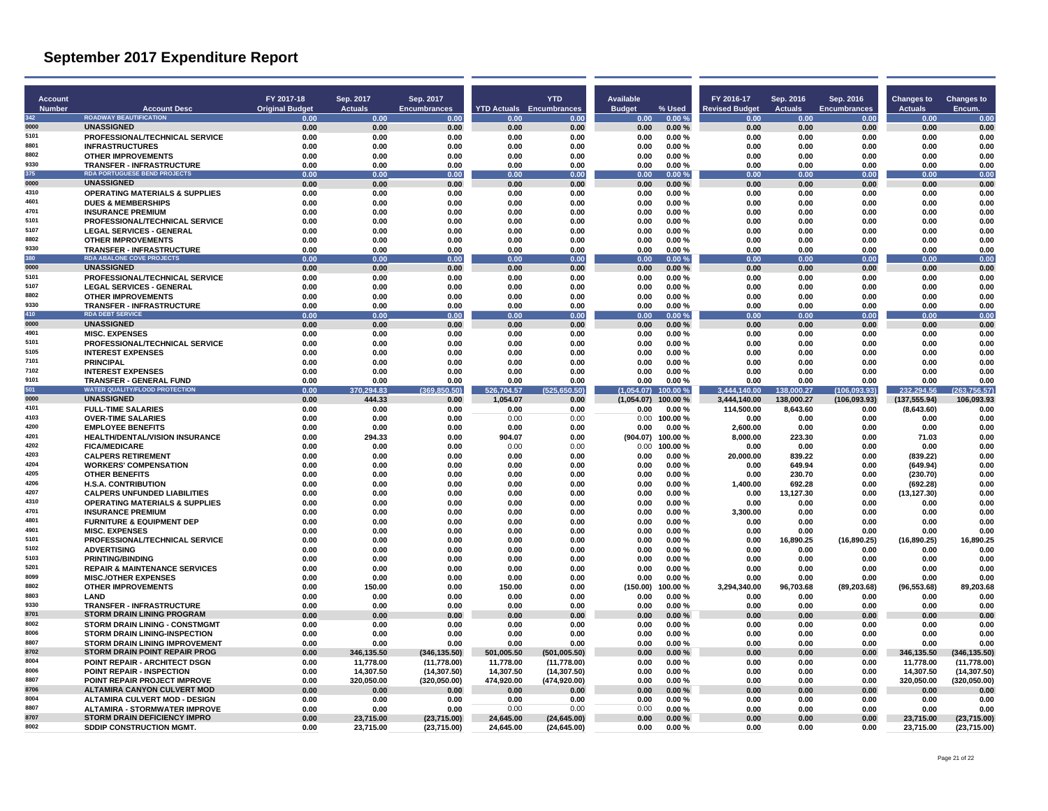# September 2017 Expenditure Report

| Account Number | Account Desc | FY 2017-18 Original Budget | Sep. 2017 Actuals | Sep. 2017 Encumbrances | YTD Actuals | YTD Encumbrances | Available Budget | % Used | FY 2016-17 Revised Budget | Sep. 2016 Actuals | Sep. 2016 Encumbrances | Changes to Actuals | Changes to Encum. |
|---|---|---|---|---|---|---|---|---|---|---|---|---|---|
| 342 | ROADWAY BEAUTIFICATION | 0.00 | 0.00 | 0.00 | 0.00 | 0.00 | 0.00 | 0.00 % | 0.00 | 0.00 | 0.00 | 0.00 | 0.00 |
| 0000 | UNASSIGNED | 0.00 | 0.00 | 0.00 | 0.00 | 0.00 | 0.00 | 0.00 % | 0.00 | 0.00 | 0.00 | 0.00 | 0.00 |
| 5101 | PROFESSIONAL/TECHNICAL SERVICE | 0.00 | 0.00 | 0.00 | 0.00 | 0.00 | 0.00 | 0.00 % | 0.00 | 0.00 | 0.00 | 0.00 | 0.00 |
| 8801 | INFRASTRUCTURES | 0.00 | 0.00 | 0.00 | 0.00 | 0.00 | 0.00 | 0.00 % | 0.00 | 0.00 | 0.00 | 0.00 | 0.00 |
| 8802 | OTHER IMPROVEMENTS | 0.00 | 0.00 | 0.00 | 0.00 | 0.00 | 0.00 | 0.00 % | 0.00 | 0.00 | 0.00 | 0.00 | 0.00 |
| 9330 | TRANSFER - INFRASTRUCTURE | 0.00 | 0.00 | 0.00 | 0.00 | 0.00 | 0.00 | 0.00 % | 0.00 | 0.00 | 0.00 | 0.00 | 0.00 |
| 375 | RDA PORTUGUESE BEND PROJECTS | 0.00 | 0.00 | 0.00 | 0.00 | 0.00 | 0.00 | 0.00 % | 0.00 | 0.00 | 0.00 | 0.00 | 0.00 |
| 0000 | UNASSIGNED | 0.00 | 0.00 | 0.00 | 0.00 | 0.00 | 0.00 | 0.00 % | 0.00 | 0.00 | 0.00 | 0.00 | 0.00 |
| 4310 | OPERATING MATERIALS & SUPPLIES | 0.00 | 0.00 | 0.00 | 0.00 | 0.00 | 0.00 | 0.00 % | 0.00 | 0.00 | 0.00 | 0.00 | 0.00 |
| 4601 | DUES & MEMBERSHIPS | 0.00 | 0.00 | 0.00 | 0.00 | 0.00 | 0.00 | 0.00 % | 0.00 | 0.00 | 0.00 | 0.00 | 0.00 |
| 4701 | INSURANCE PREMIUM | 0.00 | 0.00 | 0.00 | 0.00 | 0.00 | 0.00 | 0.00 % | 0.00 | 0.00 | 0.00 | 0.00 | 0.00 |
| 5101 | PROFESSIONAL/TECHNICAL SERVICE | 0.00 | 0.00 | 0.00 | 0.00 | 0.00 | 0.00 | 0.00 % | 0.00 | 0.00 | 0.00 | 0.00 | 0.00 |
| 5107 | LEGAL SERVICES - GENERAL | 0.00 | 0.00 | 0.00 | 0.00 | 0.00 | 0.00 | 0.00 % | 0.00 | 0.00 | 0.00 | 0.00 | 0.00 |
| 8802 | OTHER IMPROVEMENTS | 0.00 | 0.00 | 0.00 | 0.00 | 0.00 | 0.00 | 0.00 % | 0.00 | 0.00 | 0.00 | 0.00 | 0.00 |
| 9330 | TRANSFER - INFRASTRUCTURE | 0.00 | 0.00 | 0.00 | 0.00 | 0.00 | 0.00 | 0.00 % | 0.00 | 0.00 | 0.00 | 0.00 | 0.00 |
| 380 | RDA ABALONE COVE PROJECTS | 0.00 | 0.00 | 0.00 | 0.00 | 0.00 | 0.00 | 0.00 % | 0.00 | 0.00 | 0.00 | 0.00 | 0.00 |
| 0000 | UNASSIGNED | 0.00 | 0.00 | 0.00 | 0.00 | 0.00 | 0.00 | 0.00 % | 0.00 | 0.00 | 0.00 | 0.00 | 0.00 |
| 5101 | PROFESSIONAL/TECHNICAL SERVICE | 0.00 | 0.00 | 0.00 | 0.00 | 0.00 | 0.00 | 0.00 % | 0.00 | 0.00 | 0.00 | 0.00 | 0.00 |
| 5107 | LEGAL SERVICES - GENERAL | 0.00 | 0.00 | 0.00 | 0.00 | 0.00 | 0.00 | 0.00 % | 0.00 | 0.00 | 0.00 | 0.00 | 0.00 |
| 8802 | OTHER IMPROVEMENTS | 0.00 | 0.00 | 0.00 | 0.00 | 0.00 | 0.00 | 0.00 % | 0.00 | 0.00 | 0.00 | 0.00 | 0.00 |
| 9330 | TRANSFER - INFRASTRUCTURE | 0.00 | 0.00 | 0.00 | 0.00 | 0.00 | 0.00 | 0.00 % | 0.00 | 0.00 | 0.00 | 0.00 | 0.00 |
| 410 | RDA DEBT SERVICE | 0.00 | 0.00 | 0.00 | 0.00 | 0.00 | 0.00 | 0.00 % | 0.00 | 0.00 | 0.00 | 0.00 | 0.00 |
| 0000 | UNASSIGNED | 0.00 | 0.00 | 0.00 | 0.00 | 0.00 | 0.00 | 0.00 % | 0.00 | 0.00 | 0.00 | 0.00 | 0.00 |
| 4901 | MISC. EXPENSES | 0.00 | 0.00 | 0.00 | 0.00 | 0.00 | 0.00 | 0.00 % | 0.00 | 0.00 | 0.00 | 0.00 | 0.00 |
| 5101 | PROFESSIONAL/TECHNICAL SERVICE | 0.00 | 0.00 | 0.00 | 0.00 | 0.00 | 0.00 | 0.00 % | 0.00 | 0.00 | 0.00 | 0.00 | 0.00 |
| 5105 | INTEREST EXPENSES | 0.00 | 0.00 | 0.00 | 0.00 | 0.00 | 0.00 | 0.00 % | 0.00 | 0.00 | 0.00 | 0.00 | 0.00 |
| 7101 | PRINCIPAL | 0.00 | 0.00 | 0.00 | 0.00 | 0.00 | 0.00 | 0.00 % | 0.00 | 0.00 | 0.00 | 0.00 | 0.00 |
| 7102 | INTEREST EXPENSES | 0.00 | 0.00 | 0.00 | 0.00 | 0.00 | 0.00 | 0.00 % | 0.00 | 0.00 | 0.00 | 0.00 | 0.00 |
| 9101 | TRANSFER - GENERAL FUND | 0.00 | 0.00 | 0.00 | 0.00 | 0.00 | 0.00 | 0.00 % | 0.00 | 0.00 | 0.00 | 0.00 | 0.00 |
| 501 | WATER QUALITY/FLOOD PROTECTION | 0.00 | 370,294.83 | (369,850.50) | 526,704.57 | (525,650.50) | (1,054.07) | 100.00 % | 3,444,140.00 | 138,000.27 | (106,093.93) | 232,294.56 | (263,756.57) |
| 0000 | UNASSIGNED | 0.00 | 444.33 | 0.00 | 1,054.07 | 0.00 | (1,054.07) | 100.00 % | 3,444,140.00 | 138,000.27 | (106,093.93) | (137,555.94) | 106,093.93 |
| 4101 | FULL-TIME SALARIES | 0.00 | 0.00 | 0.00 | 0.00 | 0.00 | 0.00 | 0.00 % | 114,500.00 | 8,643.60 | 0.00 | (8,643.60) | 0.00 |
| 4103 | OVER-TIME SALARIES | 0.00 | 0.00 | 0.00 | 0.00 | 0.00 | 0.00 | 100.00 % | 0.00 | 0.00 | 0.00 | 0.00 | 0.00 |
| 4200 | EMPLOYEE BENEFITS | 0.00 | 0.00 | 0.00 | 0.00 | 0.00 | 0.00 | 0.00 % | 2,600.00 | 0.00 | 0.00 | 0.00 | 0.00 |
| 4201 | HEALTH/DENTAL/VISION INSURANCE | 0.00 | 294.33 | 0.00 | 904.07 | 0.00 | (904.07) | 100.00 % | 8,000.00 | 223.30 | 0.00 | 71.03 | 0.00 |
| 4202 | FICA/MEDICARE | 0.00 | 0.00 | 0.00 | 0.00 | 0.00 | 0.00 | 100.00 % | 0.00 | 0.00 | 0.00 | 0.00 | 0.00 |
| 4203 | CALPERS RETIREMENT | 0.00 | 0.00 | 0.00 | 0.00 | 0.00 | 0.00 | 0.00 % | 20,000.00 | 839.22 | 0.00 | (839.22) | 0.00 |
| 4204 | WORKERS' COMPENSATION | 0.00 | 0.00 | 0.00 | 0.00 | 0.00 | 0.00 | 0.00 % | 0.00 | 649.94 | 0.00 | (649.94) | 0.00 |
| 4205 | OTHER BENEFITS | 0.00 | 0.00 | 0.00 | 0.00 | 0.00 | 0.00 | 0.00 % | 0.00 | 230.70 | 0.00 | (230.70) | 0.00 |
| 4206 | H.S.A. CONTRIBUTION | 0.00 | 0.00 | 0.00 | 0.00 | 0.00 | 0.00 | 0.00 % | 1,400.00 | 692.28 | 0.00 | (692.28) | 0.00 |
| 4207 | CALPERS UNFUNDED LIABILITIES | 0.00 | 0.00 | 0.00 | 0.00 | 0.00 | 0.00 | 0.00 % | 0.00 | 13,127.30 | 0.00 | (13,127.30) | 0.00 |
| 4310 | OPERATING MATERIALS & SUPPLIES | 0.00 | 0.00 | 0.00 | 0.00 | 0.00 | 0.00 | 0.00 % | 0.00 | 0.00 | 0.00 | 0.00 | 0.00 |
| 4701 | INSURANCE PREMIUM | 0.00 | 0.00 | 0.00 | 0.00 | 0.00 | 0.00 | 0.00 % | 3,300.00 | 0.00 | 0.00 | 0.00 | 0.00 |
| 4801 | FURNITURE & EQUIPMENT DEP | 0.00 | 0.00 | 0.00 | 0.00 | 0.00 | 0.00 | 0.00 % | 0.00 | 0.00 | 0.00 | 0.00 | 0.00 |
| 4901 | MISC. EXPENSES | 0.00 | 0.00 | 0.00 | 0.00 | 0.00 | 0.00 | 0.00 % | 0.00 | 0.00 | 0.00 | 0.00 | 0.00 |
| 5101 | PROFESSIONAL/TECHNICAL SERVICE | 0.00 | 0.00 | 0.00 | 0.00 | 0.00 | 0.00 | 0.00 % | 0.00 | 16,890.25 | (16,890.25) | (16,890.25) | 16,890.25 |
| 5102 | ADVERTISING | 0.00 | 0.00 | 0.00 | 0.00 | 0.00 | 0.00 | 0.00 % | 0.00 | 0.00 | 0.00 | 0.00 | 0.00 |
| 5103 | PRINTING/BINDING | 0.00 | 0.00 | 0.00 | 0.00 | 0.00 | 0.00 | 0.00 % | 0.00 | 0.00 | 0.00 | 0.00 | 0.00 |
| 5201 | REPAIR & MAINTENANCE SERVICES | 0.00 | 0.00 | 0.00 | 0.00 | 0.00 | 0.00 | 0.00 % | 0.00 | 0.00 | 0.00 | 0.00 | 0.00 |
| 8099 | MISC./OTHER EXPENSES | 0.00 | 0.00 | 0.00 | 0.00 | 0.00 | 0.00 | 0.00 % | 0.00 | 0.00 | 0.00 | 0.00 | 0.00 |
| 8802 | OTHER IMPROVEMENTS | 0.00 | 150.00 | 0.00 | 150.00 | 0.00 | (150.00) | 100.00 % | 3,294,340.00 | 96,703.68 | (89,203.68) | (96,553.68) | 89,203.68 |
| 8803 | LAND | 0.00 | 0.00 | 0.00 | 0.00 | 0.00 | 0.00 | 0.00 % | 0.00 | 0.00 | 0.00 | 0.00 | 0.00 |
| 9330 | TRANSFER - INFRASTRUCTURE | 0.00 | 0.00 | 0.00 | 0.00 | 0.00 | 0.00 | 0.00 % | 0.00 | 0.00 | 0.00 | 0.00 | 0.00 |
| 8701 | STORM DRAIN LINING PROGRAM | 0.00 | 0.00 | 0.00 | 0.00 | 0.00 | 0.00 | 0.00 % | 0.00 | 0.00 | 0.00 | 0.00 | 0.00 |
| 8002 | STORM DRAIN LINING - CONSTMGMT | 0.00 | 0.00 | 0.00 | 0.00 | 0.00 | 0.00 | 0.00 % | 0.00 | 0.00 | 0.00 | 0.00 | 0.00 |
| 8006 | STORM DRAIN LINING-INSPECTION | 0.00 | 0.00 | 0.00 | 0.00 | 0.00 | 0.00 | 0.00 % | 0.00 | 0.00 | 0.00 | 0.00 | 0.00 |
| 8807 | STORM DRAIN LINING IMPROVEMENT | 0.00 | 0.00 | 0.00 | 0.00 | 0.00 | 0.00 | 0.00 % | 0.00 | 0.00 | 0.00 | 0.00 | 0.00 |
| 8702 | STORM DRAIN POINT REPAIR PROG | 0.00 | 346,135.50 | (346,135.50) | 501,005.50 | (501,005.50) | 0.00 | 0.00 % | 0.00 | 0.00 | 0.00 | 346,135.50 | (346,135.50) |
| 8004 | POINT REPAIR - ARCHITECT DSGN | 0.00 | 11,778.00 | (11,778.00) | 11,778.00 | (11,778.00) | 0.00 | 0.00 % | 0.00 | 0.00 | 0.00 | 11,778.00 | (11,778.00) |
| 8006 | POINT REPAIR - INSPECTION | 0.00 | 14,307.50 | (14,307.50) | 14,307.50 | (14,307.50) | 0.00 | 0.00 % | 0.00 | 0.00 | 0.00 | 14,307.50 | (14,307.50) |
| 8807 | POINT REPAIR PROJECT IMPROVE | 0.00 | 320,050.00 | (320,050.00) | 474,920.00 | (474,920.00) | 0.00 | 0.00 % | 0.00 | 0.00 | 0.00 | 320,050.00 | (320,050.00) |
| 8706 | ALTAMIRA CANYON CULVERT MOD | 0.00 | 0.00 | 0.00 | 0.00 | 0.00 | 0.00 | 0.00 % | 0.00 | 0.00 | 0.00 | 0.00 | 0.00 |
| 8004 | ALTAMIRA CULVERT MOD - DESIGN | 0.00 | 0.00 | 0.00 | 0.00 | 0.00 | 0.00 | 0.00 % | 0.00 | 0.00 | 0.00 | 0.00 | 0.00 |
| 8807 | ALTAMIRA - STORMWATER IMPROVE | 0.00 | 0.00 | 0.00 | 0.00 | 0.00 | 0.00 | 0.00 % | 0.00 | 0.00 | 0.00 | 0.00 | 0.00 |
| 8707 | STORM DRAIN DEFICIENCY IMPRO | 0.00 | 23,715.00 | (23,715.00) | 24,645.00 | (24,645.00) | 0.00 | 0.00 % | 0.00 | 0.00 | 0.00 | 23,715.00 | (23,715.00) |
| 8002 | SDDIP CONSTRUCTION MGMT. | 0.00 | 23,715.00 | (23,715.00) | 24,645.00 | (24,645.00) | 0.00 | 0.00 % | 0.00 | 0.00 | 0.00 | 23,715.00 | (23,715.00) |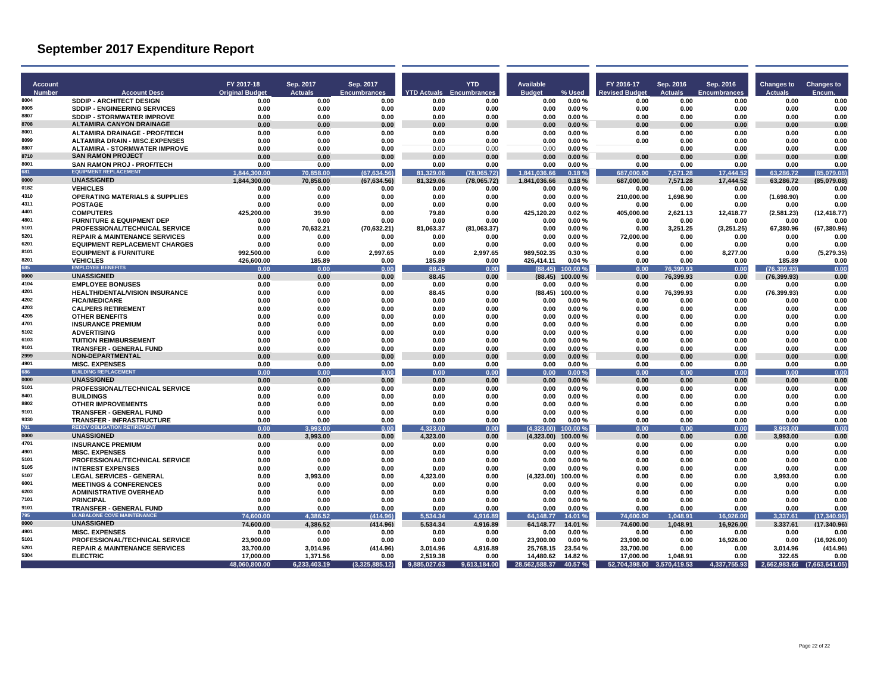# September 2017 Expenditure Report

| Account Number | Account Desc | FY 2017-18 Original Budget | Sep. 2017 Actuals | Sep. 2017 Encumbrances | YTD Actuals | YTD Encumbrances | Available Budget | % Used | FY 2016-17 Revised Budget | Sep. 2016 Actuals | Sep. 2016 Encumbrances | Changes to Actuals | Changes to Encum. |
|---|---|---|---|---|---|---|---|---|---|---|---|---|---|
| 8004 | SDDIP - ARCHITECT DESIGN | 0.00 | 0.00 | 0.00 | 0.00 | 0.00 | 0.00 | 0.00 % | 0.00 | 0.00 | 0.00 | 0.00 | 0.00 |
| 8005 | SDDIP - ENGINEERING SERVICES | 0.00 | 0.00 | 0.00 | 0.00 | 0.00 | 0.00 | 0.00 % | 0.00 | 0.00 | 0.00 | 0.00 | 0.00 |
| 8807 | SDDIP - STORMWATER IMPROVE | 0.00 | 0.00 | 0.00 | 0.00 | 0.00 | 0.00 | 0.00 % | 0.00 | 0.00 | 0.00 | 0.00 | 0.00 |
| 8708 | ALTAMIRA CANYON DRAINAGE | 0.00 | 0.00 | 0.00 | 0.00 | 0.00 | 0.00 | 0.00 % | 0.00 | 0.00 | 0.00 | 0.00 | 0.00 |
| 8001 | ALTAMIRA DRAINAGE - PROF/TECH | 0.00 | 0.00 | 0.00 | 0.00 | 0.00 | 0.00 | 0.00 % | 0.00 | 0.00 | 0.00 | 0.00 | 0.00 |
| 8099 | ALTAMIRA DRAIN - MISC.EXPENSES | 0.00 | 0.00 | 0.00 | 0.00 | 0.00 | 0.00 | 0.00 % | 0.00 | 0.00 | 0.00 | 0.00 | 0.00 |
| 8807 | ALTAMIRA - STORMWATER IMPROVE | 0.00 | 0.00 | 0.00 | 0.00 | 0.00 | 0.00 | 0.00 % | | 0.00 | 0.00 | 0.00 | 0.00 |
| 8710 | SAN RAMON PROJECT | 0.00 | 0.00 | 0.00 | 0.00 | 0.00 | 0.00 | 0.00 % | 0.00 | 0.00 | 0.00 | 0.00 | 0.00 |
| 8001 | SAN RAMON PROJ - PROF/TECH | 0.00 | 0.00 | 0.00 | 0.00 | 0.00 | 0.00 | 0.00 % | 0.00 | 0.00 | 0.00 | 0.00 | 0.00 |
| 681 | EQUIPMENT REPLACEMENT | 1,844,300.00 | 70,858.00 | (67,634.56) | 81,329.06 | (78,065.72) | 1,841,036.66 | 0.18 % | 687,000.00 | 7,571.28 | 17,444.52 | 63,286.72 | (85,079.08) |
| 0000 | UNASSIGNED | 1,844,300.00 | 70,858.00 | (67,634.56) | 81,329.06 | (78,065.72) | 1,841,036.66 | 0.18 % | 687,000.00 | 7,571.28 | 17,444.52 | 63,286.72 | (85,079.08) |
| 0182 | VEHICLES | 0.00 | 0.00 | 0.00 | 0.00 | 0.00 | 0.00 | 0.00 % | 0.00 | 0.00 | 0.00 | 0.00 | 0.00 |
| 4310 | OPERATING MATERIALS & SUPPLIES | 0.00 | 0.00 | 0.00 | 0.00 | 0.00 | 0.00 | 0.00 % | 210,000.00 | 1,698.90 | 0.00 | (1,698.90) | 0.00 |
| 4311 | POSTAGE | 0.00 | 0.00 | 0.00 | 0.00 | 0.00 | 0.00 | 0.00 % | 0.00 | 0.00 | 0.00 | 0.00 | 0.00 |
| 4401 | COMPUTERS | 425,200.00 | 39.90 | 0.00 | 79.80 | 0.00 | 425,120.20 | 0.02 % | 405,000.00 | 2,621.13 | 12,418.77 | (2,581.23) | (12,418.77) |
| 4801 | FURNITURE & EQUIPMENT DEP | 0.00 | 0.00 | 0.00 | 0.00 | 0.00 | 0.00 | 0.00 % | 0.00 | 0.00 | 0.00 | 0.00 | 0.00 |
| 5101 | PROFESSIONAL/TECHNICAL SERVICE | 0.00 | 70,632.21 | (70,632.21) | 81,063.37 | (81,063.37) | 0.00 | 0.00 % | 0.00 | 3,251.25 | (3,251.25) | 67,380.96 | (67,380.96) |
| 5201 | REPAIR & MAINTENANCE SERVICES | 0.00 | 0.00 | 0.00 | 0.00 | 0.00 | 0.00 | 0.00 % | 72,000.00 | 0.00 | 0.00 | 0.00 | 0.00 |
| 6201 | EQUIPMENT REPLACEMENT CHARGES | 0.00 | 0.00 | 0.00 | 0.00 | 0.00 | 0.00 | 0.00 % | 0.00 | 0.00 | 0.00 | 0.00 | 0.00 |
| 8101 | EQUIPMENT & FURNITURE | 992,500.00 | 0.00 | 2,997.65 | 0.00 | 2,997.65 | 989,502.35 | 0.30 % | 0.00 | 0.00 | 8,277.00 | 0.00 | (5,279.35) |
| 8201 | VEHICLES | 426,600.00 | 185.89 | 0.00 | 185.89 | 0.00 | 426,414.11 | 0.04 % | 0.00 | 0.00 | 0.00 | 185.89 | 0.00 |
| 685 | EMPLOYEE BENEFITS | 0.00 | 0.00 | 0.00 | 88.45 | 0.00 | (88.45) | 100.00 % | 0.00 | 76,399.93 | 0.00 | (76,399.93) | 0.00 |
| 0000 | UNASSIGNED | 0.00 | 0.00 | 0.00 | 88.45 | 0.00 | (88.45) | 100.00 % | 0.00 | 76,399.93 | 0.00 | (76,399.93) | 0.00 |
| 4104 | EMPLOYEE BONUSES | 0.00 | 0.00 | 0.00 | 0.00 | 0.00 | 0.00 | 0.00 % | 0.00 | 0.00 | 0.00 | 0.00 | 0.00 |
| 4201 | HEALTH/DENTAL/VISION INSURANCE | 0.00 | 0.00 | 0.00 | 88.45 | 0.00 | (88.45) | 100.00 % | 0.00 | 76,399.93 | 0.00 | (76,399.93) | 0.00 |
| 4202 | FICA/MEDICARE | 0.00 | 0.00 | 0.00 | 0.00 | 0.00 | 0.00 | 0.00 % | 0.00 | 0.00 | 0.00 | 0.00 | 0.00 |
| 4203 | CALPERS RETIREMENT | 0.00 | 0.00 | 0.00 | 0.00 | 0.00 | 0.00 | 0.00 % | 0.00 | 0.00 | 0.00 | 0.00 | 0.00 |
| 4205 | OTHER BENEFITS | 0.00 | 0.00 | 0.00 | 0.00 | 0.00 | 0.00 | 0.00 % | 0.00 | 0.00 | 0.00 | 0.00 | 0.00 |
| 4701 | INSURANCE PREMIUM | 0.00 | 0.00 | 0.00 | 0.00 | 0.00 | 0.00 | 0.00 % | 0.00 | 0.00 | 0.00 | 0.00 | 0.00 |
| 5102 | ADVERTISING | 0.00 | 0.00 | 0.00 | 0.00 | 0.00 | 0.00 | 0.00 % | 0.00 | 0.00 | 0.00 | 0.00 | 0.00 |
| 6103 | TUITION REIMBURSEMENT | 0.00 | 0.00 | 0.00 | 0.00 | 0.00 | 0.00 | 0.00 % | 0.00 | 0.00 | 0.00 | 0.00 | 0.00 |
| 9101 | TRANSFER - GENERAL FUND | 0.00 | 0.00 | 0.00 | 0.00 | 0.00 | 0.00 | 0.00 % | 0.00 | 0.00 | 0.00 | 0.00 | 0.00 |
| 2999 | NON-DEPARTMENTAL | 0.00 | 0.00 | 0.00 | 0.00 | 0.00 | 0.00 | 0.00 % | 0.00 | 0.00 | 0.00 | 0.00 | 0.00 |
| 4901 | MISC. EXPENSES | 0.00 | 0.00 | 0.00 | 0.00 | 0.00 | 0.00 | 0.00 % | 0.00 | 0.00 | 0.00 | 0.00 | 0.00 |
| 686 | BUILDING REPLACEMENT | 0.00 | 0.00 | 0.00 | 0.00 | 0.00 | 0.00 | 0.00 % | 0.00 | 0.00 | 0.00 | 0.00 | 0.00 |
| 0000 | UNASSIGNED | 0.00 | 0.00 | 0.00 | 0.00 | 0.00 | 0.00 | 0.00 % | 0.00 | 0.00 | 0.00 | 0.00 | 0.00 |
| 5101 | PROFESSIONAL/TECHNICAL SERVICE | 0.00 | 0.00 | 0.00 | 0.00 | 0.00 | 0.00 | 0.00 % | 0.00 | 0.00 | 0.00 | 0.00 | 0.00 |
| 8401 | BUILDINGS | 0.00 | 0.00 | 0.00 | 0.00 | 0.00 | 0.00 | 0.00 % | 0.00 | 0.00 | 0.00 | 0.00 | 0.00 |
| 8802 | OTHER IMPROVEMENTS | 0.00 | 0.00 | 0.00 | 0.00 | 0.00 | 0.00 | 0.00 % | 0.00 | 0.00 | 0.00 | 0.00 | 0.00 |
| 9101 | TRANSFER - GENERAL FUND | 0.00 | 0.00 | 0.00 | 0.00 | 0.00 | 0.00 | 0.00 % | 0.00 | 0.00 | 0.00 | 0.00 | 0.00 |
| 9330 | TRANSFER - INFRASTRUCTURE | 0.00 | 0.00 | 0.00 | 0.00 | 0.00 | 0.00 | 0.00 % | 0.00 | 0.00 | 0.00 | 0.00 | 0.00 |
| 701 | REDEV OBLIGATION RETIREMENT | 0.00 | 3,993.00 | 0.00 | 4,323.00 | 0.00 | (4,323.00) | 100.00 % | 0.00 | 0.00 | 0.00 | 3,993.00 | 0.00 |
| 0000 | UNASSIGNED | 0.00 | 3,993.00 | 0.00 | 4,323.00 | 0.00 | (4,323.00) | 100.00 % | 0.00 | 0.00 | 0.00 | 3,993.00 | 0.00 |
| 4701 | INSURANCE PREMIUM | 0.00 | 0.00 | 0.00 | 0.00 | 0.00 | 0.00 | 0.00 % | 0.00 | 0.00 | 0.00 | 0.00 | 0.00 |
| 4901 | MISC. EXPENSES | 0.00 | 0.00 | 0.00 | 0.00 | 0.00 | 0.00 | 0.00 % | 0.00 | 0.00 | 0.00 | 0.00 | 0.00 |
| 5101 | PROFESSIONAL/TECHNICAL SERVICE | 0.00 | 0.00 | 0.00 | 0.00 | 0.00 | 0.00 | 0.00 % | 0.00 | 0.00 | 0.00 | 0.00 | 0.00 |
| 5105 | INTEREST EXPENSES | 0.00 | 0.00 | 0.00 | 0.00 | 0.00 | 0.00 | 0.00 % | 0.00 | 0.00 | 0.00 | 0.00 | 0.00 |
| 5107 | LEGAL SERVICES - GENERAL | 0.00 | 3,993.00 | 0.00 | 4,323.00 | 0.00 | (4,323.00) | 100.00 % | 0.00 | 0.00 | 0.00 | 3,993.00 | 0.00 |
| 6001 | MEETINGS & CONFERENCES | 0.00 | 0.00 | 0.00 | 0.00 | 0.00 | 0.00 | 0.00 % | 0.00 | 0.00 | 0.00 | 0.00 | 0.00 |
| 6203 | ADMINISTRATIVE OVERHEAD | 0.00 | 0.00 | 0.00 | 0.00 | 0.00 | 0.00 | 0.00 % | 0.00 | 0.00 | 0.00 | 0.00 | 0.00 |
| 7101 | PRINCIPAL | 0.00 | 0.00 | 0.00 | 0.00 | 0.00 | 0.00 | 0.00 % | 0.00 | 0.00 | 0.00 | 0.00 | 0.00 |
| 9101 | TRANSFER - GENERAL FUND | 0.00 | 0.00 | 0.00 | 0.00 | 0.00 | 0.00 | 0.00 % | 0.00 | 0.00 | 0.00 | 0.00 | 0.00 |
| 795 | IA ABALONE COVE MAINTENANCE | 74,600.00 | 4,386.52 | (414.96) | 5,534.34 | 4,916.89 | 64,148.77 | 14.01 % | 74,600.00 | 1,048.91 | 16,926.00 | 3,337.61 | (17,340.96) |
| 0000 | UNASSIGNED | 74,600.00 | 4,386.52 | (414.96) | 5,534.34 | 4,916.89 | 64,148.77 | 14.01 % | 74,600.00 | 1,048.91 | 16,926.00 | 3,337.61 | (17,340.96) |
| 4901 | MISC. EXPENSES | 0.00 | 0.00 | 0.00 | 0.00 | 0.00 | 0.00 | 0.00 % | 0.00 | 0.00 | 0.00 | 0.00 | 0.00 |
| 5101 | PROFESSIONAL/TECHNICAL SERVICE | 23,900.00 | 0.00 | 0.00 | 0.00 | 0.00 | 23,900.00 | 0.00 % | 23,900.00 | 0.00 | 16,926.00 | 0.00 | (16,926.00) |
| 5201 | REPAIR & MAINTENANCE SERVICES | 33,700.00 | 3,014.96 | (414.96) | 3,014.96 | 4,916.89 | 25,768.15 | 23.54 % | 33,700.00 | 0.00 | 0.00 | 3,014.96 | (414.96) |
| 5304 | ELECTRIC | 17,000.00 | 1,371.56 | 0.00 | 2,519.38 | 0.00 | 14,480.62 | 14.82 % | 17,000.00 | 1,048.91 | 0.00 | 322.65 | 0.00 |
| | | 48,060,800.00 | 6,233,403.19 | (3,325,885.12) | 9,885,027.63 | 9,613,184.00 | 28,562,588.37 | 40.57 % | 52,704,398.00 | 3,570,419.53 | 4,337,755.93 | 2,662,983.66 | (7,663,641.05) |